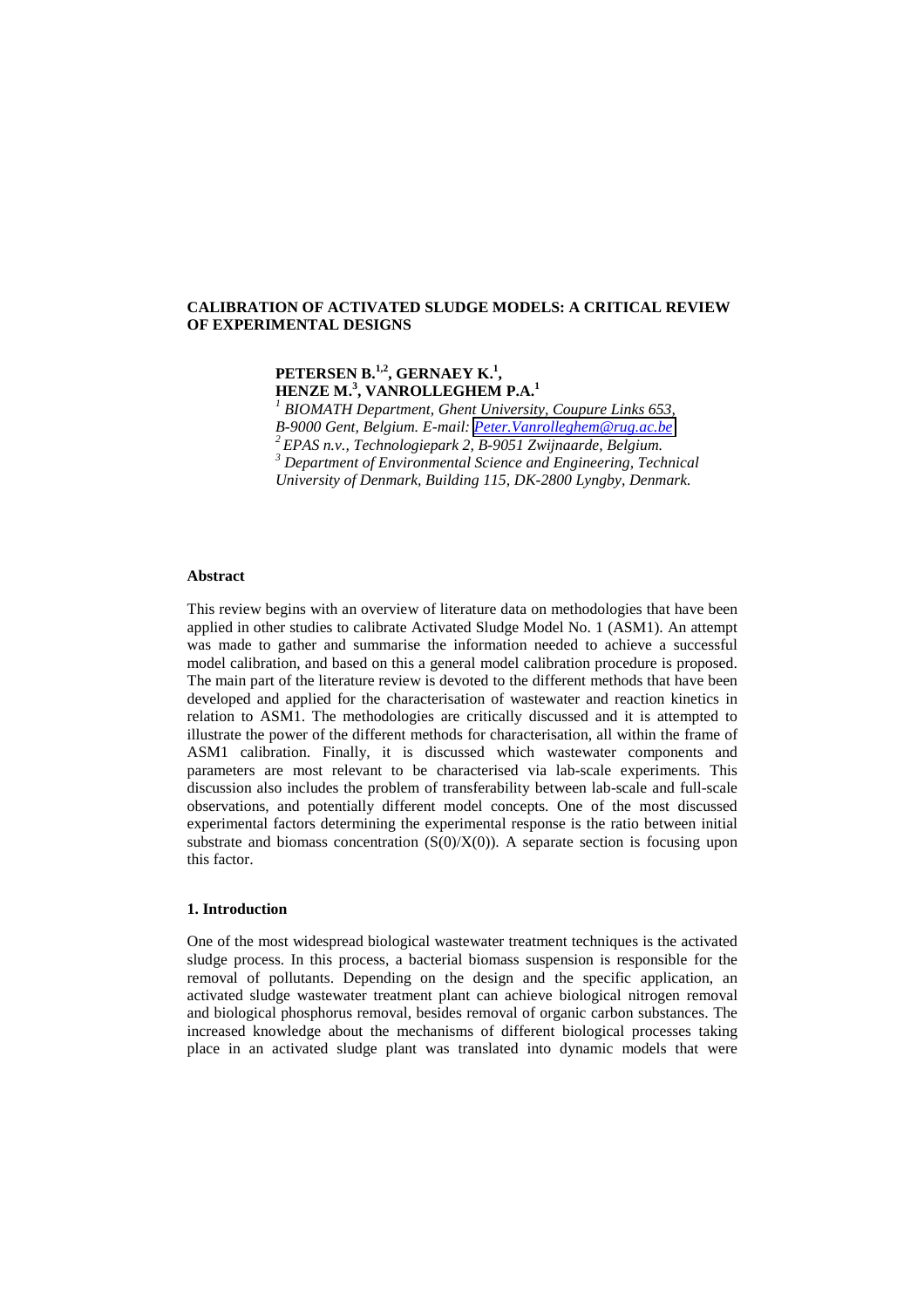# CALIBRATION OF ACTIVATED SLUDGE MODELS: A CRITICAL REVIEW OF EXPERIMENTAL DESIGNS

**PETERSEN B.[1,2], GERNAEY K.[1], HENZE M.[3], VANROLLEGHEM P.A.[1]**

*[1] BIOMATH Department, Ghent University, Coupure Links 653, B-9000 Gent, Belgium. E-mail: Peter.Vanrolleghem@rug.ac.be*
*[2] EPAS n.v., Technologiepark 2, B-9051 Zwijnaarde, Belgium.*
*[3] Department of Environmental Science and Engineering, Technical University of Denmark, Building 115, DK-2800 Lyngby, Denmark.*

## Abstract

This review begins with an overview of literature data on methodologies that have been applied in other studies to calibrate Activated Sludge Model No. 1 (ASM1). An attempt was made to gather and summarise the information needed to achieve a successful model calibration, and based on this a general model calibration procedure is proposed. The main part of the literature review is devoted to the different methods that have been developed and applied for the characterisation of wastewater and reaction kinetics in relation to ASM1. The methodologies are critically discussed and it is attempted to illustrate the power of the different methods for characterisation, all within the frame of ASM1 calibration. Finally, it is discussed which wastewater components and parameters are most relevant to be characterised via lab-scale experiments. This discussion also includes the problem of transferability between lab-scale and full-scale observations, and potentially different model concepts. One of the most discussed experimental factors determining the experimental response is the ratio between initial substrate and biomass concentration $(S(0)/X(0))$. A separate section is focusing upon this factor.

## 1. Introduction

One of the most widespread biological wastewater treatment techniques is the activated sludge process. In this process, a bacterial biomass suspension is responsible for the removal of pollutants. Depending on the design and the specific application, an activated sludge wastewater treatment plant can achieve biological nitrogen removal and biological phosphorus removal, besides removal of organic carbon substances. The increased knowledge about the mechanisms of different biological processes taking place in an activated sludge plant was translated into dynamic models that were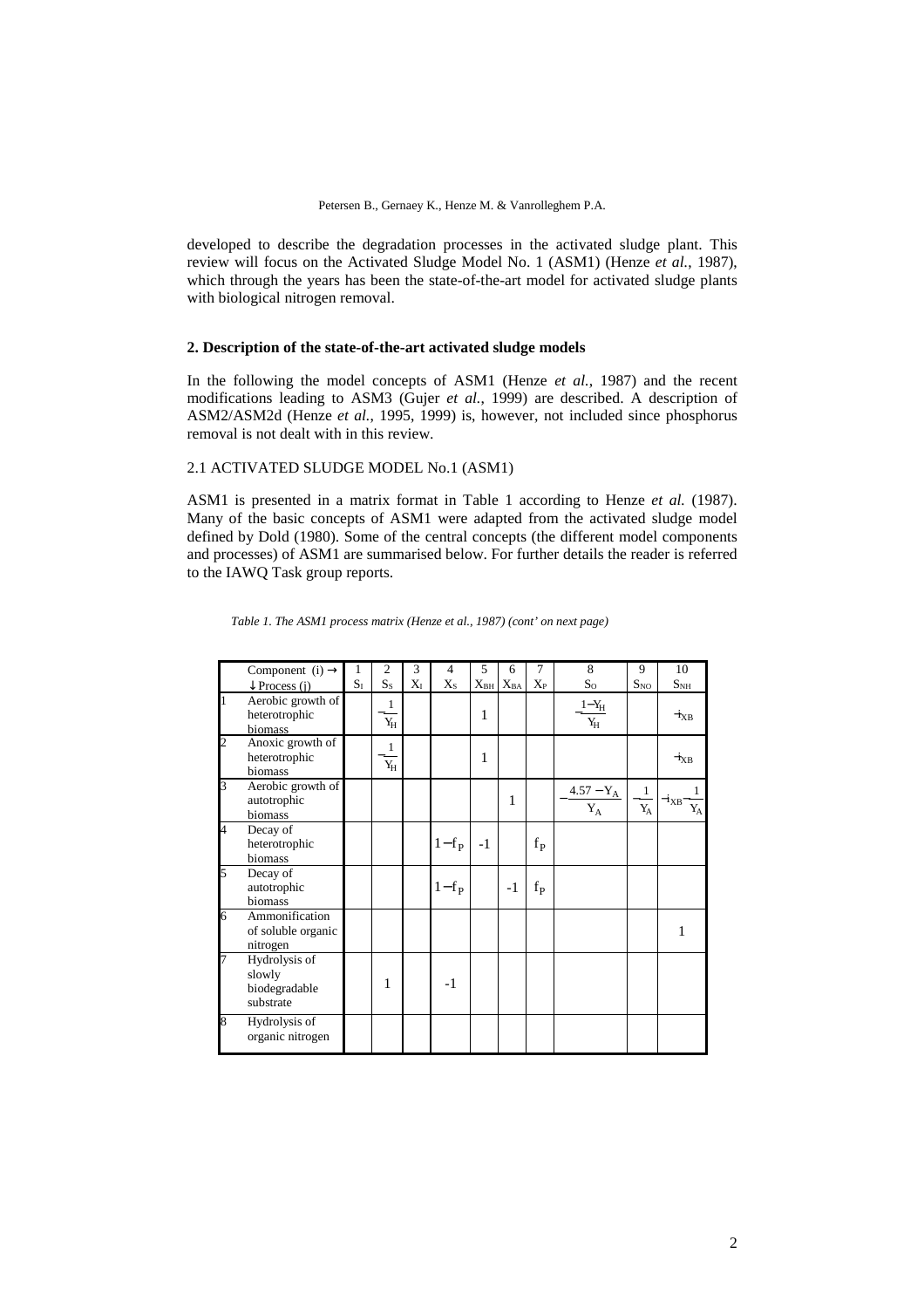developed to describe the degradation processes in the activated sludge plant. This review will focus on the Activated Sludge Model No. 1 (ASM1) (Henze *et al.*, 1987), which through the years has been the state-of-the-art model for activated sludge plants with biological nitrogen removal.

## 2. Description of the state-of-the-art activated sludge models

In the following the model concepts of ASM1 (Henze *et al.*, 1987) and the recent modifications leading to ASM3 (Gujer *et al.*, 1999) are described. A description of ASM2/ASM2d (Henze *et al.*, 1995, 1999) is, however, not included since phosphorus removal is not dealt with in this review.

### 2.1 ACTIVATED SLUDGE MODEL No.1 (ASM1)

ASM1 is presented in a matrix format in Table 1 according to Henze *et al.* (1987). Many of the basic concepts of ASM1 were adapted from the activated sludge model defined by Dold (1980). Some of the central concepts (the different model components and processes) of ASM1 are summarised below. For further details the reader is referred to the IAWQ Task group reports.

*Table 1. The ASM1 process matrix (Henze et al., 1987) (cont' on next page)*

| | Component (i) → ↓ Process (j) | 1 $S_I$ | 2 $S_S$ | 3 $X_I$ | 4 $X_S$ | 5 $X_{BH}$ | 6 $X_{BA}$ | 7 $X_P$ | 8 $S_O$ | 9 $S_{NO}$ | 10 $S_{NH}$ |
|---|---|---|---|---|---|---|---|---|---|---|---|
| 1 | Aerobic growth of heterotrophic biomass | | $-\frac{1}{Y_H}$ | | | 1 | | | $-\frac{1-Y_H}{Y_H}$ | | $-i_{XB}$ |
| 2 | Anoxic growth of heterotrophic biomass | | $-\frac{1}{Y_H}$ | | | 1 | | | | | $-i_{XB}$ |
| 3 | Aerobic growth of autotrophic biomass | | | | | | 1 | | $-\frac{4.57-Y_A}{Y_A}$ | $\frac{1}{Y_A}$ | $-i_{XB}-\frac{1}{Y_A}$ |
| 4 | Decay of heterotrophic biomass | | | | $1-f_P$ | -1 | | $f_P$ | | | |
| 5 | Decay of autotrophic biomass | | | | $1-f_P$ | | -1 | $f_P$ | | | |
| 6 | Ammonification of soluble organic nitrogen | | | | | | | | | | 1 |
| 7 | Hydrolysis of slowly biodegradable substrate | | 1 | | -1 | | | | | | |
| 8 | Hydrolysis of organic nitrogen | | | | | | | | | | |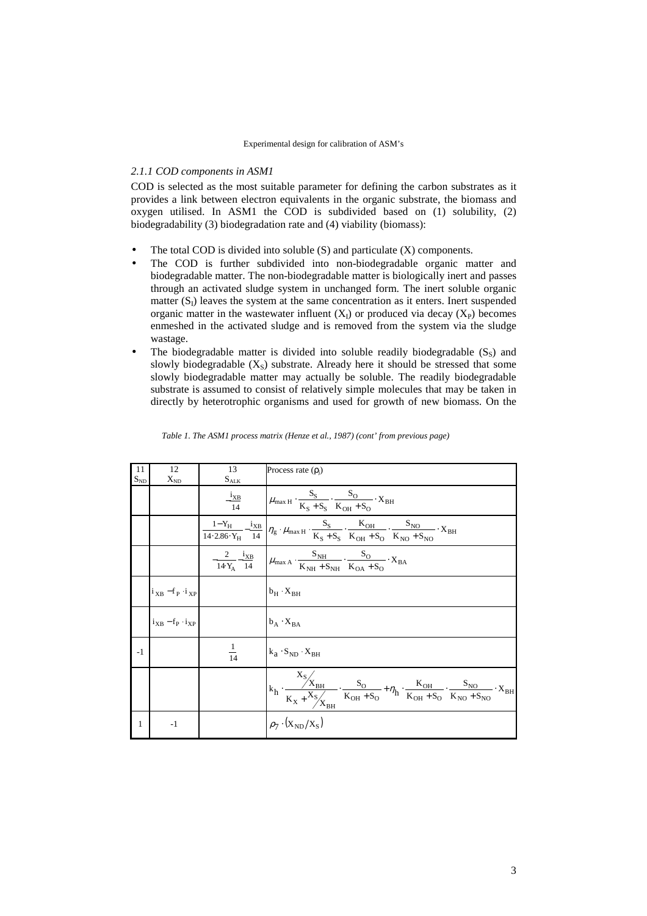### 2.1.1 COD components in ASM1

COD is selected as the most suitable parameter for defining the carbon substrates as it provides a link between electron equivalents in the organic substrate, the biomass and oxygen utilised. In ASM1 the COD is subdivided based on (1) solubility, (2) biodegradability (3) biodegradation rate and (4) viability (biomass):

- The total COD is divided into soluble (S) and particulate (X) components.
- The COD is further subdivided into non-biodegradable organic matter and biodegradable matter. The non-biodegradable matter is biologically inert and passes through an activated sludge system in unchanged form. The inert soluble organic matter ($S_I$) leaves the system at the same concentration as it enters. Inert suspended organic matter in the wastewater influent ($X_I$) or produced via decay ($X_P$) becomes enmeshed in the activated sludge and is removed from the system via the sludge wastage.
- The biodegradable matter is divided into soluble readily biodegradable ($S_S$) and slowly biodegradable ($X_S$) substrate. Already here it should be stressed that some slowly biodegradable matter may actually be soluble. The readily biodegradable substrate is assumed to consist of relatively simple molecules that may be taken in directly by heterotrophic organisms and used for growth of new biomass. On the

*Table 1. The ASM1 process matrix (Henze et al., 1987) (cont' from previous page)*

| 11 $S_{ND}$ | 12 $X_{ND}$ | 13 $S_{ALK}$ | Process rate ($\rho_j$) |
|---|---|---|---|
| | | $-\frac{i_{XB}}{14}$ | $\mu_{\max H} \cdot \frac{S_S}{K_S + S_S} \cdot \frac{S_O}{K_{OH} + S_O} \cdot X_{BH}$ |
| | | $\frac{1-Y_H}{14 \cdot 2.86 \cdot Y_H} - \frac{i_{XB}}{14}$ | $\eta_g \cdot \mu_{\max H} \cdot \frac{S_S}{K_S + S_S} \cdot \frac{K_{OH}}{K_{OH} + S_O} \cdot \frac{S_{NO}}{K_{NO} + S_{NO}} \cdot X_{BH}$ |
| | | $-\frac{2}{14 Y_A} - \frac{i_{XB}}{14}$ | $\mu_{\max A} \cdot \frac{S_{NH}}{K_{NH} + S_{NH}} \cdot \frac{S_O}{K_{OA} + S_O} \cdot X_{BA}$ |
| | $i_{XB} - f_P \cdot i_{XP}$ | | $b_H \cdot X_{BH}$ |
| | $i_{XB} - f_P \cdot i_{XP}$ | | $b_A \cdot X_{BA}$ |
| -1 | | $\frac{1}{14}$ | $k_a \cdot S_{ND} \cdot X_{BH}$ |
| | | | $k_h \cdot \frac{X_S / X_{BH}}{K_X + X_S / X_{BH}} \cdot \left[ \frac{S_O}{K_{OH} + S_O} + \eta_h \cdot \frac{K_{OH}}{K_{OH} + S_O} \cdot \frac{S_{NO}}{K_{NO} + S_{NO}} \right] \cdot X_{BH}$ |
| 1 | -1 | | $\rho_7 \cdot (X_{ND}/X_S)$ |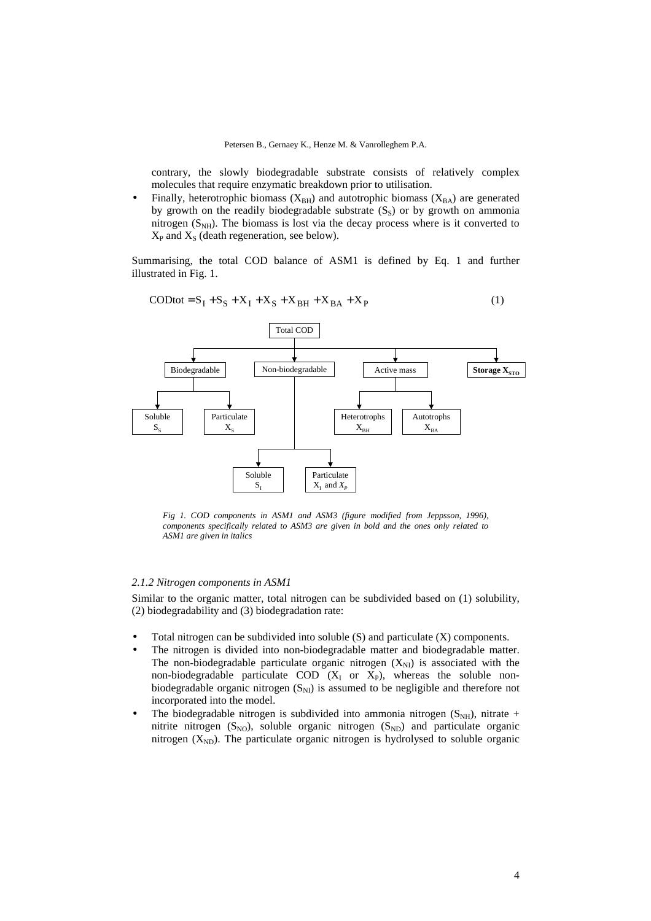contrary, the slowly biodegradable substrate consists of relatively complex molecules that require enzymatic breakdown prior to utilisation.

- Finally, heterotrophic biomass ($X_{BH}$) and autotrophic biomass ($X_{BA}$) are generated by growth on the readily biodegradable substrate ($S_S$) or by growth on ammonia nitrogen ($S_{NH}$). The biomass is lost via the decay process where is it converted to $X_P$ and $X_S$ (death regeneration, see below).

Summarising, the total COD balance of ASM1 is defined by Eq. 1 and further illustrated in Fig. 1.

$$\text{CODtot} = S_I + S_S + X_I + X_S + X_{BH} + X_{BA} + X_P \quad (1)$$

Total COD
- Biodegradable
  - Soluble $S_S$
  - Particulate $X_S$
- Non-biodegradable
  - Soluble $S_I$
  - Particulate $X_I$ and *$X_P$*
- Active mass
  - Heterotrophs $X_{BH}$
  - Autotrophs $X_{BA}$
- **Storage $X_{STO}$**

*Fig 1. COD components in ASM1 and ASM3 (figure modified from Jeppsson, 1996), components specifically related to ASM3 are given in bold and the ones only related to ASM1 are given in italics*

### *2.1.2 Nitrogen components in ASM1*

Similar to the organic matter, total nitrogen can be subdivided based on (1) solubility, (2) biodegradability and (3) biodegradation rate:

- Total nitrogen can be subdivided into soluble (S) and particulate (X) components.
- The nitrogen is divided into non-biodegradable matter and biodegradable matter. The non-biodegradable particulate organic nitrogen ($X_{NI}$) is associated with the non-biodegradable particulate COD ($X_I$ or $X_P$), whereas the soluble non-biodegradable organic nitrogen ($S_{NI}$) is assumed to be negligible and therefore not incorporated into the model.
- The biodegradable nitrogen is subdivided into ammonia nitrogen ($S_{NH}$), nitrate + nitrite nitrogen ($S_{NO}$), soluble organic nitrogen ($S_{ND}$) and particulate organic nitrogen ($X_{ND}$). The particulate organic nitrogen is hydrolysed to soluble organic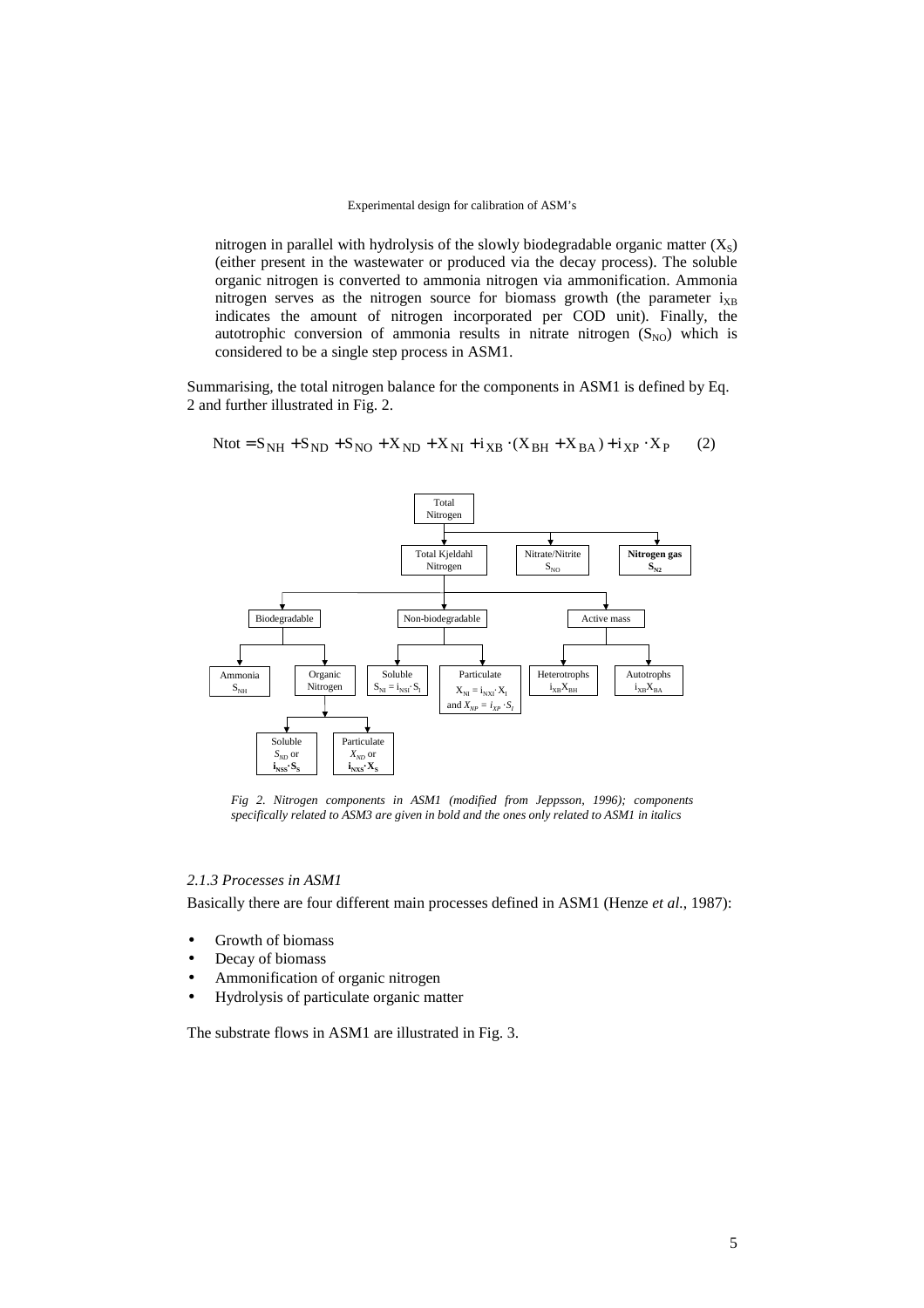nitrogen in parallel with hydrolysis of the slowly biodegradable organic matter ($X_S$) (either present in the wastewater or produced via the decay process). The soluble organic nitrogen is converted to ammonia nitrogen via ammonification. Ammonia nitrogen serves as the nitrogen source for biomass growth (the parameter $i_{XB}$ indicates the amount of nitrogen incorporated per COD unit). Finally, the autotrophic conversion of ammonia results in nitrate nitrogen ($S_{NO}$) which is considered to be a single step process in ASM1.

Summarising, the total nitrogen balance for the components in ASM1 is defined by Eq. 2 and further illustrated in Fig. 2.

$$Ntot = S_{NH} + S_{ND} + S_{NO} + X_{ND} + X_{NI} + i_{XB} \cdot (X_{BH} + X_{BA}) + i_{XP} \cdot X_P \qquad (2)$$

- Total Nitrogen
  - Total Kjeldahl Nitrogen
    - Biodegradable
      - Ammonia $S_{NH}$
      - Organic Nitrogen
        - Soluble *$S_{ND}$ or* **$i_{NSS} \cdot S_S$**
        - Particulate *$X_{ND}$ or* **$i_{NXS} \cdot X_S$**
    - Non-biodegradable
      - Soluble $S_{NI} = i_{NSI} \cdot S_I$
      - Particulate $X_{NI} = i_{NXI} \cdot X_I$ *and $X_{NP} = i_{XP} \cdot S_I$*
    - Active mass
      - Heterotrophs $i_{XB} X_{BH}$
      - Autotrophs $i_{XB} X_{BA}$
  - Nitrate/Nitrite $S_{NO}$
  - **Nitrogen gas $S_{N2}$**

*Fig 2. Nitrogen components in ASM1 (modified from Jeppsson, 1996); components specifically related to ASM3 are given in bold and the ones only related to ASM1 in italics*

### *2.1.3 Processes in ASM1*

Basically there are four different main processes defined in ASM1 (Henze *et al.*, 1987):

- Growth of biomass
- Decay of biomass
- Ammonification of organic nitrogen
- Hydrolysis of particulate organic matter

The substrate flows in ASM1 are illustrated in Fig. 3.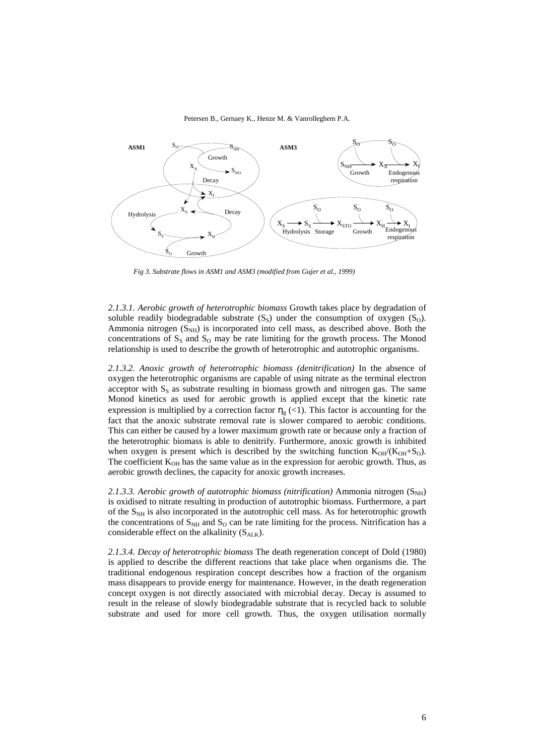*Fig 3. Substrate flows in ASM1 and ASM3 (modified from Gujer et al., 1999)*

*2.1.3.1. Aerobic growth of heterotrophic biomass* Growth takes place by degradation of soluble readily biodegradable substrate ($S_S$) under the consumption of oxygen ($S_O$). Ammonia nitrogen ($S_{NH}$) is incorporated into cell mass, as described above. Both the concentrations of $S_S$ and $S_O$ may be rate limiting for the growth process. The Monod relationship is used to describe the growth of heterotrophic and autotrophic organisms.

*2.1.3.2. Anoxic growth of heterotrophic biomass (denitrification)* In the absence of oxygen the heterotrophic organisms are capable of using nitrate as the terminal electron acceptor with $S_S$ as substrate resulting in biomass growth and nitrogen gas. The same Monod kinetics as used for aerobic growth is applied except that the kinetic rate expression is multiplied by a correction factor $\eta_g$ (<1). This factor is accounting for the fact that the anoxic substrate removal rate is slower compared to aerobic conditions. This can either be caused by a lower maximum growth rate or because only a fraction of the heterotrophic biomass is able to denitrify. Furthermore, anoxic growth is inhibited when oxygen is present which is described by the switching function $K_{OH}/(K_{OH}+S_O)$. The coefficient $K_{OH}$ has the same value as in the expression for aerobic growth. Thus, as aerobic growth declines, the capacity for anoxic growth increases.

*2.1.3.3. Aerobic growth of autotrophic biomass (nitrification)* Ammonia nitrogen ($S_{NH}$) is oxidised to nitrate resulting in production of autotrophic biomass. Furthermore, a part of the $S_{NH}$ is also incorporated in the autotrophic cell mass. As for heterotrophic growth the concentrations of $S_{NH}$ and $S_O$ can be rate limiting for the process. Nitrification has a considerable effect on the alkalinity ($S_{ALK}$).

*2.1.3.4. Decay of heterotrophic biomass* The death regeneration concept of Dold (1980) is applied to describe the different reactions that take place when organisms die. The traditional endogenous respiration concept describes how a fraction of the organism mass disappears to provide energy for maintenance. However, in the death regeneration concept oxygen is not directly associated with microbial decay. Decay is assumed to result in the release of slowly biodegradable substrate that is recycled back to soluble substrate and used for more cell growth. Thus, the oxygen utilisation normally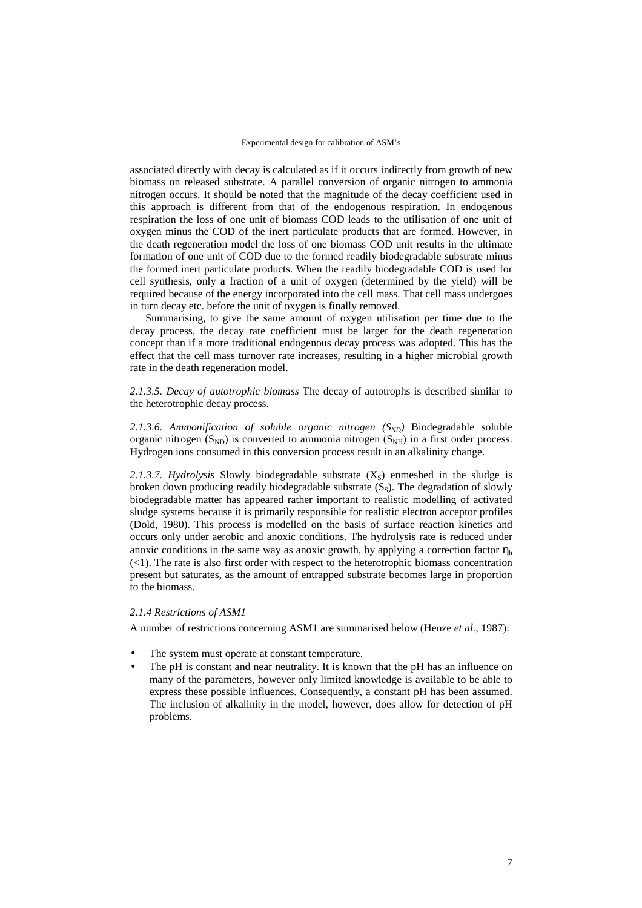associated directly with decay is calculated as if it occurs indirectly from growth of new biomass on released substrate. A parallel conversion of organic nitrogen to ammonia nitrogen occurs. It should be noted that the magnitude of the decay coefficient used in this approach is different from that of the endogenous respiration. In endogenous respiration the loss of one unit of biomass COD leads to the utilisation of one unit of oxygen minus the COD of the inert particulate products that are formed. However, in the death regeneration model the loss of one biomass COD unit results in the ultimate formation of one unit of COD due to the formed readily biodegradable substrate minus the formed inert particulate products. When the readily biodegradable COD is used for cell synthesis, only a fraction of a unit of oxygen (determined by the yield) will be required because of the energy incorporated into the cell mass. That cell mass undergoes in turn decay etc. before the unit of oxygen is finally removed.

Summarising, to give the same amount of oxygen utilisation per time due to the decay process, the decay rate coefficient must be larger for the death regeneration concept than if a more traditional endogenous decay process was adopted. This has the effect that the cell mass turnover rate increases, resulting in a higher microbial growth rate in the death regeneration model.

*2.1.3.5. Decay of autotrophic biomass* The decay of autotrophs is described similar to the heterotrophic decay process.

*2.1.3.6. Ammonification of soluble organic nitrogen ($S_{ND}$)* Biodegradable soluble organic nitrogen ($S_{ND}$) is converted to ammonia nitrogen ($S_{NH}$) in a first order process. Hydrogen ions consumed in this conversion process result in an alkalinity change.

*2.1.3.7. Hydrolysis* Slowly biodegradable substrate ($X_S$) enmeshed in the sludge is broken down producing readily biodegradable substrate ($S_S$). The degradation of slowly biodegradable matter has appeared rather important to realistic modelling of activated sludge systems because it is primarily responsible for realistic electron acceptor profiles (Dold, 1980). This process is modelled on the basis of surface reaction kinetics and occurs only under aerobic and anoxic conditions. The hydrolysis rate is reduced under anoxic conditions in the same way as anoxic growth, by applying a correction factor $\eta_h$ (<1). The rate is also first order with respect to the heterotrophic biomass concentration present but saturates, as the amount of entrapped substrate becomes large in proportion to the biomass.

### *2.1.4 Restrictions of ASM1*

A number of restrictions concerning ASM1 are summarised below (Henze *et al.*, 1987):

- The system must operate at constant temperature.
- The pH is constant and near neutrality. It is known that the pH has an influence on many of the parameters, however only limited knowledge is available to be able to express these possible influences. Consequently, a constant pH has been assumed. The inclusion of alkalinity in the model, however, does allow for detection of pH problems.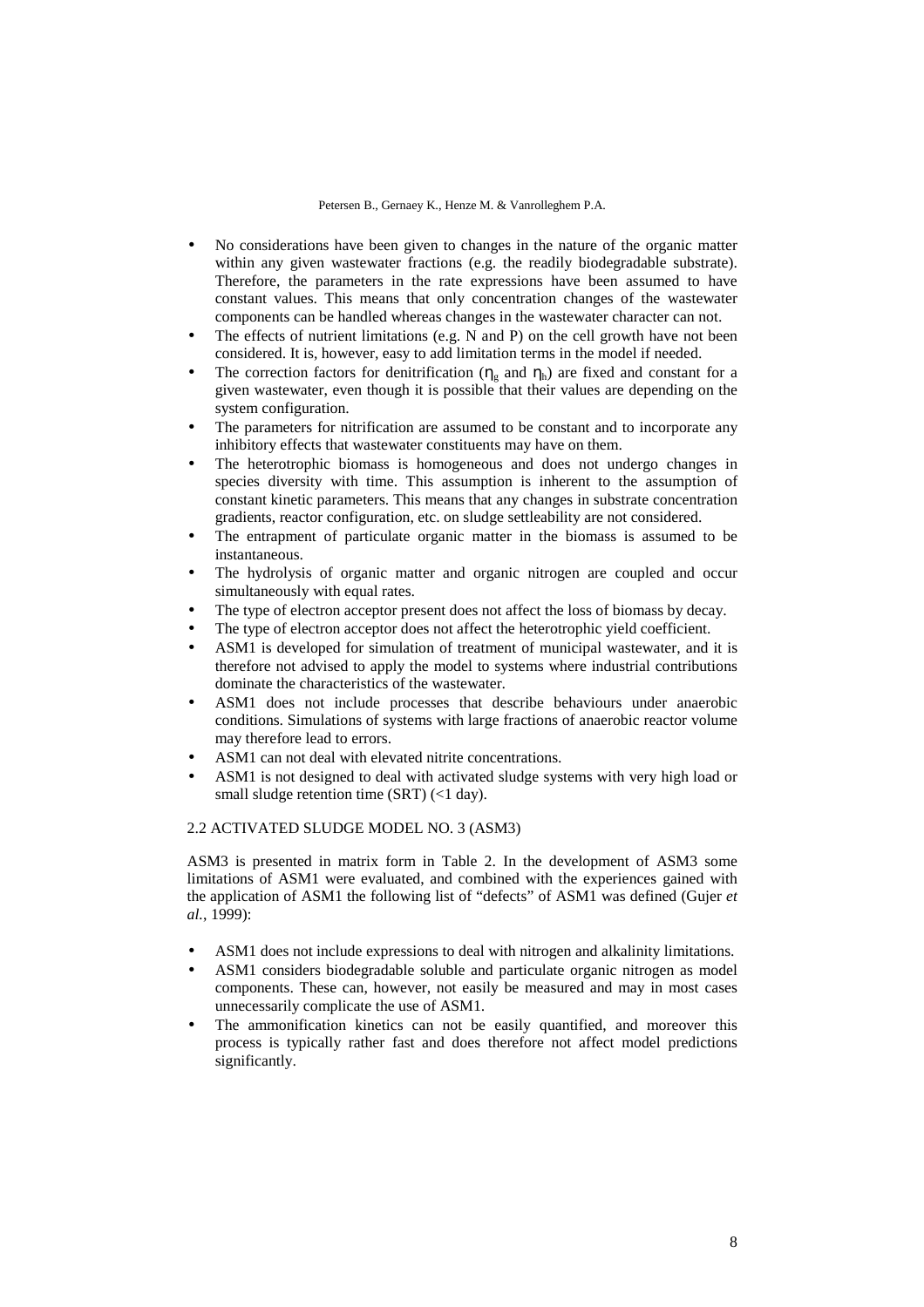- No considerations have been given to changes in the nature of the organic matter within any given wastewater fractions (e.g. the readily biodegradable substrate). Therefore, the parameters in the rate expressions have been assumed to have constant values. This means that only concentration changes of the wastewater components can be handled whereas changes in the wastewater character can not.
- The effects of nutrient limitations (e.g. N and P) on the cell growth have not been considered. It is, however, easy to add limitation terms in the model if needed.
- The correction factors for denitrification ($\eta_g$ and $\eta_h$) are fixed and constant for a given wastewater, even though it is possible that their values are depending on the system configuration.
- The parameters for nitrification are assumed to be constant and to incorporate any inhibitory effects that wastewater constituents may have on them.
- The heterotrophic biomass is homogeneous and does not undergo changes in species diversity with time. This assumption is inherent to the assumption of constant kinetic parameters. This means that any changes in substrate concentration gradients, reactor configuration, etc. on sludge settleability are not considered.
- The entrapment of particulate organic matter in the biomass is assumed to be instantaneous.
- The hydrolysis of organic matter and organic nitrogen are coupled and occur simultaneously with equal rates.
- The type of electron acceptor present does not affect the loss of biomass by decay.
- The type of electron acceptor does not affect the heterotrophic yield coefficient.
- ASM1 is developed for simulation of treatment of municipal wastewater, and it is therefore not advised to apply the model to systems where industrial contributions dominate the characteristics of the wastewater.
- ASM1 does not include processes that describe behaviours under anaerobic conditions. Simulations of systems with large fractions of anaerobic reactor volume may therefore lead to errors.
- ASM1 can not deal with elevated nitrite concentrations.
- ASM1 is not designed to deal with activated sludge systems with very high load or small sludge retention time (SRT) (<1 day).

## 2.2 ACTIVATED SLUDGE MODEL NO. 3 (ASM3)

ASM3 is presented in matrix form in Table 2. In the development of ASM3 some limitations of ASM1 were evaluated, and combined with the experiences gained with the application of ASM1 the following list of "defects" of ASM1 was defined (Gujer *et al.*, 1999):

- ASM1 does not include expressions to deal with nitrogen and alkalinity limitations.
- ASM1 considers biodegradable soluble and particulate organic nitrogen as model components. These can, however, not easily be measured and may in most cases unnecessarily complicate the use of ASM1.
- The ammonification kinetics can not be easily quantified, and moreover this process is typically rather fast and does therefore not affect model predictions significantly.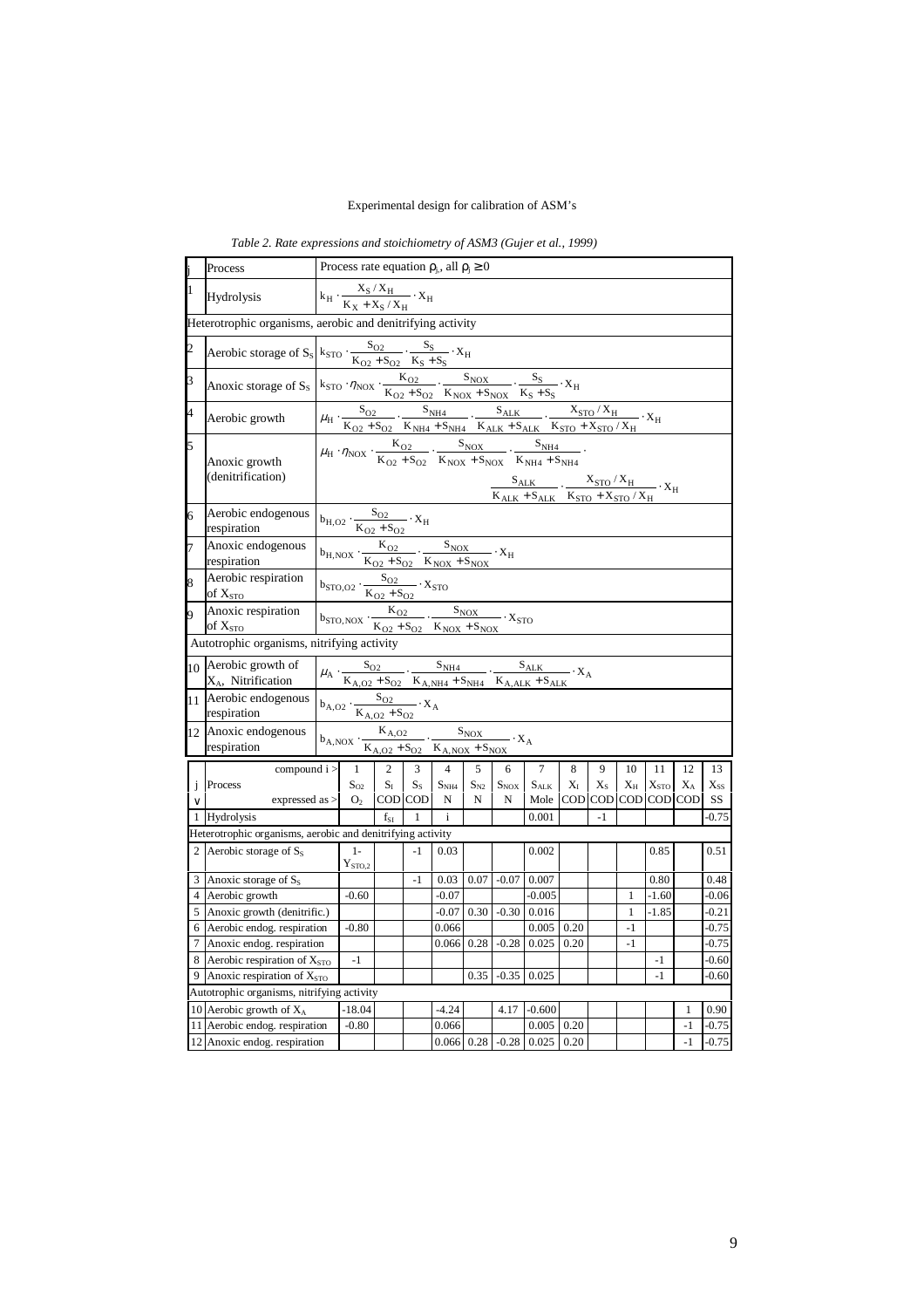*Table 2. Rate expressions and stoichiometry of ASM3 (Gujer et al., 1999)*

| j | Process | Process rate equation $\rho_j$, all $\rho_j \geq 0$ |
|---|---|---|
| 1 | Hydrolysis | $k_H \cdot \frac{X_S / X_H}{K_X + X_S / X_H} \cdot X_H$ |
| | **Heterotrophic organisms, aerobic and denitrifying activity** | |
| 2 | Aerobic storage of $S_S$ | $k_{STO} \cdot \frac{S_{O2}}{K_{O2} + S_{O2}} \cdot \frac{S_S}{K_S + S_S} \cdot X_H$ |
| 3 | Anoxic storage of $S_S$ | $k_{STO} \cdot \eta_{NOX} \cdot \frac{K_{O2}}{K_{O2} + S_{O2}} \cdot \frac{S_{NOX}}{K_{NOX} + S_{NOX}} \cdot \frac{S_S}{K_S + S_S} \cdot X_H$ |
| 4 | Aerobic growth | $\mu_H \cdot \frac{S_{O2}}{K_{O2} + S_{O2}} \cdot \frac{S_{NH4}}{K_{NH4} + S_{NH4}} \cdot \frac{S_{ALK}}{K_{ALK} + S_{ALK}} \cdot \frac{X_{STO} / X_H}{K_{STO} + X_{STO} / X_H} \cdot X_H$ |
| 5 | Anoxic growth (denitrification) | $\mu_H \cdot \eta_{NOX} \cdot \frac{K_{O2}}{K_{O2} + S_{O2}} \cdot \frac{S_{NOX}}{K_{NOX} + S_{NOX}} \cdot \frac{S_{NH4}}{K_{NH4} + S_{NH4}} \cdot \frac{S_{ALK}}{K_{ALK} + S_{ALK}} \cdot \frac{X_{STO} / X_H}{K_{STO} + X_{STO} / X_H} \cdot X_H$ |
| 6 | Aerobic endogenous respiration | $b_{H,O2} \cdot \frac{S_{O2}}{K_{O2} + S_{O2}} \cdot X_H$ |
| 7 | Anoxic endogenous respiration | $b_{H,NOX} \cdot \frac{K_{O2}}{K_{O2} + S_{O2}} \cdot \frac{S_{NOX}}{K_{NOX} + S_{NOX}} \cdot X_H$ |
| 8 | Aerobic respiration of $X_{STO}$ | $b_{STO,O2} \cdot \frac{S_{O2}}{K_{O2} + S_{O2}} \cdot X_{STO}$ |
| 9 | Anoxic respiration of $X_{STO}$ | $b_{STO,NOX} \cdot \frac{K_{O2}}{K_{O2} + S_{O2}} \cdot \frac{S_{NOX}}{K_{NOX} + S_{NOX}} \cdot X_{STO}$ |
| | **Autotrophic organisms, nitrifying activity** | |
| 10 | Aerobic growth of $X_A$, Nitrification | $\mu_A \cdot \frac{S_{O2}}{K_{A,O2} + S_{O2}} \cdot \frac{S_{NH4}}{K_{A,NH4} + S_{NH4}} \cdot \frac{S_{ALK}}{K_{A,ALK} + S_{ALK}} \cdot X_A$ |
| 11 | Aerobic endogenous respiration | $b_{A,O2} \cdot \frac{S_{O2}}{K_{A,O2} + S_{O2}} \cdot X_A$ |
| 12 | Anoxic endogenous respiration | $b_{A,NOX} \cdot \frac{K_{A,O2}}{K_{A,O2} + S_{O2}} \cdot \frac{S_{NOX}}{K_{A,NOX} + S_{NOX}} \cdot X_A$ |

| j | compound i > | 1 | 2 | 3 | 4 | 5 | 6 | 7 | 8 | 9 | 10 | 11 | 12 | 13 |
|---|---|---|---|---|---|---|---|---|---|---|---|---|---|---|
| | Process | $S_{O2}$ | $S_I$ | $S_S$ | $S_{NH4}$ | $S_{N2}$ | $S_{NOX}$ | $S_{ALK}$ | $X_I$ | $X_S$ | $X_H$ | $X_{STO}$ | $X_A$ | $X_{SS}$ |
| v | expressed as > | $O_2$ | COD | COD | N | N | N | Mole | COD | COD | COD | COD | COD | SS |
| 1 | Hydrolysis | | $f_{SI}$ | 1 | i | | | 0.001 | | -1 | | | | -0.75 |
| | **Heterotrophic organisms, aerobic and denitrifying activity** | | | | | | | | | | | | | |
| 2 | Aerobic storage of $S_S$ | $1-Y_{STO,2}$ | | -1 | 0.03 | | | 0.002 | | | | 0.85 | | 0.51 |
| 3 | Anoxic storage of $S_S$ | | | -1 | 0.03 | 0.07 | -0.07 | 0.007 | | | | 0.80 | | 0.48 |
| 4 | Aerobic growth | -0.60 | | | -0.07 | | | -0.005 | | | 1 | -1.60 | | -0.06 |
| 5 | Anoxic growth (denitrific.) | | | | -0.07 | 0.30 | -0.30 | 0.016 | | | 1 | -1.85 | | -0.21 |
| 6 | Aerobic endog. respiration | -0.80 | | | 0.066 | | | 0.005 | 0.20 | | -1 | | | -0.75 |
| 7 | Anoxic endog. respiration | | | | 0.066 | 0.28 | -0.28 | 0.025 | 0.20 | | -1 | | | -0.75 |
| 8 | Aerobic respiration of $X_{STO}$ | -1 | | | | | | | | | | -1 | | -0.60 |
| 9 | Anoxic respiration of $X_{STO}$ | | | | | 0.35 | -0.35 | 0.025 | | | | -1 | | -0.60 |
| | **Autotrophic organisms, nitrifying activity** | | | | | | | | | | | | | |
| 10 | Aerobic growth of $X_A$ | -18.04 | | | -4.24 | | 4.17 | -0.600 | | | | | 1 | 0.90 |
| 11 | Aerobic endog. respiration | -0.80 | | | 0.066 | | | 0.005 | 0.20 | | | | -1 | -0.75 |
| 12 | Anoxic endog. respiration | | | | 0.066 | 0.28 | -0.28 | 0.025 | 0.20 | | | | -1 | -0.75 |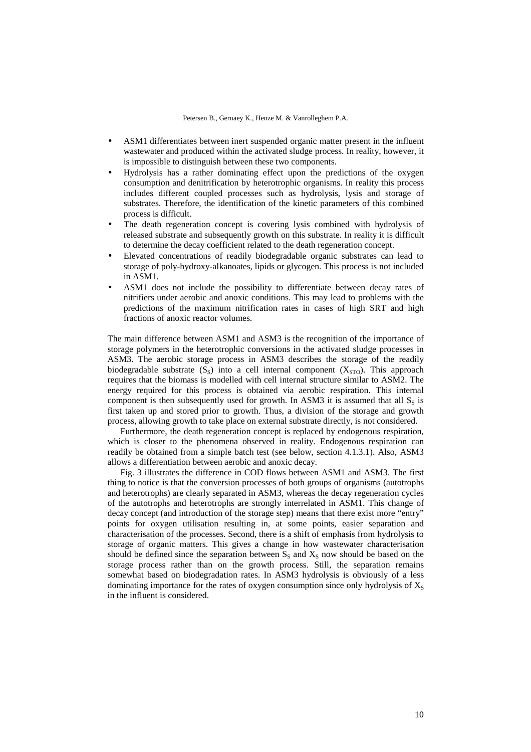- ASM1 differentiates between inert suspended organic matter present in the influent wastewater and produced within the activated sludge process. In reality, however, it is impossible to distinguish between these two components.
- Hydrolysis has a rather dominating effect upon the predictions of the oxygen consumption and denitrification by heterotrophic organisms. In reality this process includes different coupled processes such as hydrolysis, lysis and storage of substrates. Therefore, the identification of the kinetic parameters of this combined process is difficult.
- The death regeneration concept is covering lysis combined with hydrolysis of released substrate and subsequently growth on this substrate. In reality it is difficult to determine the decay coefficient related to the death regeneration concept.
- Elevated concentrations of readily biodegradable organic substrates can lead to storage of poly-hydroxy-alkanoates, lipids or glycogen. This process is not included in ASM1.
- ASM1 does not include the possibility to differentiate between decay rates of nitrifiers under aerobic and anoxic conditions. This may lead to problems with the predictions of the maximum nitrification rates in cases of high SRT and high fractions of anoxic reactor volumes.

The main difference between ASM1 and ASM3 is the recognition of the importance of storage polymers in the heterotrophic conversions in the activated sludge processes in ASM3. The aerobic storage process in ASM3 describes the storage of the readily biodegradable substrate ($S_S$) into a cell internal component ($X_{STO}$). This approach requires that the biomass is modelled with cell internal structure similar to ASM2. The energy required for this process is obtained via aerobic respiration. This internal component is then subsequently used for growth. In ASM3 it is assumed that all $S_S$ is first taken up and stored prior to growth. Thus, a division of the storage and growth process, allowing growth to take place on external substrate directly, is not considered.

Furthermore, the death regeneration concept is replaced by endogenous respiration, which is closer to the phenomena observed in reality. Endogenous respiration can readily be obtained from a simple batch test (see below, section 4.1.3.1). Also, ASM3 allows a differentiation between aerobic and anoxic decay.

Fig. 3 illustrates the difference in COD flows between ASM1 and ASM3. The first thing to notice is that the conversion processes of both groups of organisms (autotrophs and heterotrophs) are clearly separated in ASM3, whereas the decay regeneration cycles of the autotrophs and heterotrophs are strongly interrelated in ASM1. This change of decay concept (and introduction of the storage step) means that there exist more "entry" points for oxygen utilisation resulting in, at some points, easier separation and characterisation of the processes. Second, there is a shift of emphasis from hydrolysis to storage of organic matters. This gives a change in how wastewater characterisation should be defined since the separation between $S_S$ and $X_S$ now should be based on the storage process rather than on the growth process. Still, the separation remains somewhat based on biodegradation rates. In ASM3 hydrolysis is obviously of a less dominating importance for the rates of oxygen consumption since only hydrolysis of $X_S$ in the influent is considered.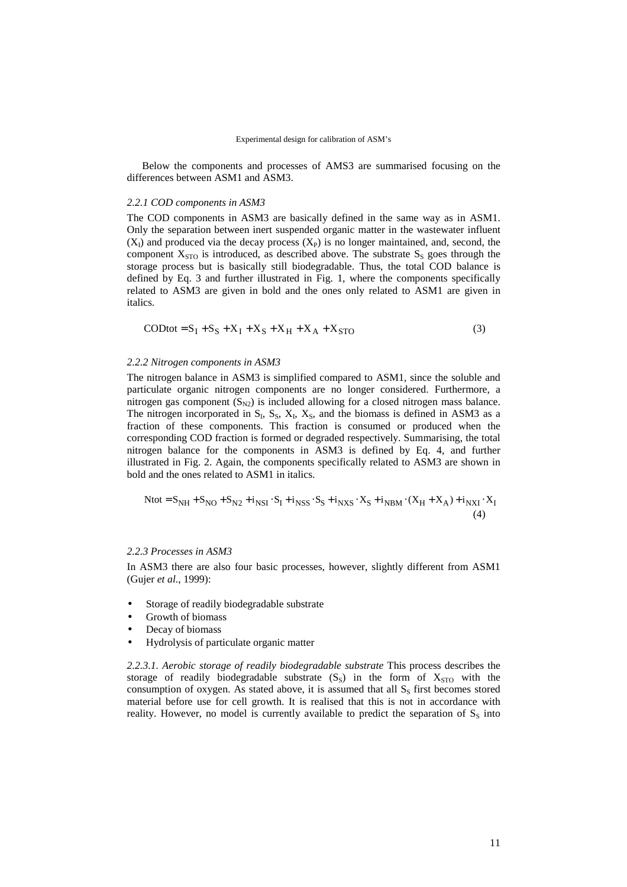Below the components and processes of AMS3 are summarised focusing on the differences between ASM1 and ASM3.

### *2.2.1 COD components in ASM3*

The COD components in ASM3 are basically defined in the same way as in ASM1. Only the separation between inert suspended organic matter in the wastewater influent ($X_I$) and produced via the decay process ($X_P$) is no longer maintained, and, second, the component $X_{STO}$ is introduced, as described above. The substrate $S_S$ goes through the storage process but is basically still biodegradable. Thus, the total COD balance is defined by Eq. 3 and further illustrated in Fig. 1, where the components specifically related to ASM3 are given in bold and the ones only related to ASM1 are given in italics.

$$\text{CODtot} = S_I + S_S + X_I + X_S + X_H + X_A + X_{STO} \tag{3}$$

### *2.2.2 Nitrogen components in ASM3*

The nitrogen balance in ASM3 is simplified compared to ASM1, since the soluble and particulate organic nitrogen components are no longer considered. Furthermore, a nitrogen gas component ($S_{N2}$) is included allowing for a closed nitrogen mass balance. The nitrogen incorporated in $S_I$, $S_S$, $X_I$, $X_S$, and the biomass is defined in ASM3 as a fraction of these components. This fraction is consumed or produced when the corresponding COD fraction is formed or degraded respectively. Summarising, the total nitrogen balance for the components in ASM3 is defined by Eq. 4, and further illustrated in Fig. 2. Again, the components specifically related to ASM3 are shown in bold and the ones related to ASM1 in italics.

$$\text{Ntot} = S_{NH} + S_{NO} + S_{N2} + i_{NSI} \cdot S_I + i_{NSS} \cdot S_S + i_{NXS} \cdot X_S + i_{NBM} \cdot (X_H + X_A) + i_{NXI} \cdot X_I \tag{4}$$

### *2.2.3 Processes in ASM3*

In ASM3 there are also four basic processes, however, slightly different from ASM1 (Gujer *et al.*, 1999):

- Storage of readily biodegradable substrate
- Growth of biomass
- Decay of biomass
- Hydrolysis of particulate organic matter

*2.2.3.1. Aerobic storage of readily biodegradable substrate* This process describes the storage of readily biodegradable substrate ($S_S$) in the form of $X_{STO}$ with the consumption of oxygen. As stated above, it is assumed that all $S_S$ first becomes stored material before use for cell growth. It is realised that this is not in accordance with reality. However, no model is currently available to predict the separation of $S_S$ into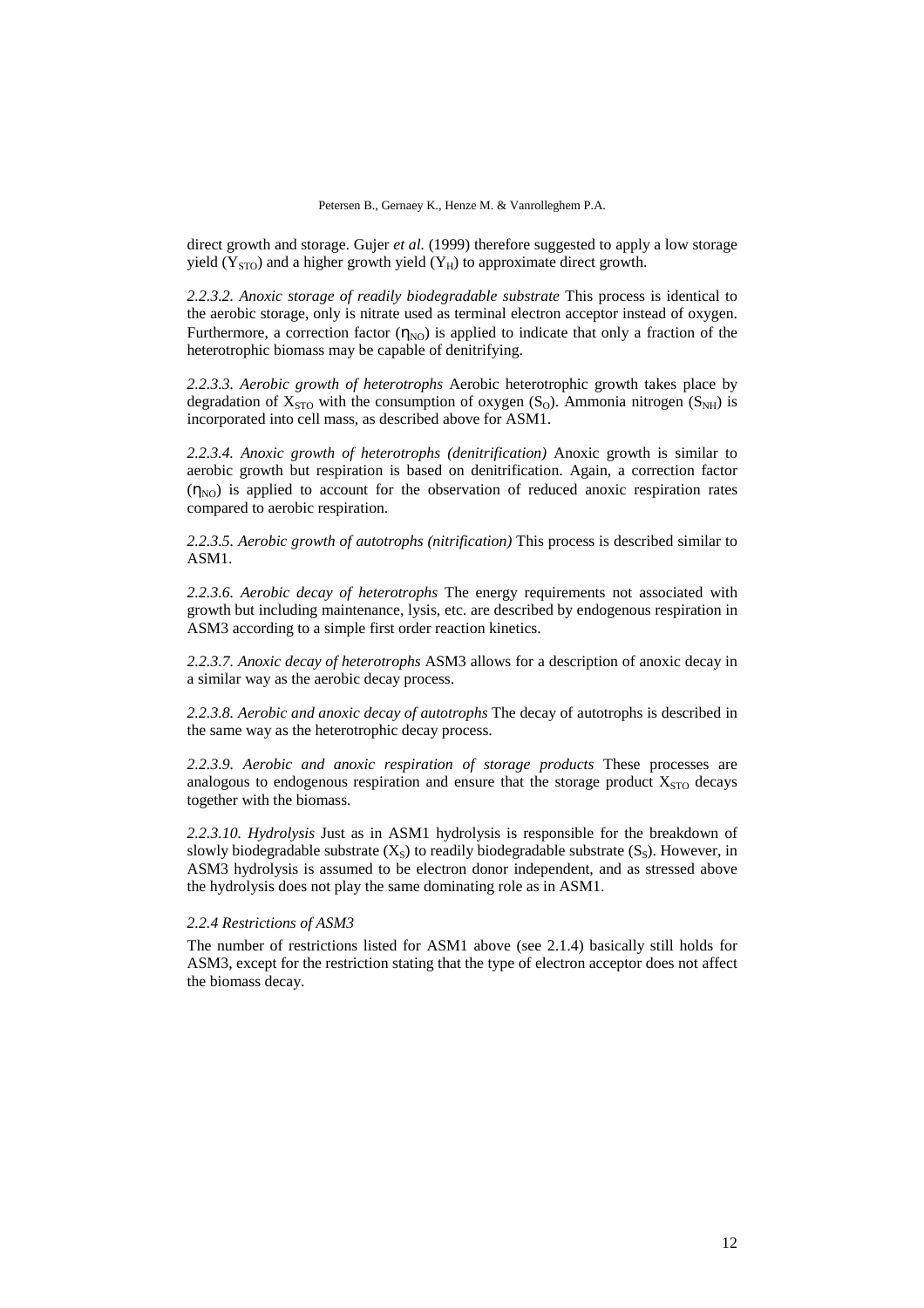direct growth and storage. Gujer *et al.* (1999) therefore suggested to apply a low storage yield ($Y_{STO}$) and a higher growth yield ($Y_H$) to approximate direct growth.

*2.2.3.2. Anoxic storage of readily biodegradable substrate* This process is identical to the aerobic storage, only is nitrate used as terminal electron acceptor instead of oxygen. Furthermore, a correction factor ($\eta_{NO}$) is applied to indicate that only a fraction of the heterotrophic biomass may be capable of denitrifying.

*2.2.3.3. Aerobic growth of heterotrophs* Aerobic heterotrophic growth takes place by degradation of $X_{STO}$ with the consumption of oxygen ($S_O$). Ammonia nitrogen ($S_{NH}$) is incorporated into cell mass, as described above for ASM1.

*2.2.3.4. Anoxic growth of heterotrophs (denitrification)* Anoxic growth is similar to aerobic growth but respiration is based on denitrification. Again, a correction factor ($\eta_{NO}$) is applied to account for the observation of reduced anoxic respiration rates compared to aerobic respiration.

*2.2.3.5. Aerobic growth of autotrophs (nitrification)* This process is described similar to ASM1.

*2.2.3.6. Aerobic decay of heterotrophs* The energy requirements not associated with growth but including maintenance, lysis, etc. are described by endogenous respiration in ASM3 according to a simple first order reaction kinetics.

*2.2.3.7. Anoxic decay of heterotrophs* ASM3 allows for a description of anoxic decay in a similar way as the aerobic decay process.

*2.2.3.8. Aerobic and anoxic decay of autotrophs* The decay of autotrophs is described in the same way as the heterotrophic decay process.

*2.2.3.9. Aerobic and anoxic respiration of storage products* These processes are analogous to endogenous respiration and ensure that the storage product $X_{STO}$ decays together with the biomass.

*2.2.3.10. Hydrolysis* Just as in ASM1 hydrolysis is responsible for the breakdown of slowly biodegradable substrate ($X_S$) to readily biodegradable substrate ($S_S$). However, in ASM3 hydrolysis is assumed to be electron donor independent, and as stressed above the hydrolysis does not play the same dominating role as in ASM1.

### *2.2.4 Restrictions of ASM3*

The number of restrictions listed for ASM1 above (see 2.1.4) basically still holds for ASM3, except for the restriction stating that the type of electron acceptor does not affect the biomass decay.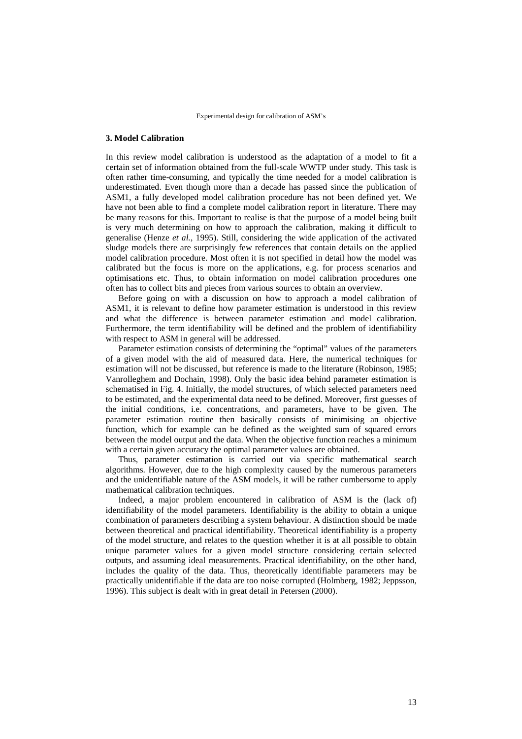## 3. Model Calibration

In this review model calibration is understood as the adaptation of a model to fit a certain set of information obtained from the full-scale WWTP under study. This task is often rather time-consuming, and typically the time needed for a model calibration is underestimated. Even though more than a decade has passed since the publication of ASM1, a fully developed model calibration procedure has not been defined yet. We have not been able to find a complete model calibration report in literature. There may be many reasons for this. Important to realise is that the purpose of a model being built is very much determining on how to approach the calibration, making it difficult to generalise (Henze *et al.*, 1995). Still, considering the wide application of the activated sludge models there are surprisingly few references that contain details on the applied model calibration procedure. Most often it is not specified in detail how the model was calibrated but the focus is more on the applications, e.g. for process scenarios and optimisations etc. Thus, to obtain information on model calibration procedures one often has to collect bits and pieces from various sources to obtain an overview.

Before going on with a discussion on how to approach a model calibration of ASM1, it is relevant to define how parameter estimation is understood in this review and what the difference is between parameter estimation and model calibration. Furthermore, the term identifiability will be defined and the problem of identifiability with respect to ASM in general will be addressed.

Parameter estimation consists of determining the "optimal" values of the parameters of a given model with the aid of measured data. Here, the numerical techniques for estimation will not be discussed, but reference is made to the literature (Robinson, 1985; Vanrolleghem and Dochain, 1998). Only the basic idea behind parameter estimation is schematised in Fig. 4. Initially, the model structures, of which selected parameters need to be estimated, and the experimental data need to be defined. Moreover, first guesses of the initial conditions, i.e. concentrations, and parameters, have to be given. The parameter estimation routine then basically consists of minimising an objective function, which for example can be defined as the weighted sum of squared errors between the model output and the data. When the objective function reaches a minimum with a certain given accuracy the optimal parameter values are obtained.

Thus, parameter estimation is carried out via specific mathematical search algorithms. However, due to the high complexity caused by the numerous parameters and the unidentifiable nature of the ASM models, it will be rather cumbersome to apply mathematical calibration techniques.

Indeed, a major problem encountered in calibration of ASM is the (lack of) identifiability of the model parameters. Identifiability is the ability to obtain a unique combination of parameters describing a system behaviour. A distinction should be made between theoretical and practical identifiability. Theoretical identifiability is a property of the model structure, and relates to the question whether it is at all possible to obtain unique parameter values for a given model structure considering certain selected outputs, and assuming ideal measurements. Practical identifiability, on the other hand, includes the quality of the data. Thus, theoretically identifiable parameters may be practically unidentifiable if the data are too noise corrupted (Holmberg, 1982; Jeppsson, 1996). This subject is dealt with in great detail in Petersen (2000).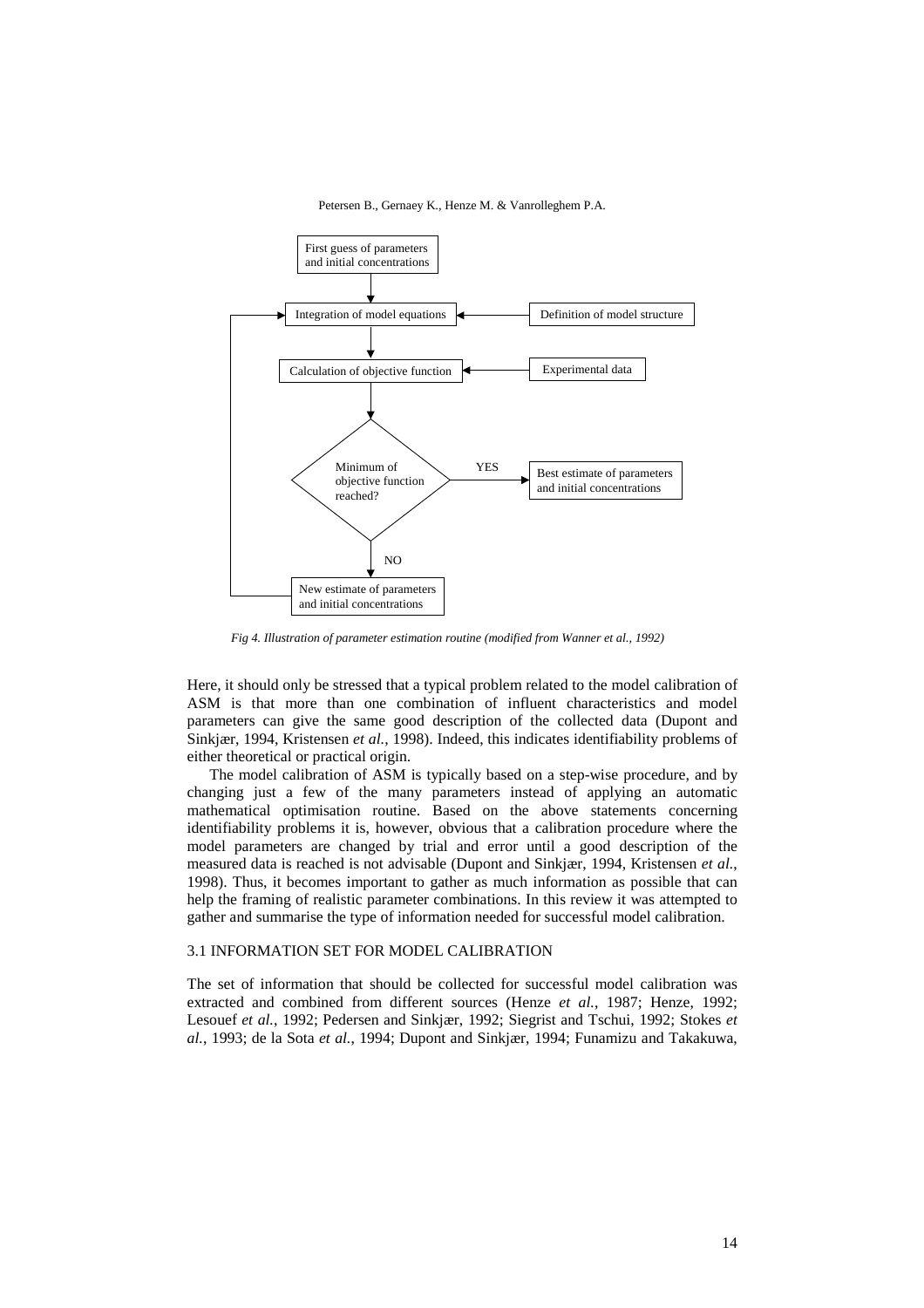Here, it should only be stressed that a typical problem related to the model calibration of ASM is that more than one combination of influent characteristics and model parameters can give the same good description of the collected data (Dupont and Sinkjær, 1994, Kristensen *et al.*, 1998). Indeed, this indicates identifiability problems of either theoretical or practical origin.

The model calibration of ASM is typically based on a step-wise procedure, and by changing just a few of the many parameters instead of applying an automatic mathematical optimisation routine. Based on the above statements concerning identifiability problems it is, however, obvious that a calibration procedure where the model parameters are changed by trial and error until a good description of the measured data is reached is not advisable (Dupont and Sinkjær, 1994, Kristensen *et al.*, 1998). Thus, it becomes important to gather as much information as possible that can help the framing of realistic parameter combinations. In this review it was attempted to gather and summarise the type of information needed for successful model calibration.

### 3.1 INFORMATION SET FOR MODEL CALIBRATION

The set of information that should be collected for successful model calibration was extracted and combined from different sources (Henze *et al.*, 1987; Henze, 1992; Lesouef *et al.*, 1992; Pedersen and Sinkjær, 1992; Siegrist and Tschui, 1992; Stokes *et al.*, 1993; de la Sota *et al.*, 1994; Dupont and Sinkjær, 1994; Funamizu and Takakuwa,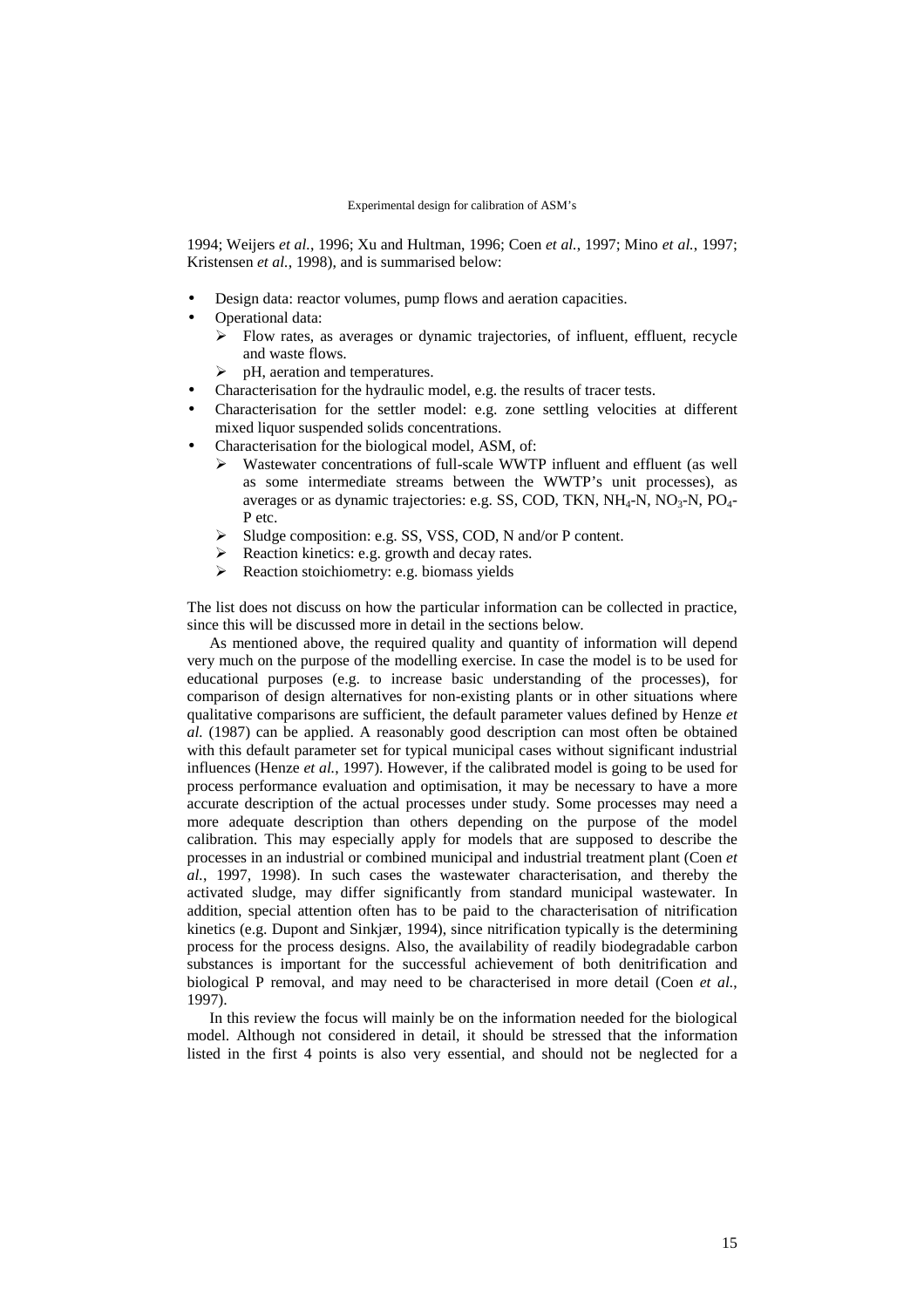1994; Weijers *et al.*, 1996; Xu and Hultman, 1996; Coen *et al.*, 1997; Mino *et al.*, 1997; Kristensen *et al.*, 1998), and is summarised below:

- Design data: reactor volumes, pump flows and aeration capacities.
- Operational data:
  - Flow rates, as averages or dynamic trajectories, of influent, effluent, recycle and waste flows.
  - pH, aeration and temperatures.
- Characterisation for the hydraulic model, e.g. the results of tracer tests.
- Characterisation for the settler model: e.g. zone settling velocities at different mixed liquor suspended solids concentrations.
- Characterisation for the biological model, ASM, of:
  - Wastewater concentrations of full-scale WWTP influent and effluent (as well as some intermediate streams between the WWTP's unit processes), as averages or as dynamic trajectories: e.g. SS, COD, TKN, $NH_4$-N, $NO_3$-N, $PO_4$-P etc.
  - Sludge composition: e.g. SS, VSS, COD, N and/or P content.
  - Reaction kinetics: e.g. growth and decay rates.
  - Reaction stoichiometry: e.g. biomass yields

The list does not discuss on how the particular information can be collected in practice, since this will be discussed more in detail in the sections below.

As mentioned above, the required quality and quantity of information will depend very much on the purpose of the modelling exercise. In case the model is to be used for educational purposes (e.g. to increase basic understanding of the processes), for comparison of design alternatives for non-existing plants or in other situations where qualitative comparisons are sufficient, the default parameter values defined by Henze *et al.* (1987) can be applied. A reasonably good description can most often be obtained with this default parameter set for typical municipal cases without significant industrial influences (Henze *et al.*, 1997). However, if the calibrated model is going to be used for process performance evaluation and optimisation, it may be necessary to have a more accurate description of the actual processes under study. Some processes may need a more adequate description than others depending on the purpose of the model calibration. This may especially apply for models that are supposed to describe the processes in an industrial or combined municipal and industrial treatment plant (Coen *et al.*, 1997, 1998). In such cases the wastewater characterisation, and thereby the activated sludge, may differ significantly from standard municipal wastewater. In addition, special attention often has to be paid to the characterisation of nitrification kinetics (e.g. Dupont and Sinkjær, 1994), since nitrification typically is the determining process for the process designs. Also, the availability of readily biodegradable carbon substances is important for the successful achievement of both denitrification and biological P removal, and may need to be characterised in more detail (Coen *et al.*, 1997).

In this review the focus will mainly be on the information needed for the biological model. Although not considered in detail, it should be stressed that the information listed in the first 4 points is also very essential, and should not be neglected for a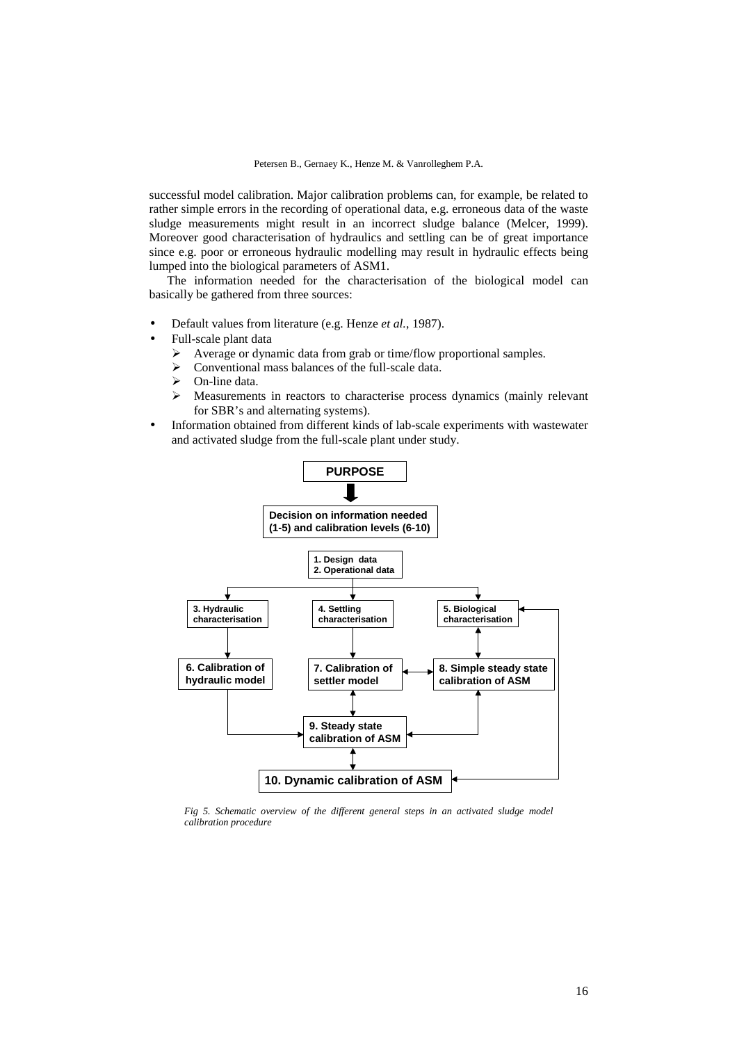successful model calibration. Major calibration problems can, for example, be related to rather simple errors in the recording of operational data, e.g. erroneous data of the waste sludge measurements might result in an incorrect sludge balance (Melcer, 1999). Moreover good characterisation of hydraulics and settling can be of great importance since e.g. poor or erroneous hydraulic modelling may result in hydraulic effects being lumped into the biological parameters of ASM1.

The information needed for the characterisation of the biological model can basically be gathered from three sources:

- Default values from literature (e.g. Henze *et al.*, 1987).
- Full-scale plant data
  - Average or dynamic data from grab or time/flow proportional samples.
  - Conventional mass balances of the full-scale data.
  - On-line data.
  - Measurements in reactors to characterise process dynamics (mainly relevant for SBR's and alternating systems).
- Information obtained from different kinds of lab-scale experiments with wastewater and activated sludge from the full-scale plant under study.

**PURPOSE**

**Decision on information needed (1-5) and calibration levels (6-10)**

**1. Design data**
**2. Operational data**

**3. Hydraulic characterisation** | **4. Settling characterisation** | **5. Biological characterisation**

**6. Calibration of hydraulic model** | **7. Calibration of settler model** | **8. Simple steady state calibration of ASM**

**9. Steady state calibration of ASM**

**10. Dynamic calibration of ASM**

*Fig 5. Schematic overview of the different general steps in an activated sludge model calibration procedure*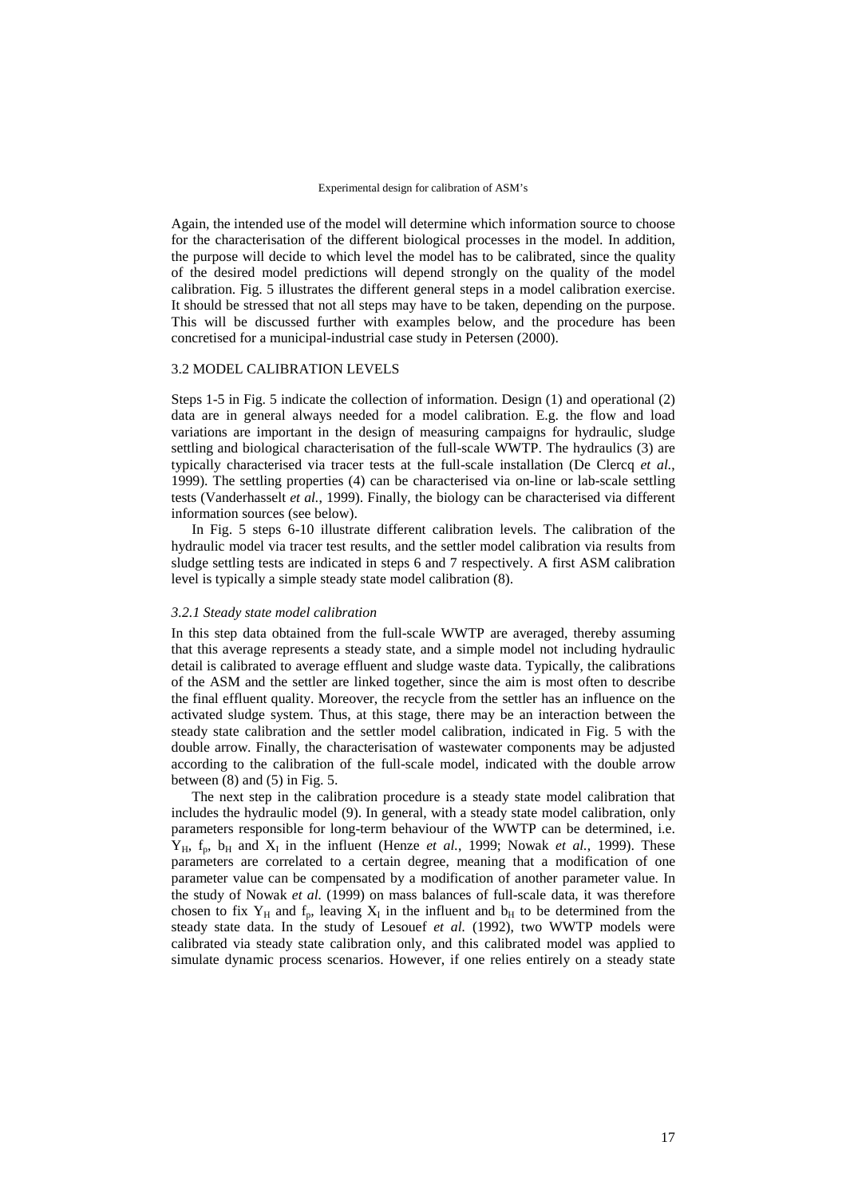Again, the intended use of the model will determine which information source to choose for the characterisation of the different biological processes in the model. In addition, the purpose will decide to which level the model has to be calibrated, since the quality of the desired model predictions will depend strongly on the quality of the model calibration. Fig. 5 illustrates the different general steps in a model calibration exercise. It should be stressed that not all steps may have to be taken, depending on the purpose. This will be discussed further with examples below, and the procedure has been concretised for a municipal-industrial case study in Petersen (2000).

### 3.2 MODEL CALIBRATION LEVELS

Steps 1-5 in Fig. 5 indicate the collection of information. Design (1) and operational (2) data are in general always needed for a model calibration. E.g. the flow and load variations are important in the design of measuring campaigns for hydraulic, sludge settling and biological characterisation of the full-scale WWTP. The hydraulics (3) are typically characterised via tracer tests at the full-scale installation (De Clercq *et al.*, 1999). The settling properties (4) can be characterised via on-line or lab-scale settling tests (Vanderhasselt *et al.*, 1999). Finally, the biology can be characterised via different information sources (see below).

In Fig. 5 steps 6-10 illustrate different calibration levels. The calibration of the hydraulic model via tracer test results, and the settler model calibration via results from sludge settling tests are indicated in steps 6 and 7 respectively. A first ASM calibration level is typically a simple steady state model calibration (8).

#### *3.2.1 Steady state model calibration*

In this step data obtained from the full-scale WWTP are averaged, thereby assuming that this average represents a steady state, and a simple model not including hydraulic detail is calibrated to average effluent and sludge waste data. Typically, the calibrations of the ASM and the settler are linked together, since the aim is most often to describe the final effluent quality. Moreover, the recycle from the settler has an influence on the activated sludge system. Thus, at this stage, there may be an interaction between the steady state calibration and the settler model calibration, indicated in Fig. 5 with the double arrow. Finally, the characterisation of wastewater components may be adjusted according to the calibration of the full-scale model, indicated with the double arrow between (8) and (5) in Fig. 5.

The next step in the calibration procedure is a steady state model calibration that includes the hydraulic model (9). In general, with a steady state model calibration, only parameters responsible for long-term behaviour of the WWTP can be determined, i.e. $Y_H$, $f_p$, $b_H$ and $X_I$ in the influent (Henze *et al.*, 1999; Nowak *et al.*, 1999). These parameters are correlated to a certain degree, meaning that a modification of one parameter value can be compensated by a modification of another parameter value. In the study of Nowak *et al.* (1999) on mass balances of full-scale data, it was therefore chosen to fix $Y_H$ and $f_p$, leaving $X_I$ in the influent and $b_H$ to be determined from the steady state data. In the study of Lesouef *et al.* (1992), two WWTP models were calibrated via steady state calibration only, and this calibrated model was applied to simulate dynamic process scenarios. However, if one relies entirely on a steady state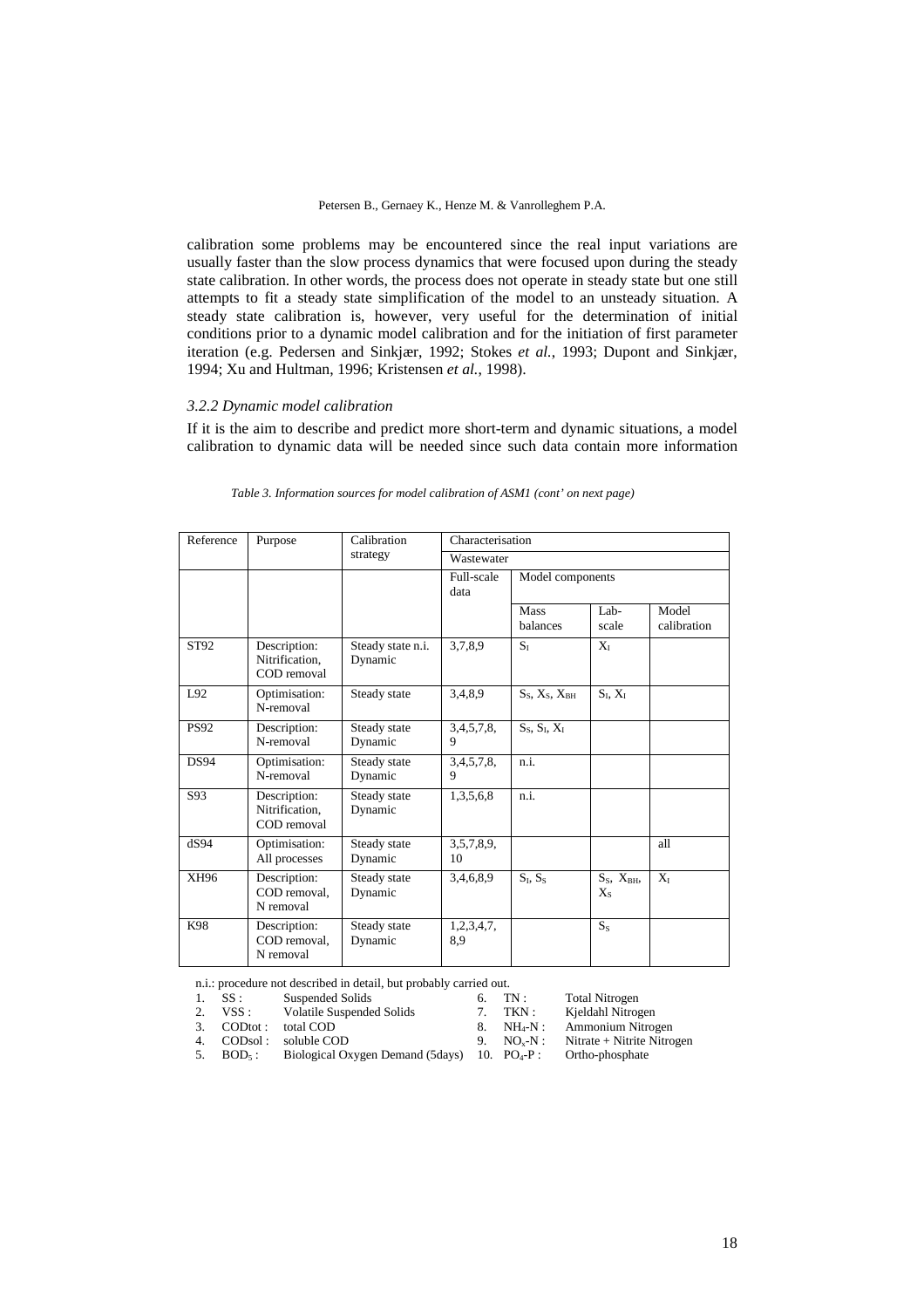calibration some problems may be encountered since the real input variations are usually faster than the slow process dynamics that were focused upon during the steady state calibration. In other words, the process does not operate in steady state but one still attempts to fit a steady state simplification of the model to an unsteady situation. A steady state calibration is, however, very useful for the determination of initial conditions prior to a dynamic model calibration and for the initiation of first parameter iteration (e.g. Pedersen and Sinkjær, 1992; Stokes *et al.*, 1993; Dupont and Sinkjær, 1994; Xu and Hultman, 1996; Kristensen *et al.*, 1998).

### *3.2.2 Dynamic model calibration*

If it is the aim to describe and predict more short-term and dynamic situations, a model calibration to dynamic data will be needed since such data contain more information

*Table 3. Information sources for model calibration of ASM1 (cont' on next page)*

| Reference | Purpose | Calibration strategy | Characterisation | | | |
|---|---|---|---|---|---|---|
| | | | Wastewater | | | |
| | | | Full-scale data | Model components | | |
| | | | | Mass balances | Lab-scale | Model calibration |
| ST92 | Description: Nitrification, COD removal | Steady state n.i. Dynamic | 3,7,8,9 | $S_I$ | $X_I$ | |
| L92 | Optimisation: N-removal | Steady state | 3,4,8,9 | $S_S$, $X_S$, $X_{BH}$ | $S_I$, $X_I$ | |
| PS92 | Description: N-removal | Steady state Dynamic | 3,4,5,7,8,9 | $S_S$, $S_I$, $X_I$ | | |
| DS94 | Optimisation: N-removal | Steady state Dynamic | 3,4,5,7,8,9 | n.i. | | |
| S93 | Description: Nitrification, COD removal | Steady state Dynamic | 1,3,5,6,8 | n.i. | | |
| dS94 | Optimisation: All processes | Steady state Dynamic | 3,5,7,8,9,10 | | | all |
| XH96 | Description: COD removal, N removal | Steady state Dynamic | 3,4,6,8,9 | $S_I$, $S_S$ | $S_S$, $X_{BH}$, $X_S$ | $X_I$ |
| K98 | Description: COD removal, N removal | Steady state Dynamic | 1,2,3,4,7,8,9 | | $S_S$ | |

n.i.: procedure not described in detail, but probably carried out.

1. SS : Suspended Solids
2. VSS : Volatile Suspended Solids
3. CODtot : total COD
4. CODsol : soluble COD
5. $BOD_5$ : Biological Oxygen Demand (5days)
6. TN : Total Nitrogen
7. TKN : Kjeldahl Nitrogen
8. $NH_4$-N : Ammonium Nitrogen
9. $NO_x$-N : Nitrate + Nitrite Nitrogen
10. $PO_4$-P : Ortho-phosphate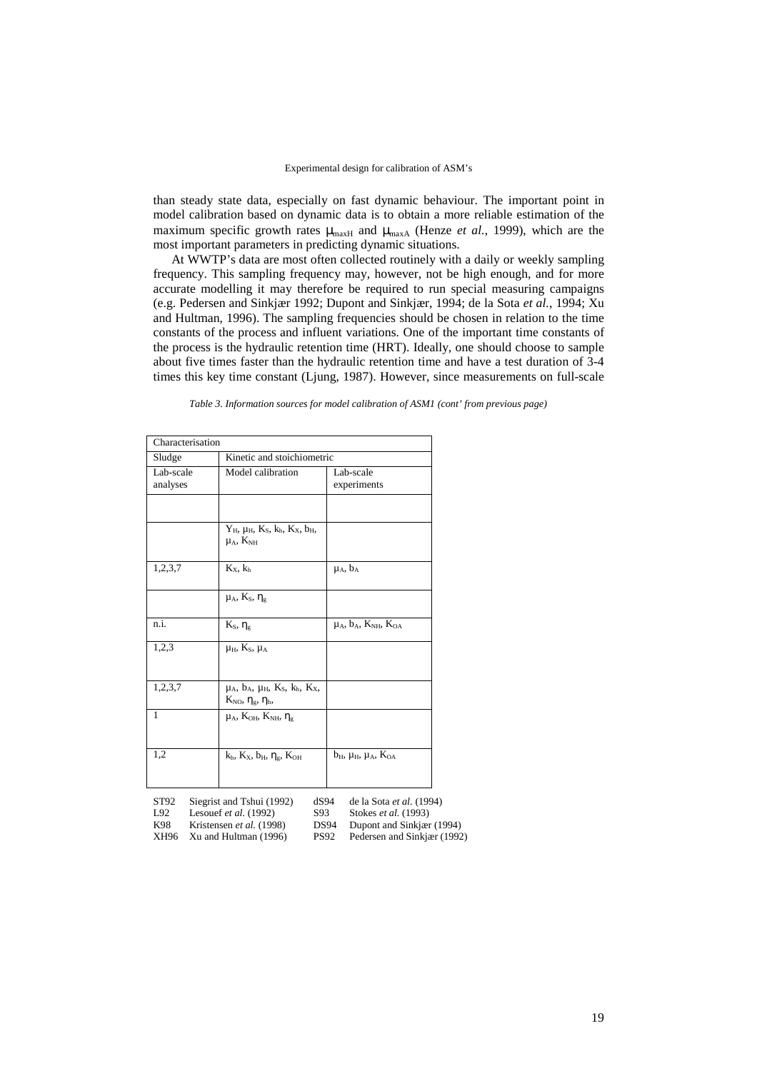than steady state data, especially on fast dynamic behaviour. The important point in model calibration based on dynamic data is to obtain a more reliable estimation of the maximum specific growth rates $\mu_{maxH}$ and $\mu_{maxA}$ (Henze *et al.*, 1999), which are the most important parameters in predicting dynamic situations.

At WWTP's data are most often collected routinely with a daily or weekly sampling frequency. This sampling frequency may, however, not be high enough, and for more accurate modelling it may therefore be required to run special measuring campaigns (e.g. Pedersen and Sinkjær 1992; Dupont and Sinkjær, 1994; de la Sota *et al.*, 1994; Xu and Hultman, 1996). The sampling frequencies should be chosen in relation to the time constants of the process and influent variations. One of the important time constants of the process is the hydraulic retention time (HRT). Ideally, one should choose to sample about five times faster than the hydraulic retention time and have a test duration of 3-4 times this key time constant (Ljung, 1987). However, since measurements on full-scale

*Table 3. Information sources for model calibration of ASM1 (cont' from previous page)*

| Characterisation | | |
|---|---|---|
| Sludge | Kinetic and stoichiometric | |
| Lab-scale analyses | Model calibration | Lab-scale experiments |
| | | |
| | $Y_H$, $\mu_H$, $K_S$, $k_h$, $K_X$, $b_H$, $\mu_A$, $K_{NH}$ | |
| 1,2,3,7 | $K_X$, $k_h$ | $\mu_A$, $b_A$ |
| | $\mu_A$, $K_S$, $\eta_g$ | |
| n.i. | $K_S$, $\eta_g$ | $\mu_A$, $b_A$, $K_{NH}$, $K_{OA}$ |
| 1,2,3 | $\mu_H$, $K_S$, $\mu_A$ | |
| 1,2,3,7 | $\mu_A$, $b_A$, $\mu_H$, $K_S$, $k_h$, $K_X$, $K_{NO}$, $\eta_g$, $\eta_h$, | |
| 1 | $\mu_A$, $K_{OH}$, $K_{NH}$, $\eta_g$ | |
| 1,2 | $k_h$, $K_X$, $b_H$, $\eta_g$, $K_{OH}$ | $b_H$, $\mu_H$, $\mu_A$, $K_{OA}$ |

ST92 Siegrist and Tshui (1992) dS94 de la Sota *et al.* (1994)
L92 Lesouef *et al.* (1992) S93 Stokes *et al.* (1993)
K98 Kristensen *et al.* (1998) DS94 Dupont and Sinkjær (1994)
XH96 Xu and Hultman (1996) PS92 Pedersen and Sinkjær (1992)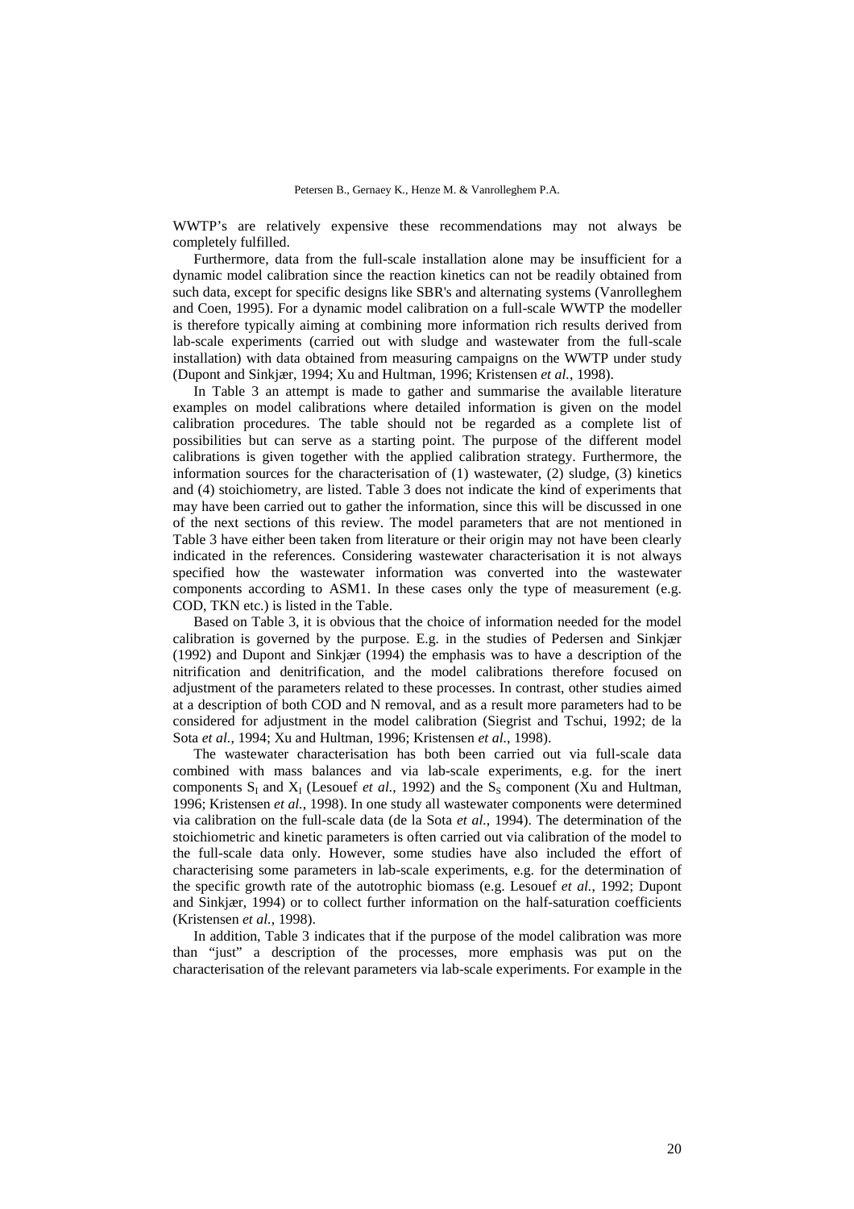WWTP's are relatively expensive these recommendations may not always be completely fulfilled.

Furthermore, data from the full-scale installation alone may be insufficient for a dynamic model calibration since the reaction kinetics can not be readily obtained from such data, except for specific designs like SBR's and alternating systems (Vanrolleghem and Coen, 1995). For a dynamic model calibration on a full-scale WWTP the modeller is therefore typically aiming at combining more information rich results derived from lab-scale experiments (carried out with sludge and wastewater from the full-scale installation) with data obtained from measuring campaigns on the WWTP under study (Dupont and Sinkjær, 1994; Xu and Hultman, 1996; Kristensen *et al.*, 1998).

In Table 3 an attempt is made to gather and summarise the available literature examples on model calibrations where detailed information is given on the model calibration procedures. The table should not be regarded as a complete list of possibilities but can serve as a starting point. The purpose of the different model calibrations is given together with the applied calibration strategy. Furthermore, the information sources for the characterisation of (1) wastewater, (2) sludge, (3) kinetics and (4) stoichiometry, are listed. Table 3 does not indicate the kind of experiments that may have been carried out to gather the information, since this will be discussed in one of the next sections of this review. The model parameters that are not mentioned in Table 3 have either been taken from literature or their origin may not have been clearly indicated in the references. Considering wastewater characterisation it is not always specified how the wastewater information was converted into the wastewater components according to ASM1. In these cases only the type of measurement (e.g. COD, TKN etc.) is listed in the Table.

Based on Table 3, it is obvious that the choice of information needed for the model calibration is governed by the purpose. E.g. in the studies of Pedersen and Sinkjær (1992) and Dupont and Sinkjær (1994) the emphasis was to have a description of the nitrification and denitrification, and the model calibrations therefore focused on adjustment of the parameters related to these processes. In contrast, other studies aimed at a description of both COD and N removal, and as a result more parameters had to be considered for adjustment in the model calibration (Siegrist and Tschui, 1992; de la Sota *et al.*, 1994; Xu and Hultman, 1996; Kristensen *et al.*, 1998).

The wastewater characterisation has both been carried out via full-scale data combined with mass balances and via lab-scale experiments, e.g. for the inert components $S_I$ and $X_I$ (Lesouef *et al.*, 1992) and the $S_S$ component (Xu and Hultman, 1996; Kristensen *et al.*, 1998). In one study all wastewater components were determined via calibration on the full-scale data (de la Sota *et al.*, 1994). The determination of the stoichiometric and kinetic parameters is often carried out via calibration of the model to the full-scale data only. However, some studies have also included the effort of characterising some parameters in lab-scale experiments, e.g. for the determination of the specific growth rate of the autotrophic biomass (e.g. Lesouef *et al.*, 1992; Dupont and Sinkjær, 1994) or to collect further information on the half-saturation coefficients (Kristensen *et al.*, 1998).

In addition, Table 3 indicates that if the purpose of the model calibration was more than "just" a description of the processes, more emphasis was put on the characterisation of the relevant parameters via lab-scale experiments. For example in the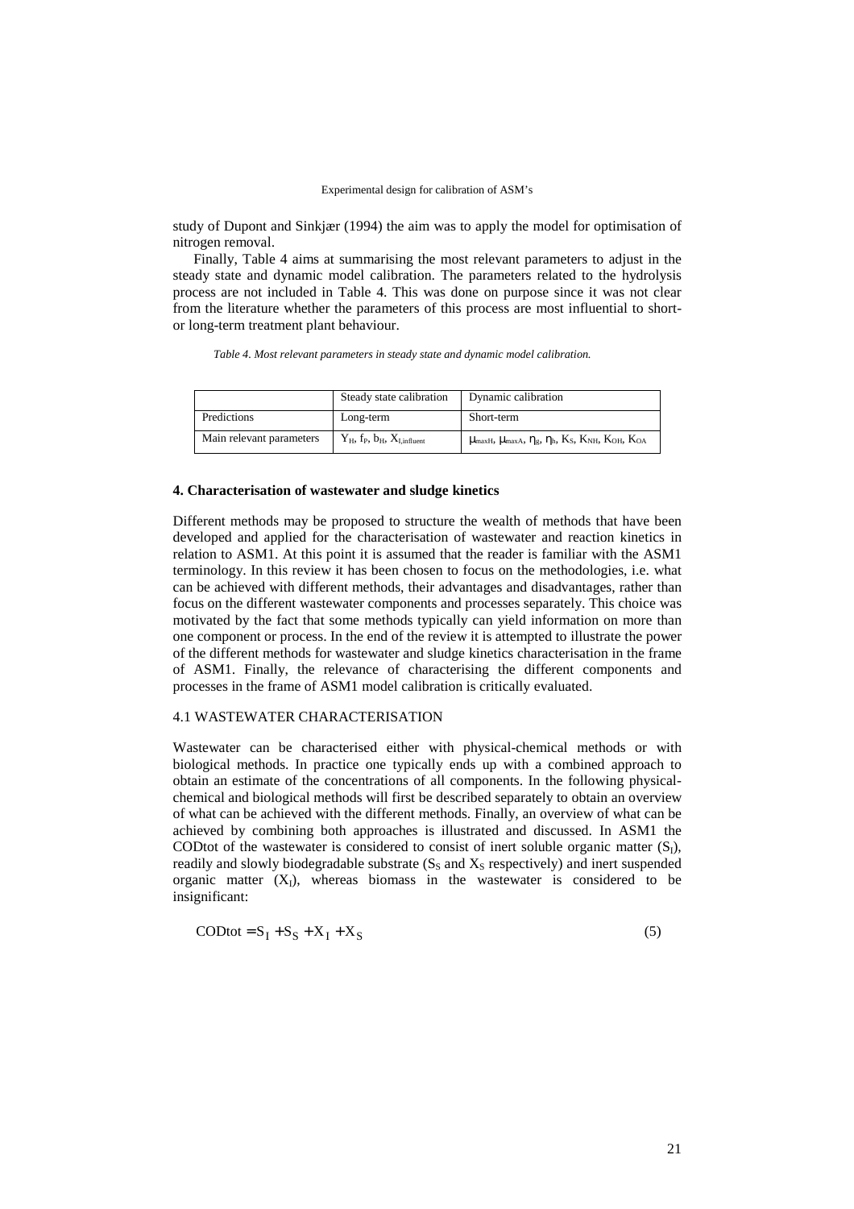study of Dupont and Sinkjær (1994) the aim was to apply the model for optimisation of nitrogen removal.

Finally, Table 4 aims at summarising the most relevant parameters to adjust in the steady state and dynamic model calibration. The parameters related to the hydrolysis process are not included in Table 4. This was done on purpose since it was not clear from the literature whether the parameters of this process are most influential to short- or long-term treatment plant behaviour.

*Table 4. Most relevant parameters in steady state and dynamic model calibration.*

| | Steady state calibration | Dynamic calibration |
|---|---|---|
| Predictions | Long-term | Short-term |
| Main relevant parameters | $Y_H$, $f_P$, $b_H$, $X_{I,influent}$ | $\mu_{maxH}$, $\mu_{maxA}$, $\eta_g$, $\eta_h$, $K_S$, $K_{NH}$, $K_{OH}$, $K_{OA}$ |

**4. Characterisation of wastewater and sludge kinetics**

Different methods may be proposed to structure the wealth of methods that have been developed and applied for the characterisation of wastewater and reaction kinetics in relation to ASM1. At this point it is assumed that the reader is familiar with the ASM1 terminology. In this review it has been chosen to focus on the methodologies, i.e. what can be achieved with different methods, their advantages and disadvantages, rather than focus on the different wastewater components and processes separately. This choice was motivated by the fact that some methods typically can yield information on more than one component or process. In the end of the review it is attempted to illustrate the power of the different methods for wastewater and sludge kinetics characterisation in the frame of ASM1. Finally, the relevance of characterising the different components and processes in the frame of ASM1 model calibration is critically evaluated.

4.1 WASTEWATER CHARACTERISATION

Wastewater can be characterised either with physical-chemical methods or with biological methods. In practice one typically ends up with a combined approach to obtain an estimate of the concentrations of all components. In the following physical-chemical and biological methods will first be described separately to obtain an overview of what can be achieved with the different methods. Finally, an overview of what can be achieved by combining both approaches is illustrated and discussed. In ASM1 the CODtot of the wastewater is considered to consist of inert soluble organic matter ($S_I$), readily and slowly biodegradable substrate ($S_S$ and $X_S$ respectively) and inert suspended organic matter ($X_I$), whereas biomass in the wastewater is considered to be insignificant:

$$\text{CODtot} = S_I + S_S + X_I + X_S \tag{5}$$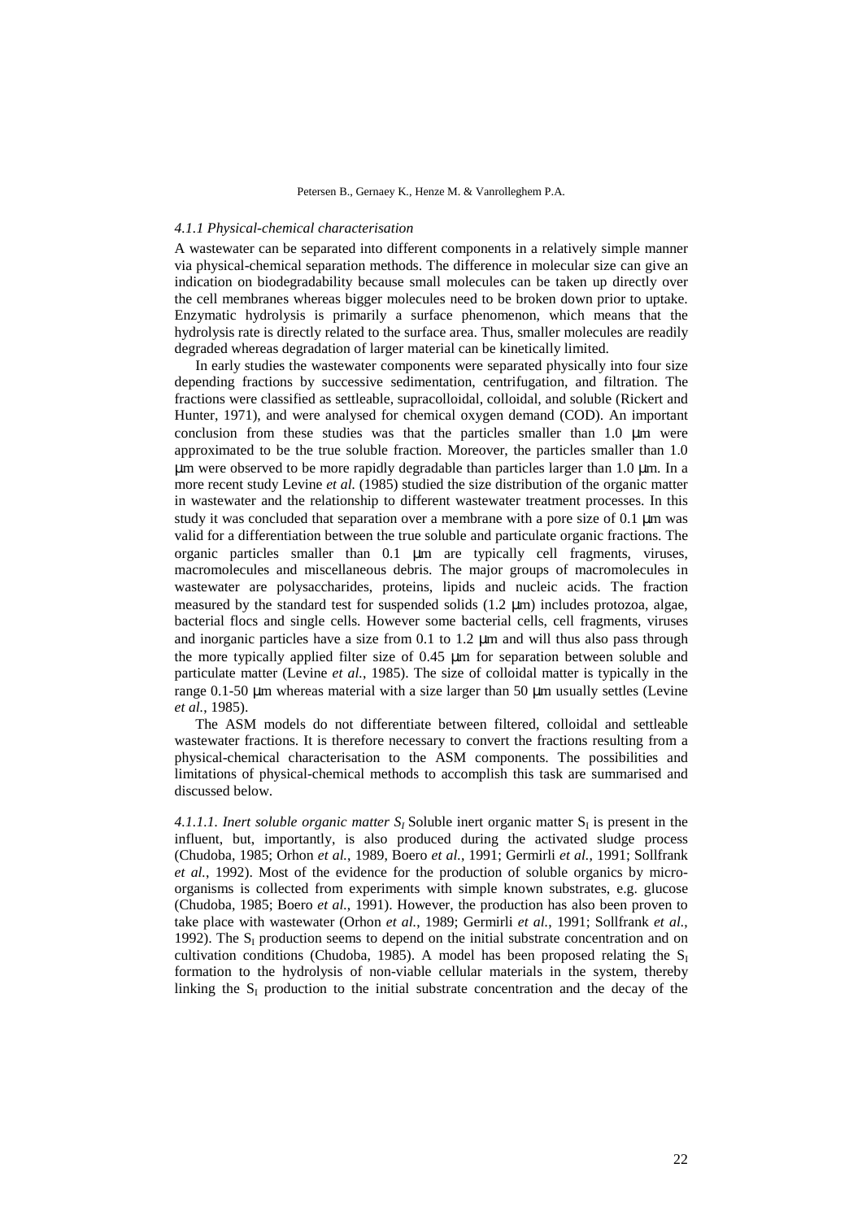#### *4.1.1 Physical-chemical characterisation*

A wastewater can be separated into different components in a relatively simple manner via physical-chemical separation methods. The difference in molecular size can give an indication on biodegradability because small molecules can be taken up directly over the cell membranes whereas bigger molecules need to be broken down prior to uptake. Enzymatic hydrolysis is primarily a surface phenomenon, which means that the hydrolysis rate is directly related to the surface area. Thus, smaller molecules are readily degraded whereas degradation of larger material can be kinetically limited.

In early studies the wastewater components were separated physically into four size depending fractions by successive sedimentation, centrifugation, and filtration. The fractions were classified as settleable, supracolloidal, colloidal, and soluble (Rickert and Hunter, 1971), and were analysed for chemical oxygen demand (COD). An important conclusion from these studies was that the particles smaller than 1.0 µm were approximated to be the true soluble fraction. Moreover, the particles smaller than 1.0 µm were observed to be more rapidly degradable than particles larger than 1.0 µm. In a more recent study Levine *et al.* (1985) studied the size distribution of the organic matter in wastewater and the relationship to different wastewater treatment processes. In this study it was concluded that separation over a membrane with a pore size of 0.1 µm was valid for a differentiation between the true soluble and particulate organic fractions. The organic particles smaller than 0.1 µm are typically cell fragments, viruses, macromolecules and miscellaneous debris. The major groups of macromolecules in wastewater are polysaccharides, proteins, lipids and nucleic acids. The fraction measured by the standard test for suspended solids (1.2 µm) includes protozoa, algae, bacterial flocs and single cells. However some bacterial cells, cell fragments, viruses and inorganic particles have a size from 0.1 to 1.2 µm and will thus also pass through the more typically applied filter size of 0.45 µm for separation between soluble and particulate matter (Levine *et al.*, 1985). The size of colloidal matter is typically in the range 0.1-50 µm whereas material with a size larger than 50 µm usually settles (Levine *et al.*, 1985).

The ASM models do not differentiate between filtered, colloidal and settleable wastewater fractions. It is therefore necessary to convert the fractions resulting from a physical-chemical characterisation to the ASM components. The possibilities and limitations of physical-chemical methods to accomplish this task are summarised and discussed below.

*4.1.1.1. Inert soluble organic matter $S_I$* Soluble inert organic matter $S_I$ is present in the influent, but, importantly, is also produced during the activated sludge process (Chudoba, 1985; Orhon *et al.*, 1989, Boero *et al.*, 1991; Germirli *et al.*, 1991; Sollfrank *et al.*, 1992). Most of the evidence for the production of soluble organics by micro-organisms is collected from experiments with simple known substrates, e.g. glucose (Chudoba, 1985; Boero *et al.*, 1991). However, the production has also been proven to take place with wastewater (Orhon *et al.*, 1989; Germirli *et al.*, 1991; Sollfrank *et al.*, 1992). The $S_I$ production seems to depend on the initial substrate concentration and on cultivation conditions (Chudoba, 1985). A model has been proposed relating the $S_I$ formation to the hydrolysis of non-viable cellular materials in the system, thereby linking the $S_I$ production to the initial substrate concentration and the decay of the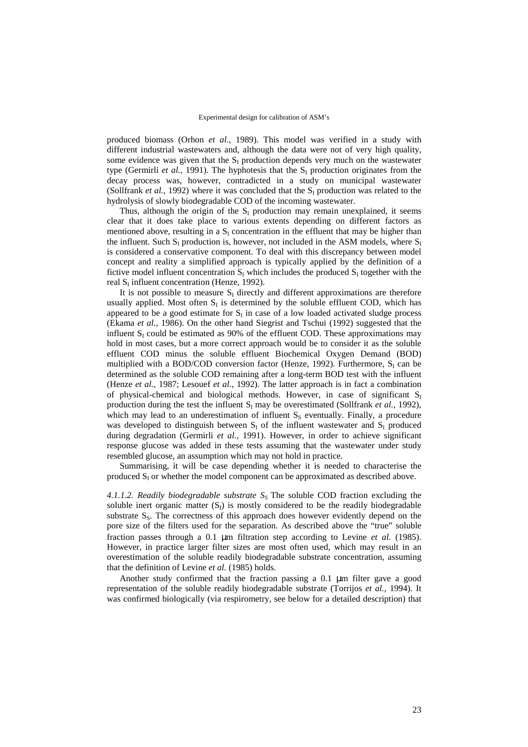produced biomass (Orhon *et al.*, 1989). This model was verified in a study with different industrial wastewaters and, although the data were not of very high quality, some evidence was given that the $S_I$ production depends very much on the wastewater type (Germirli *et al.*, 1991). The hyphotesis that the $S_I$ production originates from the decay process was, however, contradicted in a study on municipal wastewater (Sollfrank *et al.*, 1992) where it was concluded that the $S_I$ production was related to the hydrolysis of slowly biodegradable COD of the incoming wastewater.

Thus, although the origin of the $S_I$ production may remain unexplained, it seems clear that it does take place to various extents depending on different factors as mentioned above, resulting in a $S_I$ concentration in the effluent that may be higher than the influent. Such $S_I$ production is, however, not included in the ASM models, where $S_I$ is considered a conservative component. To deal with this discrepancy between model concept and reality a simplified approach is typically applied by the definition of a fictive model influent concentration $S_I$ which includes the produced $S_I$ together with the real $S_I$ influent concentration (Henze, 1992).

It is not possible to measure $S_I$ directly and different approximations are therefore usually applied. Most often $S_I$ is determined by the soluble effluent COD, which has appeared to be a good estimate for $S_I$ in case of a low loaded activated sludge process (Ekama *et al.*, 1986). On the other hand Siegrist and Tschui (1992) suggested that the influent $S_I$ could be estimated as 90% of the effluent COD. These approximations may hold in most cases, but a more correct approach would be to consider it as the soluble effluent COD minus the soluble effluent Biochemical Oxygen Demand (BOD) multiplied with a BOD/COD conversion factor (Henze, 1992). Furthermore, $S_I$ can be determined as the soluble COD remaining after a long-term BOD test with the influent (Henze *et al.*, 1987; Lesouef *et al.*, 1992). The latter approach is in fact a combination of physical-chemical and biological methods. However, in case of significant $S_I$ production during the test the influent $S_I$ may be overestimated (Sollfrank *et al.*, 1992), which may lead to an underestimation of influent $S_S$ eventually. Finally, a procedure was developed to distinguish between $S_I$ of the influent wastewater and $S_I$ produced during degradation (Germirli *et al.*, 1991). However, in order to achieve significant response glucose was added in these tests assuming that the wastewater under study resembled glucose, an assumption which may not hold in practice.

Summarising, it will be case depending whether it is needed to characterise the produced $S_I$ or whether the model component can be approximated as described above.

*4.1.1.2. Readily biodegradable substrate $S_S$* The soluble COD fraction excluding the soluble inert organic matter ($S_I$) is mostly considered to be the readily biodegradable substrate $S_S$. The correctness of this approach does however evidently depend on the pore size of the filters used for the separation. As described above the "true" soluble fraction passes through a 0.1 µm filtration step according to Levine *et al.* (1985). However, in practice larger filter sizes are most often used, which may result in an overestimation of the soluble readily biodegradable substrate concentration, assuming that the definition of Levine *et al.* (1985) holds.

Another study confirmed that the fraction passing a 0.1 µm filter gave a good representation of the soluble readily biodegradable substrate (Torrijos *et al.*, 1994). It was confirmed biologically (via respirometry, see below for a detailed description) that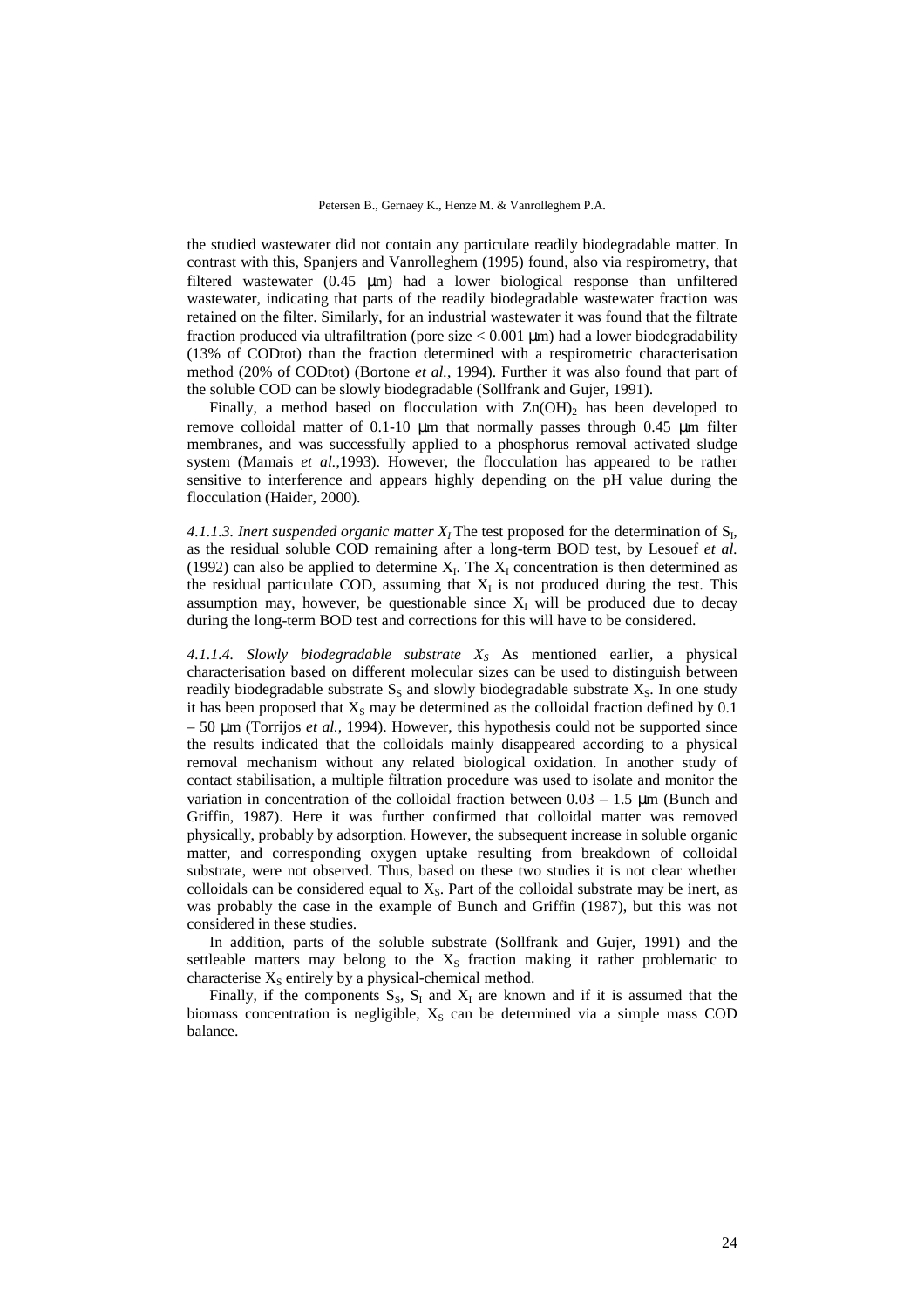the studied wastewater did not contain any particulate readily biodegradable matter. In contrast with this, Spanjers and Vanrolleghem (1995) found, also via respirometry, that filtered wastewater (0.45 μm) had a lower biological response than unfiltered wastewater, indicating that parts of the readily biodegradable wastewater fraction was retained on the filter. Similarly, for an industrial wastewater it was found that the filtrate fraction produced via ultrafiltration (pore size < 0.001 μm) had a lower biodegradability (13% of CODtot) than the fraction determined with a respirometric characterisation method (20% of CODtot) (Bortone *et al.*, 1994). Further it was also found that part of the soluble COD can be slowly biodegradable (Sollfrank and Gujer, 1991).

Finally, a method based on flocculation with $Zn(OH)_2$ has been developed to remove colloidal matter of 0.1-10 μm that normally passes through 0.45 μm filter membranes, and was successfully applied to a phosphorus removal activated sludge system (Mamais *et al.*,1993). However, the flocculation has appeared to be rather sensitive to interference and appears highly depending on the pH value during the flocculation (Haider, 2000).

*4.1.1.3. Inert suspended organic matter $X_I$* The test proposed for the determination of $S_I$, as the residual soluble COD remaining after a long-term BOD test, by Lesouef *et al.* (1992) can also be applied to determine $X_I$. The $X_I$ concentration is then determined as the residual particulate COD, assuming that $X_I$ is not produced during the test. This assumption may, however, be questionable since $X_I$ will be produced due to decay during the long-term BOD test and corrections for this will have to be considered.

*4.1.1.4. Slowly biodegradable substrate $X_S$* As mentioned earlier, a physical characterisation based on different molecular sizes can be used to distinguish between readily biodegradable substrate $S_S$ and slowly biodegradable substrate $X_S$. In one study it has been proposed that $X_S$ may be determined as the colloidal fraction defined by 0.1 – 50 μm (Torrijos *et al.*, 1994). However, this hypothesis could not be supported since the results indicated that the colloidals mainly disappeared according to a physical removal mechanism without any related biological oxidation. In another study of contact stabilisation, a multiple filtration procedure was used to isolate and monitor the variation in concentration of the colloidal fraction between 0.03 – 1.5 μm (Bunch and Griffin, 1987). Here it was further confirmed that colloidal matter was removed physically, probably by adsorption. However, the subsequent increase in soluble organic matter, and corresponding oxygen uptake resulting from breakdown of colloidal substrate, were not observed. Thus, based on these two studies it is not clear whether colloidals can be considered equal to $X_S$. Part of the colloidal substrate may be inert, as was probably the case in the example of Bunch and Griffin (1987), but this was not considered in these studies.

In addition, parts of the soluble substrate (Sollfrank and Gujer, 1991) and the settleable matters may belong to the $X_S$ fraction making it rather problematic to characterise $X_S$ entirely by a physical-chemical method.

Finally, if the components $S_S$, $S_I$ and $X_I$ are known and if it is assumed that the biomass concentration is negligible, $X_S$ can be determined via a simple mass COD balance.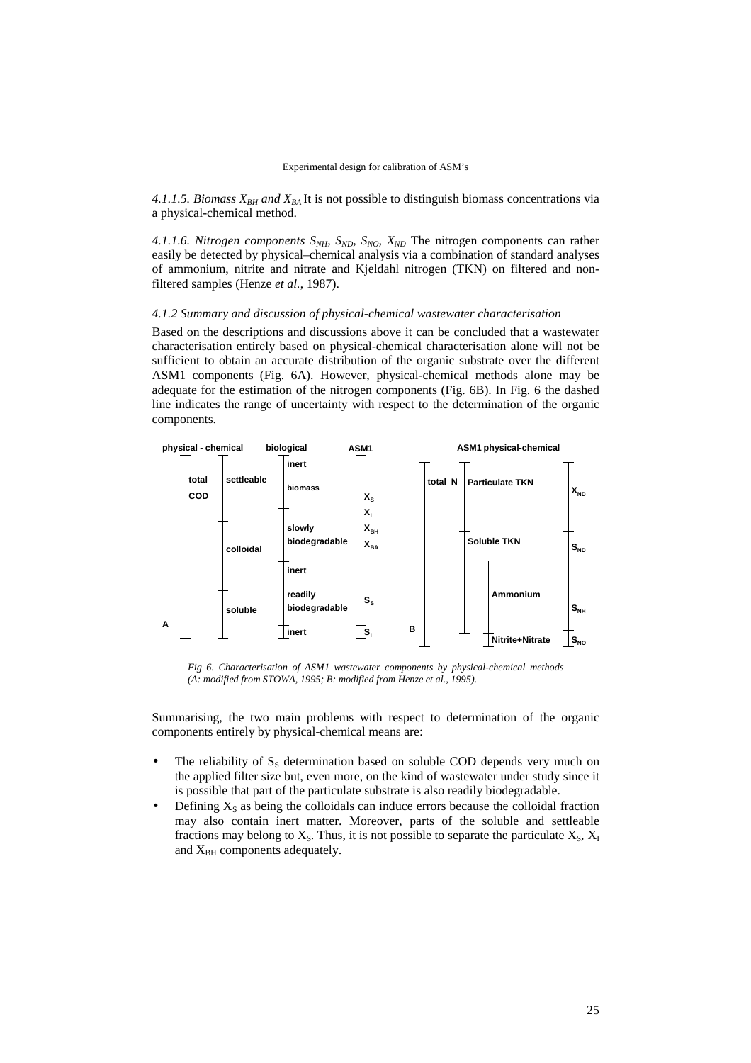*4.1.1.5. Biomass $X_{BH}$ and $X_{BA}$* It is not possible to distinguish biomass concentrations via a physical-chemical method.

*4.1.1.6. Nitrogen components $S_{NH}$, $S_{ND}$, $S_{NO}$, $X_{ND}$* The nitrogen components can rather easily be detected by physical–chemical analysis via a combination of standard analyses of ammonium, nitrite and nitrate and Kjeldahl nitrogen (TKN) on filtered and non-filtered samples (Henze *et al.*, 1987).

#### *4.1.2 Summary and discussion of physical-chemical wastewater characterisation*

Based on the descriptions and discussions above it can be concluded that a wastewater characterisation entirely based on physical-chemical characterisation alone will not be sufficient to obtain an accurate distribution of the organic substrate over the different ASM1 components (Fig. 6A). However, physical-chemical methods alone may be adequate for the estimation of the nitrogen components (Fig. 6B). In Fig. 6 the dashed line indicates the range of uncertainty with respect to the determination of the organic components.

*Fig 6. Characterisation of ASM1 wastewater components by physical-chemical methods (A: modified from STOWA, 1995; B: modified from Henze et al., 1995).*

Summarising, the two main problems with respect to determination of the organic components entirely by physical-chemical means are:

- The reliability of $S_S$ determination based on soluble COD depends very much on the applied filter size but, even more, on the kind of wastewater under study since it is possible that part of the particulate substrate is also readily biodegradable.
- Defining $X_S$ as being the colloidals can induce errors because the colloidal fraction may also contain inert matter. Moreover, parts of the soluble and settleable fractions may belong to $X_S$. Thus, it is not possible to separate the particulate $X_S$, $X_I$ and $X_{BH}$ components adequately.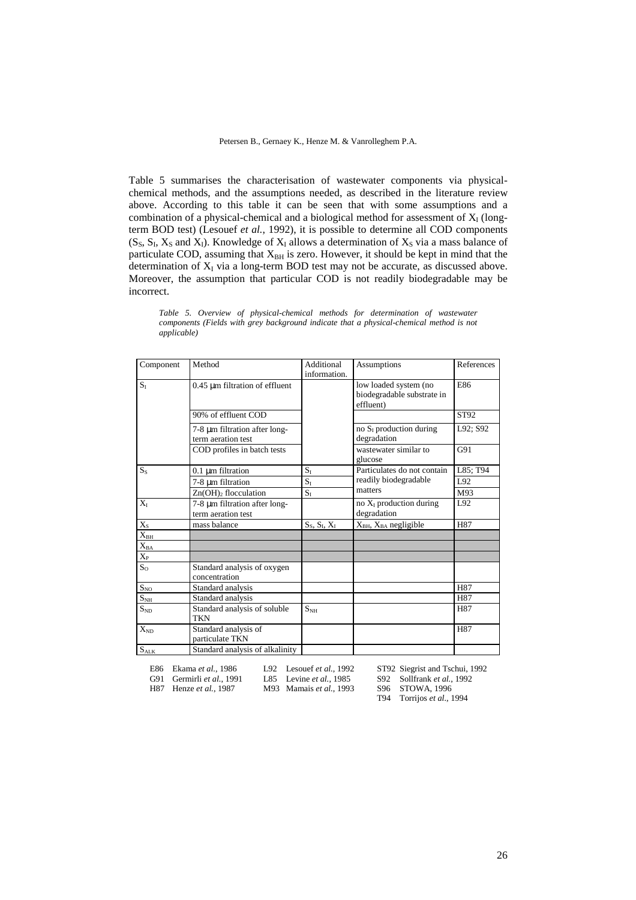Table 5 summarises the characterisation of wastewater components via physical-chemical methods, and the assumptions needed, as described in the literature review above. According to this table it can be seen that with some assumptions and a combination of a physical-chemical and a biological method for assessment of $X_I$ (long-term BOD test) (Lesouef *et al.*, 1992), it is possible to determine all COD components ($S_S$, $S_I$, $X_S$ and $X_I$). Knowledge of $X_I$ allows a determination of $X_S$ via a mass balance of particulate COD, assuming that $X_{BH}$ is zero. However, it should be kept in mind that the determination of $X_I$ via a long-term BOD test may not be accurate, as discussed above. Moreover, the assumption that particular COD is not readily biodegradable may be incorrect.

*Table 5. Overview of physical-chemical methods for determination of wastewater components (Fields with grey background indicate that a physical-chemical method is not applicable)*

| Component | Method | Additional information. | Assumptions | References |
|---|---|---|---|---|
| $S_I$ | 0.45 μm filtration of effluent | | low loaded system (no biodegradable substrate in effluent) | E86 |
| | 90% of effluent COD | | | ST92 |
| | 7-8 μm filtration after long-term aeration test | | no $S_I$ production during degradation | L92; S92 |
| | COD profiles in batch tests | | wastewater similar to glucose | G91 |
| $S_S$ | 0.1 μm filtration | $S_I$ | Particulates do not contain readily biodegradable matters | L85; T94 |
| | 7-8 μm filtration | $S_I$ | | L92 |
| | $Zn(OH)_2$ flocculation | $S_I$ | | M93 |
| $X_I$ | 7-8 μm filtration after long-term aeration test | | no $X_I$ production during degradation | L92 |
| $X_S$ | mass balance | $S_S$, $S_I$, $X_I$ | $X_{BH}$, $X_{BA}$ negligible | H87 |
| $X_{BH}$ | | | | |
| $X_{BA}$ | | | | |
| $X_P$ | | | | |
| $S_O$ | Standard analysis of oxygen concentration | | | |
| $S_{NO}$ | Standard analysis | | | H87 |
| $S_{NH}$ | Standard analysis | | | H87 |
| $S_{ND}$ | Standard analysis of soluble TKN | $S_{NH}$ | | H87 |
| $X_{ND}$ | Standard analysis of particulate TKN | | | H87 |
| $S_{ALK}$ | Standard analysis of alkalinity | | | |

E86 Ekama *et al.*, 1986
G91 Germirli *et al.*, 1991
H87 Henze *et al.*, 1987
L92 Lesouef *et al.*, 1992
L85 Levine *et al.*, 1985
M93 Mamais *et al.*, 1993
ST92 Siegrist and Tschui, 1992
S92 Sollfrank *et al.*, 1992
S96 STOWA, 1996
T94 Torrijos *et al.*, 1994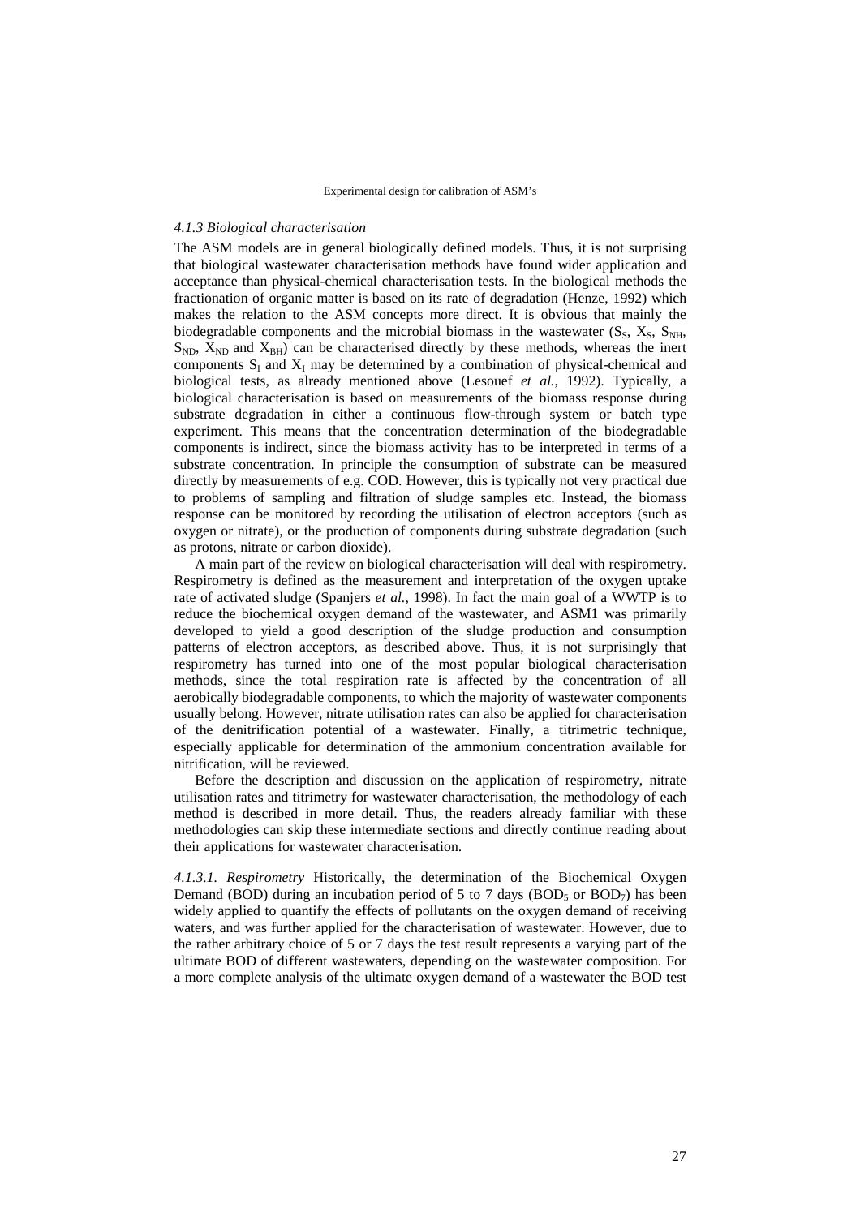*4.1.3 Biological characterisation*

The ASM models are in general biologically defined models. Thus, it is not surprising that biological wastewater characterisation methods have found wider application and acceptance than physical-chemical characterisation tests. In the biological methods the fractionation of organic matter is based on its rate of degradation (Henze, 1992) which makes the relation to the ASM concepts more direct. It is obvious that mainly the biodegradable components and the microbial biomass in the wastewater ($S_S$, $X_S$, $S_{NH}$, $S_{ND}$, $X_{ND}$ and $X_{BH}$) can be characterised directly by these methods, whereas the inert components $S_I$ and $X_I$ may be determined by a combination of physical-chemical and biological tests, as already mentioned above (Lesouef *et al.*, 1992). Typically, a biological characterisation is based on measurements of the biomass response during substrate degradation in either a continuous flow-through system or batch type experiment. This means that the concentration determination of the biodegradable components is indirect, since the biomass activity has to be interpreted in terms of a substrate concentration. In principle the consumption of substrate can be measured directly by measurements of e.g. COD. However, this is typically not very practical due to problems of sampling and filtration of sludge samples etc. Instead, the biomass response can be monitored by recording the utilisation of electron acceptors (such as oxygen or nitrate), or the production of components during substrate degradation (such as protons, nitrate or carbon dioxide).

A main part of the review on biological characterisation will deal with respirometry. Respirometry is defined as the measurement and interpretation of the oxygen uptake rate of activated sludge (Spanjers *et al.*, 1998). In fact the main goal of a WWTP is to reduce the biochemical oxygen demand of the wastewater, and ASM1 was primarily developed to yield a good description of the sludge production and consumption patterns of electron acceptors, as described above. Thus, it is not surprisingly that respirometry has turned into one of the most popular biological characterisation methods, since the total respiration rate is affected by the concentration of all aerobically biodegradable components, to which the majority of wastewater components usually belong. However, nitrate utilisation rates can also be applied for characterisation of the denitrification potential of a wastewater. Finally, a titrimetric technique, especially applicable for determination of the ammonium concentration available for nitrification, will be reviewed.

Before the description and discussion on the application of respirometry, nitrate utilisation rates and titrimetry for wastewater characterisation, the methodology of each method is described in more detail. Thus, the readers already familiar with these methodologies can skip these intermediate sections and directly continue reading about their applications for wastewater characterisation.

*4.1.3.1. Respirometry* Historically, the determination of the Biochemical Oxygen Demand (BOD) during an incubation period of 5 to 7 days ($BOD_5$ or $BOD_7$) has been widely applied to quantify the effects of pollutants on the oxygen demand of receiving waters, and was further applied for the characterisation of wastewater. However, due to the rather arbitrary choice of 5 or 7 days the test result represents a varying part of the ultimate BOD of different wastewaters, depending on the wastewater composition. For a more complete analysis of the ultimate oxygen demand of a wastewater the BOD test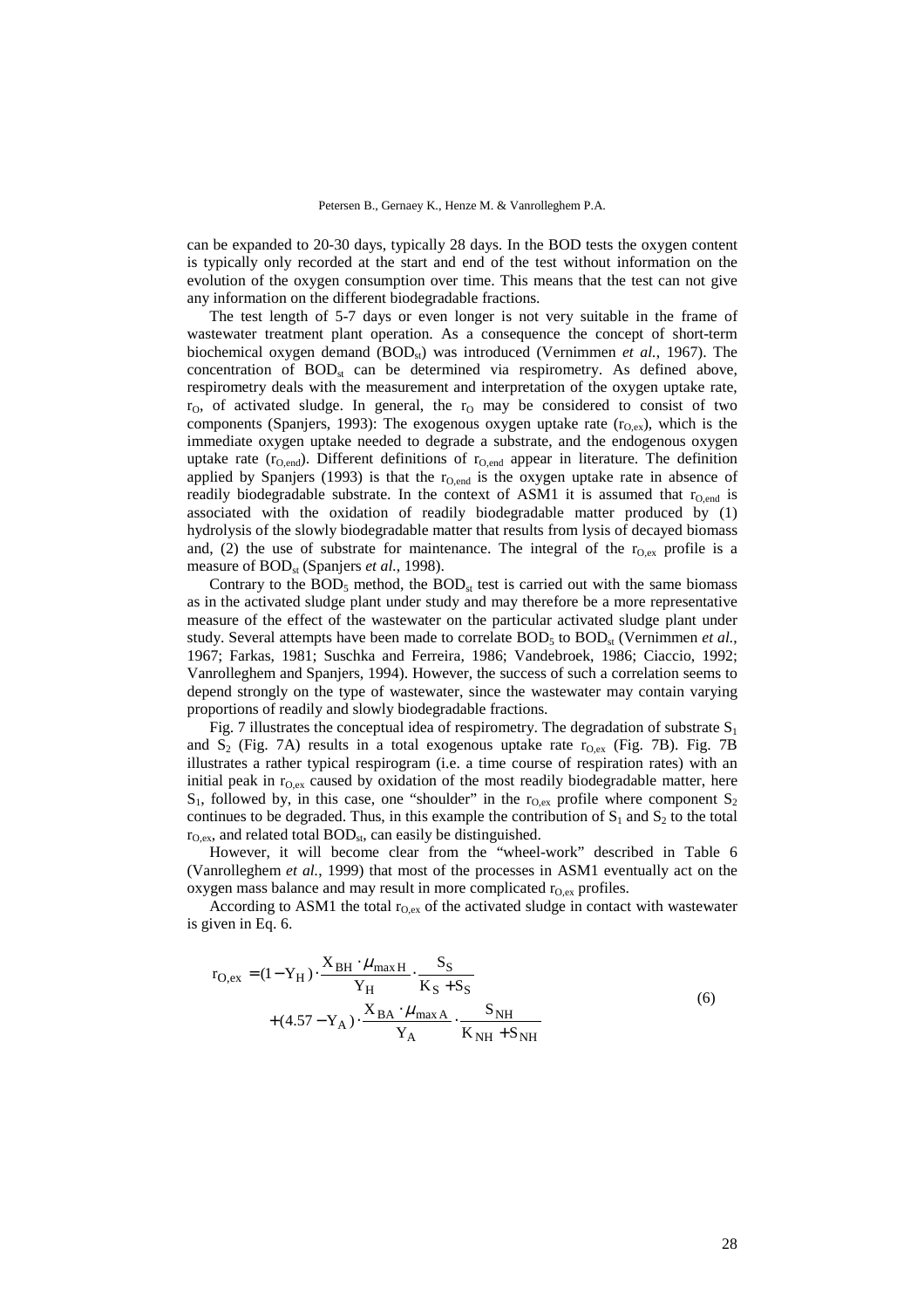can be expanded to 20-30 days, typically 28 days. In the BOD tests the oxygen content is typically only recorded at the start and end of the test without information on the evolution of the oxygen consumption over time. This means that the test can not give any information on the different biodegradable fractions.

The test length of 5-7 days or even longer is not very suitable in the frame of wastewater treatment plant operation. As a consequence the concept of short-term biochemical oxygen demand ($BOD_{st}$) was introduced (Vernimmen *et al.*, 1967). The concentration of $BOD_{st}$ can be determined via respirometry. As defined above, respirometry deals with the measurement and interpretation of the oxygen uptake rate, $r_O$, of activated sludge. In general, the $r_O$ may be considered to consist of two components (Spanjers, 1993): The exogenous oxygen uptake rate ($r_{O,ex}$), which is the immediate oxygen uptake needed to degrade a substrate, and the endogenous oxygen uptake rate ($r_{O,end}$). Different definitions of $r_{O,end}$ appear in literature. The definition applied by Spanjers (1993) is that the $r_{O,end}$ is the oxygen uptake rate in absence of readily biodegradable substrate. In the context of ASM1 it is assumed that $r_{O,end}$ is associated with the oxidation of readily biodegradable matter produced by (1) hydrolysis of the slowly biodegradable matter that results from lysis of decayed biomass and, (2) the use of substrate for maintenance. The integral of the $r_{O,ex}$ profile is a measure of $BOD_{st}$ (Spanjers *et al.*, 1998).

Contrary to the $BOD_5$ method, the $BOD_{st}$ test is carried out with the same biomass as in the activated sludge plant under study and may therefore be a more representative measure of the effect of the wastewater on the particular activated sludge plant under study. Several attempts have been made to correlate $BOD_5$ to $BOD_{st}$ (Vernimmen *et al.*, 1967; Farkas, 1981; Suschka and Ferreira, 1986; Vandebroek, 1986; Ciaccio, 1992; Vanrolleghem and Spanjers, 1994). However, the success of such a correlation seems to depend strongly on the type of wastewater, since the wastewater may contain varying proportions of readily and slowly biodegradable fractions.

Fig. 7 illustrates the conceptual idea of respirometry. The degradation of substrate $S_1$ and $S_2$ (Fig. 7A) results in a total exogenous uptake rate $r_{O,ex}$ (Fig. 7B). Fig. 7B illustrates a rather typical respirogram (i.e. a time course of respiration rates) with an initial peak in $r_{O,ex}$ caused by oxidation of the most readily biodegradable matter, here $S_1$, followed by, in this case, one "shoulder" in the $r_{O,ex}$ profile where component $S_2$ continues to be degraded. Thus, in this example the contribution of $S_1$ and $S_2$ to the total $r_{O,ex}$, and related total $BOD_{st}$, can easily be distinguished.

However, it will become clear from the "wheel-work" described in Table 6 (Vanrolleghem *et al.*, 1999) that most of the processes in ASM1 eventually act on the oxygen mass balance and may result in more complicated $r_{O,ex}$ profiles.

According to ASM1 the total $r_{O,ex}$ of the activated sludge in contact with wastewater is given in Eq. 6.

$$
\begin{aligned}
r_{O,ex} = & (1-Y_H)\cdot\frac{X_{BH}\cdot\mu_{\max H}}{Y_H}\cdot\frac{S_S}{K_S+S_S} \\
& +(4.57-Y_A)\cdot\frac{X_{BA}\cdot\mu_{\max A}}{Y_A}\cdot\frac{S_{NH}}{K_{NH}+S_{NH}}
\end{aligned}
\qquad (6)
$$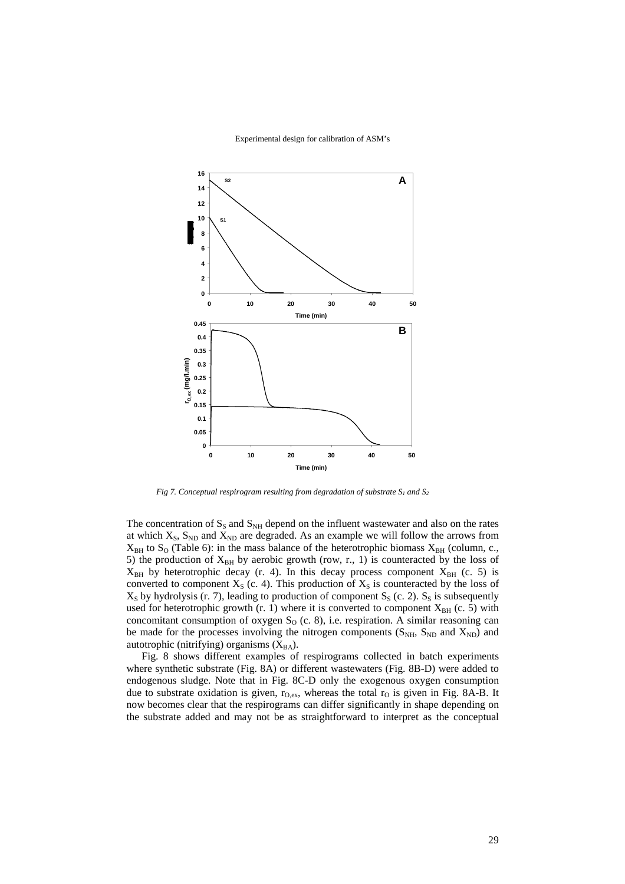*Fig 7. Conceptual respirogram resulting from degradation of substrate $S_1$ and $S_2$*

The concentration of $S_S$ and $S_{NH}$ depend on the influent wastewater and also on the rates at which $X_S$, $S_{ND}$ and $X_{ND}$ are degraded. As an example we will follow the arrows from $X_{BH}$ to $S_O$ (Table 6): in the mass balance of the heterotrophic biomass $X_{BH}$ (column, c., 5) the production of $X_{BH}$ by aerobic growth (row, r., 1) is counteracted by the loss of $X_{BH}$ by heterotrophic decay (r. 4). In this decay process component $X_{BH}$ (c. 5) is converted to component $X_S$ (c. 4). This production of $X_S$ is counteracted by the loss of $X_S$ by hydrolysis (r. 7), leading to production of component $S_S$ (c. 2). $S_S$ is subsequently used for heterotrophic growth (r. 1) where it is converted to component $X_{BH}$ (c. 5) with concomitant consumption of oxygen $S_O$ (c. 8), i.e. respiration. A similar reasoning can be made for the processes involving the nitrogen components ($S_{NH}$, $S_{ND}$ and $X_{ND}$) and autotrophic (nitrifying) organisms ($X_{BA}$).

Fig. 8 shows different examples of respirograms collected in batch experiments where synthetic substrate (Fig. 8A) or different wastewaters (Fig. 8B-D) were added to endogenous sludge. Note that in Fig. 8C-D only the exogenous oxygen consumption due to substrate oxidation is given, $r_{O,ex}$, whereas the total $r_O$ is given in Fig. 8A-B. It now becomes clear that the respirograms can differ significantly in shape depending on the substrate added and may not be as straightforward to interpret as the conceptual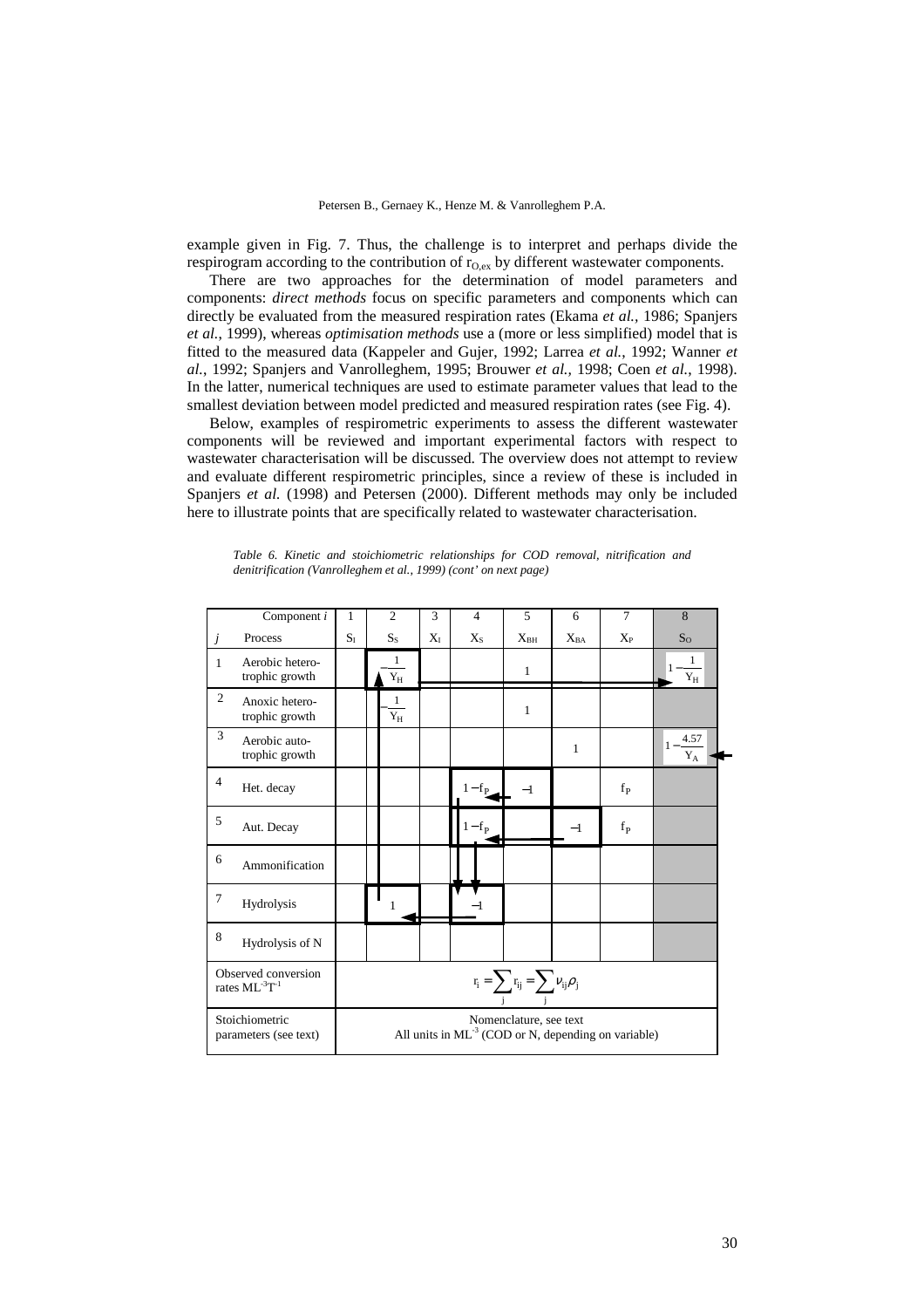example given in Fig. 7. Thus, the challenge is to interpret and perhaps divide the respirogram according to the contribution of $r_{O,ex}$ by different wastewater components.

There are two approaches for the determination of model parameters and components: *direct methods* focus on specific parameters and components which can directly be evaluated from the measured respiration rates (Ekama *et al.*, 1986; Spanjers *et al.*, 1999), whereas *optimisation methods* use a (more or less simplified) model that is fitted to the measured data (Kappeler and Gujer, 1992; Larrea *et al.*, 1992; Wanner *et al.*, 1992; Spanjers and Vanrolleghem, 1995; Brouwer *et al.*, 1998; Coen *et al.*, 1998). In the latter, numerical techniques are used to estimate parameter values that lead to the smallest deviation between model predicted and measured respiration rates (see Fig. 4).

Below, examples of respirometric experiments to assess the different wastewater components will be reviewed and important experimental factors with respect to wastewater characterisation will be discussed. The overview does not attempt to review and evaluate different respirometric principles, since a review of these is included in Spanjers *et al.* (1998) and Petersen (2000). Different methods may only be included here to illustrate points that are specifically related to wastewater characterisation.

*Table 6. Kinetic and stoichiometric relationships for COD removal, nitrification and denitrification (Vanrolleghem et al., 1999) (cont' on next page)*

| *j* | Component *i* / Process | 1 $S_I$ | 2 $S_S$ | 3 $X_I$ | 4 $X_S$ | 5 $X_{BH}$ | 6 $X_{BA}$ | 7 $X_P$ | 8 $S_O$ |
|---|---|---|---|---|---|---|---|---|---|
| 1 | Aerobic heterotrophic growth | | $-\frac{1}{Y_H}$ | | | 1 | | | $1-\frac{1}{Y_H}$ |
| 2 | Anoxic heterotrophic growth | | $-\frac{1}{Y_H}$ | | | 1 | | | |
| 3 | Aerobic autotrophic growth | | | | | | 1 | | $1-\frac{4.57}{Y_A}$ |
| 4 | Het. decay | | | | $1-f_P$ | $-1$ | | $f_P$ | |
| 5 | Aut. Decay | | | | $1-f_P$ | | $-1$ | $f_P$ | |
| 6 | Ammonification | | | | | | | | |
| 7 | Hydrolysis | | 1 | | $-1$ | | | | |
| 8 | Hydrolysis of N | | | | | | | | |
| | Observed conversion rates $ML^{-3}T^{-1}$ | $r_i = \sum_j r_{ij} = \sum_j \nu_{ij}\rho_j$ | | | | | | | |
| | Stoichiometric parameters (see text) | Nomenclature, see text. All units in $ML^{-3}$ (COD or N, depending on variable) | | | | | | | |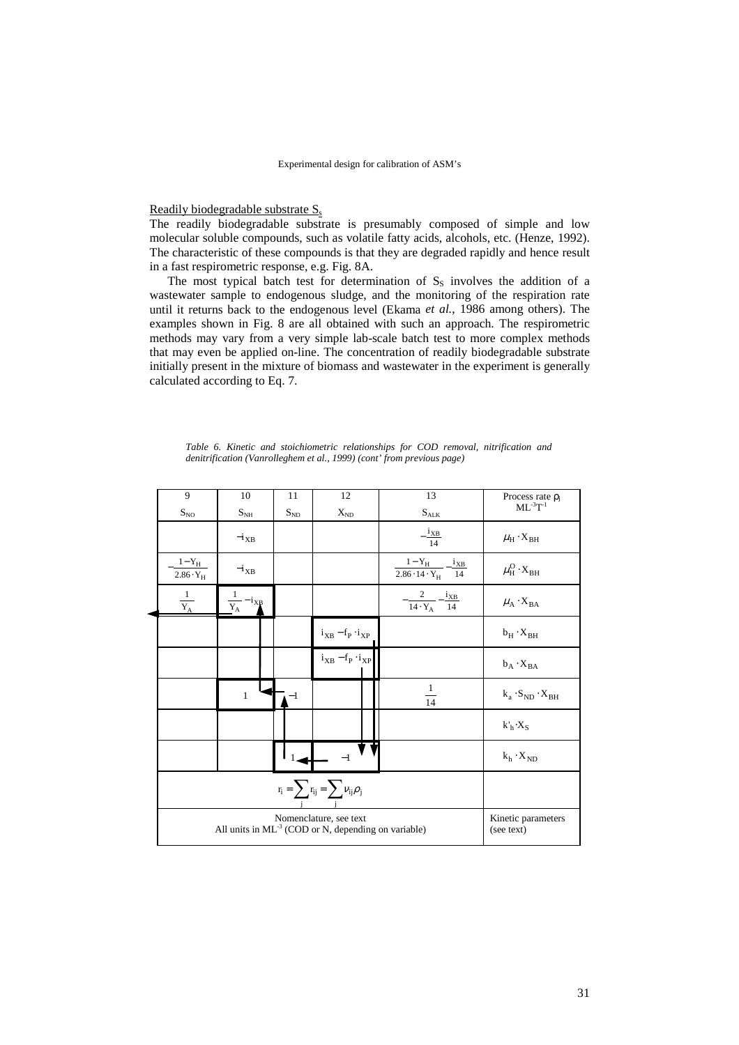Readily biodegradable substrate $S_S$

The readily biodegradable substrate is presumably composed of simple and low molecular soluble compounds, such as volatile fatty acids, alcohols, etc. (Henze, 1992). The characteristic of these compounds is that they are degraded rapidly and hence result in a fast respirometric response, e.g. Fig. 8A.

The most typical batch test for determination of $S_S$ involves the addition of a wastewater sample to endogenous sludge, and the monitoring of the respiration rate until it returns back to the endogenous level (Ekama *et al.*, 1986 among others). The examples shown in Fig. 8 are all obtained with such an approach. The respirometric methods may vary from a very simple lab-scale batch test to more complex methods that may even be applied on-line. The concentration of readily biodegradable substrate initially present in the mixture of biomass and wastewater in the experiment is generally calculated according to Eq. 7.

*Table 6. Kinetic and stoichiometric relationships for COD removal, nitrification and denitrification (Vanrolleghem et al., 1999) (cont' from previous page)*

| 9<br>$S_{NO}$ | 10<br>$S_{NH}$ | 11<br>$S_{ND}$ | 12<br>$X_{ND}$ | 13<br>$S_{ALK}$ | Process rate $\rho_j$<br>$ML^{-3}T^{-1}$ |
|---|---|---|---|---|---|
| | $-i_{XB}$ | | | $-\frac{i_{XB}}{14}$ | $\mu_H \cdot X_{BH}$ |
| $-\frac{1-Y_H}{2.86 \cdot Y_H}$ | $-i_{XB}$ | | | $\frac{1-Y_H}{2.86 \cdot 14 \cdot Y_H} - \frac{i_{XB}}{14}$ | $\mu_H^O \cdot X_{BH}$ |
| $\frac{1}{Y_A}$ | $-\frac{1}{Y_A} - i_{XB}$ | | | $-\frac{2}{14 \cdot Y_A} - \frac{i_{XB}}{14}$ | $\mu_A \cdot X_{BA}$ |
| | | | $i_{XB} - f_P \cdot i_{XP}$ | | $b_H \cdot X_{BH}$ |
| | | | $i_{XB} - f_P \cdot i_{XP}$ | | $b_A \cdot X_{BA}$ |
| | 1 | $-1$ | | $\frac{1}{14}$ | $k_a \cdot S_{ND} \cdot X_{BH}$ |
| | | | | | $k'_h \cdot X_S$ |
| | | 1 | $-1$ | | $k_h \cdot X_{ND}$ |
| $r_i = \sum_j r_{ij} = \sum_j \nu_{ij} \rho_j$ | | | | | |
| Nomenclature, see text<br>All units in $ML^{-3}$ (COD or N, depending on variable) | | | | | Kinetic parameters (see text) |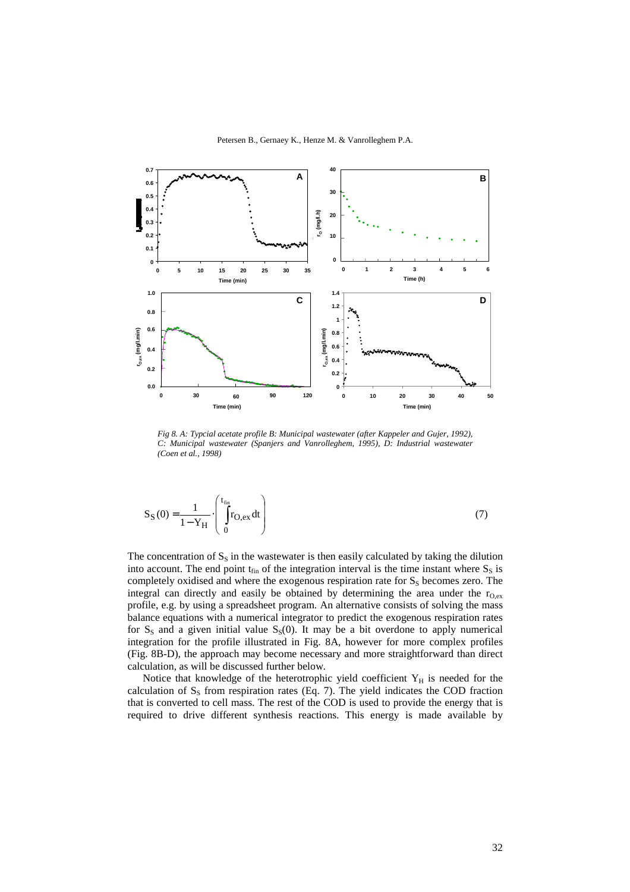*Fig 8. A: Typcial acetate profile B: Municipal wastewater (after Kappeler and Gujer, 1992), C: Municipal wastewater (Spanjers and Vanrolleghem, 1995), D: Industrial wastewater (Coen et al., 1998)*

$$S_S(0) = \frac{1}{1 - Y_H} \cdot \left( \int_0^{t_{fin}} r_{O,ex} \, dt \right) \tag{7}$$

The concentration of $S_S$ in the wastewater is then easily calculated by taking the dilution into account. The end point $t_{fin}$ of the integration interval is the time instant where $S_S$ is completely oxidised and where the exogenous respiration rate for $S_S$ becomes zero. The integral can directly and easily be obtained by determining the area under the $r_{O,ex}$ profile, e.g. by using a spreadsheet program. An alternative consists of solving the mass balance equations with a numerical integrator to predict the exogenous respiration rates for $S_S$ and a given initial value $S_S(0)$. It may be a bit overdone to apply numerical integration for the profile illustrated in Fig. 8A, however for more complex profiles (Fig. 8B-D), the approach may become necessary and more straightforward than direct calculation, as will be discussed further below.

Notice that knowledge of the heterotrophic yield coefficient $Y_H$ is needed for the calculation of $S_S$ from respiration rates (Eq. 7). The yield indicates the COD fraction that is converted to cell mass. The rest of the COD is used to provide the energy that is required to drive different synthesis reactions. This energy is made available by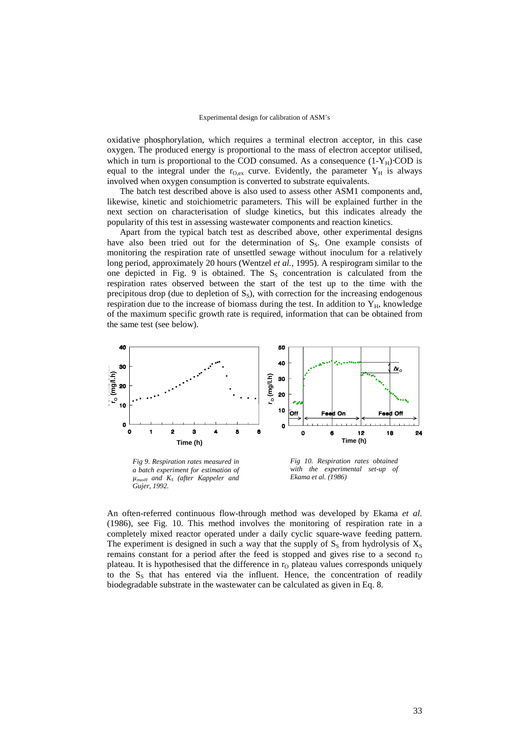oxidative phosphorylation, which requires a terminal electron acceptor, in this case oxygen. The produced energy is proportional to the mass of electron acceptor utilised, which in turn is proportional to the COD consumed. As a consequence $(1\text{-}Y_H)\cdot$COD is equal to the integral under the $r_{O,ex}$ curve. Evidently, the parameter $Y_H$ is always involved when oxygen consumption is converted to substrate equivalents.

The batch test described above is also used to assess other ASM1 components and, likewise, kinetic and stoichiometric parameters. This will be explained further in the next section on characterisation of sludge kinetics, but this indicates already the popularity of this test in assessing wastewater components and reaction kinetics.

Apart from the typical batch test as described above, other experimental designs have also been tried out for the determination of $S_S$. One example consists of monitoring the respiration rate of unsettled sewage without inoculum for a relatively long period, approximately 20 hours (Wentzel *et al.*, 1995). A respirogram similar to the one depicted in Fig. 9 is obtained. The $S_S$ concentration is calculated from the respiration rates observed between the start of the test up to the time with the precipitous drop (due to depletion of $S_S$), with correction for the increasing endogenous respiration due to the increase of biomass during the test. In addition to $Y_H$, knowledge of the maximum specific growth rate is required, information that can be obtained from the same test (see below).

*Fig 9. Respiration rates measured in a batch experiment for estimation of $\mu_{maxH}$ and $K_S$ (after Kappeler and Gujer, 1992.*

*Fig 10. Respiration rates obtained with the experimental set-up of Ekama et al. (1986)*

An often-referred continuous flow-through method was developed by Ekama *et al.* (1986), see Fig. 10. This method involves the monitoring of respiration rate in a completely mixed reactor operated under a daily cyclic square-wave feeding pattern. The experiment is designed in such a way that the supply of $S_S$ from hydrolysis of $X_S$ remains constant for a period after the feed is stopped and gives rise to a second $r_O$ plateau. It is hypothesised that the difference in $r_O$ plateau values corresponds uniquely to the $S_S$ that has entered via the influent. Hence, the concentration of readily biodegradable substrate in the wastewater can be calculated as given in Eq. 8.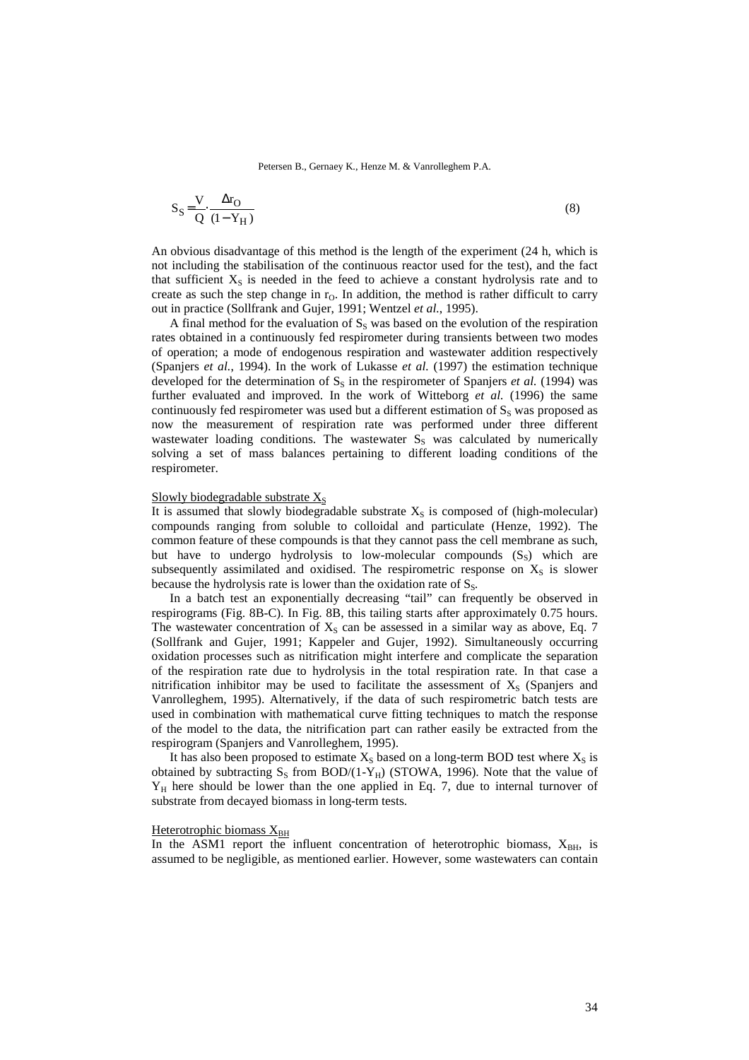$$S_S = \frac{V}{Q} \cdot \frac{\Delta r_O}{(1 - Y_H)} \tag{8}$$

An obvious disadvantage of this method is the length of the experiment (24 h, which is not including the stabilisation of the continuous reactor used for the test), and the fact that sufficient $X_S$ is needed in the feed to achieve a constant hydrolysis rate and to create as such the step change in $r_O$. In addition, the method is rather difficult to carry out in practice (Sollfrank and Gujer, 1991; Wentzel *et al.*, 1995).

A final method for the evaluation of $S_S$ was based on the evolution of the respiration rates obtained in a continuously fed respirometer during transients between two modes of operation; a mode of endogenous respiration and wastewater addition respectively (Spanjers *et al.*, 1994). In the work of Lukasse *et al.* (1997) the estimation technique developed for the determination of $S_S$ in the respirometer of Spanjers *et al.* (1994) was further evaluated and improved. In the work of Witteborg *et al.* (1996) the same continuously fed respirometer was used but a different estimation of $S_S$ was proposed as now the measurement of respiration rate was performed under three different wastewater loading conditions. The wastewater $S_S$ was calculated by numerically solving a set of mass balances pertaining to different loading conditions of the respirometer.

Slowly biodegradable substrate $X_S$

It is assumed that slowly biodegradable substrate $X_S$ is composed of (high-molecular) compounds ranging from soluble to colloidal and particulate (Henze, 1992). The common feature of these compounds is that they cannot pass the cell membrane as such, but have to undergo hydrolysis to low-molecular compounds ($S_S$) which are subsequently assimilated and oxidised. The respirometric response on $X_S$ is slower because the hydrolysis rate is lower than the oxidation rate of $S_S$.

In a batch test an exponentially decreasing "tail" can frequently be observed in respirograms (Fig. 8B-C). In Fig. 8B, this tailing starts after approximately 0.75 hours. The wastewater concentration of $X_S$ can be assessed in a similar way as above, Eq. 7 (Sollfrank and Gujer, 1991; Kappeler and Gujer, 1992). Simultaneously occurring oxidation processes such as nitrification might interfere and complicate the separation of the respiration rate due to hydrolysis in the total respiration rate. In that case a nitrification inhibitor may be used to facilitate the assessment of $X_S$ (Spanjers and Vanrolleghem, 1995). Alternatively, if the data of such respirometric batch tests are used in combination with mathematical curve fitting techniques to match the response of the model to the data, the nitrification part can rather easily be extracted from the respirogram (Spanjers and Vanrolleghem, 1995).

It has also been proposed to estimate $X_S$ based on a long-term BOD test where $X_S$ is obtained by subtracting $S_S$ from BOD/(1-$Y_H$) (STOWA, 1996). Note that the value of $Y_H$ here should be lower than the one applied in Eq. 7, due to internal turnover of substrate from decayed biomass in long-term tests.

Heterotrophic biomass $X_{BH}$

In the ASM1 report the influent concentration of heterotrophic biomass, $X_{BH}$, is assumed to be negligible, as mentioned earlier. However, some wastewaters can contain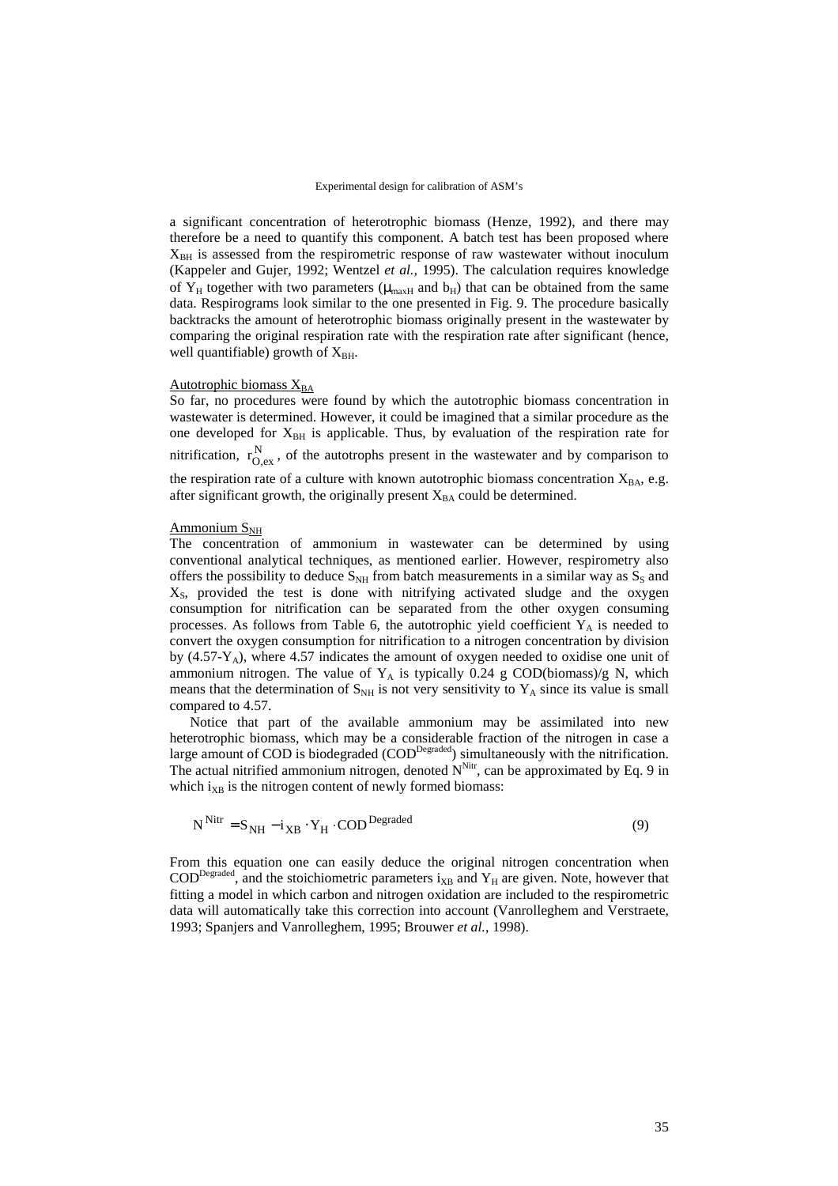a significant concentration of heterotrophic biomass (Henze, 1992), and there may therefore be a need to quantify this component. A batch test has been proposed where $X_{BH}$ is assessed from the respirometric response of raw wastewater without inoculum (Kappeler and Gujer, 1992; Wentzel *et al.*, 1995). The calculation requires knowledge of $Y_H$ together with two parameters ($\mu_{maxH}$ and $b_H$) that can be obtained from the same data. Respirograms look similar to the one presented in Fig. 9. The procedure basically backtracks the amount of heterotrophic biomass originally present in the wastewater by comparing the original respiration rate with the respiration rate after significant (hence, well quantifiable) growth of $X_{BH}$.

Autotrophic biomass $X_{BA}$

So far, no procedures were found by which the autotrophic biomass concentration in wastewater is determined. However, it could be imagined that a similar procedure as the one developed for $X_{BH}$ is applicable. Thus, by evaluation of the respiration rate for nitrification, $r^{N}_{O,ex}$, of the autotrophs present in the wastewater and by comparison to the respiration rate of a culture with known autotrophic biomass concentration $X_{BA}$, e.g. after significant growth, the originally present $X_{BA}$ could be determined.

Ammonium $S_{NH}$

The concentration of ammonium in wastewater can be determined by using conventional analytical techniques, as mentioned earlier. However, respirometry also offers the possibility to deduce $S_{NH}$ from batch measurements in a similar way as $S_S$ and $X_S$, provided the test is done with nitrifying activated sludge and the oxygen consumption for nitrification can be separated from the other oxygen consuming processes. As follows from Table 6, the autotrophic yield coefficient $Y_A$ is needed to convert the oxygen consumption for nitrification to a nitrogen concentration by division by ($4.57$-$Y_A$), where 4.57 indicates the amount of oxygen needed to oxidise one unit of ammonium nitrogen. The value of $Y_A$ is typically 0.24 g COD(biomass)/g N, which means that the determination of $S_{NH}$ is not very sensitivity to $Y_A$ since its value is small compared to 4.57.

Notice that part of the available ammonium may be assimilated into new heterotrophic biomass, which may be a considerable fraction of the nitrogen in case a large amount of COD is biodegraded ($COD^{Degraded}$) simultaneously with the nitrification. The actual nitrified ammonium nitrogen, denoted $N^{Nitr}$, can be approximated by Eq. 9 in which $i_{XB}$ is the nitrogen content of newly formed biomass:

$$N^{Nitr} = S_{NH} - i_{XB} \cdot Y_H \cdot COD^{Degraded} \tag{9}$$

From this equation one can easily deduce the original nitrogen concentration when $COD^{Degraded}$, and the stoichiometric parameters $i_{XB}$ and $Y_H$ are given. Note, however that fitting a model in which carbon and nitrogen oxidation are included to the respirometric data will automatically take this correction into account (Vanrolleghem and Verstraete, 1993; Spanjers and Vanrolleghem, 1995; Brouwer *et al.*, 1998).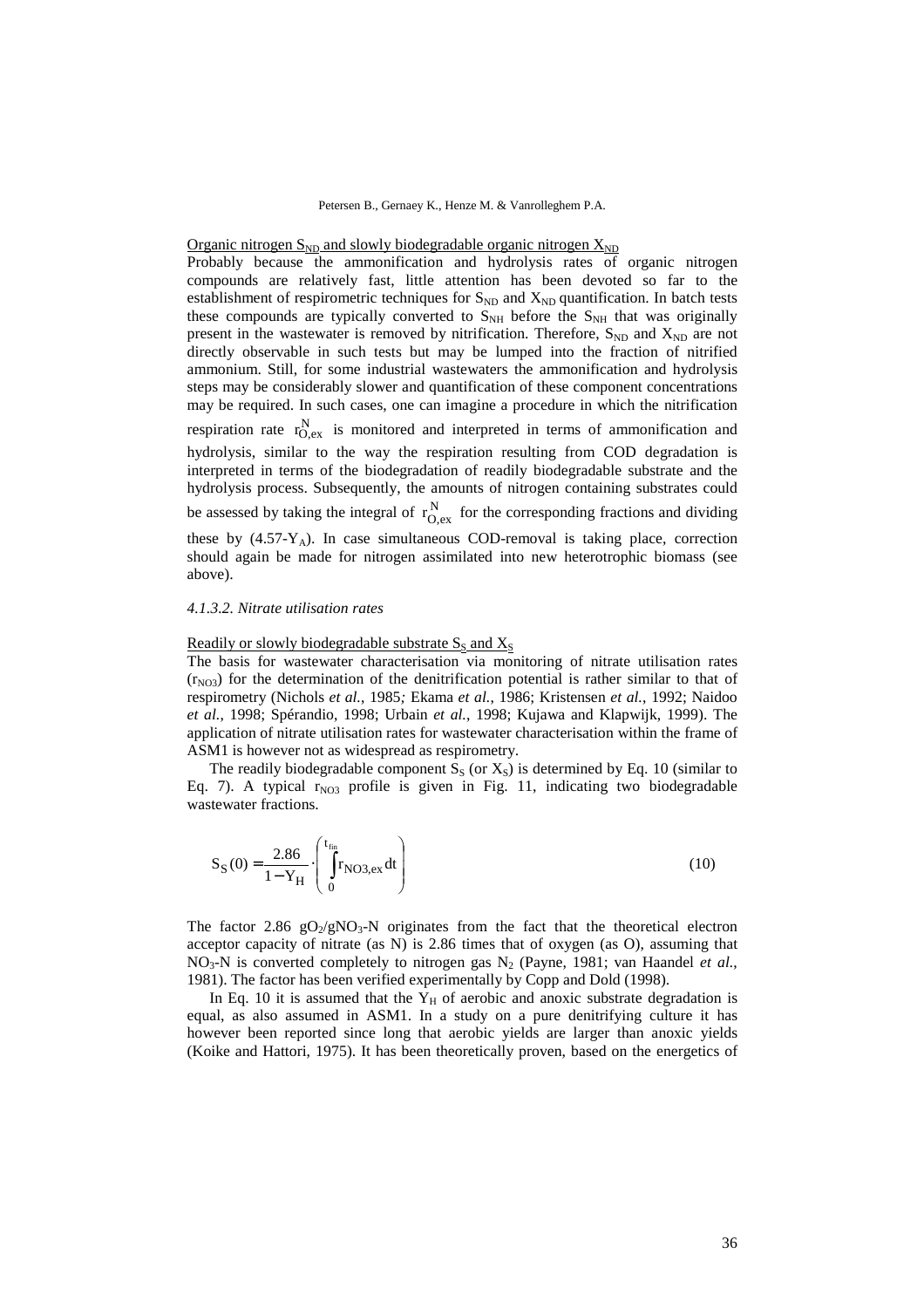Organic nitrogen $S_{ND}$ and slowly biodegradable organic nitrogen $X_{ND}$

Probably because the ammonification and hydrolysis rates of organic nitrogen compounds are relatively fast, little attention has been devoted so far to the establishment of respirometric techniques for $S_{ND}$ and $X_{ND}$ quantification. In batch tests these compounds are typically converted to $S_{NH}$ before the $S_{NH}$ that was originally present in the wastewater is removed by nitrification. Therefore, $S_{ND}$ and $X_{ND}$ are not directly observable in such tests but may be lumped into the fraction of nitrified ammonium. Still, for some industrial wastewaters the ammonification and hydrolysis steps may be considerably slower and quantification of these component concentrations may be required. In such cases, one can imagine a procedure in which the nitrification respiration rate $r_{O,ex}^{N}$ is monitored and interpreted in terms of ammonification and hydrolysis, similar to the way the respiration resulting from COD degradation is interpreted in terms of the biodegradation of readily biodegradable substrate and the hydrolysis process. Subsequently, the amounts of nitrogen containing substrates could be assessed by taking the integral of $r_{O,ex}^{N}$ for the corresponding fractions and dividing these by $(4.57\text{-}Y_A)$. In case simultaneous COD-removal is taking place, correction should again be made for nitrogen assimilated into new heterotrophic biomass (see above).

#### *4.1.3.2. Nitrate utilisation rates*

Readily or slowly biodegradable substrate $S_S$ and $X_S$

The basis for wastewater characterisation via monitoring of nitrate utilisation rates ($r_{NO3}$) for the determination of the denitrification potential is rather similar to that of respirometry (Nichols *et al.*, 1985; Ekama *et al.*, 1986; Kristensen *et al.*, 1992; Naidoo *et al.*, 1998; Spérandio, 1998; Urbain *et al.*, 1998; Kujawa and Klapwijk, 1999). The application of nitrate utilisation rates for wastewater characterisation within the frame of ASM1 is however not as widespread as respirometry.

The readily biodegradable component $S_S$ (or $X_S$) is determined by Eq. 10 (similar to Eq. 7). A typical $r_{NO3}$ profile is given in Fig. 11, indicating two biodegradable wastewater fractions.

$$S_S(0) = \frac{2.86}{1 - Y_H} \cdot \left( \int_0^{t_{fin}} r_{NO3,ex}\, dt \right) \tag{10}$$

The factor 2.86 $gO_2/gNO_3\text{-}N$ originates from the fact that the theoretical electron acceptor capacity of nitrate (as N) is 2.86 times that of oxygen (as O), assuming that $NO_3$-N is converted completely to nitrogen gas $N_2$ (Payne, 1981; van Haandel *et al.*, 1981). The factor has been verified experimentally by Copp and Dold (1998).

In Eq. 10 it is assumed that the $Y_H$ of aerobic and anoxic substrate degradation is equal, as also assumed in ASM1. In a study on a pure denitrifying culture it has however been reported since long that aerobic yields are larger than anoxic yields (Koike and Hattori, 1975). It has been theoretically proven, based on the energetics of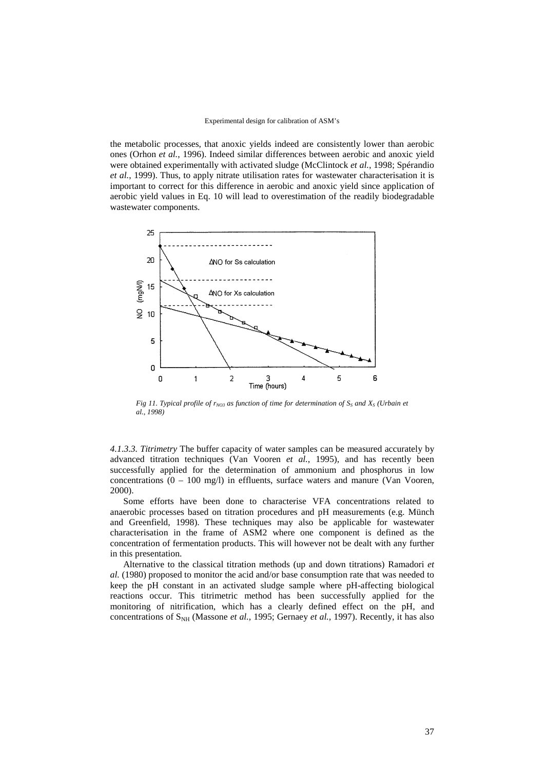the metabolic processes, that anoxic yields indeed are consistently lower than aerobic ones (Orhon *et al.*, 1996). Indeed similar differences between aerobic and anoxic yield were obtained experimentally with activated sludge (McClintock *et al.*, 1998; Spérandio *et al.*, 1999). Thus, to apply nitrate utilisation rates for wastewater characterisation it is important to correct for this difference in aerobic and anoxic yield since application of aerobic yield values in Eq. 10 will lead to overestimation of the readily biodegradable wastewater components.

*Fig 11. Typical profile of $r_{NO3}$ as function of time for determination of $S_S$ and $X_S$ (Urbain et al., 1998)*

*4.1.3.3. Titrimetry* The buffer capacity of water samples can be measured accurately by advanced titration techniques (Van Vooren *et al.*, 1995), and has recently been successfully applied for the determination of ammonium and phosphorus in low concentrations (0 – 100 mg/l) in effluents, surface waters and manure (Van Vooren, 2000).

Some efforts have been done to characterise VFA concentrations related to anaerobic processes based on titration procedures and pH measurements (e.g. Münch and Greenfield, 1998). These techniques may also be applicable for wastewater characterisation in the frame of ASM2 where one component is defined as the concentration of fermentation products. This will however not be dealt with any further in this presentation.

Alternative to the classical titration methods (up and down titrations) Ramadori *et al.* (1980) proposed to monitor the acid and/or base consumption rate that was needed to keep the pH constant in an activated sludge sample where pH-affecting biological reactions occur. This titrimetric method has been successfully applied for the monitoring of nitrification, which has a clearly defined effect on the pH, and concentrations of $S_{NH}$ (Massone *et al.*, 1995; Gernaey *et al.*, 1997). Recently, it has also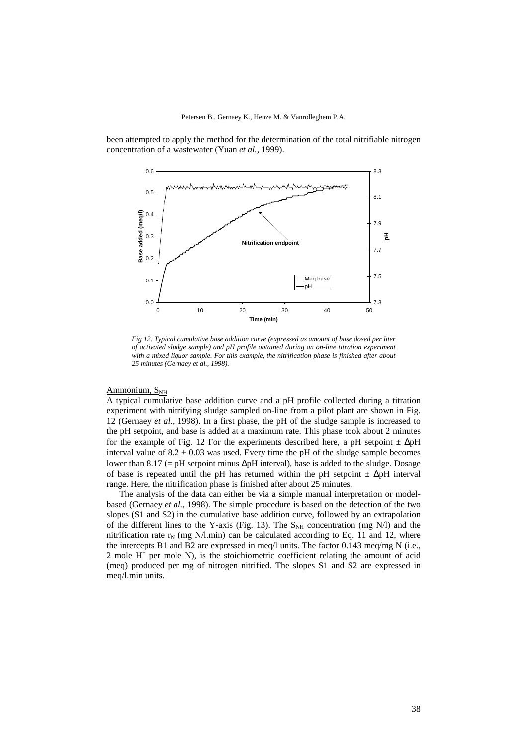been attempted to apply the method for the determination of the total nitrifiable nitrogen concentration of a wastewater (Yuan *et al.*, 1999).

*Fig 12. Typical cumulative base addition curve (expressed as amount of base dosed per liter of activated sludge sample) and pH profile obtained during an on-line titration experiment with a mixed liquor sample. For this example, the nitrification phase is finished after about 25 minutes (Gernaey et al., 1998).*

Ammonium, $S_{NH}$

A typical cumulative base addition curve and a pH profile collected during a titration experiment with nitrifying sludge sampled on-line from a pilot plant are shown in Fig. 12 (Gernaey *et al.*, 1998). In a first phase, the pH of the sludge sample is increased to the pH setpoint, and base is added at a maximum rate. This phase took about 2 minutes for the example of Fig. 12 For the experiments described here, a pH setpoint $\pm$ ΔpH interval value of $8.2 \pm 0.03$ was used. Every time the pH of the sludge sample becomes lower than 8.17 (= pH setpoint minus ΔpH interval), base is added to the sludge. Dosage of base is repeated until the pH has returned within the pH setpoint $\pm$ ΔpH interval range. Here, the nitrification phase is finished after about 25 minutes.

The analysis of the data can either be via a simple manual interpretation or model-based (Gernaey *et al.*, 1998). The simple procedure is based on the detection of the two slopes (S1 and S2) in the cumulative base addition curve, followed by an extrapolation of the different lines to the Y-axis (Fig. 13). The $S_{NH}$ concentration (mg N/l) and the nitrification rate $r_N$ (mg N/l.min) can be calculated according to Eq. 11 and 12, where the intercepts B1 and B2 are expressed in meq/l units. The factor 0.143 meq/mg N (i.e., 2 mole $H^+$ per mole N), is the stoichiometric coefficient relating the amount of acid (meq) produced per mg of nitrogen nitrified. The slopes S1 and S2 are expressed in meq/l.min units.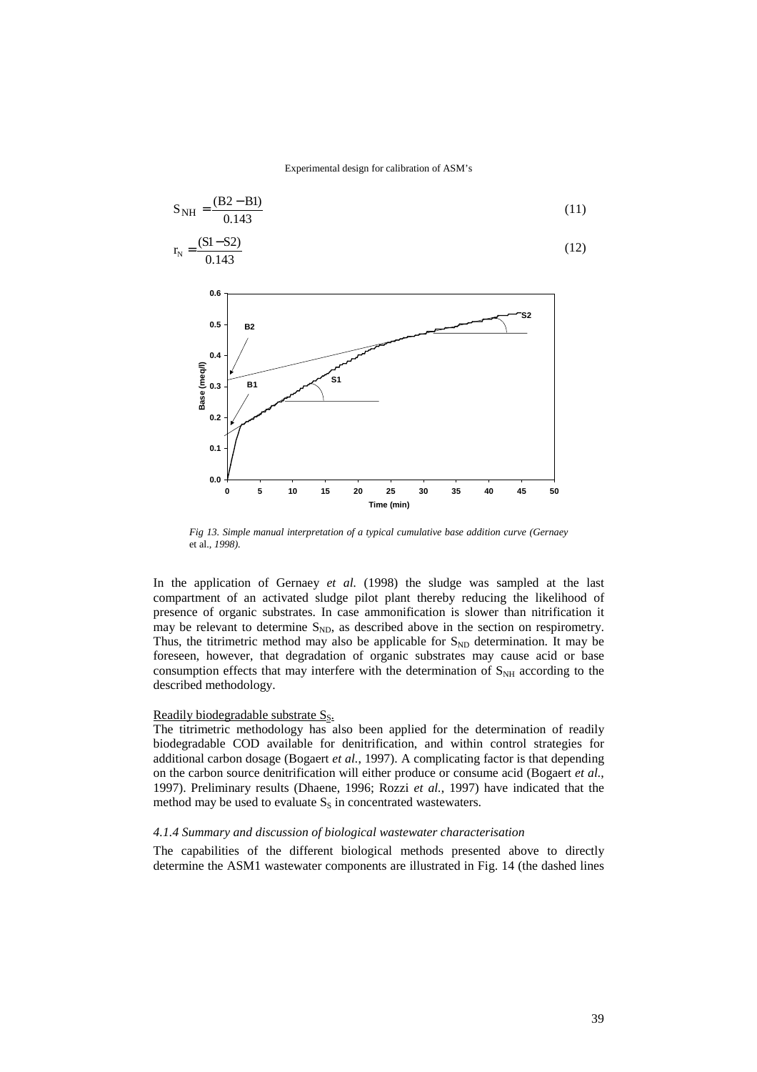$$S_{NH} = \frac{(B2 - B1)}{0.143} \quad (11)$$

$$r_N = \frac{(S1 - S2)}{0.143} \quad (12)$$

*Fig 13. Simple manual interpretation of a typical cumulative base addition curve (Gernaey* et al., *1998).*

In the application of Gernaey *et al.* (1998) the sludge was sampled at the last compartment of an activated sludge pilot plant thereby reducing the likelihood of presence of organic substrates. In case ammonification is slower than nitrification it may be relevant to determine $S_{ND}$, as described above in the section on respirometry. Thus, the titrimetric method may also be applicable for $S_{ND}$ determination. It may be foreseen, however, that degradation of organic substrates may cause acid or base consumption effects that may interfere with the determination of $S_{NH}$ according to the described methodology.

Readily biodegradable substrate $S_S$.

The titrimetric methodology has also been applied for the determination of readily biodegradable COD available for denitrification, and within control strategies for additional carbon dosage (Bogaert *et al.*, 1997). A complicating factor is that depending on the carbon source denitrification will either produce or consume acid (Bogaert *et al.*, 1997). Preliminary results (Dhaene, 1996; Rozzi *et al.*, 1997) have indicated that the method may be used to evaluate $S_S$ in concentrated wastewaters.

#### *4.1.4 Summary and discussion of biological wastewater characterisation*

The capabilities of the different biological methods presented above to directly determine the ASM1 wastewater components are illustrated in Fig. 14 (the dashed lines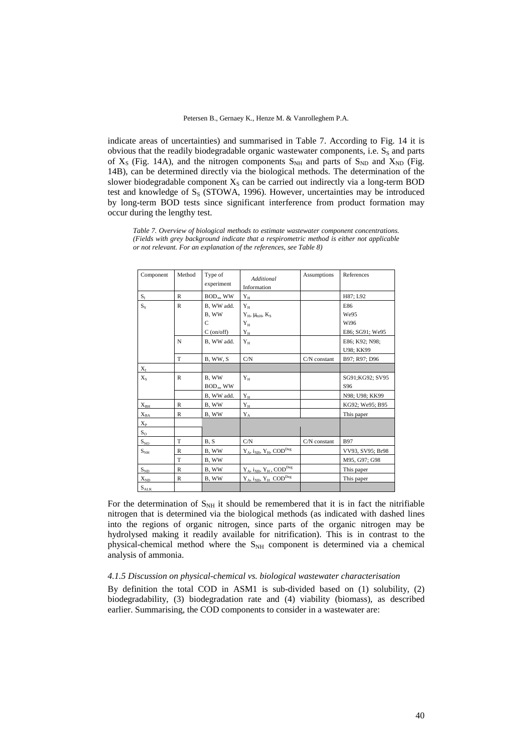indicate areas of uncertainties) and summarised in Table 7. According to Fig. 14 it is obvious that the readily biodegradable organic wastewater components, i.e. $S_S$ and parts of $X_S$ (Fig. 14A), and the nitrogen components $S_{NH}$ and parts of $S_{ND}$ and $X_{ND}$ (Fig. 14B), can be determined directly via the biological methods. The determination of the slower biodegradable component $X_S$ can be carried out indirectly via a long-term BOD test and knowledge of $S_S$ (STOWA, 1996). However, uncertainties may be introduced by long-term BOD tests since significant interference from product formation may occur during the lengthy test.

*Table 7. Overview of biological methods to estimate wastewater component concentrations. (Fields with grey background indicate that a respirometric method is either not applicable or not relevant. For an explanation of the references, see Table 8)*

| Component | Method | Type of experiment | *Additional* Information | Assumptions | References |
|---|---|---|---|---|---|
| $S_I$ | R | $BOD_\infty$, WW | $Y_H$ | | H87; L92 |
| $S_S$ | R | B, WW add.<br>B, WW<br>C<br>C (on/off) | $Y_H$<br>$Y_H$, $\mu_{mH}$, $K_S$<br>$Y_H$<br>$Y_H$ | | E86<br>We95<br>Wi96<br>E86; SG91; We95 |
| | N | B, WW add. | $Y_H$ | | E86; K92; N98; U98; KK99 |
| | T | B, WW, S | C/N | C/N constant | B97; R97; D96 |
| $X_I$ | | | | | |
| $X_S$ | R | B, WW<br>$BOD_\infty$, WW | $Y_H$ | | SG91;KG92; SV95 S96 |
| | | B, WW add. | $Y_H$ | | N98; U98; KK99 |
| $X_{BH}$ | R | B, WW | $Y_H$ | | KG92; We95; B95 |
| $X_{BA}$ | R | B, WW | $Y_A$ | | This paper |
| $X_P$ | | | | | |
| $S_O$ | | | | | |
| $S_{NO}$ | T | B, S | C/N | C/N constant | B97 |
| $S_{NH}$ | R | B, WW | $Y_A$, $i_{XB}$, $Y_H$, $COD^{Deg}$ | | VV93, SV95; Br98 |
| | T | B, WW | | | M95, G97; G98 |
| $S_{ND}$ | R | B, WW | $Y_A$, $i_{XB}$, $Y_H$, $COD^{Deg}$ | | This paper |
| $X_{ND}$ | R | B, WW | $Y_A$, $i_{XB}$, $Y_H$ $COD^{Deg}$ | | This paper |
| $S_{ALK}$ | | | | | |

For the determination of $S_{NH}$ it should be remembered that it is in fact the nitrifiable nitrogen that is determined via the biological methods (as indicated with dashed lines into the regions of organic nitrogen, since parts of the organic nitrogen may be hydrolysed making it readily available for nitrification). This is in contrast to the physical-chemical method where the $S_{NH}$ component is determined via a chemical analysis of ammonia.

#### *4.1.5 Discussion on physical-chemical vs. biological wastewater characterisation*

By definition the total COD in ASM1 is sub-divided based on (1) solubility, (2) biodegradability, (3) biodegradation rate and (4) viability (biomass), as described earlier. Summarising, the COD components to consider in a wastewater are: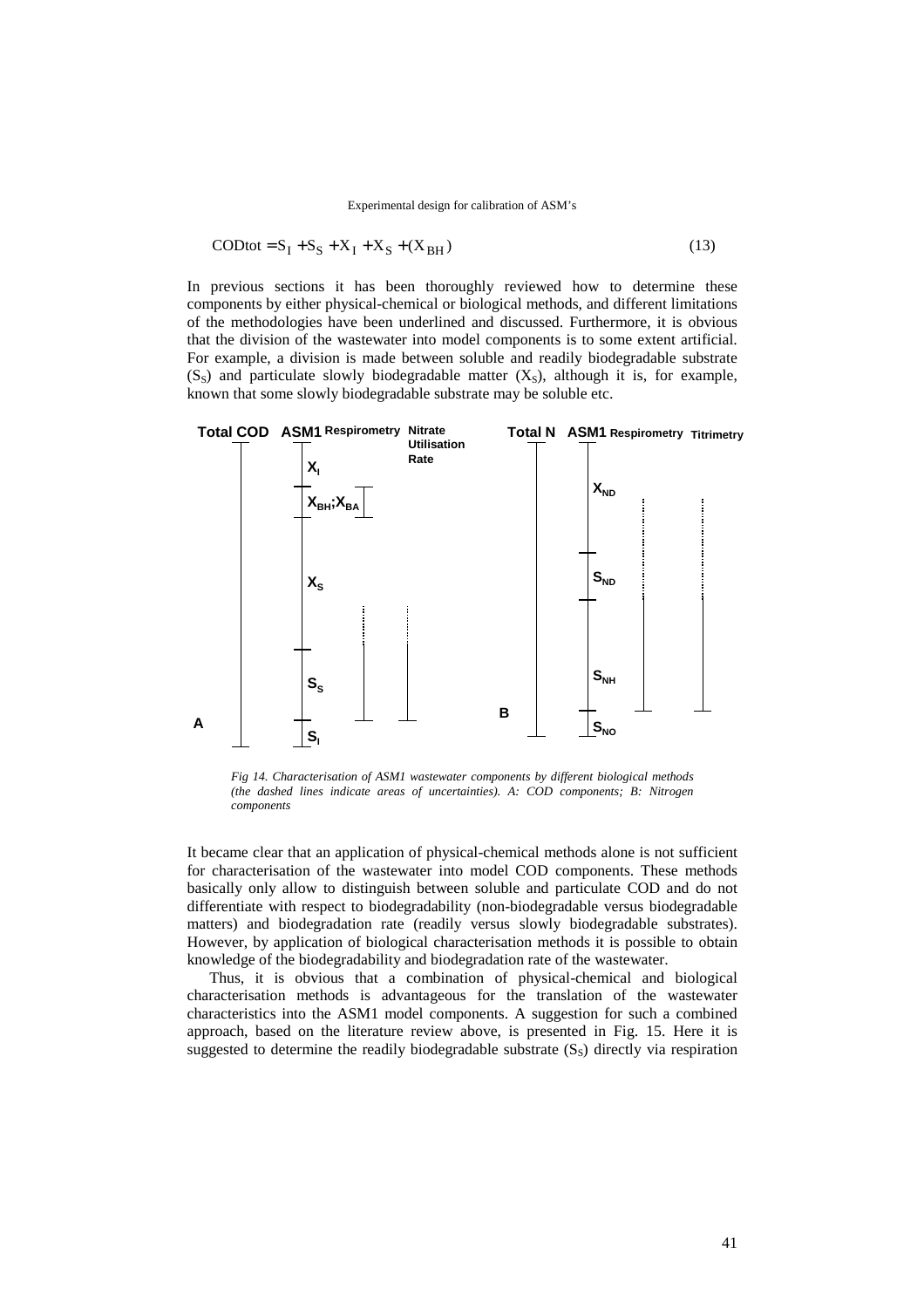$$\text{CODtot} = S_I + S_S + X_I + X_S + (X_{BH}) \tag{13}$$

In previous sections it has been thoroughly reviewed how to determine these components by either physical-chemical or biological methods, and different limitations of the methodologies have been underlined and discussed. Furthermore, it is obvious that the division of the wastewater into model components is to some extent artificial. For example, a division is made between soluble and readily biodegradable substrate ($S_S$) and particulate slowly biodegradable matter ($X_S$), although it is, for example, known that some slowly biodegradable substrate may be soluble etc.

*Fig 14. Characterisation of ASM1 wastewater components by different biological methods (the dashed lines indicate areas of uncertainties). A: COD components; B: Nitrogen components*

It became clear that an application of physical-chemical methods alone is not sufficient for characterisation of the wastewater into model COD components. These methods basically only allow to distinguish between soluble and particulate COD and do not differentiate with respect to biodegradability (non-biodegradable versus biodegradable matters) and biodegradation rate (readily versus slowly biodegradable substrates). However, by application of biological characterisation methods it is possible to obtain knowledge of the biodegradability and biodegradation rate of the wastewater.

Thus, it is obvious that a combination of physical-chemical and biological characterisation methods is advantageous for the translation of the wastewater characteristics into the ASM1 model components. A suggestion for such a combined approach, based on the literature review above, is presented in Fig. 15. Here it is suggested to determine the readily biodegradable substrate ($S_S$) directly via respiration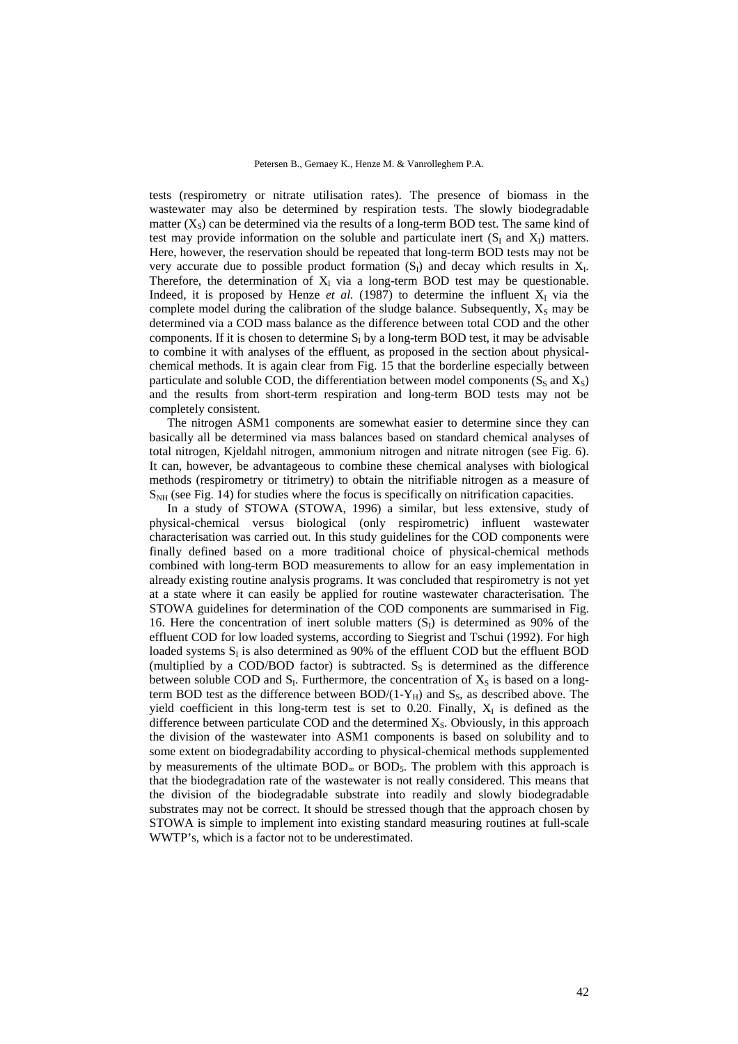tests (respirometry or nitrate utilisation rates). The presence of biomass in the wastewater may also be determined by respiration tests. The slowly biodegradable matter ($X_S$) can be determined via the results of a long-term BOD test. The same kind of test may provide information on the soluble and particulate inert ($S_I$ and $X_I$) matters. Here, however, the reservation should be repeated that long-term BOD tests may not be very accurate due to possible product formation ($S_I$) and decay which results in $X_I$. Therefore, the determination of $X_I$ via a long-term BOD test may be questionable. Indeed, it is proposed by Henze *et al.* (1987) to determine the influent $X_I$ via the complete model during the calibration of the sludge balance. Subsequently, $X_S$ may be determined via a COD mass balance as the difference between total COD and the other components. If it is chosen to determine $S_I$ by a long-term BOD test, it may be advisable to combine it with analyses of the effluent, as proposed in the section about physical-chemical methods. It is again clear from Fig. 15 that the borderline especially between particulate and soluble COD, the differentiation between model components ($S_S$ and $X_S$) and the results from short-term respiration and long-term BOD tests may not be completely consistent.

The nitrogen ASM1 components are somewhat easier to determine since they can basically all be determined via mass balances based on standard chemical analyses of total nitrogen, Kjeldahl nitrogen, ammonium nitrogen and nitrate nitrogen (see Fig. 6). It can, however, be advantageous to combine these chemical analyses with biological methods (respirometry or titrimetry) to obtain the nitrifiable nitrogen as a measure of $S_{NH}$ (see Fig. 14) for studies where the focus is specifically on nitrification capacities.

In a study of STOWA (STOWA, 1996) a similar, but less extensive, study of physical-chemical versus biological (only respirometric) influent wastewater characterisation was carried out. In this study guidelines for the COD components were finally defined based on a more traditional choice of physical-chemical methods combined with long-term BOD measurements to allow for an easy implementation in already existing routine analysis programs. It was concluded that respirometry is not yet at a state where it can easily be applied for routine wastewater characterisation. The STOWA guidelines for determination of the COD components are summarised in Fig. 16. Here the concentration of inert soluble matters ($S_I$) is determined as 90% of the effluent COD for low loaded systems, according to Siegrist and Tschui (1992). For high loaded systems $S_I$ is also determined as 90% of the effluent COD but the effluent BOD (multiplied by a COD/BOD factor) is subtracted. $S_S$ is determined as the difference between soluble COD and $S_I$. Furthermore, the concentration of $X_S$ is based on a long-term BOD test as the difference between $BOD/(1-Y_H)$ and $S_S$, as described above. The yield coefficient in this long-term test is set to 0.20. Finally, $X_I$ is defined as the difference between particulate COD and the determined $X_S$. Obviously, in this approach the division of the wastewater into ASM1 components is based on solubility and to some extent on biodegradability according to physical-chemical methods supplemented by measurements of the ultimate $BOD_\infty$ or $BOD_5$. The problem with this approach is that the biodegradation rate of the wastewater is not really considered. This means that the division of the biodegradable substrate into readily and slowly biodegradable substrates may not be correct. It should be stressed though that the approach chosen by STOWA is simple to implement into existing standard measuring routines at full-scale WWTP's, which is a factor not to be underestimated.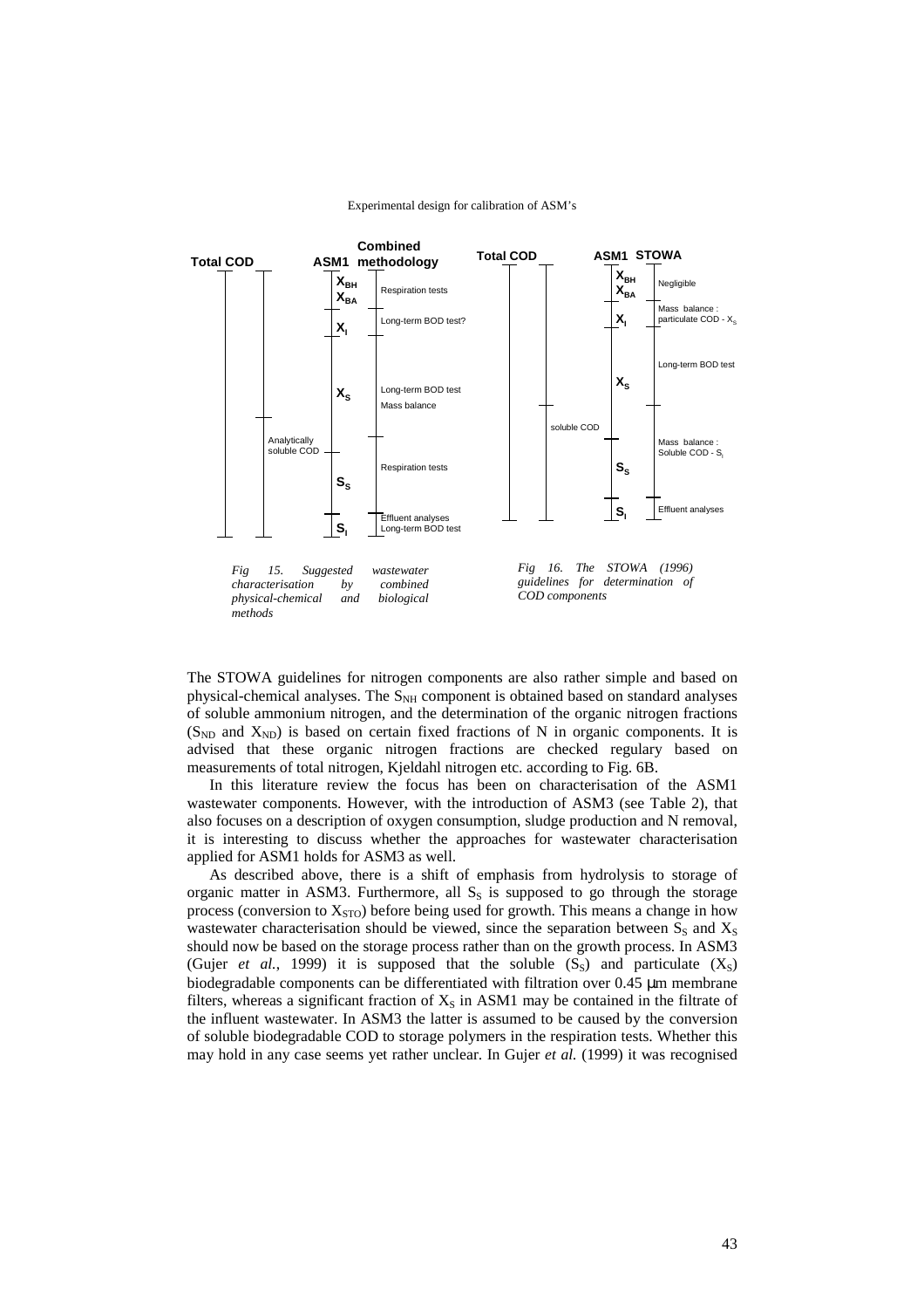| Total COD | | ASM1 | Combined methodology |
|---|---|---|---|
| | | $X_{BH}$, $X_{BA}$ | Respiration tests |
| | | $X_I$ | Long-term BOD test? |
| | | $X_S$ | Long-term BOD test; Mass balance |
| | Analytically soluble COD | $S_S$ | Respiration tests |
| | | $S_I$ | Effluent analyses; Long-term BOD test |

*Fig 15. Suggested wastewater characterisation by combined physical-chemical and biological methods*

| Total COD | | ASM1 | STOWA |
|---|---|---|---|
| | | $X_{BH}$, $X_{BA}$ | Negligible |
| | | $X_I$ | Mass balance : particulate COD - $X_S$ |
| | | $X_S$ | Long-term BOD test |
| | soluble COD | $S_S$ | Mass balance : Soluble COD - $S_I$ |
| | | $S_I$ | Effluent analyses |

*Fig 16. The STOWA (1996) guidelines for determination of COD components*

The STOWA guidelines for nitrogen components are also rather simple and based on physical-chemical analyses. The $S_{NH}$ component is obtained based on standard analyses of soluble ammonium nitrogen, and the determination of the organic nitrogen fractions ($S_{ND}$ and $X_{ND}$) is based on certain fixed fractions of N in organic components. It is advised that these organic nitrogen fractions are checked regulary based on measurements of total nitrogen, Kjeldahl nitrogen etc. according to Fig. 6B.

In this literature review the focus has been on characterisation of the ASM1 wastewater components. However, with the introduction of ASM3 (see Table 2), that also focuses on a description of oxygen consumption, sludge production and N removal, it is interesting to discuss whether the approaches for wastewater characterisation applied for ASM1 holds for ASM3 as well.

As described above, there is a shift of emphasis from hydrolysis to storage of organic matter in ASM3. Furthermore, all $S_S$ is supposed to go through the storage process (conversion to $X_{STO}$) before being used for growth. This means a change in how wastewater characterisation should be viewed, since the separation between $S_S$ and $X_S$ should now be based on the storage process rather than on the growth process. In ASM3 (Gujer *et al.*, 1999) it is supposed that the soluble ($S_S$) and particulate ($X_S$) biodegradable components can be differentiated with filtration over 0.45 µm membrane filters, whereas a significant fraction of $X_S$ in ASM1 may be contained in the filtrate of the influent wastewater. In ASM3 the latter is assumed to be caused by the conversion of soluble biodegradable COD to storage polymers in the respiration tests. Whether this may hold in any case seems yet rather unclear. In Gujer *et al.* (1999) it was recognised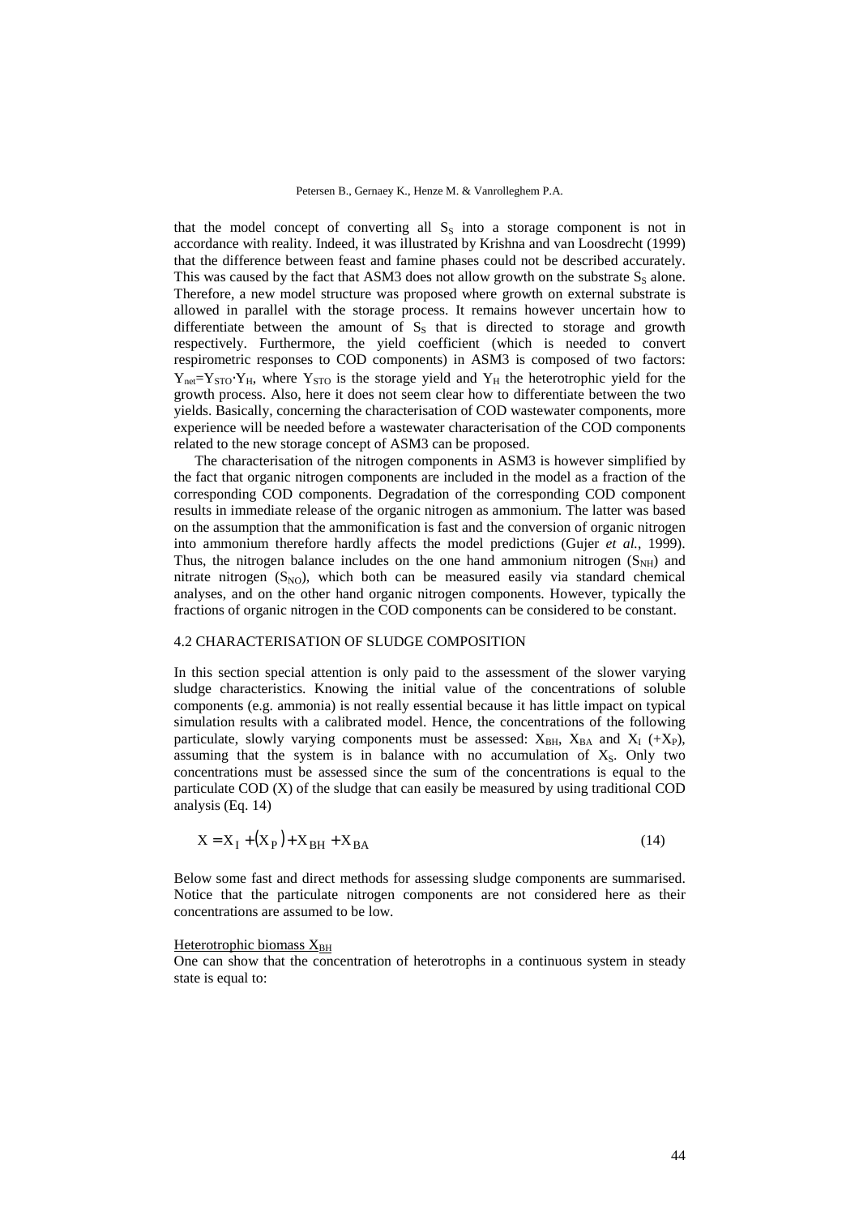that the model concept of converting all $S_S$ into a storage component is not in accordance with reality. Indeed, it was illustrated by Krishna and van Loosdrecht (1999) that the difference between feast and famine phases could not be described accurately. This was caused by the fact that ASM3 does not allow growth on the substrate $S_S$ alone. Therefore, a new model structure was proposed where growth on external substrate is allowed in parallel with the storage process. It remains however uncertain how to differentiate between the amount of $S_S$ that is directed to storage and growth respectively. Furthermore, the yield coefficient (which is needed to convert respirometric responses to COD components) in ASM3 is composed of two factors: $Y_{net}=Y_{STO}\cdot Y_H$, where $Y_{STO}$ is the storage yield and $Y_H$ the heterotrophic yield for the growth process. Also, here it does not seem clear how to differentiate between the two yields. Basically, concerning the characterisation of COD wastewater components, more experience will be needed before a wastewater characterisation of the COD components related to the new storage concept of ASM3 can be proposed.

The characterisation of the nitrogen components in ASM3 is however simplified by the fact that organic nitrogen components are included in the model as a fraction of the corresponding COD components. Degradation of the corresponding COD component results in immediate release of the organic nitrogen as ammonium. The latter was based on the assumption that the ammonification is fast and the conversion of organic nitrogen into ammonium therefore hardly affects the model predictions (Gujer *et al.*, 1999). Thus, the nitrogen balance includes on the one hand ammonium nitrogen ($S_{NH}$) and nitrate nitrogen ($S_{NO}$), which both can be measured easily via standard chemical analyses, and on the other hand organic nitrogen components. However, typically the fractions of organic nitrogen in the COD components can be considered to be constant.

### 4.2 CHARACTERISATION OF SLUDGE COMPOSITION

In this section special attention is only paid to the assessment of the slower varying sludge characteristics. Knowing the initial value of the concentrations of soluble components (e.g. ammonia) is not really essential because it has little impact on typical simulation results with a calibrated model. Hence, the concentrations of the following particulate, slowly varying components must be assessed: $X_{BH}$, $X_{BA}$ and $X_I$ ($+X_P$), assuming that the system is in balance with no accumulation of $X_S$. Only two concentrations must be assessed since the sum of the concentrations is equal to the particulate COD (X) of the sludge that can easily be measured by using traditional COD analysis (Eq. 14)

$$X = X_I + (X_P) + X_{BH} + X_{BA} \tag{14}$$

Below some fast and direct methods for assessing sludge components are summarised. Notice that the particulate nitrogen components are not considered here as their concentrations are assumed to be low.

Heterotrophic biomass $X_{BH}$

One can show that the concentration of heterotrophs in a continuous system in steady state is equal to: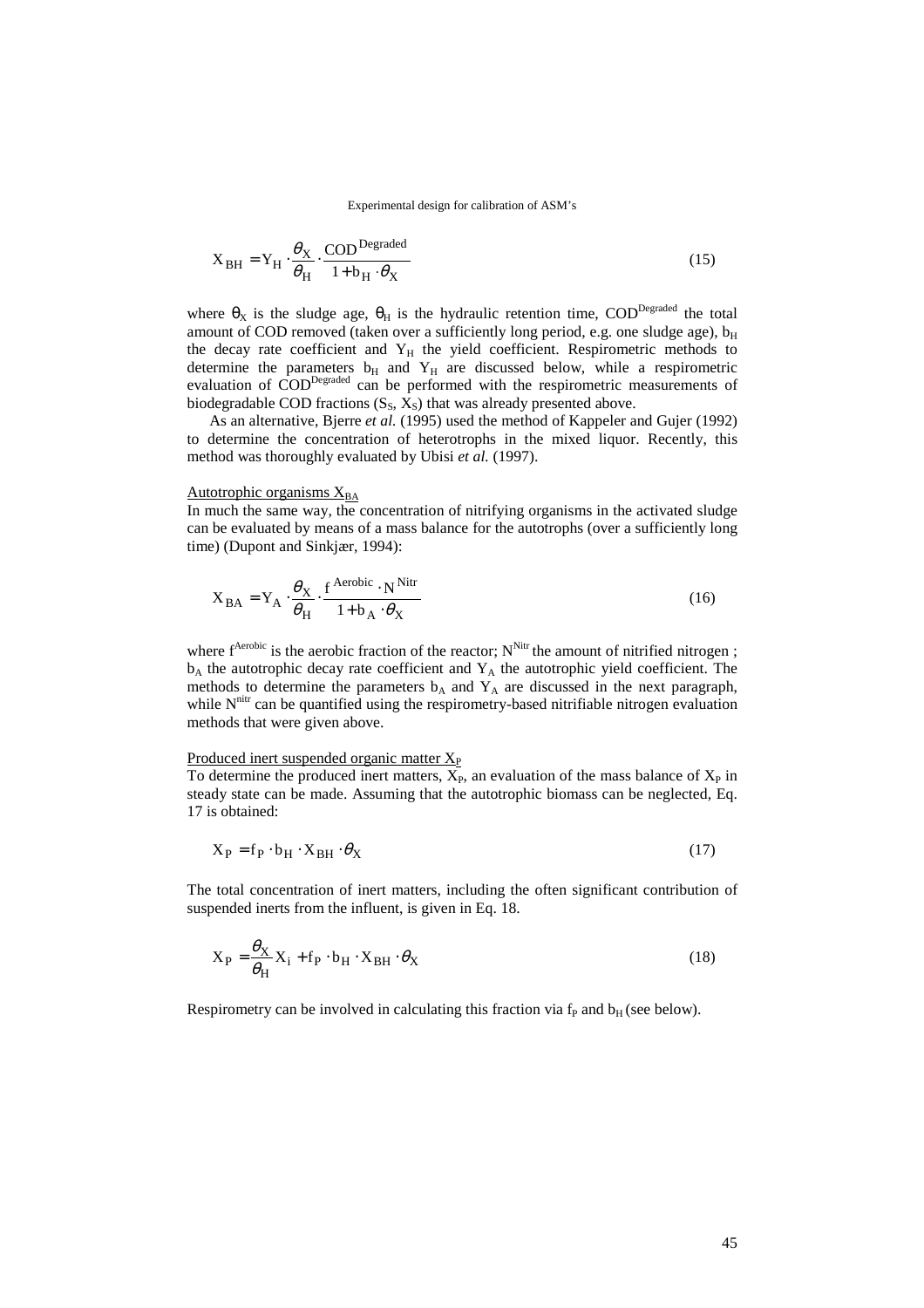$$X_{BH} = Y_H \cdot \frac{\theta_X}{\theta_H} \cdot \frac{COD^{Degraded}}{1 + b_H \cdot \theta_X} \tag{15}$$

where $\theta_X$ is the sludge age, $\theta_H$ is the hydraulic retention time, $COD^{Degraded}$ the total amount of COD removed (taken over a sufficiently long period, e.g. one sludge age), $b_H$ the decay rate coefficient and $Y_H$ the yield coefficient. Respirometric methods to determine the parameters $b_H$ and $Y_H$ are discussed below, while a respirometric evaluation of $COD^{Degraded}$ can be performed with the respirometric measurements of biodegradable COD fractions ($S_S$, $X_S$) that was already presented above.

As an alternative, Bjerre *et al.* (1995) used the method of Kappeler and Gujer (1992) to determine the concentration of heterotrophs in the mixed liquor. Recently, this method was thoroughly evaluated by Ubisi *et al.* (1997).

Autotrophic organisms $X_{BA}$

In much the same way, the concentration of nitrifying organisms in the activated sludge can be evaluated by means of a mass balance for the autotrophs (over a sufficiently long time) (Dupont and Sinkjær, 1994):

$$X_{BA} = Y_A \cdot \frac{\theta_X}{\theta_H} \cdot \frac{f^{Aerobic} \cdot N^{Nitr}}{1 + b_A \cdot \theta_X} \tag{16}$$

where $f^{Aerobic}$ is the aerobic fraction of the reactor; $N^{Nitr}$ the amount of nitrified nitrogen ; $b_A$ the autotrophic decay rate coefficient and $Y_A$ the autotrophic yield coefficient. The methods to determine the parameters $b_A$ and $Y_A$ are discussed in the next paragraph, while $N^{nitr}$ can be quantified using the respirometry-based nitrifiable nitrogen evaluation methods that were given above.

Produced inert suspended organic matter $X_P$

To determine the produced inert matters, $X_P$, an evaluation of the mass balance of $X_P$ in steady state can be made. Assuming that the autotrophic biomass can be neglected, Eq. 17 is obtained:

$$X_P = f_P \cdot b_H \cdot X_{BH} \cdot \theta_X \tag{17}$$

The total concentration of inert matters, including the often significant contribution of suspended inerts from the influent, is given in Eq. 18.

$$X_P = \frac{\theta_X}{\theta_H} X_i + f_P \cdot b_H \cdot X_{BH} \cdot \theta_X \tag{18}$$

Respirometry can be involved in calculating this fraction via $f_P$ and $b_H$ (see below).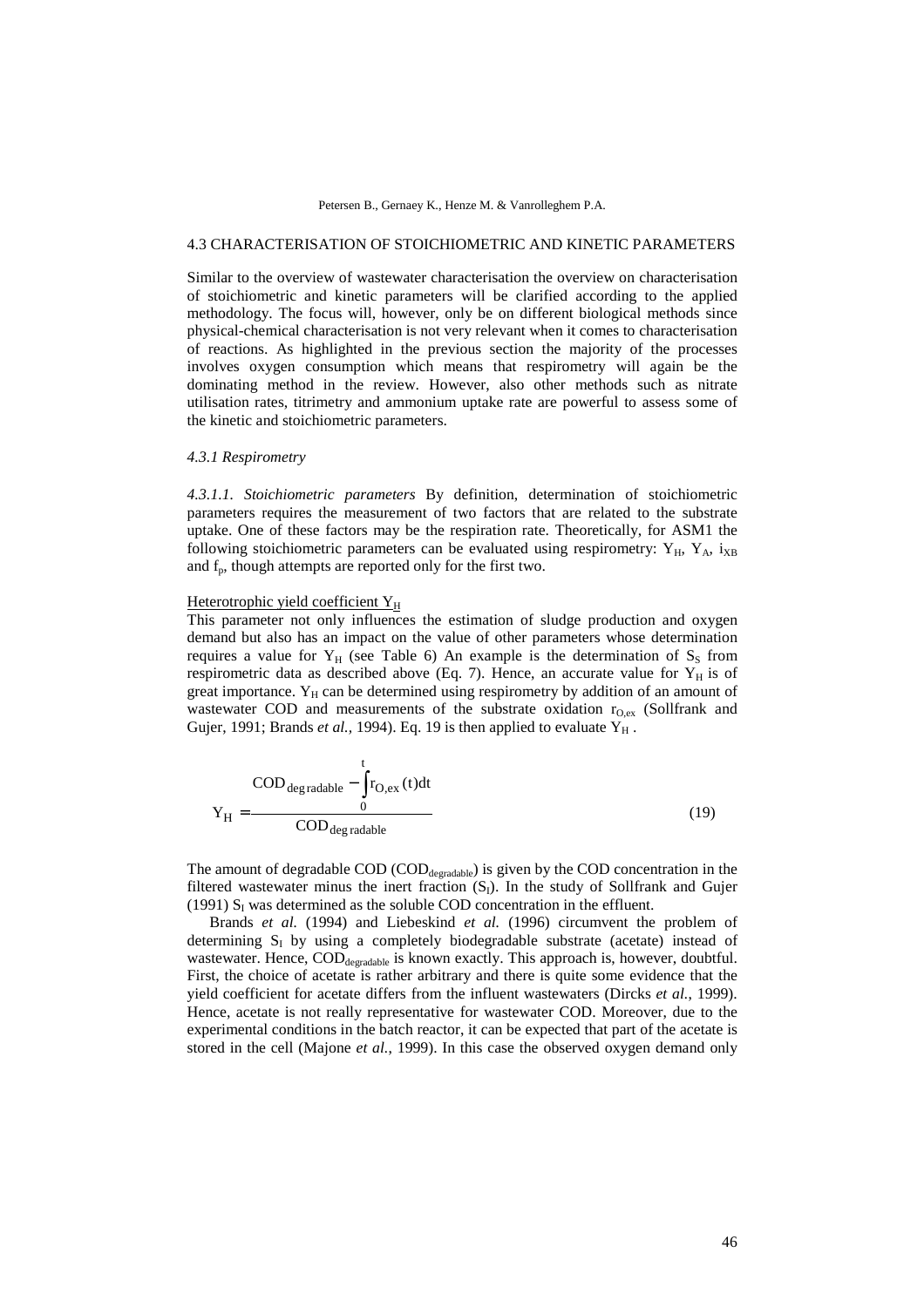## 4.3 CHARACTERISATION OF STOICHIOMETRIC AND KINETIC PARAMETERS

Similar to the overview of wastewater characterisation the overview on characterisation of stoichiometric and kinetic parameters will be clarified according to the applied methodology. The focus will, however, only be on different biological methods since physical-chemical characterisation is not very relevant when it comes to characterisation of reactions. As highlighted in the previous section the majority of the processes involves oxygen consumption which means that respirometry will again be the dominating method in the review. However, also other methods such as nitrate utilisation rates, titrimetry and ammonium uptake rate are powerful to assess some of the kinetic and stoichiometric parameters.

### *4.3.1 Respirometry*

*4.3.1.1. Stoichiometric parameters* By definition, determination of stoichiometric parameters requires the measurement of two factors that are related to the substrate uptake. One of these factors may be the respiration rate. Theoretically, for ASM1 the following stoichiometric parameters can be evaluated using respirometry: $Y_H$, $Y_A$, $i_{XB}$ and $f_p$, though attempts are reported only for the first two.

Heterotrophic yield coefficient $Y_H$

This parameter not only influences the estimation of sludge production and oxygen demand but also has an impact on the value of other parameters whose determination requires a value for $Y_H$ (see Table 6) An example is the determination of $S_S$ from respirometric data as described above (Eq. 7). Hence, an accurate value for $Y_H$ is of great importance. $Y_H$ can be determined using respirometry by addition of an amount of wastewater COD and measurements of the substrate oxidation $r_{O,ex}$ (Sollfrank and Gujer, 1991; Brands *et al.*, 1994). Eq. 19 is then applied to evaluate $Y_H$ .

$$Y_H = \frac{COD_{degradable} - \int_0^t r_{O,ex}(t)dt}{COD_{degradable}} \tag{19}$$

The amount of degradable COD ($COD_{degradable}$) is given by the COD concentration in the filtered wastewater minus the inert fraction ($S_I$). In the study of Sollfrank and Gujer (1991) $S_I$ was determined as the soluble COD concentration in the effluent.

Brands *et al.* (1994) and Liebeskind *et al.* (1996) circumvent the problem of determining $S_I$ by using a completely biodegradable substrate (acetate) instead of wastewater. Hence, $COD_{degradable}$ is known exactly. This approach is, however, doubtful. First, the choice of acetate is rather arbitrary and there is quite some evidence that the yield coefficient for acetate differs from the influent wastewaters (Dircks *et al.*, 1999). Hence, acetate is not really representative for wastewater COD. Moreover, due to the experimental conditions in the batch reactor, it can be expected that part of the acetate is stored in the cell (Majone *et al.*, 1999). In this case the observed oxygen demand only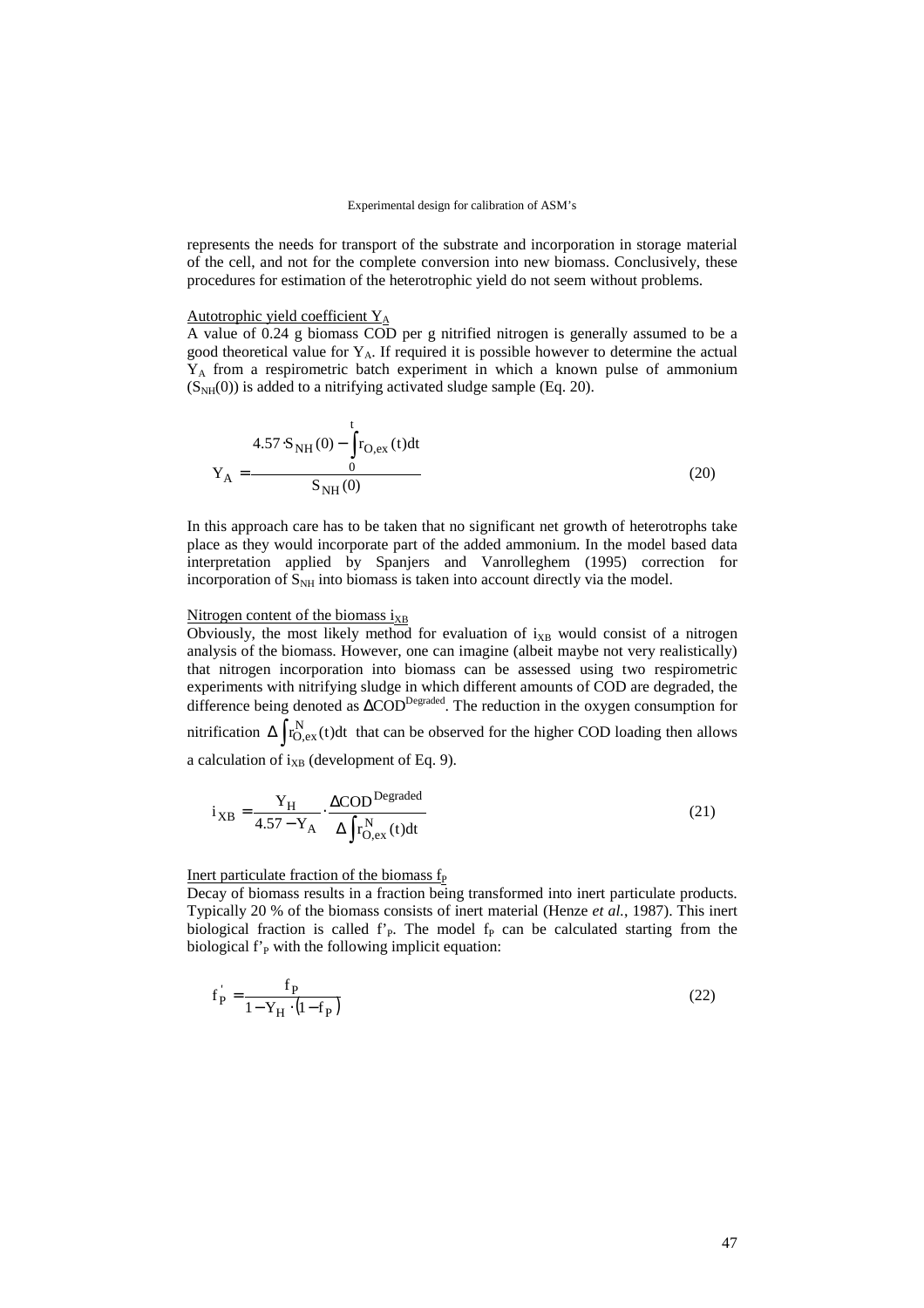represents the needs for transport of the substrate and incorporation in storage material of the cell, and not for the complete conversion into new biomass. Conclusively, these procedures for estimation of the heterotrophic yield do not seem without problems.

Autotrophic yield coefficient $Y_A$

A value of 0.24 g biomass COD per g nitrified nitrogen is generally assumed to be a good theoretical value for $Y_A$. If required it is possible however to determine the actual $Y_A$ from a respirometric batch experiment in which a known pulse of ammonium ($S_{NH}(0)$) is added to a nitrifying activated sludge sample (Eq. 20).

$$Y_A = \frac{4.57 \cdot S_{NH}(0) - \int_0^t r_{O,ex}(t)dt}{S_{NH}(0)} \tag{20}$$

In this approach care has to be taken that no significant net growth of heterotrophs take place as they would incorporate part of the added ammonium. In the model based data interpretation applied by Spanjers and Vanrolleghem (1995) correction for incorporation of $S_{NH}$ into biomass is taken into account directly via the model.

Nitrogen content of the biomass $i_{XB}$

Obviously, the most likely method for evaluation of $i_{XB}$ would consist of a nitrogen analysis of the biomass. However, one can imagine (albeit maybe not very realistically) that nitrogen incorporation into biomass can be assessed using two respirometric experiments with nitrifying sludge in which different amounts of COD are degraded, the difference being denoted as $\Delta COD^{Degraded}$. The reduction in the oxygen consumption for nitrification $\Delta \int r_{O,ex}^N(t)dt$ that can be observed for the higher COD loading then allows a calculation of $i_{XB}$ (development of Eq. 9).

$$i_{XB} = \frac{Y_H}{4.57 - Y_A} \cdot \frac{\Delta COD^{Degraded}}{\Delta \int r_{O,ex}^N(t)dt} \tag{21}$$

Inert particulate fraction of the biomass $f_P$

Decay of biomass results in a fraction being transformed into inert particulate products. Typically 20 % of the biomass consists of inert material (Henze *et al.*, 1987). This inert biological fraction is called $f'_P$. The model $f_P$ can be calculated starting from the biological $f'_P$ with the following implicit equation:

$$f_P^{'} = \frac{f_P}{1 - Y_H \cdot (1 - f_P)} \tag{22}$$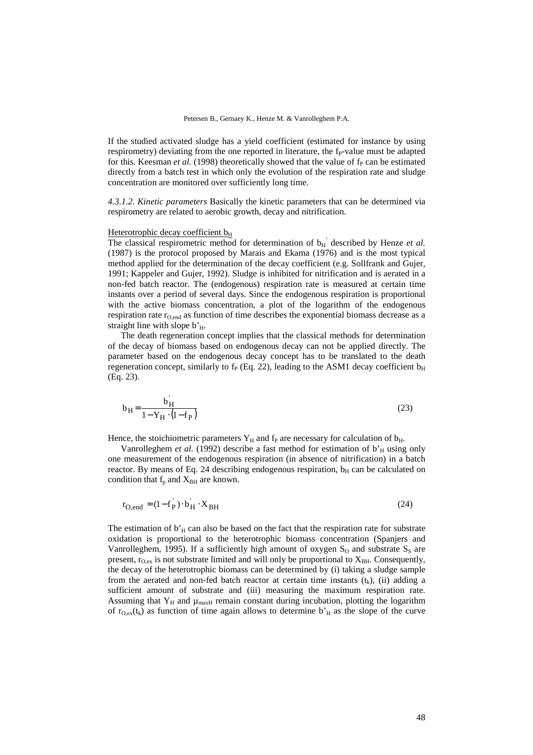If the studied activated sludge has a yield coefficient (estimated for instance by using respirometry) deviating from the one reported in literature, the $f_P$-value must be adapted for this. Keesman *et al.* (1998) theoretically showed that the value of $f_P$ can be estimated directly from a batch test in which only the evolution of the respiration rate and sludge concentration are monitored over sufficiently long time.

*4.3.1.2. Kinetic parameters* Basically the kinetic parameters that can be determined via respirometry are related to aerobic growth, decay and nitrification.

Heterotrophic decay coefficient $b_H$

The classical respirometric method for determination of $b_H^{'}$ described by Henze *et al.* (1987) is the protocol proposed by Marais and Ekama (1976) and is the most typical method applied for the determination of the decay coefficient (e.g. Sollfrank and Gujer, 1991; Kappeler and Gujer, 1992). Sludge is inhibited for nitrification and is aerated in a non-fed batch reactor. The (endogenous) respiration rate is measured at certain time instants over a period of several days. Since the endogenous respiration is proportional with the active biomass concentration, a plot of the logarithm of the endogenous respiration rate $r_{O,end}$ as function of time describes the exponential biomass decrease as a straight line with slope $b'_H$.

The death regeneration concept implies that the classical methods for determination of the decay of biomass based on endogenous decay can not be applied directly. The parameter based on the endogenous decay concept has to be translated to the death regeneration concept, similarly to $f_P$ (Eq. 22), leading to the ASM1 decay coefficient $b_H$ (Eq. 23).

$$b_H = \frac{b_H^{'}}{1 - Y_H \cdot (1 - f_P)} \tag{23}$$

Hence, the stoichiometric parameters $Y_H$ and $f_P$ are necessary for calculation of $b_H$.

Vanrolleghem *et al.* (1992) describe a fast method for estimation of $b'_H$ using only one measurement of the endogenous respiration (in absence of nitrification) in a batch reactor. By means of Eq. 24 describing endogenous respiration, $b_H$ can be calculated on condition that $f_p$ and $X_{BH}$ are known.

$$r_{O,end} = (1 - f_P^{'}) \cdot b_H^{'} \cdot X_{BH} \tag{24}$$

The estimation of $b'_H$ can also be based on the fact that the respiration rate for substrate oxidation is proportional to the heterotrophic biomass concentration (Spanjers and Vanrolleghem, 1995). If a sufficiently high amount of oxygen $S_O$ and substrate $S_S$ are present, $r_{O,ex}$ is not substrate limited and will only be proportional to $X_{BH}$. Consequently, the decay of the heterotrophic biomass can be determined by (i) taking a sludge sample from the aerated and non-fed batch reactor at certain time instants ($t_k$), (ii) adding a sufficient amount of substrate and (iii) measuring the maximum respiration rate. Assuming that $Y_H$ and $\mu_{maxH}$ remain constant during incubation, plotting the logarithm of $r_{O,ex}(t_k)$ as function of time again allows to determine $b'_H$ as the slope of the curve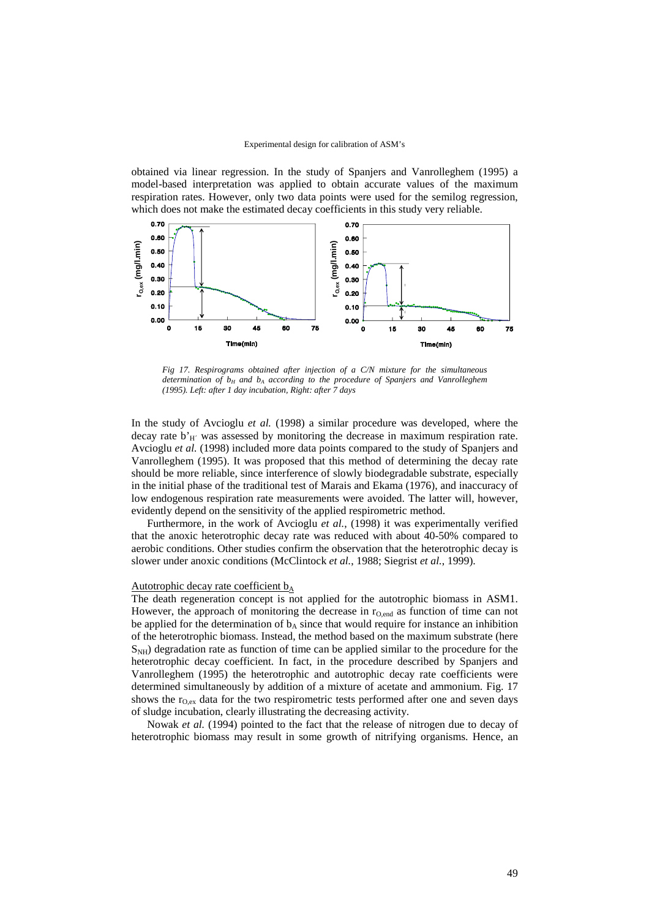obtained via linear regression. In the study of Spanjers and Vanrolleghem (1995) a model-based interpretation was applied to obtain accurate values of the maximum respiration rates. However, only two data points were used for the semilog regression, which does not make the estimated decay coefficients in this study very reliable.

*Fig 17. Respirograms obtained after injection of a C/N mixture for the simultaneous determination of $b_H$ and $b_A$ according to the procedure of Spanjers and Vanrolleghem (1995). Left: after 1 day incubation, Right: after 7 days*

In the study of Avcioglu *et al.* (1998) a similar procedure was developed, where the decay rate $b'_{H'}$ was assessed by monitoring the decrease in maximum respiration rate. Avcioglu *et al.* (1998) included more data points compared to the study of Spanjers and Vanrolleghem (1995). It was proposed that this method of determining the decay rate should be more reliable, since interference of slowly biodegradable substrate, especially in the initial phase of the traditional test of Marais and Ekama (1976), and inaccuracy of low endogenous respiration rate measurements were avoided. The latter will, however, evidently depend on the sensitivity of the applied respirometric method.

Furthermore, in the work of Avcioglu *et al.*, (1998) it was experimentally verified that the anoxic heterotrophic decay rate was reduced with about 40-50% compared to aerobic conditions. Other studies confirm the observation that the heterotrophic decay is slower under anoxic conditions (McClintock *et al.*, 1988; Siegrist *et al.*, 1999).

Autotrophic decay rate coefficient $b_A$

The death regeneration concept is not applied for the autotrophic biomass in ASM1. However, the approach of monitoring the decrease in $r_{O,end}$ as function of time can not be applied for the determination of $b_A$ since that would require for instance an inhibition of the heterotrophic biomass. Instead, the method based on the maximum substrate (here $S_{NH}$) degradation rate as function of time can be applied similar to the procedure for the heterotrophic decay coefficient. In fact, in the procedure described by Spanjers and Vanrolleghem (1995) the heterotrophic and autotrophic decay rate coefficients were determined simultaneously by addition of a mixture of acetate and ammonium. Fig. 17 shows the $r_{O,ex}$ data for the two respirometric tests performed after one and seven days of sludge incubation, clearly illustrating the decreasing activity.

Nowak *et al.* (1994) pointed to the fact that the release of nitrogen due to decay of heterotrophic biomass may result in some growth of nitrifying organisms. Hence, an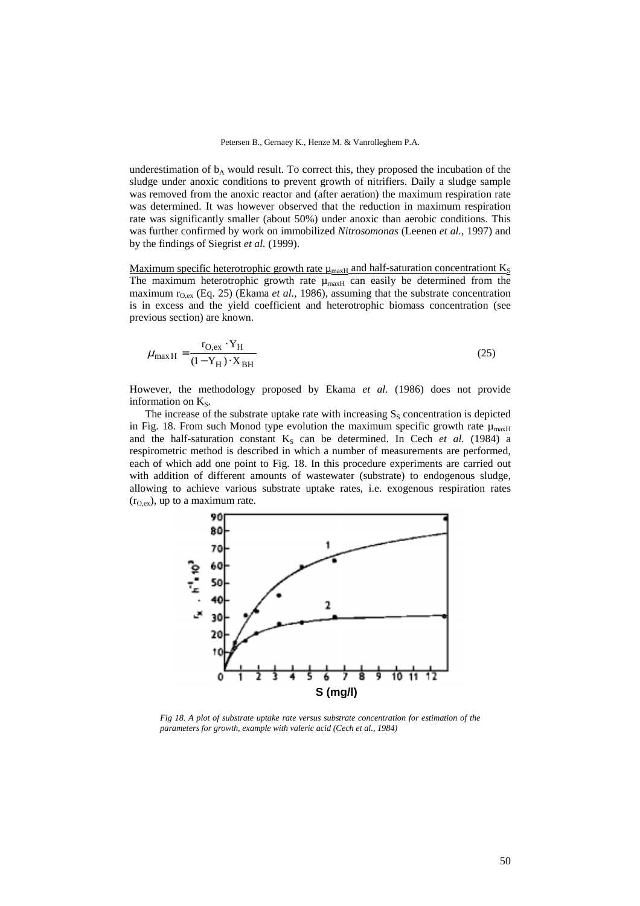underestimation of $b_A$ would result. To correct this, they proposed the incubation of the sludge under anoxic conditions to prevent growth of nitrifiers. Daily a sludge sample was removed from the anoxic reactor and (after aeration) the maximum respiration rate was determined. It was however observed that the reduction in maximum respiration rate was significantly smaller (about 50%) under anoxic than aerobic conditions. This was further confirmed by work on immobilized *Nitrosomonas* (Leenen *et al.*, 1997) and by the findings of Siegrist *et al.* (1999).

Maximum specific heterotrophic growth rate $\mu_{maxH}$ and half-saturation concentrationt $K_S$

The maximum heterotrophic growth rate $\mu_{maxH}$ can easily be determined from the maximum $r_{O,ex}$ (Eq. 25) (Ekama *et al.*, 1986), assuming that the substrate concentration is in excess and the yield coefficient and heterotrophic biomass concentration (see previous section) are known.

$$\mu_{\max H} = \frac{r_{O,ex} \cdot Y_H}{(1 - Y_H) \cdot X_{BH}} \tag{25}$$

However, the methodology proposed by Ekama *et al.* (1986) does not provide information on $K_S$.

The increase of the substrate uptake rate with increasing $S_S$ concentration is depicted in Fig. 18. From such Monod type evolution the maximum specific growth rate $\mu_{maxH}$ and the half-saturation constant $K_S$ can be determined. In Cech *et al.* (1984) a respirometric method is described in which a number of measurements are performed, each of which add one point to Fig. 18. In this procedure experiments are carried out with addition of different amounts of wastewater (substrate) to endogenous sludge, allowing to achieve various substrate uptake rates, i.e. exogenous respiration rates ($r_{O,ex}$), up to a maximum rate.

*Fig 18. A plot of substrate uptake rate versus substrate concentration for estimation of the parameters for growth, example with valeric acid (Cech et al., 1984)*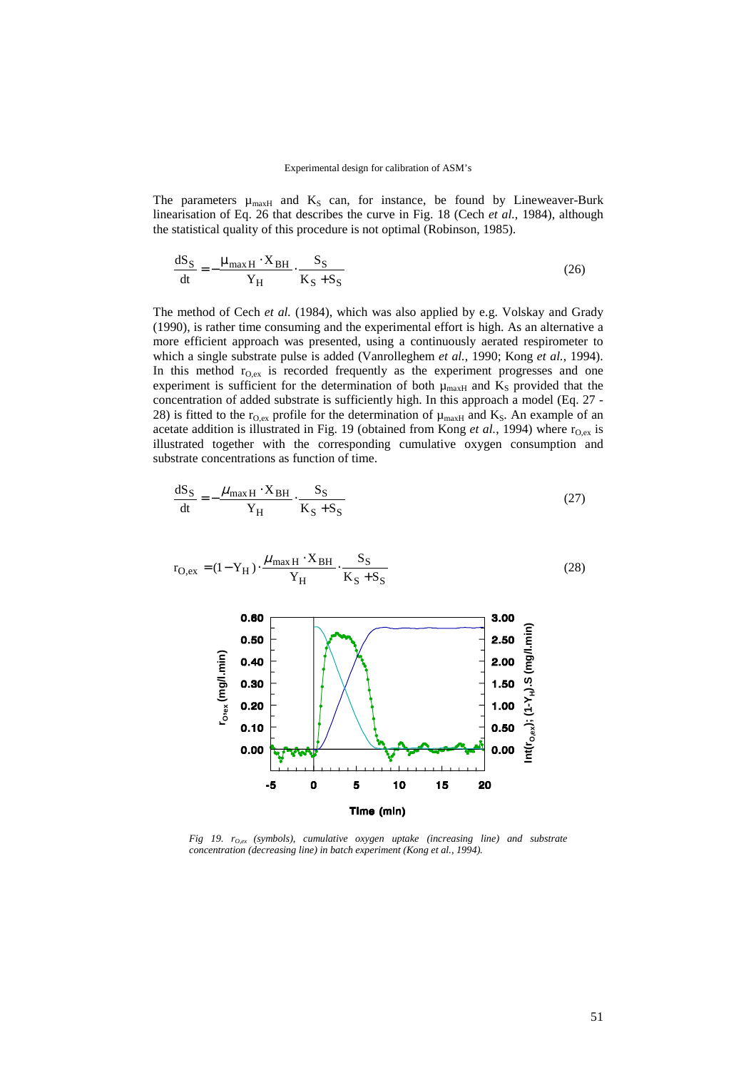The parameters $\mu_{maxH}$ and $K_S$ can, for instance, be found by Lineweaver-Burk linearisation of Eq. 26 that describes the curve in Fig. 18 (Cech *et al.*, 1984), although the statistical quality of this procedure is not optimal (Robinson, 1985).

$$\frac{dS_S}{dt} = -\frac{\mu_{maxH} \cdot X_{BH}}{Y_H} \cdot \frac{S_S}{K_S + S_S} \tag{26}$$

The method of Cech *et al.* (1984), which was also applied by e.g. Volskay and Grady (1990), is rather time consuming and the experimental effort is high. As an alternative a more efficient approach was presented, using a continuously aerated respirometer to which a single substrate pulse is added (Vanrolleghem *et al.*, 1990; Kong *et al.*, 1994). In this method $r_{O,ex}$ is recorded frequently as the experiment progresses and one experiment is sufficient for the determination of both $\mu_{maxH}$ and $K_S$ provided that the concentration of added substrate is sufficiently high. In this approach a model (Eq. 27 - 28) is fitted to the $r_{O,ex}$ profile for the determination of $\mu_{maxH}$ and $K_S$. An example of an acetate addition is illustrated in Fig. 19 (obtained from Kong *et al.*, 1994) where $r_{O,ex}$ is illustrated together with the corresponding cumulative oxygen consumption and substrate concentrations as function of time.

$$\frac{dS_S}{dt} = -\frac{\mu_{maxH} \cdot X_{BH}}{Y_H} \cdot \frac{S_S}{K_S + S_S} \tag{27}$$

$$r_{O,ex} = (1 - Y_H) \cdot \frac{\mu_{maxH} \cdot X_{BH}}{Y_H} \cdot \frac{S_S}{K_S + S_S} \tag{28}$$

*Fig 19. $r_{O,ex}$ (symbols), cumulative oxygen uptake (increasing line) and substrate concentration (decreasing line) in batch experiment (Kong et al., 1994).*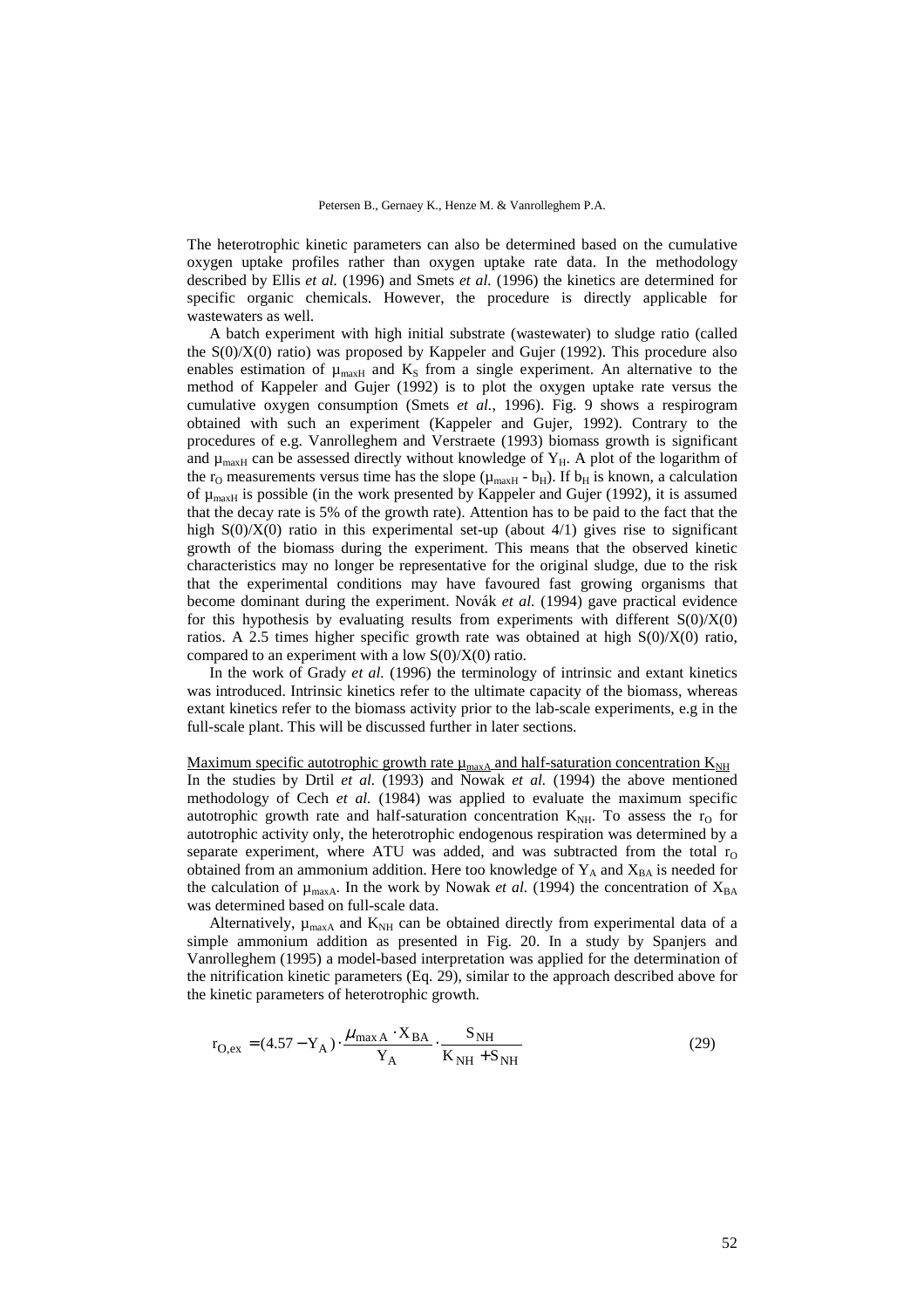The heterotrophic kinetic parameters can also be determined based on the cumulative oxygen uptake profiles rather than oxygen uptake rate data. In the methodology described by Ellis *et al.* (1996) and Smets *et al.* (1996) the kinetics are determined for specific organic chemicals. However, the procedure is directly applicable for wastewaters as well.

A batch experiment with high initial substrate (wastewater) to sludge ratio (called the S(0)/X(0) ratio) was proposed by Kappeler and Gujer (1992). This procedure also enables estimation of $\mu_{maxH}$ and $K_S$ from a single experiment. An alternative to the method of Kappeler and Gujer (1992) is to plot the oxygen uptake rate versus the cumulative oxygen consumption (Smets *et al.*, 1996). Fig. 9 shows a respirogram obtained with such an experiment (Kappeler and Gujer, 1992). Contrary to the procedures of e.g. Vanrolleghem and Verstraete (1993) biomass growth is significant and $\mu_{maxH}$ can be assessed directly without knowledge of $Y_H$. A plot of the logarithm of the $r_O$ measurements versus time has the slope ($\mu_{maxH}$ - $b_H$). If $b_H$ is known, a calculation of $\mu_{maxH}$ is possible (in the work presented by Kappeler and Gujer (1992), it is assumed that the decay rate is 5% of the growth rate). Attention has to be paid to the fact that the high S(0)/X(0) ratio in this experimental set-up (about 4/1) gives rise to significant growth of the biomass during the experiment. This means that the observed kinetic characteristics may no longer be representative for the original sludge, due to the risk that the experimental conditions may have favoured fast growing organisms that become dominant during the experiment. Novák *et al.* (1994) gave practical evidence for this hypothesis by evaluating results from experiments with different S(0)/X(0) ratios. A 2.5 times higher specific growth rate was obtained at high S(0)/X(0) ratio, compared to an experiment with a low S(0)/X(0) ratio.

In the work of Grady *et al.* (1996) the terminology of intrinsic and extant kinetics was introduced. Intrinsic kinetics refer to the ultimate capacity of the biomass, whereas extant kinetics refer to the biomass activity prior to the lab-scale experiments, e.g in the full-scale plant. This will be discussed further in later sections.

Maximum specific autotrophic growth rate $\mu_{maxA}$ and half-saturation concentration $K_{NH}$

In the studies by Drtil *et al.* (1993) and Nowak *et al.* (1994) the above mentioned methodology of Cech *et al.* (1984) was applied to evaluate the maximum specific autotrophic growth rate and half-saturation concentration $K_{NH}$. To assess the $r_O$ for autotrophic activity only, the heterotrophic endogenous respiration was determined by a separate experiment, where ATU was added, and was subtracted from the total $r_O$ obtained from an ammonium addition. Here too knowledge of $Y_A$ and $X_{BA}$ is needed for the calculation of $\mu_{maxA}$. In the work by Nowak *et al.* (1994) the concentration of $X_{BA}$ was determined based on full-scale data.

Alternatively, $\mu_{maxA}$ and $K_{NH}$ can be obtained directly from experimental data of a simple ammonium addition as presented in Fig. 20. In a study by Spanjers and Vanrolleghem (1995) a model-based interpretation was applied for the determination of the nitrification kinetic parameters (Eq. 29), similar to the approach described above for the kinetic parameters of heterotrophic growth.

$$r_{O,ex} = (4.57 - Y_A) \cdot \frac{\mu_{max\,A} \cdot X_{BA}}{Y_A} \cdot \frac{S_{NH}}{K_{NH} + S_{NH}} \qquad (29)$$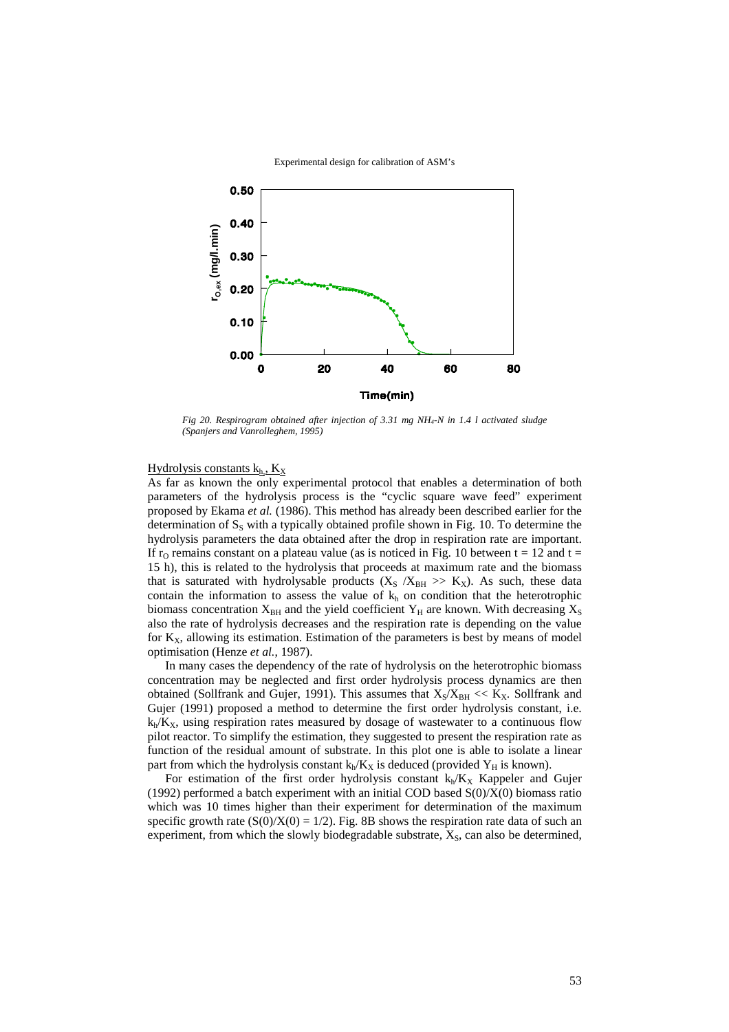*Fig 20. Respirogram obtained after injection of 3.31 mg $NH_4$-N in 1.4 l activated sludge (Spanjers and Vanrolleghem, 1995)*

Hydrolysis constants $k_h$, $K_X$

As far as known the only experimental protocol that enables a determination of both parameters of the hydrolysis process is the "cyclic square wave feed" experiment proposed by Ekama *et al.* (1986). This method has already been described earlier for the determination of $S_S$ with a typically obtained profile shown in Fig. 10. To determine the hydrolysis parameters the data obtained after the drop in respiration rate are important. If $r_O$ remains constant on a plateau value (as is noticed in Fig. 10 between t = 12 and t = 15 h), this is related to the hydrolysis that proceeds at maximum rate and the biomass that is saturated with hydrolysable products ($X_S / X_{BH} >> K_X$). As such, these data contain the information to assess the value of $k_h$ on condition that the heterotrophic biomass concentration $X_{BH}$ and the yield coefficient $Y_H$ are known. With decreasing $X_S$ also the rate of hydrolysis decreases and the respiration rate is depending on the value for $K_X$, allowing its estimation. Estimation of the parameters is best by means of model optimisation (Henze *et al.*, 1987).

In many cases the dependency of the rate of hydrolysis on the heterotrophic biomass concentration may be neglected and first order hydrolysis process dynamics are then obtained (Sollfrank and Gujer, 1991). This assumes that $X_S/X_{BH} << K_X$. Sollfrank and Gujer (1991) proposed a method to determine the first order hydrolysis constant, i.e. $k_h/K_X$, using respiration rates measured by dosage of wastewater to a continuous flow pilot reactor. To simplify the estimation, they suggested to present the respiration rate as function of the residual amount of substrate. In this plot one is able to isolate a linear part from which the hydrolysis constant $k_h/K_X$ is deduced (provided $Y_H$ is known).

For estimation of the first order hydrolysis constant $k_h/K_X$ Kappeler and Gujer (1992) performed a batch experiment with an initial COD based $S(0)/X(0)$ biomass ratio which was 10 times higher than their experiment for determination of the maximum specific growth rate ($S(0)/X(0) = 1/2$). Fig. 8B shows the respiration rate data of such an experiment, from which the slowly biodegradable substrate, $X_S$, can also be determined,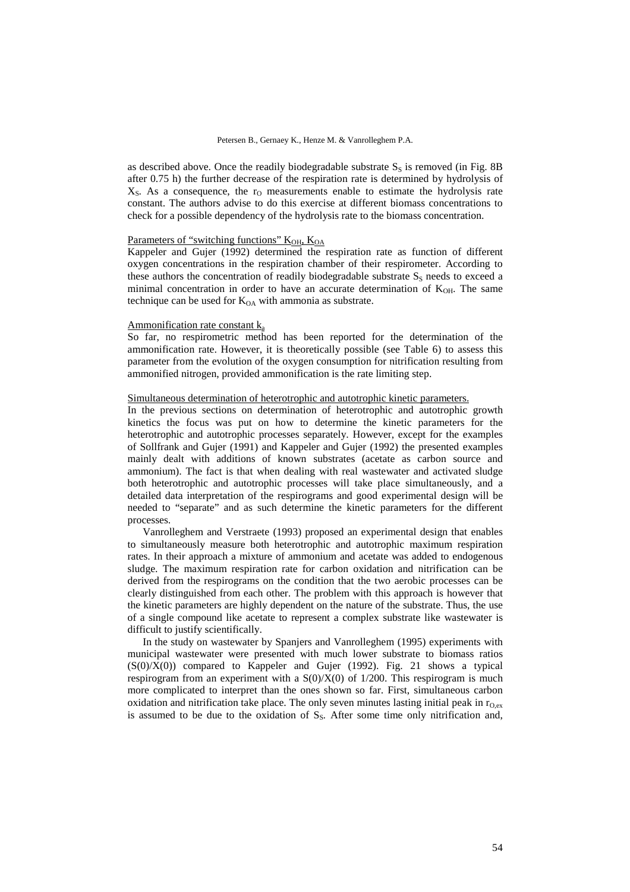as described above. Once the readily biodegradable substrate $S_S$ is removed (in Fig. 8B after 0.75 h) the further decrease of the respiration rate is determined by hydrolysis of $X_S$. As a consequence, the $r_O$ measurements enable to estimate the hydrolysis rate constant. The authors advise to do this exercise at different biomass concentrations to check for a possible dependency of the hydrolysis rate to the biomass concentration.

Parameters of "switching functions" $K_{OH}$, $K_{OA}$

Kappeler and Gujer (1992) determined the respiration rate as function of different oxygen concentrations in the respiration chamber of their respirometer. According to these authors the concentration of readily biodegradable substrate $S_S$ needs to exceed a minimal concentration in order to have an accurate determination of $K_{OH}$. The same technique can be used for $K_{OA}$ with ammonia as substrate.

Ammonification rate constant $k_a$

So far, no respirometric method has been reported for the determination of the ammonification rate. However, it is theoretically possible (see Table 6) to assess this parameter from the evolution of the oxygen consumption for nitrification resulting from ammonified nitrogen, provided ammonification is the rate limiting step.

Simultaneous determination of heterotrophic and autotrophic kinetic parameters.

In the previous sections on determination of heterotrophic and autotrophic growth kinetics the focus was put on how to determine the kinetic parameters for the heterotrophic and autotrophic processes separately. However, except for the examples of Sollfrank and Gujer (1991) and Kappeler and Gujer (1992) the presented examples mainly dealt with additions of known substrates (acetate as carbon source and ammonium). The fact is that when dealing with real wastewater and activated sludge both heterotrophic and autotrophic processes will take place simultaneously, and a detailed data interpretation of the respirograms and good experimental design will be needed to "separate" and as such determine the kinetic parameters for the different processes.

Vanrolleghem and Verstraete (1993) proposed an experimental design that enables to simultaneously measure both heterotrophic and autotrophic maximum respiration rates. In their approach a mixture of ammonium and acetate was added to endogenous sludge. The maximum respiration rate for carbon oxidation and nitrification can be derived from the respirograms on the condition that the two aerobic processes can be clearly distinguished from each other. The problem with this approach is however that the kinetic parameters are highly dependent on the nature of the substrate. Thus, the use of a single compound like acetate to represent a complex substrate like wastewater is difficult to justify scientifically.

In the study on wastewater by Spanjers and Vanrolleghem (1995) experiments with municipal wastewater were presented with much lower substrate to biomass ratios ($S(0)/X(0)$) compared to Kappeler and Gujer (1992). Fig. 21 shows a typical respirogram from an experiment with a $S(0)/X(0)$ of 1/200. This respirogram is much more complicated to interpret than the ones shown so far. First, simultaneous carbon oxidation and nitrification take place. The only seven minutes lasting initial peak in $r_{O,ex}$ is assumed to be due to the oxidation of $S_S$. After some time only nitrification and,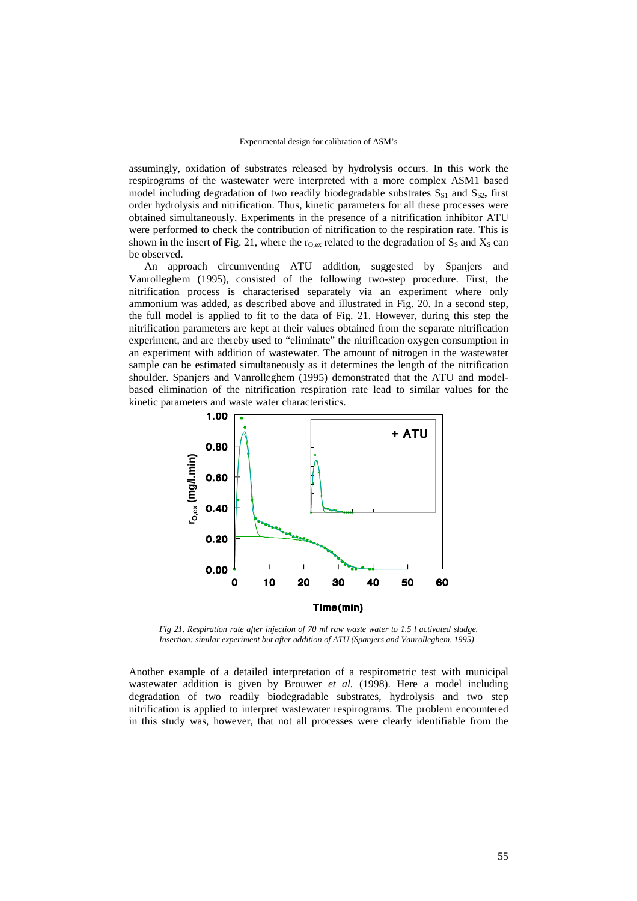assumingly, oxidation of substrates released by hydrolysis occurs. In this work the respirograms of the wastewater were interpreted with a more complex ASM1 based model including degradation of two readily biodegradable substrates $S_{S1}$ and $S_{S2}$, first order hydrolysis and nitrification. Thus, kinetic parameters for all these processes were obtained simultaneously. Experiments in the presence of a nitrification inhibitor ATU were performed to check the contribution of nitrification to the respiration rate. This is shown in the insert of Fig. 21, where the $r_{O,ex}$ related to the degradation of $S_S$ and $X_S$ can be observed.

An approach circumventing ATU addition, suggested by Spanjers and Vanrolleghem (1995), consisted of the following two-step procedure. First, the nitrification process is characterised separately via an experiment where only ammonium was added, as described above and illustrated in Fig. 20. In a second step, the full model is applied to fit to the data of Fig. 21. However, during this step the nitrification parameters are kept at their values obtained from the separate nitrification experiment, and are thereby used to "eliminate" the nitrification oxygen consumption in an experiment with addition of wastewater. The amount of nitrogen in the wastewater sample can be estimated simultaneously as it determines the length of the nitrification shoulder. Spanjers and Vanrolleghem (1995) demonstrated that the ATU and model-based elimination of the nitrification respiration rate lead to similar values for the kinetic parameters and waste water characteristics.

*Fig 21. Respiration rate after injection of 70 ml raw waste water to 1.5 l activated sludge. Insertion: similar experiment but after addition of ATU (Spanjers and Vanrolleghem, 1995)*

Another example of a detailed interpretation of a respirometric test with municipal wastewater addition is given by Brouwer *et al.* (1998). Here a model including degradation of two readily biodegradable substrates, hydrolysis and two step nitrification is applied to interpret wastewater respirograms. The problem encountered in this study was, however, that not all processes were clearly identifiable from the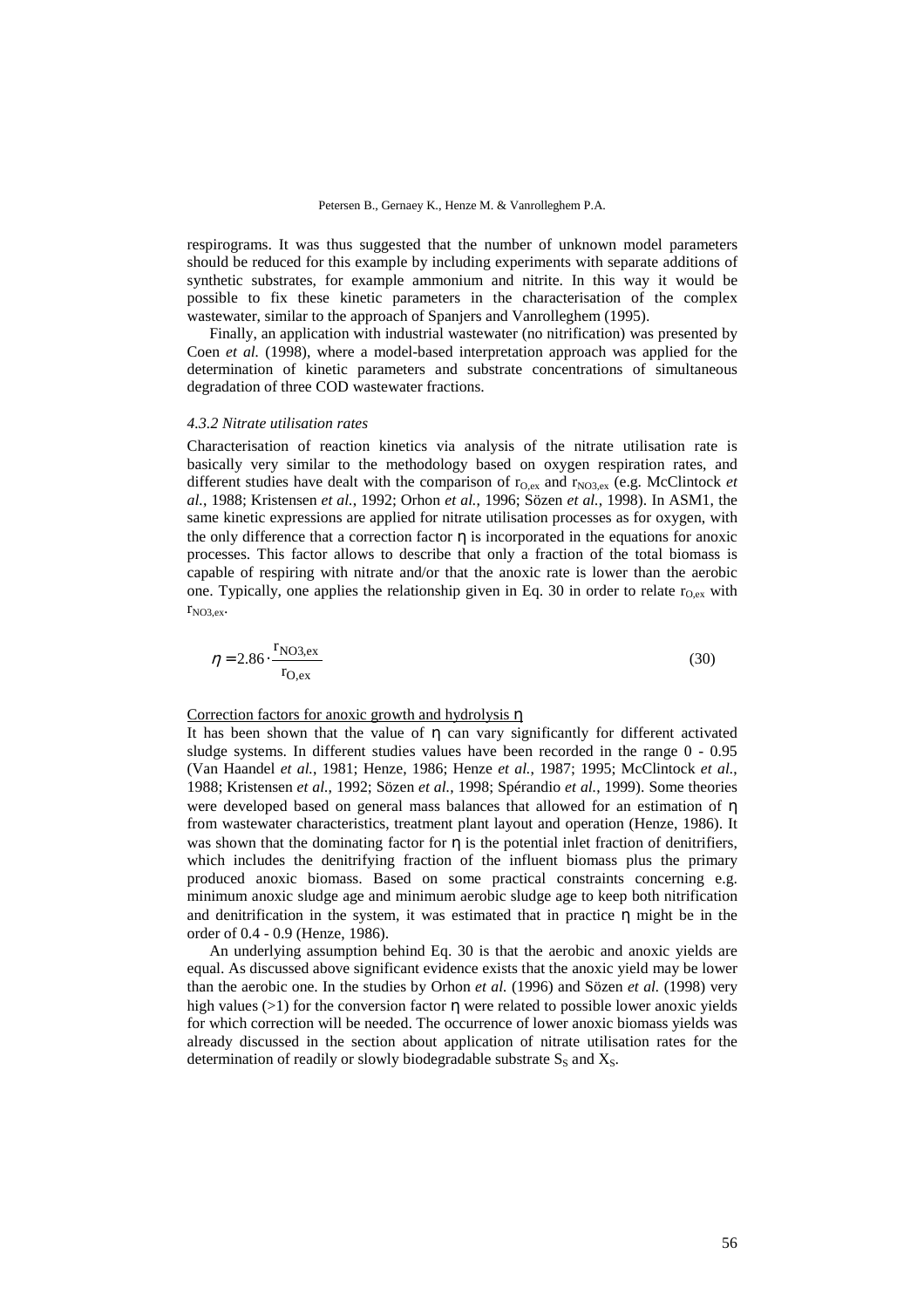respirograms. It was thus suggested that the number of unknown model parameters should be reduced for this example by including experiments with separate additions of synthetic substrates, for example ammonium and nitrite. In this way it would be possible to fix these kinetic parameters in the characterisation of the complex wastewater, similar to the approach of Spanjers and Vanrolleghem (1995).

Finally, an application with industrial wastewater (no nitrification) was presented by Coen *et al.* (1998), where a model-based interpretation approach was applied for the determination of kinetic parameters and substrate concentrations of simultaneous degradation of three COD wastewater fractions.

#### *4.3.2 Nitrate utilisation rates*

Characterisation of reaction kinetics via analysis of the nitrate utilisation rate is basically very similar to the methodology based on oxygen respiration rates, and different studies have dealt with the comparison of $r_{O,ex}$ and $r_{NO3,ex}$ (e.g. McClintock *et al.*, 1988; Kristensen *et al.*, 1992; Orhon *et al.*, 1996; Sözen *et al.*, 1998). In ASM1, the same kinetic expressions are applied for nitrate utilisation processes as for oxygen, with the only difference that a correction factor $\eta$ is incorporated in the equations for anoxic processes. This factor allows to describe that only a fraction of the total biomass is capable of respiring with nitrate and/or that the anoxic rate is lower than the aerobic one. Typically, one applies the relationship given in Eq. 30 in order to relate $r_{O,ex}$ with $r_{NO3,ex}$.

$$\eta = 2.86 \cdot \frac{r_{NO3,ex}}{r_{O,ex}} \tag{30}$$

Correction factors for anoxic growth and hydrolysis $\eta$

It has been shown that the value of $\eta$ can vary significantly for different activated sludge systems. In different studies values have been recorded in the range 0 - 0.95 (Van Haandel *et al.*, 1981; Henze, 1986; Henze *et al.*, 1987; 1995; McClintock *et al.*, 1988; Kristensen *et al.*, 1992; Sözen *et al.*, 1998; Spérandio *et al.*, 1999). Some theories were developed based on general mass balances that allowed for an estimation of $\eta$ from wastewater characteristics, treatment plant layout and operation (Henze, 1986). It was shown that the dominating factor for $\eta$ is the potential inlet fraction of denitrifiers, which includes the denitrifying fraction of the influent biomass plus the primary produced anoxic biomass. Based on some practical constraints concerning e.g. minimum anoxic sludge age and minimum aerobic sludge age to keep both nitrification and denitrification in the system, it was estimated that in practice $\eta$ might be in the order of 0.4 - 0.9 (Henze, 1986).

An underlying assumption behind Eq. 30 is that the aerobic and anoxic yields are equal. As discussed above significant evidence exists that the anoxic yield may be lower than the aerobic one. In the studies by Orhon *et al.* (1996) and Sözen *et al.* (1998) very high values (>1) for the conversion factor $\eta$ were related to possible lower anoxic yields for which correction will be needed. The occurrence of lower anoxic biomass yields was already discussed in the section about application of nitrate utilisation rates for the determination of readily or slowly biodegradable substrate $S_S$ and $X_S$.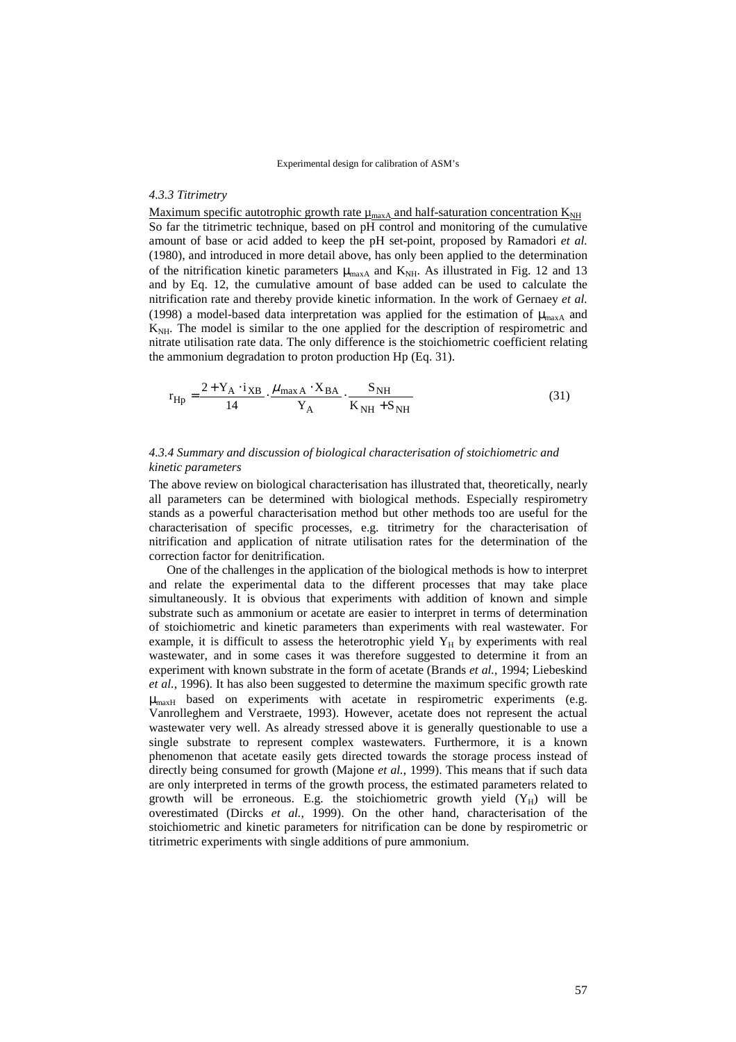#### *4.3.3 Titrimetry*

Maximum specific autotrophic growth rate $\mu_{maxA}$ and half-saturation concentration $K_{NH}$

So far the titrimetric technique, based on pH control and monitoring of the cumulative amount of base or acid added to keep the pH set-point, proposed by Ramadori *et al.* (1980), and introduced in more detail above, has only been applied to the determination of the nitrification kinetic parameters $\mu_{maxA}$ and $K_{NH}$. As illustrated in Fig. 12 and 13 and by Eq. 12, the cumulative amount of base added can be used to calculate the nitrification rate and thereby provide kinetic information. In the work of Gernaey *et al.* (1998) a model-based data interpretation was applied for the estimation of $\mu_{maxA}$ and $K_{NH}$. The model is similar to the one applied for the description of respirometric and nitrate utilisation rate data. The only difference is the stoichiometric coefficient relating the ammonium degradation to proton production Hp (Eq. 31).

$$r_{Hp} = \frac{2 + Y_A \cdot i_{XB}}{14} \cdot \frac{\mu_{maxA} \cdot X_{BA}}{Y_A} \cdot \frac{S_{NH}}{K_{NH} + S_{NH}} \tag{31}$$

#### *4.3.4 Summary and discussion of biological characterisation of stoichiometric and kinetic parameters*

The above review on biological characterisation has illustrated that, theoretically, nearly all parameters can be determined with biological methods. Especially respirometry stands as a powerful characterisation method but other methods too are useful for the characterisation of specific processes, e.g. titrimetry for the characterisation of nitrification and application of nitrate utilisation rates for the determination of the correction factor for denitrification.

One of the challenges in the application of the biological methods is how to interpret and relate the experimental data to the different processes that may take place simultaneously. It is obvious that experiments with addition of known and simple substrate such as ammonium or acetate are easier to interpret in terms of determination of stoichiometric and kinetic parameters than experiments with real wastewater. For example, it is difficult to assess the heterotrophic yield $Y_H$ by experiments with real wastewater, and in some cases it was therefore suggested to determine it from an experiment with known substrate in the form of acetate (Brands *et al.*, 1994; Liebeskind *et al.*, 1996). It has also been suggested to determine the maximum specific growth rate $\mu_{maxH}$ based on experiments with acetate in respirometric experiments (e.g. Vanrolleghem and Verstraete, 1993). However, acetate does not represent the actual wastewater very well. As already stressed above it is generally questionable to use a single substrate to represent complex wastewaters. Furthermore, it is a known phenomenon that acetate easily gets directed towards the storage process instead of directly being consumed for growth (Majone *et al.*, 1999). This means that if such data are only interpreted in terms of the growth process, the estimated parameters related to growth will be erroneous. E.g. the stoichiometric growth yield ($Y_H$) will be overestimated (Dircks *et al.*, 1999). On the other hand, characterisation of the stoichiometric and kinetic parameters for nitrification can be done by respirometric or titrimetric experiments with single additions of pure ammonium.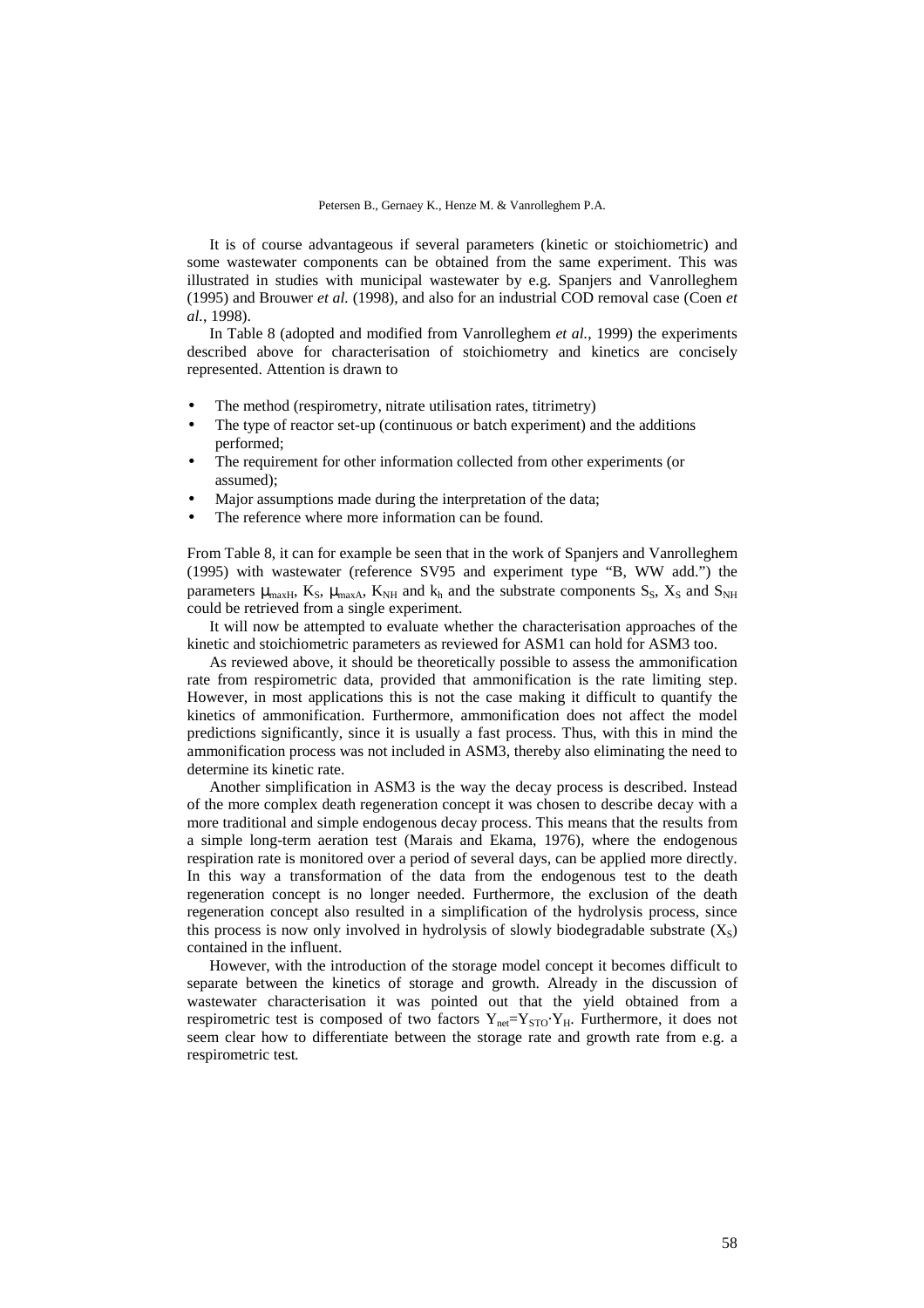It is of course advantageous if several parameters (kinetic or stoichiometric) and some wastewater components can be obtained from the same experiment. This was illustrated in studies with municipal wastewater by e.g. Spanjers and Vanrolleghem (1995) and Brouwer *et al.* (1998), and also for an industrial COD removal case (Coen *et al.*, 1998).

In Table 8 (adopted and modified from Vanrolleghem *et al.*, 1999) the experiments described above for characterisation of stoichiometry and kinetics are concisely represented. Attention is drawn to

- The method (respirometry, nitrate utilisation rates, titrimetry)
- The type of reactor set-up (continuous or batch experiment) and the additions performed;
- The requirement for other information collected from other experiments (or assumed);
- Major assumptions made during the interpretation of the data;
- The reference where more information can be found.

From Table 8, it can for example be seen that in the work of Spanjers and Vanrolleghem (1995) with wastewater (reference SV95 and experiment type "B, WW add.") the parameters $\mu_{maxH}$, $K_S$, $\mu_{maxA}$, $K_{NH}$ and $k_h$ and the substrate components $S_S$, $X_S$ and $S_{NH}$ could be retrieved from a single experiment.

It will now be attempted to evaluate whether the characterisation approaches of the kinetic and stoichiometric parameters as reviewed for ASM1 can hold for ASM3 too.

As reviewed above, it should be theoretically possible to assess the ammonification rate from respirometric data, provided that ammonification is the rate limiting step. However, in most applications this is not the case making it difficult to quantify the kinetics of ammonification. Furthermore, ammonification does not affect the model predictions significantly, since it is usually a fast process. Thus, with this in mind the ammonification process was not included in ASM3, thereby also eliminating the need to determine its kinetic rate.

Another simplification in ASM3 is the way the decay process is described. Instead of the more complex death regeneration concept it was chosen to describe decay with a more traditional and simple endogenous decay process. This means that the results from a simple long-term aeration test (Marais and Ekama, 1976), where the endogenous respiration rate is monitored over a period of several days, can be applied more directly. In this way a transformation of the data from the endogenous test to the death regeneration concept is no longer needed. Furthermore, the exclusion of the death regeneration concept also resulted in a simplification of the hydrolysis process, since this process is now only involved in hydrolysis of slowly biodegradable substrate ($X_S$) contained in the influent.

However, with the introduction of the storage model concept it becomes difficult to separate between the kinetics of storage and growth. Already in the discussion of wastewater characterisation it was pointed out that the yield obtained from a respirometric test is composed of two factors $Y_{net}=Y_{STO}\cdot Y_H$. Furthermore, it does not seem clear how to differentiate between the storage rate and growth rate from e.g. a respirometric test.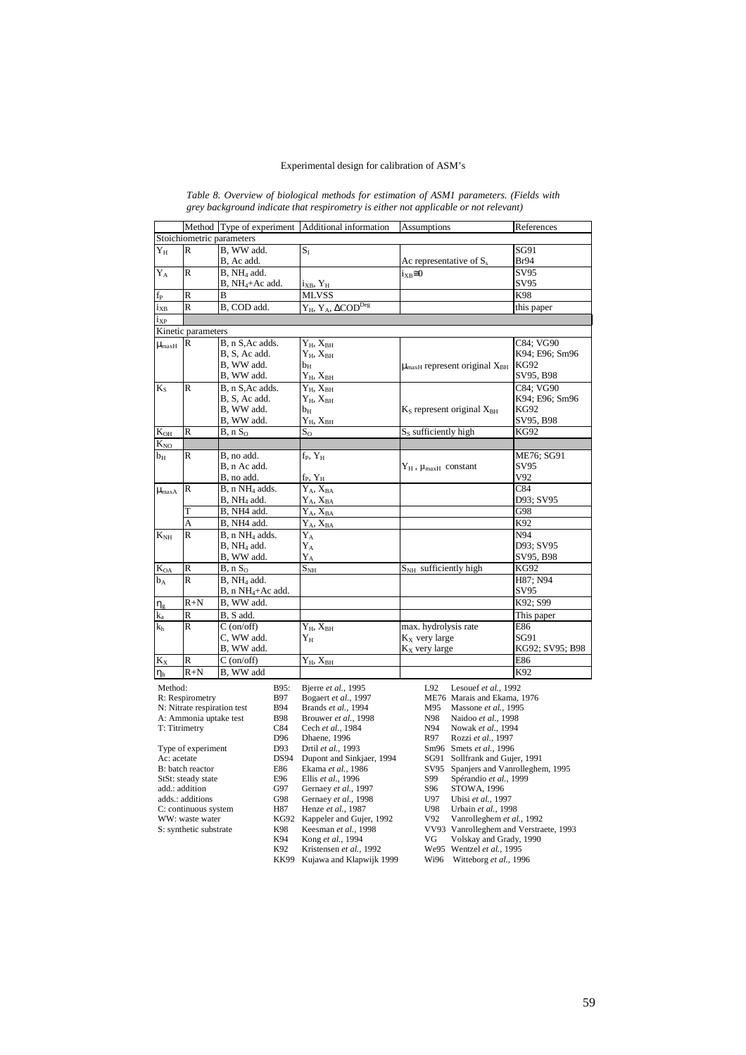*Table 8. Overview of biological methods for estimation of ASM1 parameters. (Fields with grey background indicate that respirometry is either not applicable or not relevant)*

| | Method | Type of experiment | Additional information | Assumptions | References |
|---|---|---|---|---|---|
| Stoichiometric parameters | | | | | |
| $Y_H$ | R | B, WW add. | $S_I$ | | SG91 |
| | | B, Ac add. | | Ac representative of $S_s$ | Br94 |
| $Y_A$ | R | B, $NH_4$ add. | | $i_{XB}\cong 0$ | SV95 |
| | | B, $NH_4$+Ac add. | $i_{XB}$, $Y_H$ | | SV95 |
| $f_P$ | R | B | MLVSS | | K98 |
| $i_{XB}$ | R | B, COD add. | $Y_H$, $Y_A$, $\Delta COD^{Deg}$ | | this paper |
| $i_{XP}$ | | | | | |
| Kinetic parameters | | | | | |
| $\mu_{maxH}$ | R | B, n S,Ac adds. | $Y_H$, $X_{BH}$ | | C84; VG90 |
| | | B, S, Ac add. | $Y_H$, $X_{BH}$ | | K94; E96; Sm96 |
| | | B, WW add. | $b_H$ | $\mu_{maxH}$ represent original $X_{BH}$ | KG92 |
| | | B, WW add. | $Y_H$, $X_{BH}$ | | SV95, B98 |
| $K_S$ | R | B, n S,Ac adds. | $Y_H$, $X_{BH}$ | | C84; VG90 |
| | | B, S, Ac add. | $Y_H$, $X_{BH}$ | | K94; E96; Sm96 |
| | | B, WW add. | $b_H$ | $K_S$ represent original $X_{BH}$ | KG92 |
| | | B, WW add. | $Y_H$, $X_{BH}$ | | SV95, B98 |
| $K_{OH}$ | R | B, n $S_O$ | $S_O$ | $S_S$ sufficiently high | KG92 |
| $K_{NO}$ | | | | | |
| $b_H$ | R | B, no add. | $f_P$, $Y_H$ | | ME76; SG91 |
| | | B, n Ac add. | | $Y_H$ , $\mu_{maxH}$ constant | SV95 |
| | | B, no add. | $f_P$, $Y_H$ | | V92 |
| $\mu_{maxA}$ | R | B, n $NH_4$ adds. | $Y_A$, $X_{BA}$ | | C84 |
| | | B, $NH_4$ add. | $Y_A$, $X_{BA}$ | | D93; SV95 |
| | T | B, NH4 add. | $Y_A$, $X_{BA}$ | | G98 |
| | A | B, NH4 add. | $Y_A$, $X_{BA}$ | | K92 |
| $K_{NH}$ | R | B, n $NH_4$ adds. | $Y_A$ | | N94 |
| | | B, $NH_4$ add. | $Y_A$ | | D93; SV95 |
| | | B, WW add. | $Y_A$ | | SV95, B98 |
| $K_{OA}$ | R | B, n $S_O$ | $S_{NH}$ | $S_{NH}$ sufficiently high | KG92 |
| $b_A$ | R | B, $NH_4$ add. | | | H87; N94 |
| | | B, n $NH_4$+Ac add. | | | SV95 |
| $\eta_g$ | R+N | B, WW add. | | | K92; S99 |
| $k_a$ | R | B, S add. | | | This paper |
| $k_h$ | R | C (on/off) | $Y_H$, $X_{BH}$ | max. hydrolysis rate | E86 |
| | | C, WW add. | $Y_H$ | $K_X$ very large | SG91 |
| | | B, WW add. | | $K_X$ very large | KG92; SV95; B98 |
| $K_X$ | R | C (on/off) | $Y_H$, $X_{BH}$ | | E86 |
| $\eta_h$ | R+N | B, WW add | | | K92 |

Method:
R: Respirometry
N: Nitrate respiration test
A: Ammonia uptake test
T: Titrimetry

Type of experiment
Ac: acetate
B: batch reactor
StSt: steady state
add.: addition
adds.: additions
C: continuous system
WW: waste water
S: synthetic substrate

B95: Bjerre *et al.*, 1995
B97 Bogaert *et al.*, 1997
B94 Brands *et al.*, 1994
B98 Brouwer *et al.*, 1998
C84 Cech *et al.*, 1984
D96 Dhaene, 1996
D93 Drtil *et al.*, 1993
DS94 Dupont and Sinkjaer, 1994
E86 Ekama *et al.*, 1986
E96 Ellis *et al.*, 1996
G97 Gernaey *et al.*, 1997
G98 Gernaey *et al.*, 1998
H87 Henze *et al.*, 1987
KG92 Kappeler and Gujer, 1992
K98 Keesman *et al.*, 1998
K94 Kong *et al.*, 1994
K92 Kristensen *et al.*, 1992
KK99 Kujawa and Klapwijk 1999

L92 Lesouef *et al.*, 1992
ME76 Marais and Ekama, 1976
M95 Massone *et al.*, 1995
N98 Naidoo *et al.*, 1998
N94 Nowak *et al.*, 1994
R97 Rozzi *et al.*, 1997
Sm96 Smets *et al.*, 1996
SG91 Sollfrank and Gujer, 1991
SV95 Spanjers and Vanrolleghem, 1995
S99 Spérandio *et al.*, 1999
S96 STOWA, 1996
U97 Ubisi *et al.*, 1997
U98 Urbain *et al.*, 1998
V92 Vanrolleghem *et al.*, 1992
VV93 Vanrolleghem and Verstraete, 1993
VG Volskay and Grady, 1990
We95 Wentzel *et al.*, 1995
Wi96 Witteborg *et al.*, 1996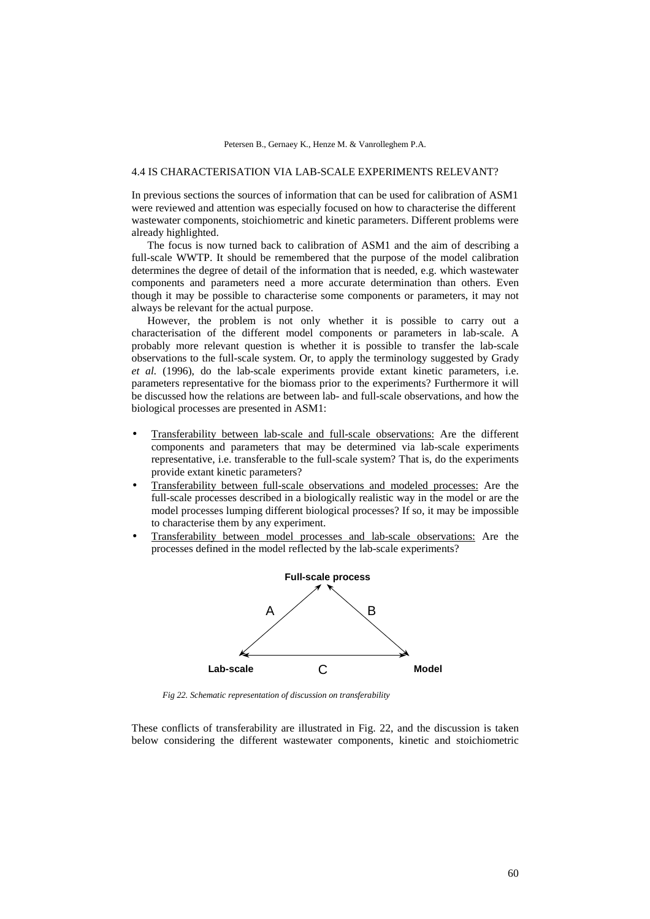## 4.4 IS CHARACTERISATION VIA LAB-SCALE EXPERIMENTS RELEVANT?

In previous sections the sources of information that can be used for calibration of ASM1 were reviewed and attention was especially focused on how to characterise the different wastewater components, stoichiometric and kinetic parameters. Different problems were already highlighted.

The focus is now turned back to calibration of ASM1 and the aim of describing a full-scale WWTP. It should be remembered that the purpose of the model calibration determines the degree of detail of the information that is needed, e.g. which wastewater components and parameters need a more accurate determination than others. Even though it may be possible to characterise some components or parameters, it may not always be relevant for the actual purpose.

However, the problem is not only whether it is possible to carry out a characterisation of the different model components or parameters in lab-scale. A probably more relevant question is whether it is possible to transfer the lab-scale observations to the full-scale system. Or, to apply the terminology suggested by Grady *et al.* (1996), do the lab-scale experiments provide extant kinetic parameters, i.e. parameters representative for the biomass prior to the experiments? Furthermore it will be discussed how the relations are between lab- and full-scale observations, and how the biological processes are presented in ASM1:

- Transferability between lab-scale and full-scale observations: Are the different components and parameters that may be determined via lab-scale experiments representative, i.e. transferable to the full-scale system? That is, do the experiments provide extant kinetic parameters?
- Transferability between full-scale observations and modeled processes: Are the full-scale processes described in a biologically realistic way in the model or are the model processes lumping different biological processes? If so, it may be impossible to characterise them by any experiment.
- Transferability between model processes and lab-scale observations: Are the processes defined in the model reflected by the lab-scale experiments?

**Full-scale process**

A B

**Lab-scale** C **Model**

*Fig 22. Schematic representation of discussion on transferability*

These conflicts of transferability are illustrated in Fig. 22, and the discussion is taken below considering the different wastewater components, kinetic and stoichiometric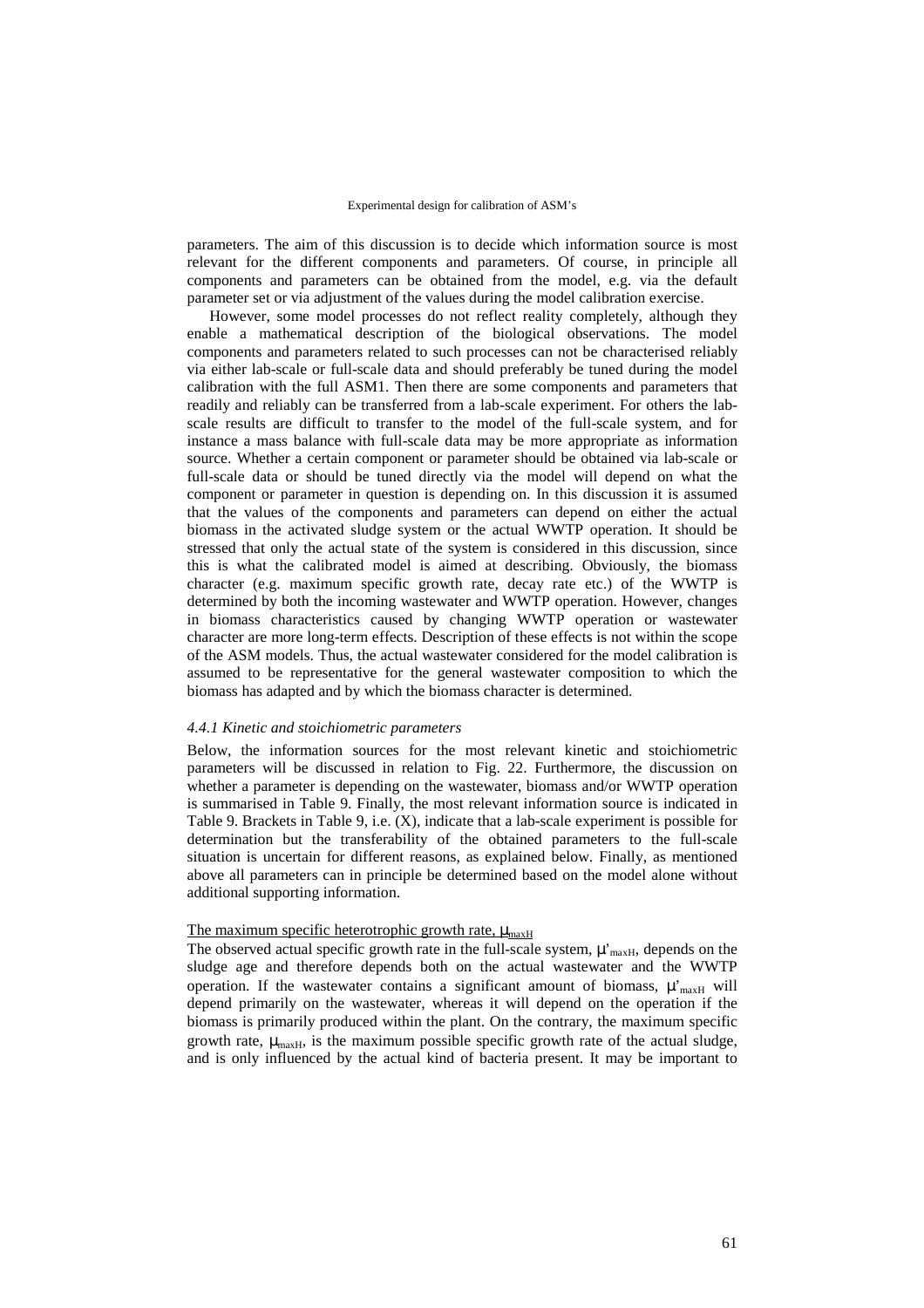parameters. The aim of this discussion is to decide which information source is most relevant for the different components and parameters. Of course, in principle all components and parameters can be obtained from the model, e.g. via the default parameter set or via adjustment of the values during the model calibration exercise.

However, some model processes do not reflect reality completely, although they enable a mathematical description of the biological observations. The model components and parameters related to such processes can not be characterised reliably via either lab-scale or full-scale data and should preferably be tuned during the model calibration with the full ASM1. Then there are some components and parameters that readily and reliably can be transferred from a lab-scale experiment. For others the lab-scale results are difficult to transfer to the model of the full-scale system, and for instance a mass balance with full-scale data may be more appropriate as information source. Whether a certain component or parameter should be obtained via lab-scale or full-scale data or should be tuned directly via the model will depend on what the component or parameter in question is depending on. In this discussion it is assumed that the values of the components and parameters can depend on either the actual biomass in the activated sludge system or the actual WWTP operation. It should be stressed that only the actual state of the system is considered in this discussion, since this is what the calibrated model is aimed at describing. Obviously, the biomass character (e.g. maximum specific growth rate, decay rate etc.) of the WWTP is determined by both the incoming wastewater and WWTP operation. However, changes in biomass characteristics caused by changing WWTP operation or wastewater character are more long-term effects. Description of these effects is not within the scope of the ASM models. Thus, the actual wastewater considered for the model calibration is assumed to be representative for the general wastewater composition to which the biomass has adapted and by which the biomass character is determined.

#### *4.4.1 Kinetic and stoichiometric parameters*

Below, the information sources for the most relevant kinetic and stoichiometric parameters will be discussed in relation to Fig. 22. Furthermore, the discussion on whether a parameter is depending on the wastewater, biomass and/or WWTP operation is summarised in Table 9. Finally, the most relevant information source is indicated in Table 9. Brackets in Table 9, i.e. (X), indicate that a lab-scale experiment is possible for determination but the transferability of the obtained parameters to the full-scale situation is uncertain for different reasons, as explained below. Finally, as mentioned above all parameters can in principle be determined based on the model alone without additional supporting information.

The maximum specific heterotrophic growth rate, $\mu_{maxH}$

The observed actual specific growth rate in the full-scale system, $\mu'_{maxH}$, depends on the sludge age and therefore depends both on the actual wastewater and the WWTP operation. If the wastewater contains a significant amount of biomass, $\mu'_{maxH}$ will depend primarily on the wastewater, whereas it will depend on the operation if the biomass is primarily produced within the plant. On the contrary, the maximum specific growth rate, $\mu_{maxH}$, is the maximum possible specific growth rate of the actual sludge, and is only influenced by the actual kind of bacteria present. It may be important to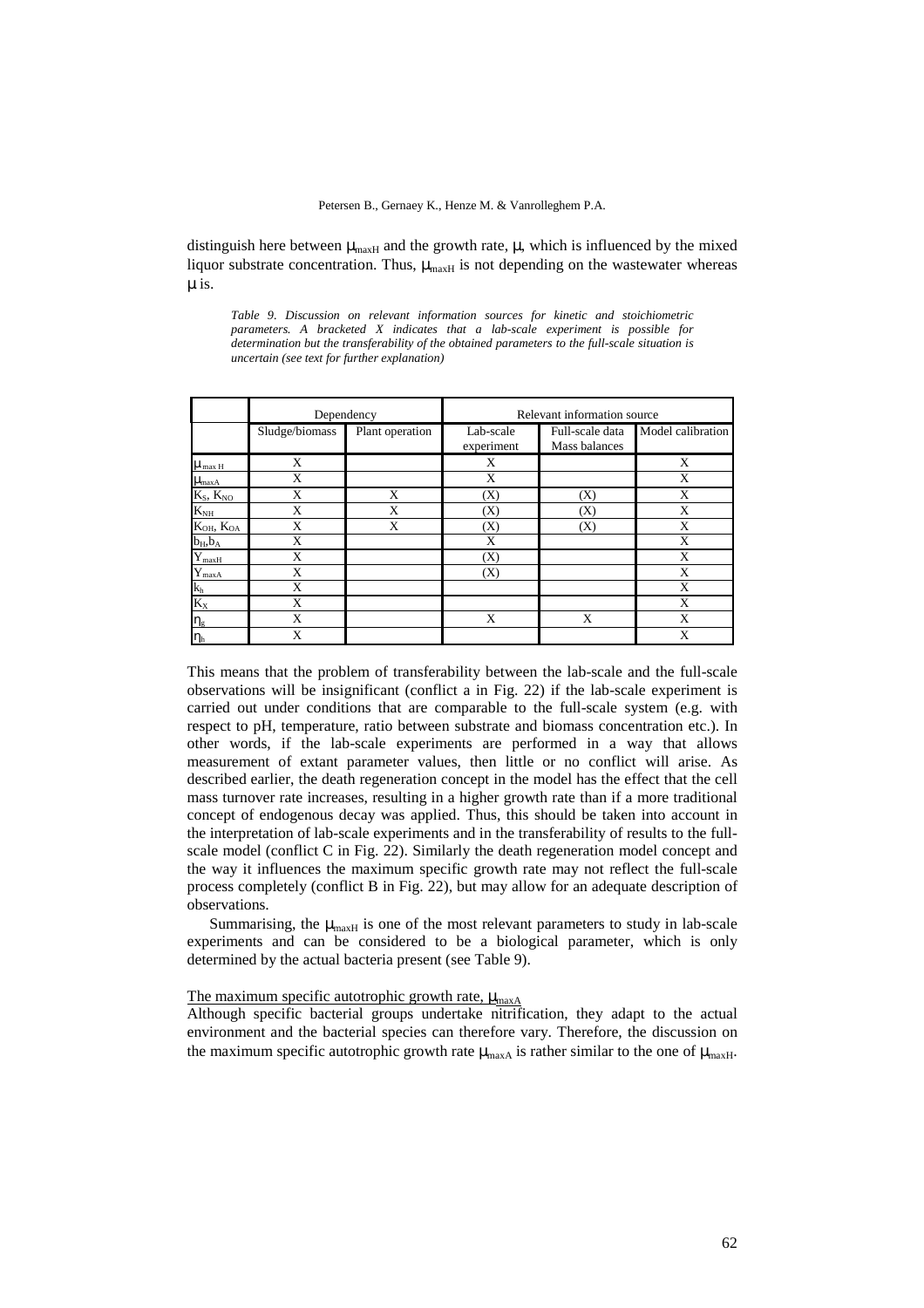distinguish here between $\mu_{maxH}$ and the growth rate, $\mu$, which is influenced by the mixed liquor substrate concentration. Thus, $\mu_{maxH}$ is not depending on the wastewater whereas $\mu$ is.

*Table 9. Discussion on relevant information sources for kinetic and stoichiometric parameters. A bracketed X indicates that a lab-scale experiment is possible for determination but the transferability of the obtained parameters to the full-scale situation is uncertain (see text for further explanation)*

| | Dependency | | Relevant information source | | |
|---|---|---|---|---|---|
| | Sludge/biomass | Plant operation | Lab-scale experiment | Full-scale data Mass balances | Model calibration |
| $\mu_{max H}$ | X | | X | | X |
| $\mu_{maxA}$ | X | | X | | X |
| $K_S$, $K_{NO}$ | X | X | (X) | (X) | X |
| $K_{NH}$ | X | X | (X) | (X) | X |
| $K_{OH}$, $K_{OA}$ | X | X | (X) | (X) | X |
| $b_H$,$b_A$ | X | | X | | X |
| $Y_{maxH}$ | X | | (X) | | X |
| $Y_{maxA}$ | X | | (X) | | X |
| $k_h$ | X | | | | X |
| $K_X$ | X | | | | X |
| $\eta_g$ | X | | X | X | X |
| $\eta_h$ | X | | | | X |

This means that the problem of transferability between the lab-scale and the full-scale observations will be insignificant (conflict a in Fig. 22) if the lab-scale experiment is carried out under conditions that are comparable to the full-scale system (e.g. with respect to pH, temperature, ratio between substrate and biomass concentration etc.). In other words, if the lab-scale experiments are performed in a way that allows measurement of extant parameter values, then little or no conflict will arise. As described earlier, the death regeneration concept in the model has the effect that the cell mass turnover rate increases, resulting in a higher growth rate than if a more traditional concept of endogenous decay was applied. Thus, this should be taken into account in the interpretation of lab-scale experiments and in the transferability of results to the full-scale model (conflict C in Fig. 22). Similarly the death regeneration model concept and the way it influences the maximum specific growth rate may not reflect the full-scale process completely (conflict B in Fig. 22), but may allow for an adequate description of observations.

Summarising, the $\mu_{maxH}$ is one of the most relevant parameters to study in lab-scale experiments and can be considered to be a biological parameter, which is only determined by the actual bacteria present (see Table 9).

The maximum specific autotrophic growth rate, $\mu_{maxA}$

Although specific bacterial groups undertake nitrification, they adapt to the actual environment and the bacterial species can therefore vary. Therefore, the discussion on the maximum specific autotrophic growth rate $\mu_{maxA}$ is rather similar to the one of $\mu_{maxH}$.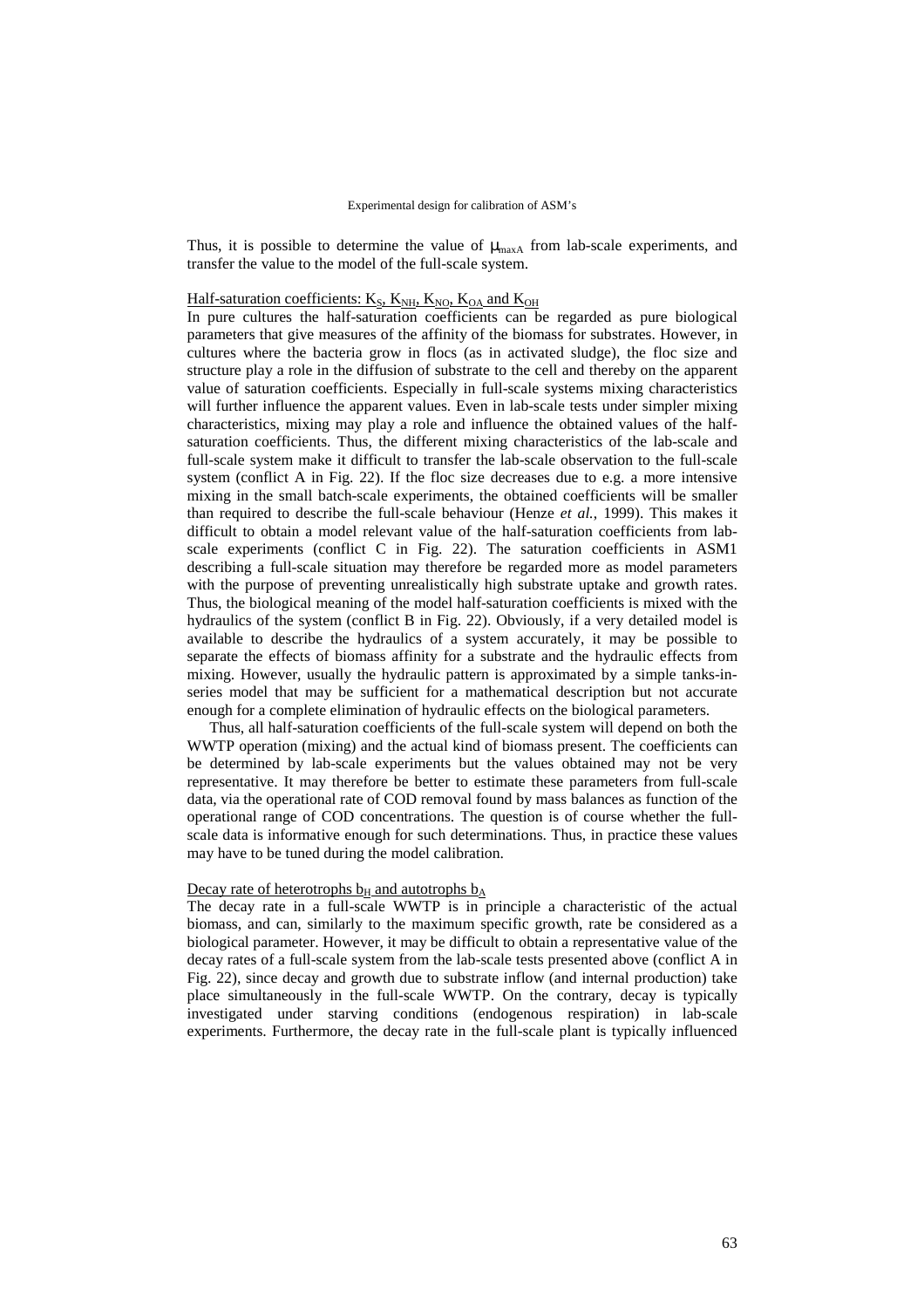Thus, it is possible to determine the value of $\mu_{maxA}$ from lab-scale experiments, and transfer the value to the model of the full-scale system.

#### Half-saturation coefficients: $K_S$, $K_{NH}$, $K_{NO}$, $K_{OA}$ and $K_{OH}$

In pure cultures the half-saturation coefficients can be regarded as pure biological parameters that give measures of the affinity of the biomass for substrates. However, in cultures where the bacteria grow in flocs (as in activated sludge), the floc size and structure play a role in the diffusion of substrate to the cell and thereby on the apparent value of saturation coefficients. Especially in full-scale systems mixing characteristics will further influence the apparent values. Even in lab-scale tests under simpler mixing characteristics, mixing may play a role and influence the obtained values of the half-saturation coefficients. Thus, the different mixing characteristics of the lab-scale and full-scale system make it difficult to transfer the lab-scale observation to the full-scale system (conflict A in Fig. 22). If the floc size decreases due to e.g. a more intensive mixing in the small batch-scale experiments, the obtained coefficients will be smaller than required to describe the full-scale behaviour (Henze *et al.*, 1999). This makes it difficult to obtain a model relevant value of the half-saturation coefficients from lab-scale experiments (conflict C in Fig. 22). The saturation coefficients in ASM1 describing a full-scale situation may therefore be regarded more as model parameters with the purpose of preventing unrealistically high substrate uptake and growth rates. Thus, the biological meaning of the model half-saturation coefficients is mixed with the hydraulics of the system (conflict B in Fig. 22). Obviously, if a very detailed model is available to describe the hydraulics of a system accurately, it may be possible to separate the effects of biomass affinity for a substrate and the hydraulic effects from mixing. However, usually the hydraulic pattern is approximated by a simple tanks-in-series model that may be sufficient for a mathematical description but not accurate enough for a complete elimination of hydraulic effects on the biological parameters.

Thus, all half-saturation coefficients of the full-scale system will depend on both the WWTP operation (mixing) and the actual kind of biomass present. The coefficients can be determined by lab-scale experiments but the values obtained may not be very representative. It may therefore be better to estimate these parameters from full-scale data, via the operational rate of COD removal found by mass balances as function of the operational range of COD concentrations. The question is of course whether the full-scale data is informative enough for such determinations. Thus, in practice these values may have to be tuned during the model calibration.

#### Decay rate of heterotrophs $b_H$ and autotrophs $b_A$

The decay rate in a full-scale WWTP is in principle a characteristic of the actual biomass, and can, similarly to the maximum specific growth, rate be considered as a biological parameter. However, it may be difficult to obtain a representative value of the decay rates of a full-scale system from the lab-scale tests presented above (conflict A in Fig. 22), since decay and growth due to substrate inflow (and internal production) take place simultaneously in the full-scale WWTP. On the contrary, decay is typically investigated under starving conditions (endogenous respiration) in lab-scale experiments. Furthermore, the decay rate in the full-scale plant is typically influenced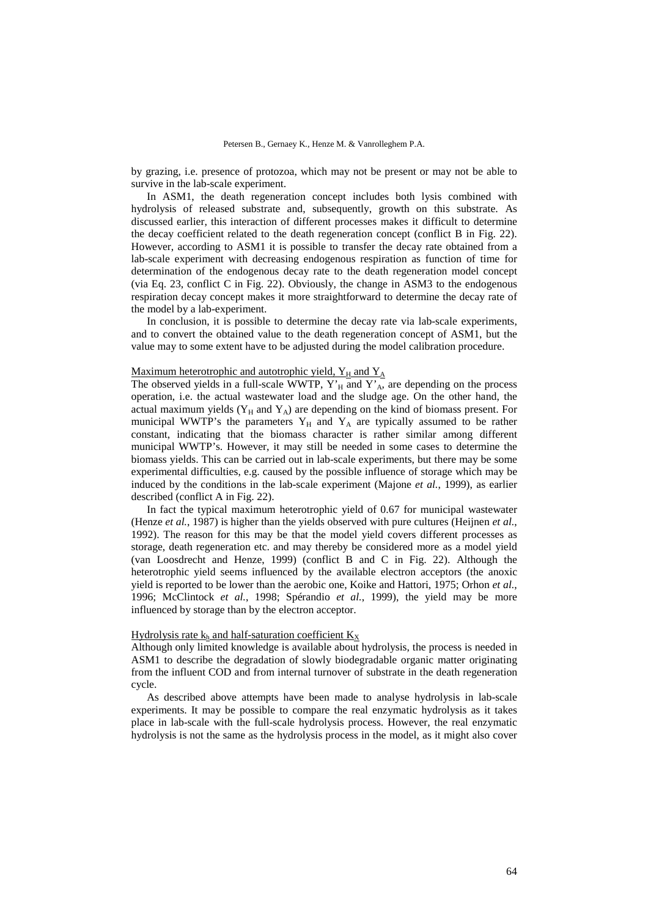by grazing, i.e. presence of protozoa, which may not be present or may not be able to survive in the lab-scale experiment.

In ASM1, the death regeneration concept includes both lysis combined with hydrolysis of released substrate and, subsequently, growth on this substrate. As discussed earlier, this interaction of different processes makes it difficult to determine the decay coefficient related to the death regeneration concept (conflict B in Fig. 22). However, according to ASM1 it is possible to transfer the decay rate obtained from a lab-scale experiment with decreasing endogenous respiration as function of time for determination of the endogenous decay rate to the death regeneration model concept (via Eq. 23, conflict C in Fig. 22). Obviously, the change in ASM3 to the endogenous respiration decay concept makes it more straightforward to determine the decay rate of the model by a lab-experiment.

In conclusion, it is possible to determine the decay rate via lab-scale experiments, and to convert the obtained value to the death regeneration concept of ASM1, but the value may to some extent have to be adjusted during the model calibration procedure.

Maximum heterotrophic and autotrophic yield, $Y_H$ and $Y_A$

The observed yields in a full-scale WWTP, $Y'_H$ and $Y'_A$, are depending on the process operation, i.e. the actual wastewater load and the sludge age. On the other hand, the actual maximum yields ($Y_H$ and $Y_A$) are depending on the kind of biomass present. For municipal WWTP's the parameters $Y_H$ and $Y_A$ are typically assumed to be rather constant, indicating that the biomass character is rather similar among different municipal WWTP's. However, it may still be needed in some cases to determine the biomass yields. This can be carried out in lab-scale experiments, but there may be some experimental difficulties, e.g. caused by the possible influence of storage which may be induced by the conditions in the lab-scale experiment (Majone *et al.*, 1999), as earlier described (conflict A in Fig. 22).

In fact the typical maximum heterotrophic yield of 0.67 for municipal wastewater (Henze *et al.*, 1987) is higher than the yields observed with pure cultures (Heijnen *et al.*, 1992). The reason for this may be that the model yield covers different processes as storage, death regeneration etc. and may thereby be considered more as a model yield (van Loosdrecht and Henze, 1999) (conflict B and C in Fig. 22). Although the heterotrophic yield seems influenced by the available electron acceptors (the anoxic yield is reported to be lower than the aerobic one, Koike and Hattori, 1975; Orhon *et al.*, 1996; McClintock *et al.*, 1998; Spérandio *et al.*, 1999), the yield may be more influenced by storage than by the electron acceptor.

Hydrolysis rate $k_h$ and half-saturation coefficient $K_X$

Although only limited knowledge is available about hydrolysis, the process is needed in ASM1 to describe the degradation of slowly biodegradable organic matter originating from the influent COD and from internal turnover of substrate in the death regeneration cycle.

As described above attempts have been made to analyse hydrolysis in lab-scale experiments. It may be possible to compare the real enzymatic hydrolysis as it takes place in lab-scale with the full-scale hydrolysis process. However, the real enzymatic hydrolysis is not the same as the hydrolysis process in the model, as it might also cover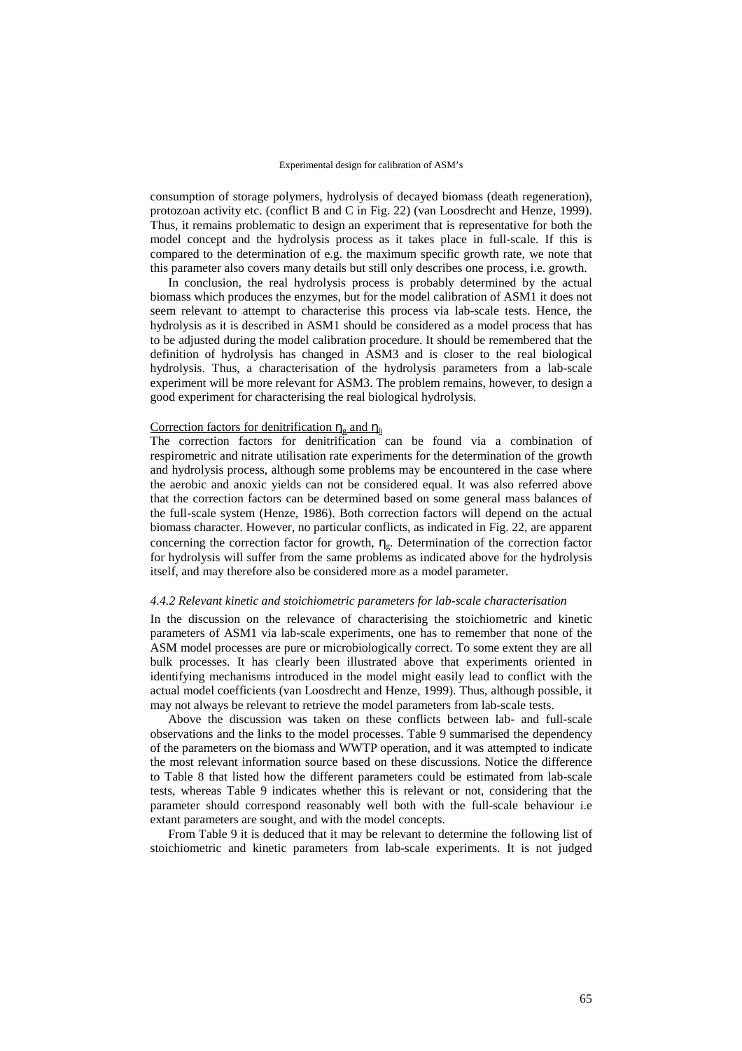consumption of storage polymers, hydrolysis of decayed biomass (death regeneration), protozoan activity etc. (conflict B and C in Fig. 22) (van Loosdrecht and Henze, 1999). Thus, it remains problematic to design an experiment that is representative for both the model concept and the hydrolysis process as it takes place in full-scale. If this is compared to the determination of e.g. the maximum specific growth rate, we note that this parameter also covers many details but still only describes one process, i.e. growth.

In conclusion, the real hydrolysis process is probably determined by the actual biomass which produces the enzymes, but for the model calibration of ASM1 it does not seem relevant to attempt to characterise this process via lab-scale tests. Hence, the hydrolysis as it is described in ASM1 should be considered as a model process that has to be adjusted during the model calibration procedure. It should be remembered that the definition of hydrolysis has changed in ASM3 and is closer to the real biological hydrolysis. Thus, a characterisation of the hydrolysis parameters from a lab-scale experiment will be more relevant for ASM3. The problem remains, however, to design a good experiment for characterising the real biological hydrolysis.

Correction factors for denitrification $\eta_g$ and $\eta_h$

The correction factors for denitrification can be found via a combination of respirometric and nitrate utilisation rate experiments for the determination of the growth and hydrolysis process, although some problems may be encountered in the case where the aerobic and anoxic yields can not be considered equal. It was also referred above that the correction factors can be determined based on some general mass balances of the full-scale system (Henze, 1986). Both correction factors will depend on the actual biomass character. However, no particular conflicts, as indicated in Fig. 22, are apparent concerning the correction factor for growth, $\eta_g$. Determination of the correction factor for hydrolysis will suffer from the same problems as indicated above for the hydrolysis itself, and may therefore also be considered more as a model parameter.

### *4.4.2 Relevant kinetic and stoichiometric parameters for lab-scale characterisation*

In the discussion on the relevance of characterising the stoichiometric and kinetic parameters of ASM1 via lab-scale experiments, one has to remember that none of the ASM model processes are pure or microbiologically correct. To some extent they are all bulk processes. It has clearly been illustrated above that experiments oriented in identifying mechanisms introduced in the model might easily lead to conflict with the actual model coefficients (van Loosdrecht and Henze, 1999). Thus, although possible, it may not always be relevant to retrieve the model parameters from lab-scale tests.

Above the discussion was taken on these conflicts between lab- and full-scale observations and the links to the model processes. Table 9 summarised the dependency of the parameters on the biomass and WWTP operation, and it was attempted to indicate the most relevant information source based on these discussions. Notice the difference to Table 8 that listed how the different parameters could be estimated from lab-scale tests, whereas Table 9 indicates whether this is relevant or not, considering that the parameter should correspond reasonably well both with the full-scale behaviour i.e extant parameters are sought, and with the model concepts.

From Table 9 it is deduced that it may be relevant to determine the following list of stoichiometric and kinetic parameters from lab-scale experiments. It is not judged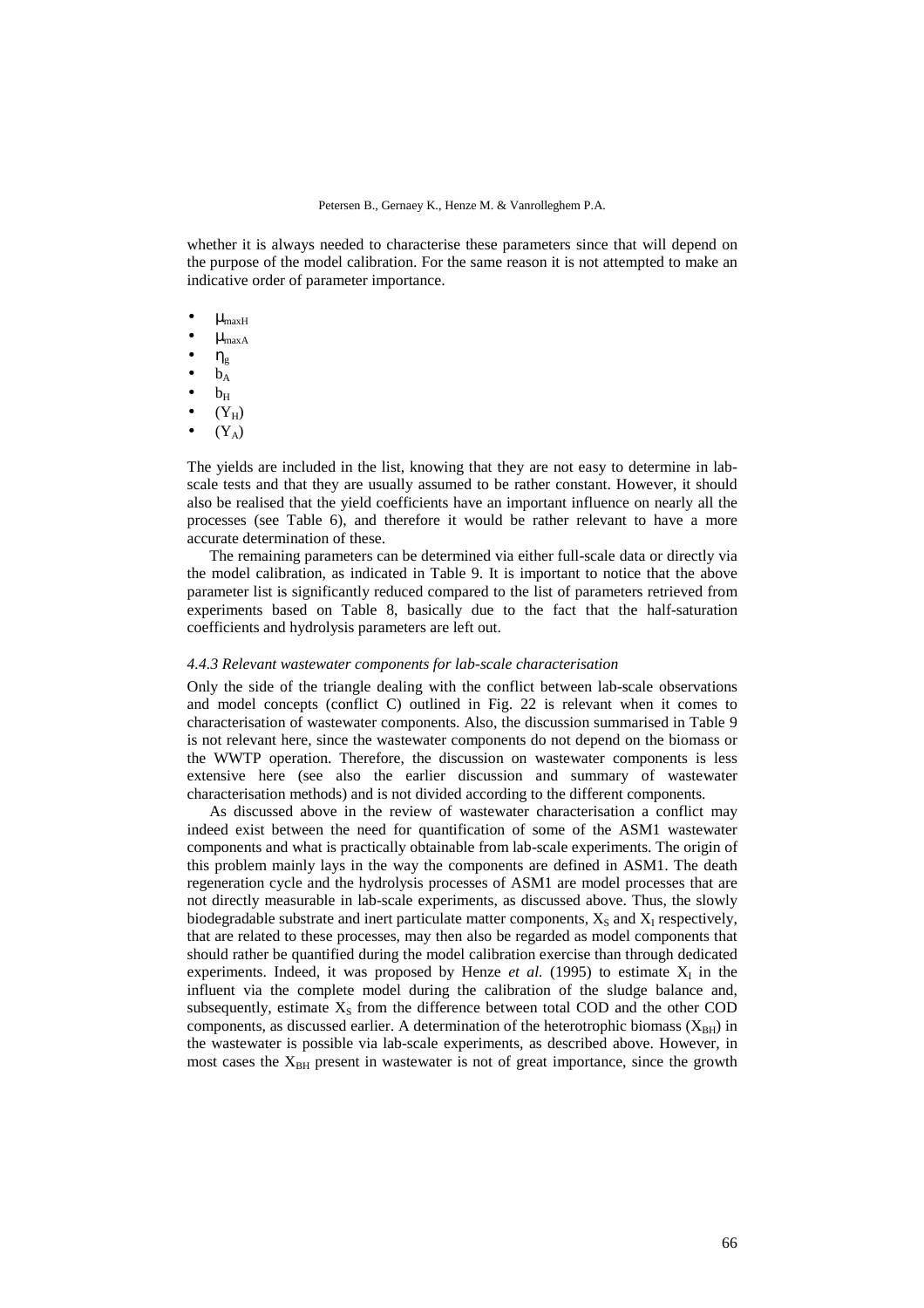whether it is always needed to characterise these parameters since that will depend on the purpose of the model calibration. For the same reason it is not attempted to make an indicative order of parameter importance.

- $\mu_{maxH}$
- $\mu_{maxA}$
- $\eta_g$
- $b_A$
- $b_H$
- $(Y_H)$
- $(Y_A)$

The yields are included in the list, knowing that they are not easy to determine in lab-scale tests and that they are usually assumed to be rather constant. However, it should also be realised that the yield coefficients have an important influence on nearly all the processes (see Table 6), and therefore it would be rather relevant to have a more accurate determination of these.

The remaining parameters can be determined via either full-scale data or directly via the model calibration, as indicated in Table 9. It is important to notice that the above parameter list is significantly reduced compared to the list of parameters retrieved from experiments based on Table 8, basically due to the fact that the half-saturation coefficients and hydrolysis parameters are left out.

#### *4.4.3 Relevant wastewater components for lab-scale characterisation*

Only the side of the triangle dealing with the conflict between lab-scale observations and model concepts (conflict C) outlined in Fig. 22 is relevant when it comes to characterisation of wastewater components. Also, the discussion summarised in Table 9 is not relevant here, since the wastewater components do not depend on the biomass or the WWTP operation. Therefore, the discussion on wastewater components is less extensive here (see also the earlier discussion and summary of wastewater characterisation methods) and is not divided according to the different components.

As discussed above in the review of wastewater characterisation a conflict may indeed exist between the need for quantification of some of the ASM1 wastewater components and what is practically obtainable from lab-scale experiments. The origin of this problem mainly lays in the way the components are defined in ASM1. The death regeneration cycle and the hydrolysis processes of ASM1 are model processes that are not directly measurable in lab-scale experiments, as discussed above. Thus, the slowly biodegradable substrate and inert particulate matter components, $X_S$ and $X_I$ respectively, that are related to these processes, may then also be regarded as model components that should rather be quantified during the model calibration exercise than through dedicated experiments. Indeed, it was proposed by Henze *et al.* (1995) to estimate $X_I$ in the influent via the complete model during the calibration of the sludge balance and, subsequently, estimate $X_S$ from the difference between total COD and the other COD components, as discussed earlier. A determination of the heterotrophic biomass ($X_{BH}$) in the wastewater is possible via lab-scale experiments, as described above. However, in most cases the $X_{BH}$ present in wastewater is not of great importance, since the growth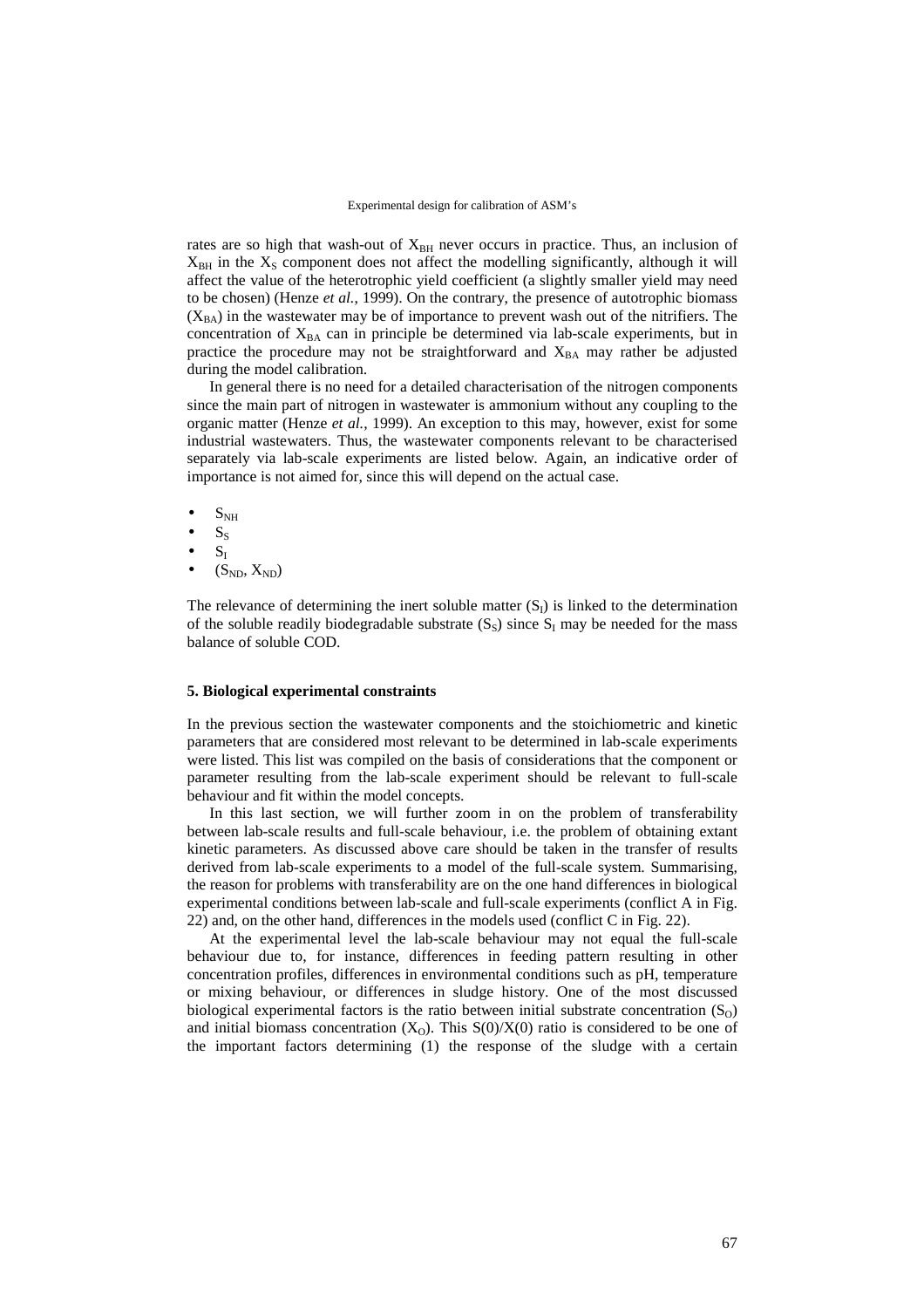rates are so high that wash-out of $X_{BH}$ never occurs in practice. Thus, an inclusion of $X_{BH}$ in the $X_S$ component does not affect the modelling significantly, although it will affect the value of the heterotrophic yield coefficient (a slightly smaller yield may need to be chosen) (Henze *et al.*, 1999). On the contrary, the presence of autotrophic biomass ($X_{BA}$) in the wastewater may be of importance to prevent wash out of the nitrifiers. The concentration of $X_{BA}$ can in principle be determined via lab-scale experiments, but in practice the procedure may not be straightforward and $X_{BA}$ may rather be adjusted during the model calibration.

In general there is no need for a detailed characterisation of the nitrogen components since the main part of nitrogen in wastewater is ammonium without any coupling to the organic matter (Henze *et al.*, 1999). An exception to this may, however, exist for some industrial wastewaters. Thus, the wastewater components relevant to be characterised separately via lab-scale experiments are listed below. Again, an indicative order of importance is not aimed for, since this will depend on the actual case.

- $S_{NH}$
- $S_S$
- $S_I$
- ($S_{ND}$, $X_{ND}$)

The relevance of determining the inert soluble matter ($S_I$) is linked to the determination of the soluble readily biodegradable substrate ($S_S$) since $S_I$ may be needed for the mass balance of soluble COD.

### 5. Biological experimental constraints

In the previous section the wastewater components and the stoichiometric and kinetic parameters that are considered most relevant to be determined in lab-scale experiments were listed. This list was compiled on the basis of considerations that the component or parameter resulting from the lab-scale experiment should be relevant to full-scale behaviour and fit within the model concepts.

In this last section, we will further zoom in on the problem of transferability between lab-scale results and full-scale behaviour, i.e. the problem of obtaining extant kinetic parameters. As discussed above care should be taken in the transfer of results derived from lab-scale experiments to a model of the full-scale system. Summarising, the reason for problems with transferability are on the one hand differences in biological experimental conditions between lab-scale and full-scale experiments (conflict A in Fig. 22) and, on the other hand, differences in the models used (conflict C in Fig. 22).

At the experimental level the lab-scale behaviour may not equal the full-scale behaviour due to, for instance, differences in feeding pattern resulting in other concentration profiles, differences in environmental conditions such as pH, temperature or mixing behaviour, or differences in sludge history. One of the most discussed biological experimental factors is the ratio between initial substrate concentration ($S_O$) and initial biomass concentration ($X_O$). This $S(0)/X(0)$ ratio is considered to be one of the important factors determining (1) the response of the sludge with a certain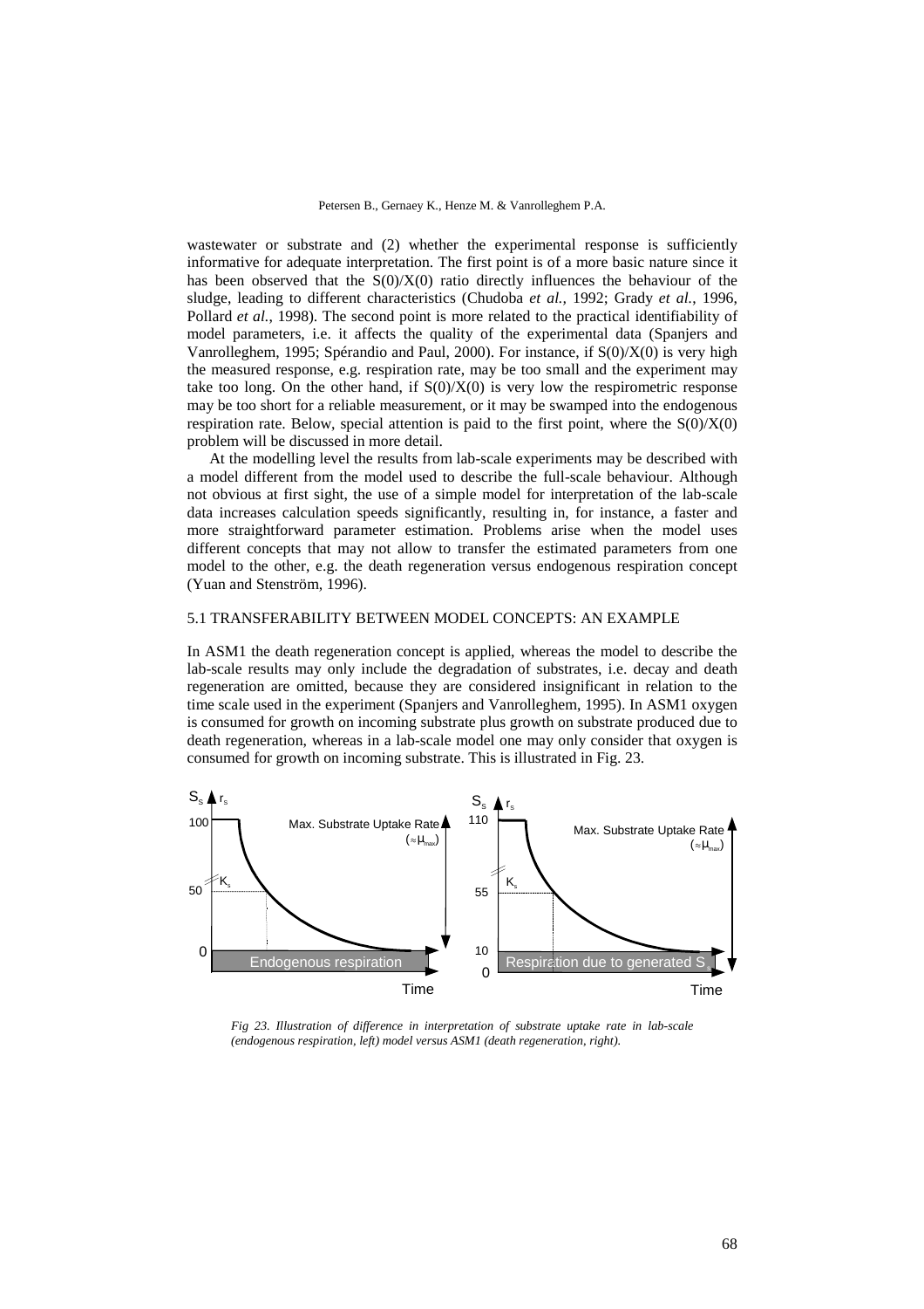wastewater or substrate and (2) whether the experimental response is sufficiently informative for adequate interpretation. The first point is of a more basic nature since it has been observed that the $S(0)/X(0)$ ratio directly influences the behaviour of the sludge, leading to different characteristics (Chudoba *et al.*, 1992; Grady *et al.*, 1996, Pollard *et al.*, 1998). The second point is more related to the practical identifiability of model parameters, i.e. it affects the quality of the experimental data (Spanjers and Vanrolleghem, 1995; Spérandio and Paul, 2000). For instance, if $S(0)/X(0)$ is very high the measured response, e.g. respiration rate, may be too small and the experiment may take too long. On the other hand, if $S(0)/X(0)$ is very low the respirometric response may be too short for a reliable measurement, or it may be swamped into the endogenous respiration rate. Below, special attention is paid to the first point, where the $S(0)/X(0)$ problem will be discussed in more detail.

At the modelling level the results from lab-scale experiments may be described with a model different from the model used to describe the full-scale behaviour. Although not obvious at first sight, the use of a simple model for interpretation of the lab-scale data increases calculation speeds significantly, resulting in, for instance, a faster and more straightforward parameter estimation. Problems arise when the model uses different concepts that may not allow to transfer the estimated parameters from one model to the other, e.g. the death regeneration versus endogenous respiration concept (Yuan and Stenström, 1996).

## 5.1 TRANSFERABILITY BETWEEN MODEL CONCEPTS: AN EXAMPLE

In ASM1 the death regeneration concept is applied, whereas the model to describe the lab-scale results may only include the degradation of substrates, i.e. decay and death regeneration are omitted, because they are considered insignificant in relation to the time scale used in the experiment (Spanjers and Vanrolleghem, 1995). In ASM1 oxygen is consumed for growth on incoming substrate plus growth on substrate produced due to death regeneration, whereas in a lab-scale model one may only consider that oxygen is consumed for growth on incoming substrate. This is illustrated in Fig. 23.

*Fig 23. Illustration of difference in interpretation of substrate uptake rate in lab-scale (endogenous respiration, left) model versus ASM1 (death regeneration, right).*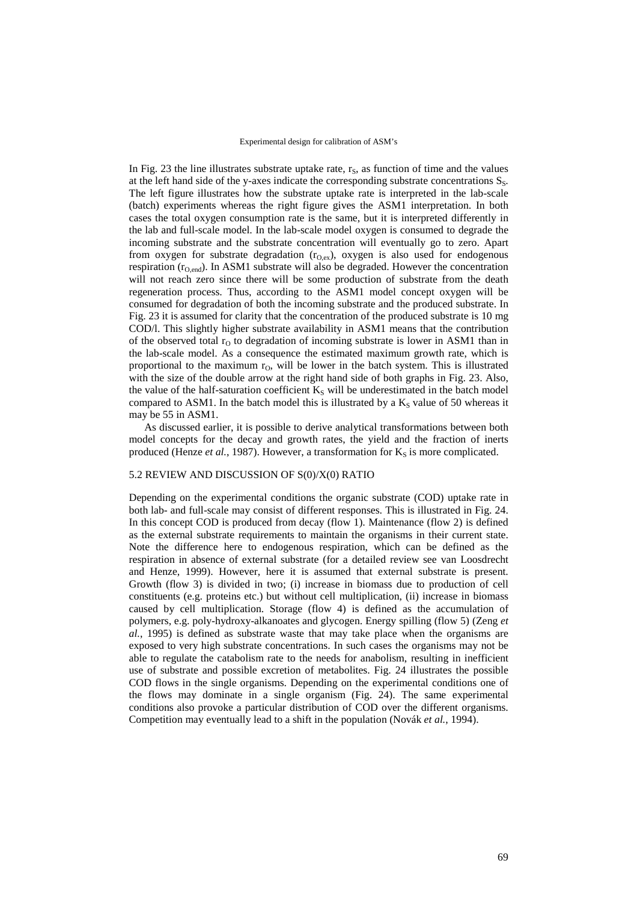In Fig. 23 the line illustrates substrate uptake rate, $r_S$, as function of time and the values at the left hand side of the y-axes indicate the corresponding substrate concentrations $S_S$. The left figure illustrates how the substrate uptake rate is interpreted in the lab-scale (batch) experiments whereas the right figure gives the ASM1 interpretation. In both cases the total oxygen consumption rate is the same, but it is interpreted differently in the lab and full-scale model. In the lab-scale model oxygen is consumed to degrade the incoming substrate and the substrate concentration will eventually go to zero. Apart from oxygen for substrate degradation ($r_{O,ex}$), oxygen is also used for endogenous respiration ($r_{O,end}$). In ASM1 substrate will also be degraded. However the concentration will not reach zero since there will be some production of substrate from the death regeneration process. Thus, according to the ASM1 model concept oxygen will be consumed for degradation of both the incoming substrate and the produced substrate. In Fig. 23 it is assumed for clarity that the concentration of the produced substrate is 10 mg COD/l. This slightly higher substrate availability in ASM1 means that the contribution of the observed total $r_O$ to degradation of incoming substrate is lower in ASM1 than in the lab-scale model. As a consequence the estimated maximum growth rate, which is proportional to the maximum $r_O$, will be lower in the batch system. This is illustrated with the size of the double arrow at the right hand side of both graphs in Fig. 23. Also, the value of the half-saturation coefficient $K_S$ will be underestimated in the batch model compared to ASM1. In the batch model this is illustrated by a $K_S$ value of 50 whereas it may be 55 in ASM1.

As discussed earlier, it is possible to derive analytical transformations between both model concepts for the decay and growth rates, the yield and the fraction of inerts produced (Henze *et al.*, 1987). However, a transformation for $K_S$ is more complicated.

### 5.2 REVIEW AND DISCUSSION OF S(0)/X(0) RATIO

Depending on the experimental conditions the organic substrate (COD) uptake rate in both lab- and full-scale may consist of different responses. This is illustrated in Fig. 24. In this concept COD is produced from decay (flow 1). Maintenance (flow 2) is defined as the external substrate requirements to maintain the organisms in their current state. Note the difference here to endogenous respiration, which can be defined as the respiration in absence of external substrate (for a detailed review see van Loosdrecht and Henze, 1999). However, here it is assumed that external substrate is present. Growth (flow 3) is divided in two; (i) increase in biomass due to production of cell constituents (e.g. proteins etc.) but without cell multiplication, (ii) increase in biomass caused by cell multiplication. Storage (flow 4) is defined as the accumulation of polymers, e.g. poly-hydroxy-alkanoates and glycogen. Energy spilling (flow 5) (Zeng *et al.*, 1995) is defined as substrate waste that may take place when the organisms are exposed to very high substrate concentrations. In such cases the organisms may not be able to regulate the catabolism rate to the needs for anabolism, resulting in inefficient use of substrate and possible excretion of metabolites. Fig. 24 illustrates the possible COD flows in the single organisms. Depending on the experimental conditions one of the flows may dominate in a single organism (Fig. 24). The same experimental conditions also provoke a particular distribution of COD over the different organisms. Competition may eventually lead to a shift in the population (Novák *et al.*, 1994).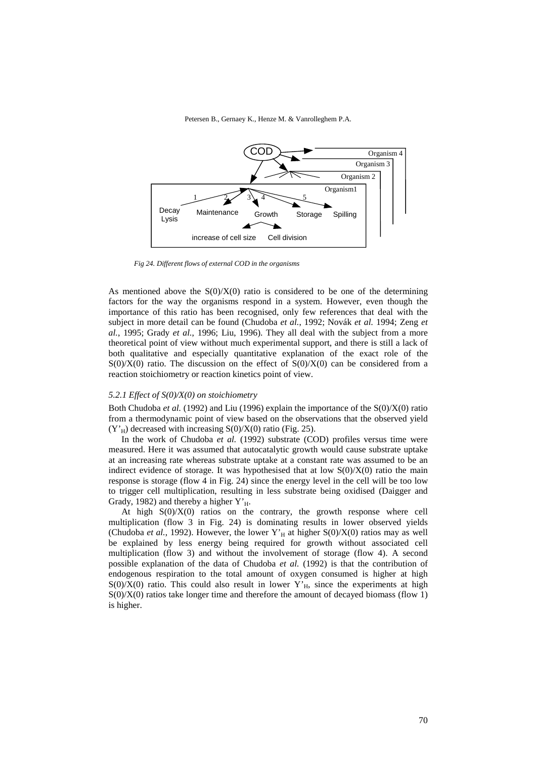*Fig 24. Different flows of external COD in the organisms*

As mentioned above the S(0)/X(0) ratio is considered to be one of the determining factors for the way the organisms respond in a system. However, even though the importance of this ratio has been recognised, only few references that deal with the subject in more detail can be found (Chudoba *et al.*, 1992; Novák *et al.* 1994; Zeng *et al.*, 1995; Grady *et al.*, 1996; Liu, 1996). They all deal with the subject from a more theoretical point of view without much experimental support, and there is still a lack of both qualitative and especially quantitative explanation of the exact role of the S(0)/X(0) ratio. The discussion on the effect of S(0)/X(0) can be considered from a reaction stoichiometry or reaction kinetics point of view.

### *5.2.1 Effect of S(0)/X(0) on stoichiometry*

Both Chudoba *et al.* (1992) and Liu (1996) explain the importance of the S(0)/X(0) ratio from a thermodynamic point of view based on the observations that the observed yield ($Y'_H$) decreased with increasing S(0)/X(0) ratio (Fig. 25).

In the work of Chudoba *et al.* (1992) substrate (COD) profiles versus time were measured. Here it was assumed that autocatalytic growth would cause substrate uptake at an increasing rate whereas substrate uptake at a constant rate was assumed to be an indirect evidence of storage. It was hypothesised that at low S(0)/X(0) ratio the main response is storage (flow 4 in Fig. 24) since the energy level in the cell will be too low to trigger cell multiplication, resulting in less substrate being oxidised (Daigger and Grady, 1982) and thereby a higher $Y'_H$.

At high S(0)/X(0) ratios on the contrary, the growth response where cell multiplication (flow 3 in Fig. 24) is dominating results in lower observed yields (Chudoba *et al.*, 1992). However, the lower $Y'_H$ at higher S(0)/X(0) ratios may as well be explained by less energy being required for growth without associated cell multiplication (flow 3) and without the involvement of storage (flow 4). A second possible explanation of the data of Chudoba *et al.* (1992) is that the contribution of endogenous respiration to the total amount of oxygen consumed is higher at high S(0)/X(0) ratio. This could also result in lower $Y'_H$, since the experiments at high S(0)/X(0) ratios take longer time and therefore the amount of decayed biomass (flow 1) is higher.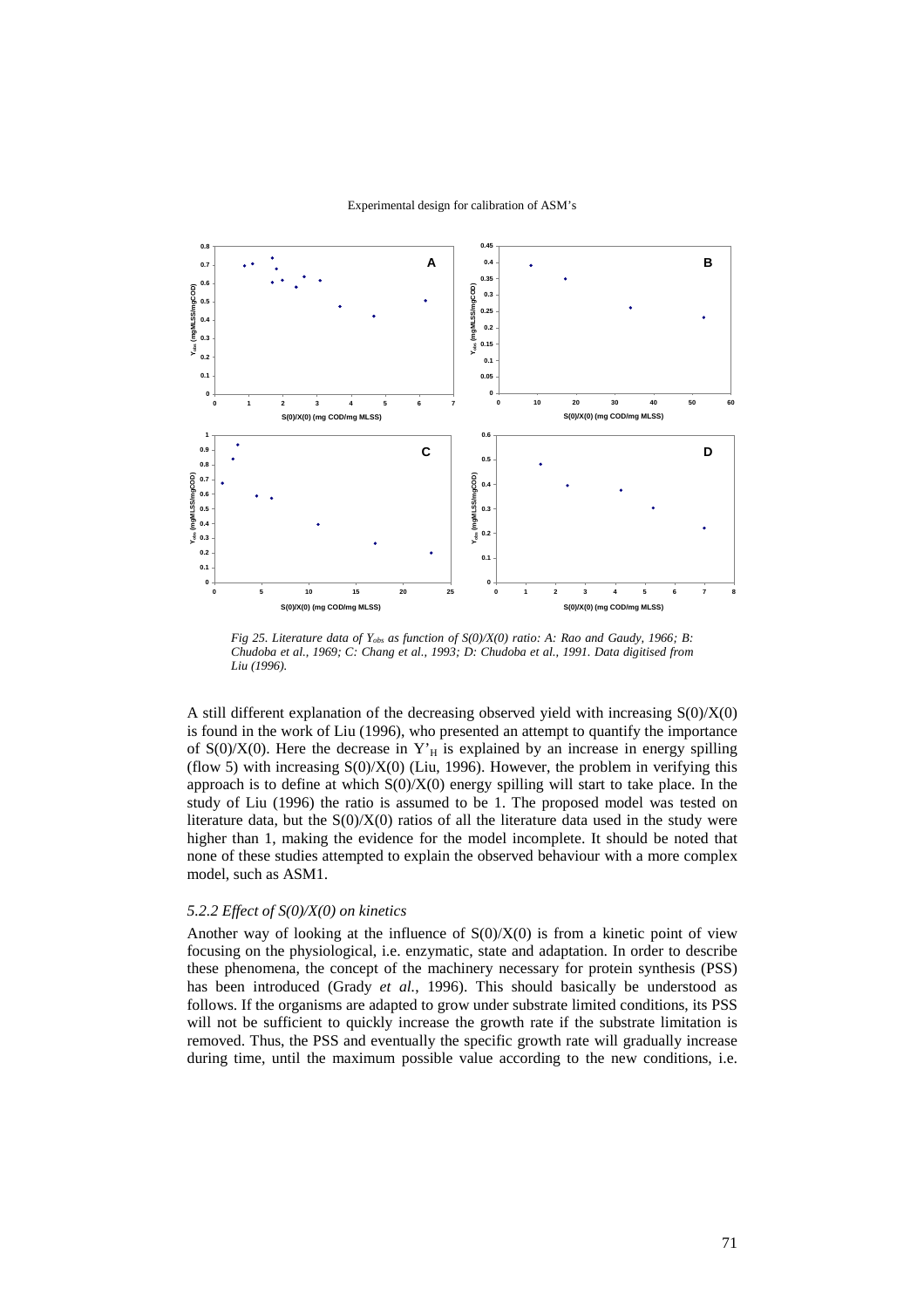*Fig 25. Literature data of $Y_{obs}$ as function of S(0)/X(0) ratio: A: Rao and Gaudy, 1966; B: Chudoba et al., 1969; C: Chang et al., 1993; D: Chudoba et al., 1991. Data digitised from Liu (1996).*

A still different explanation of the decreasing observed yield with increasing S(0)/X(0) is found in the work of Liu (1996), who presented an attempt to quantify the importance of S(0)/X(0). Here the decrease in $Y'_H$ is explained by an increase in energy spilling (flow 5) with increasing S(0)/X(0) (Liu, 1996). However, the problem in verifying this approach is to define at which S(0)/X(0) energy spilling will start to take place. In the study of Liu (1996) the ratio is assumed to be 1. The proposed model was tested on literature data, but the S(0)/X(0) ratios of all the literature data used in the study were higher than 1, making the evidence for the model incomplete. It should be noted that none of these studies attempted to explain the observed behaviour with a more complex model, such as ASM1.

### *5.2.2 Effect of S(0)/X(0) on kinetics*

Another way of looking at the influence of S(0)/X(0) is from a kinetic point of view focusing on the physiological, i.e. enzymatic, state and adaptation. In order to describe these phenomena, the concept of the machinery necessary for protein synthesis (PSS) has been introduced (Grady *et al.*, 1996). This should basically be understood as follows. If the organisms are adapted to grow under substrate limited conditions, its PSS will not be sufficient to quickly increase the growth rate if the substrate limitation is removed. Thus, the PSS and eventually the specific growth rate will gradually increase during time, until the maximum possible value according to the new conditions, i.e.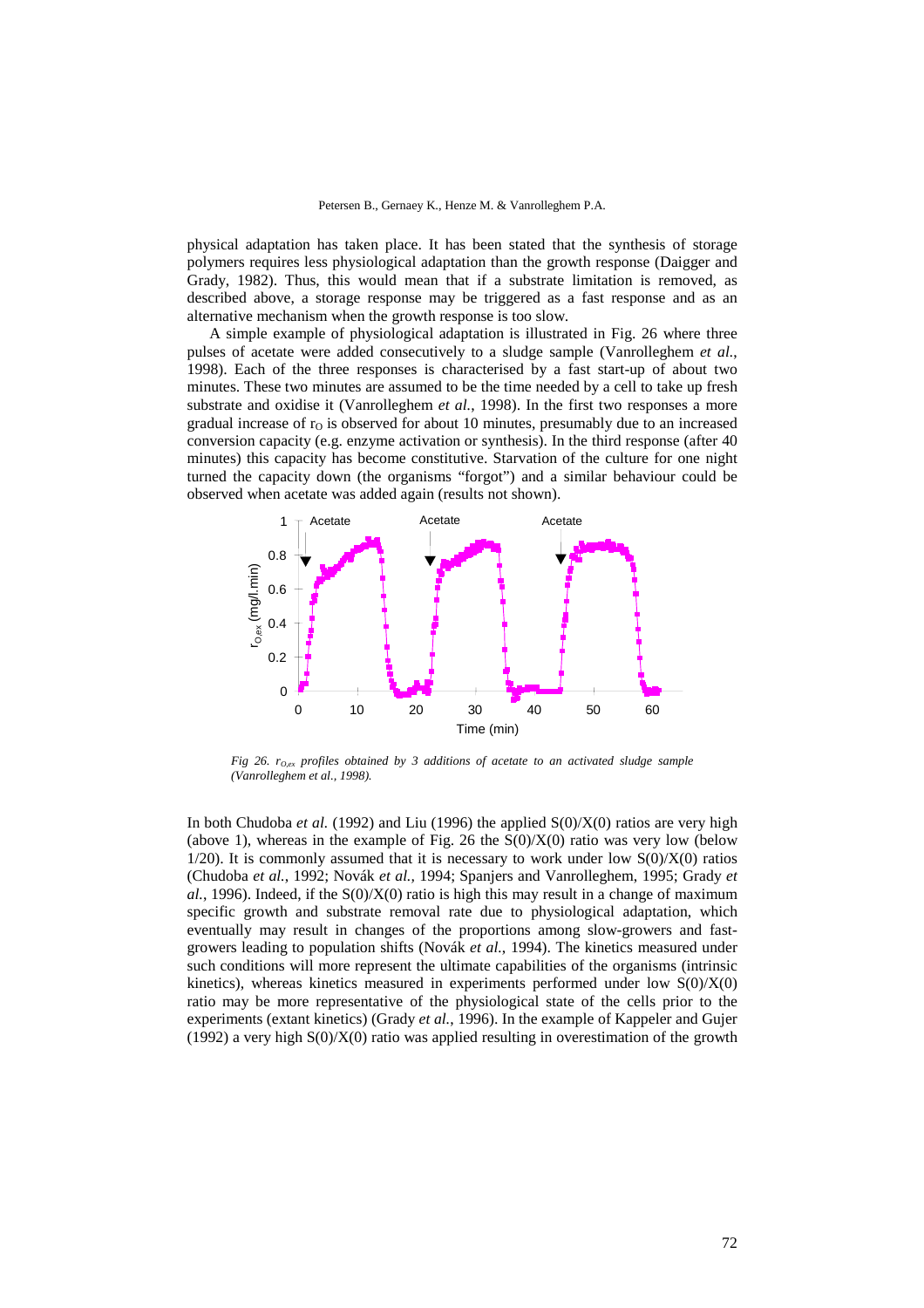physical adaptation has taken place. It has been stated that the synthesis of storage polymers requires less physiological adaptation than the growth response (Daigger and Grady, 1982). Thus, this would mean that if a substrate limitation is removed, as described above, a storage response may be triggered as a fast response and as an alternative mechanism when the growth response is too slow.

A simple example of physiological adaptation is illustrated in Fig. 26 where three pulses of acetate were added consecutively to a sludge sample (Vanrolleghem *et al.*, 1998). Each of the three responses is characterised by a fast start-up of about two minutes. These two minutes are assumed to be the time needed by a cell to take up fresh substrate and oxidise it (Vanrolleghem *et al.*, 1998). In the first two responses a more gradual increase of $r_O$ is observed for about 10 minutes, presumably due to an increased conversion capacity (e.g. enzyme activation or synthesis). In the third response (after 40 minutes) this capacity has become constitutive. Starvation of the culture for one night turned the capacity down (the organisms "forgot") and a similar behaviour could be observed when acetate was added again (results not shown).

*Fig 26. $r_{O,ex}$ profiles obtained by 3 additions of acetate to an activated sludge sample (Vanrolleghem et al., 1998).*

In both Chudoba *et al.* (1992) and Liu (1996) the applied $S(0)/X(0)$ ratios are very high (above 1), whereas in the example of Fig. 26 the $S(0)/X(0)$ ratio was very low (below 1/20). It is commonly assumed that it is necessary to work under low $S(0)/X(0)$ ratios (Chudoba *et al.*, 1992; Novák *et al.*, 1994; Spanjers and Vanrolleghem, 1995; Grady *et al.*, 1996). Indeed, if the $S(0)/X(0)$ ratio is high this may result in a change of maximum specific growth and substrate removal rate due to physiological adaptation, which eventually may result in changes of the proportions among slow-growers and fast-growers leading to population shifts (Novák *et al.*, 1994). The kinetics measured under such conditions will more represent the ultimate capabilities of the organisms (intrinsic kinetics), whereas kinetics measured in experiments performed under low $S(0)/X(0)$ ratio may be more representative of the physiological state of the cells prior to the experiments (extant kinetics) (Grady *et al.*, 1996). In the example of Kappeler and Gujer (1992) a very high $S(0)/X(0)$ ratio was applied resulting in overestimation of the growth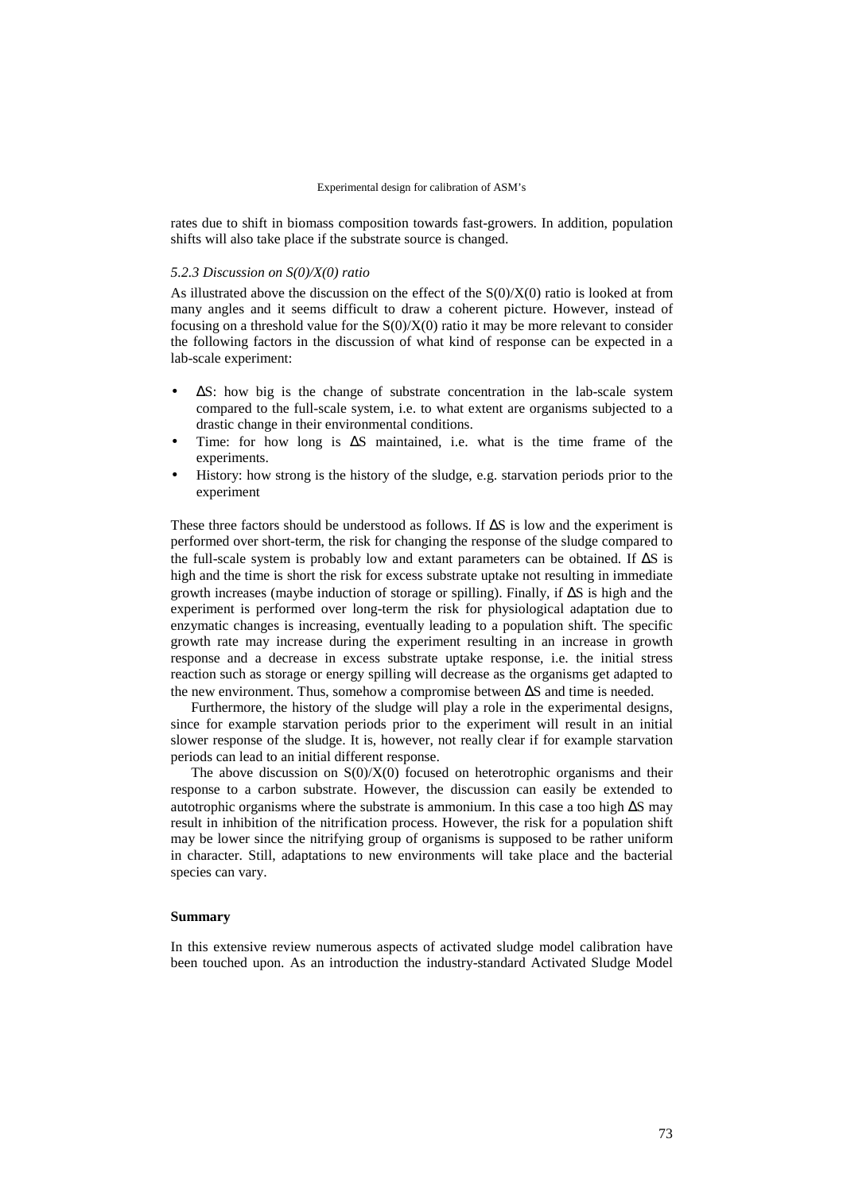rates due to shift in biomass composition towards fast-growers. In addition, population shifts will also take place if the substrate source is changed.

### *5.2.3 Discussion on S(0)/X(0) ratio*

As illustrated above the discussion on the effect of the $S(0)/X(0)$ ratio is looked at from many angles and it seems difficult to draw a coherent picture. However, instead of focusing on a threshold value for the $S(0)/X(0)$ ratio it may be more relevant to consider the following factors in the discussion of what kind of response can be expected in a lab-scale experiment:

- $\Delta S$: how big is the change of substrate concentration in the lab-scale system compared to the full-scale system, i.e. to what extent are organisms subjected to a drastic change in their environmental conditions.
- Time: for how long is $\Delta S$ maintained, i.e. what is the time frame of the experiments.
- History: how strong is the history of the sludge, e.g. starvation periods prior to the experiment

These three factors should be understood as follows. If $\Delta S$ is low and the experiment is performed over short-term, the risk for changing the response of the sludge compared to the full-scale system is probably low and extant parameters can be obtained. If $\Delta S$ is high and the time is short the risk for excess substrate uptake not resulting in immediate growth increases (maybe induction of storage or spilling). Finally, if $\Delta S$ is high and the experiment is performed over long-term the risk for physiological adaptation due to enzymatic changes is increasing, eventually leading to a population shift. The specific growth rate may increase during the experiment resulting in an increase in growth response and a decrease in excess substrate uptake response, i.e. the initial stress reaction such as storage or energy spilling will decrease as the organisms get adapted to the new environment. Thus, somehow a compromise between $\Delta S$ and time is needed.

Furthermore, the history of the sludge will play a role in the experimental designs, since for example starvation periods prior to the experiment will result in an initial slower response of the sludge. It is, however, not really clear if for example starvation periods can lead to an initial different response.

The above discussion on $S(0)/X(0)$ focused on heterotrophic organisms and their response to a carbon substrate. However, the discussion can easily be extended to autotrophic organisms where the substrate is ammonium. In this case a too high $\Delta S$ may result in inhibition of the nitrification process. However, the risk for a population shift may be lower since the nitrifying group of organisms is supposed to be rather uniform in character. Still, adaptations to new environments will take place and the bacterial species can vary.

## Summary

In this extensive review numerous aspects of activated sludge model calibration have been touched upon. As an introduction the industry-standard Activated Sludge Model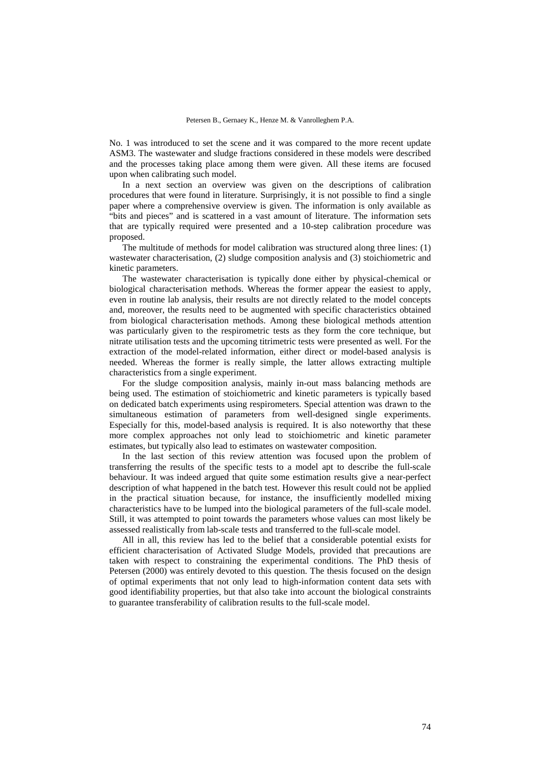No. 1 was introduced to set the scene and it was compared to the more recent update ASM3. The wastewater and sludge fractions considered in these models were described and the processes taking place among them were given. All these items are focused upon when calibrating such model.

In a next section an overview was given on the descriptions of calibration procedures that were found in literature. Surprisingly, it is not possible to find a single paper where a comprehensive overview is given. The information is only available as "bits and pieces" and is scattered in a vast amount of literature. The information sets that are typically required were presented and a 10-step calibration procedure was proposed.

The multitude of methods for model calibration was structured along three lines: (1) wastewater characterisation, (2) sludge composition analysis and (3) stoichiometric and kinetic parameters.

The wastewater characterisation is typically done either by physical-chemical or biological characterisation methods. Whereas the former appear the easiest to apply, even in routine lab analysis, their results are not directly related to the model concepts and, moreover, the results need to be augmented with specific characteristics obtained from biological characterisation methods. Among these biological methods attention was particularly given to the respirometric tests as they form the core technique, but nitrate utilisation tests and the upcoming titrimetric tests were presented as well. For the extraction of the model-related information, either direct or model-based analysis is needed. Whereas the former is really simple, the latter allows extracting multiple characteristics from a single experiment.

For the sludge composition analysis, mainly in-out mass balancing methods are being used. The estimation of stoichiometric and kinetic parameters is typically based on dedicated batch experiments using respirometers. Special attention was drawn to the simultaneous estimation of parameters from well-designed single experiments. Especially for this, model-based analysis is required. It is also noteworthy that these more complex approaches not only lead to stoichiometric and kinetic parameter estimates, but typically also lead to estimates on wastewater composition.

In the last section of this review attention was focused upon the problem of transferring the results of the specific tests to a model apt to describe the full-scale behaviour. It was indeed argued that quite some estimation results give a near-perfect description of what happened in the batch test. However this result could not be applied in the practical situation because, for instance, the insufficiently modelled mixing characteristics have to be lumped into the biological parameters of the full-scale model. Still, it was attempted to point towards the parameters whose values can most likely be assessed realistically from lab-scale tests and transferred to the full-scale model.

All in all, this review has led to the belief that a considerable potential exists for efficient characterisation of Activated Sludge Models, provided that precautions are taken with respect to constraining the experimental conditions. The PhD thesis of Petersen (2000) was entirely devoted to this question. The thesis focused on the design of optimal experiments that not only lead to high-information content data sets with good identifiability properties, but that also take into account the biological constraints to guarantee transferability of calibration results to the full-scale model.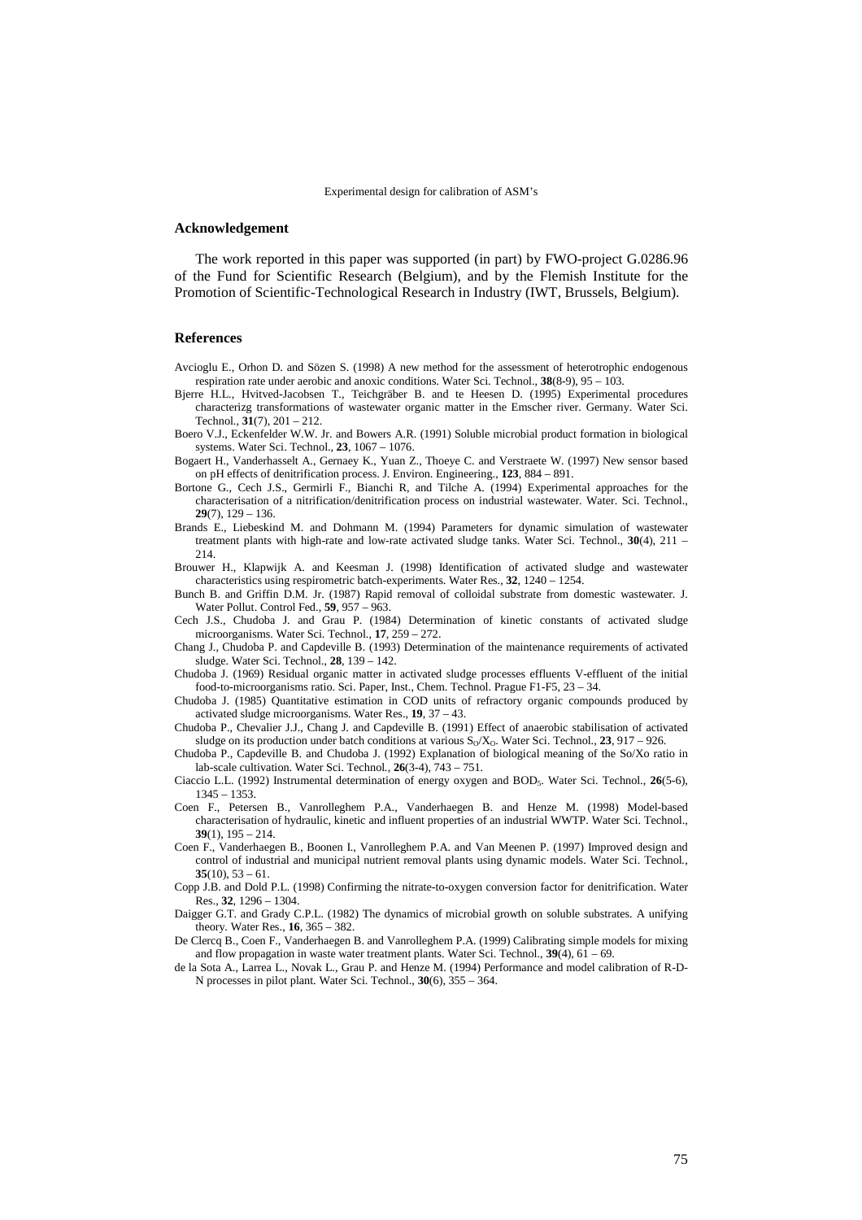## Acknowledgement

The work reported in this paper was supported (in part) by FWO-project G.0286.96 of the Fund for Scientific Research (Belgium), and by the Flemish Institute for the Promotion of Scientific-Technological Research in Industry (IWT, Brussels, Belgium).

## References

Avcioglu E., Orhon D. and Sözen S. (1998) A new method for the assessment of heterotrophic endogenous respiration rate under aerobic and anoxic conditions. Water Sci. Technol., **38**(8-9), 95 – 103.

Bjerre H.L., Hvitved-Jacobsen T., Teichgräber B. and te Heesen D. (1995) Experimental procedures characterizg transformations of wastewater organic matter in the Emscher river. Germany. Water Sci. Technol., **31**(7), 201 – 212.

Boero V.J., Eckenfelder W.W. Jr. and Bowers A.R. (1991) Soluble microbial product formation in biological systems. Water Sci. Technol., **23**, 1067 – 1076.

Bogaert H., Vanderhasselt A., Gernaey K., Yuan Z., Thoeye C. and Verstraete W. (1997) New sensor based on pH effects of denitrification process. J. Environ. Engineering., **123**, 884 – 891.

Bortone G., Cech J.S., Germirli F., Bianchi R, and Tilche A. (1994) Experimental approaches for the characterisation of a nitrification/denitrification process on industrial wastewater. Water. Sci. Technol., **29**(7), 129 – 136.

Brands E., Liebeskind M. and Dohmann M. (1994) Parameters for dynamic simulation of wastewater treatment plants with high-rate and low-rate activated sludge tanks. Water Sci. Technol., **30**(4), 211 – 214.

Brouwer H., Klapwijk A. and Keesman J. (1998) Identification of activated sludge and wastewater characteristics using respirometric batch-experiments. Water Res., **32**, 1240 – 1254.

Bunch B. and Griffin D.M. Jr. (1987) Rapid removal of colloidal substrate from domestic wastewater. J. Water Pollut. Control Fed., **59**, 957 – 963.

Cech J.S., Chudoba J. and Grau P. (1984) Determination of kinetic constants of activated sludge microorganisms. Water Sci. Technol., **17**, 259 – 272.

Chang J., Chudoba P. and Capdeville B. (1993) Determination of the maintenance requirements of activated sludge. Water Sci. Technol., **28**, 139 – 142.

Chudoba J. (1969) Residual organic matter in activated sludge processes effluents V-effluent of the initial food-to-microorganisms ratio. Sci. Paper, Inst., Chem. Technol. Prague F1-F5, 23 – 34.

Chudoba J. (1985) Quantitative estimation in COD units of refractory organic compounds produced by activated sludge microorganisms. Water Res., **19**, 37 – 43.

Chudoba P., Chevalier J.J., Chang J. and Capdeville B. (1991) Effect of anaerobic stabilisation of activated sludge on its production under batch conditions at various $S_O/X_O$. Water Sci. Technol., **23**, 917 – 926.

Chudoba P., Capdeville B. and Chudoba J. (1992) Explanation of biological meaning of the So/Xo ratio in lab-scale cultivation. Water Sci. Technol., **26**(3-4), 743 – 751.

Ciaccio L.L. (1992) Instrumental determination of energy oxygen and $BOD_5$. Water Sci. Technol., **26**(5-6), 1345 – 1353.

Coen F., Petersen B., Vanrolleghem P.A., Vanderhaegen B. and Henze M. (1998) Model-based characterisation of hydraulic, kinetic and influent properties of an industrial WWTP. Water Sci. Technol., **39**(1), 195 – 214.

Coen F., Vanderhaegen B., Boonen I., Vanrolleghem P.A. and Van Meenen P. (1997) Improved design and control of industrial and municipal nutrient removal plants using dynamic models. Water Sci. Technol., **35**(10), 53 – 61.

Copp J.B. and Dold P.L. (1998) Confirming the nitrate-to-oxygen conversion factor for denitrification. Water Res., **32**, 1296 – 1304.

Daigger G.T. and Grady C.P.L. (1982) The dynamics of microbial growth on soluble substrates. A unifying theory. Water Res., **16**, 365 – 382.

De Clercq B., Coen F., Vanderhaegen B. and Vanrolleghem P.A. (1999) Calibrating simple models for mixing and flow propagation in waste water treatment plants. Water Sci. Technol., **39**(4), 61 – 69.

de la Sota A., Larrea L., Novak L., Grau P. and Henze M. (1994) Performance and model calibration of R-D-N processes in pilot plant. Water Sci. Technol., **30**(6), 355 – 364.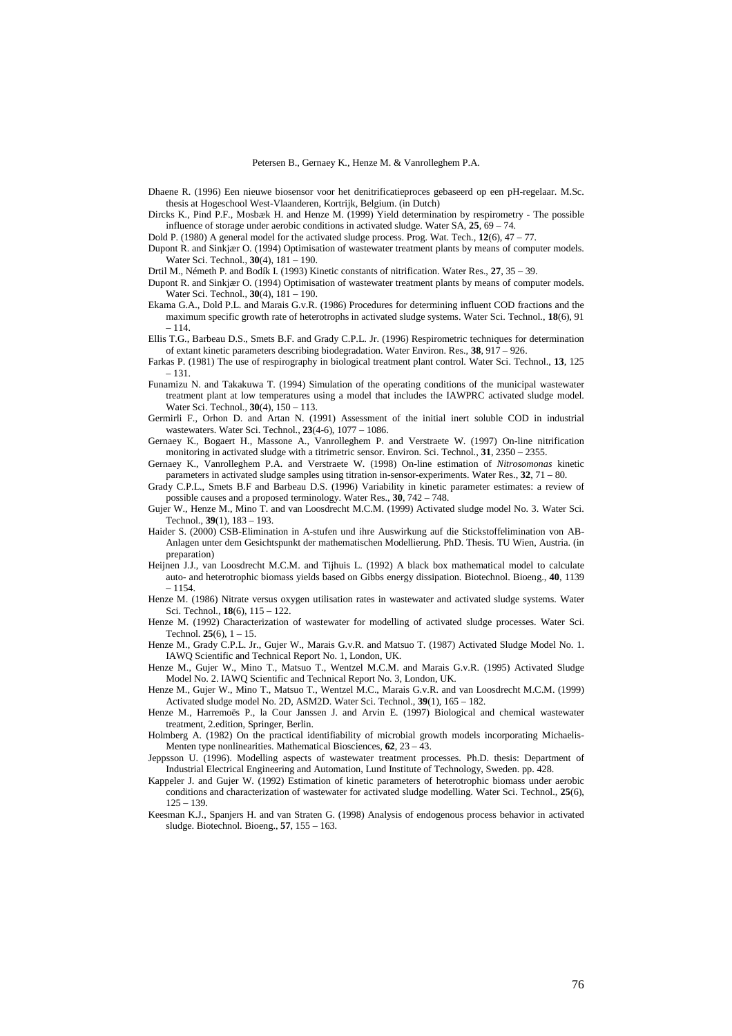Dhaene R. (1996) Een nieuwe biosensor voor het denitrificatieproces gebaseerd op een pH-regelaar. M.Sc. thesis at Hogeschool West-Vlaanderen, Kortrijk, Belgium. (in Dutch)

Dircks K., Pind P.F., Mosbæk H. and Henze M. (1999) Yield determination by respirometry - The possible influence of storage under aerobic conditions in activated sludge. Water SA, **25**, 69 – 74.

Dold P. (1980) A general model for the activated sludge process. Prog. Wat. Tech., **12**(6), 47 – 77.

Dupont R. and Sinkjær O. (1994) Optimisation of wastewater treatment plants by means of computer models. Water Sci. Technol., **30**(4), 181 – 190.

Drtil M., Németh P. and Bodík I. (1993) Kinetic constants of nitrification. Water Res., **27**, 35 – 39.

Dupont R. and Sinkjær O. (1994) Optimisation of wastewater treatment plants by means of computer models. Water Sci. Technol., **30**(4), 181 – 190.

Ekama G.A., Dold P.L. and Marais G.v.R. (1986) Procedures for determining influent COD fractions and the maximum specific growth rate of heterotrophs in activated sludge systems. Water Sci. Technol., **18**(6), 91 – 114.

Ellis T.G., Barbeau D.S., Smets B.F. and Grady C.P.L. Jr. (1996) Respirometric techniques for determination of extant kinetic parameters describing biodegradation. Water Environ. Res., **38**, 917 – 926.

Farkas P. (1981) The use of respirography in biological treatment plant control. Water Sci. Technol., **13**, 125 – 131.

Funamizu N. and Takakuwa T. (1994) Simulation of the operating conditions of the municipal wastewater treatment plant at low temperatures using a model that includes the IAWPRC activated sludge model. Water Sci. Technol., **30**(4), 150 – 113.

Germirli F., Orhon D. and Artan N. (1991) Assessment of the initial inert soluble COD in industrial wastewaters. Water Sci. Technol., **23**(4-6), 1077 – 1086.

Gernaey K., Bogaert H., Massone A., Vanrolleghem P. and Verstraete W. (1997) On-line nitrification monitoring in activated sludge with a titrimetric sensor. Environ. Sci. Technol., **31**, 2350 – 2355.

Gernaey K., Vanrolleghem P.A. and Verstraete W. (1998) On-line estimation of *Nitrosomonas* kinetic parameters in activated sludge samples using titration in-sensor-experiments. Water Res., **32**, 71 – 80.

Grady C.P.L., Smets B.F and Barbeau D.S. (1996) Variability in kinetic parameter estimates: a review of possible causes and a proposed terminology. Water Res., **30**, 742 – 748.

Gujer W., Henze M., Mino T. and van Loosdrecht M.C.M. (1999) Activated sludge model No. 3. Water Sci. Technol., **39**(1), 183 – 193.

Haider S. (2000) CSB-Elimination in A-stufen und ihre Auswirkung auf die Stickstoffelimination von AB-Anlagen unter dem Gesichtspunkt der mathematischen Modellierung. PhD. Thesis. TU Wien, Austria. (in preparation)

Heijnen J.J., van Loosdrecht M.C.M. and Tijhuis L. (1992) A black box mathematical model to calculate auto- and heterotrophic biomass yields based on Gibbs energy dissipation. Biotechnol. Bioeng., **40**, 1139 – 1154.

Henze M. (1986) Nitrate versus oxygen utilisation rates in wastewater and activated sludge systems. Water Sci. Technol., **18**(6), 115 – 122.

Henze M. (1992) Characterization of wastewater for modelling of activated sludge processes. Water Sci. Technol. **25**(6), 1 – 15.

Henze M., Grady C.P.L. Jr., Gujer W., Marais G.v.R. and Matsuo T. (1987) Activated Sludge Model No. 1. IAWQ Scientific and Technical Report No. 1, London, UK.

Henze M., Gujer W., Mino T., Matsuo T., Wentzel M.C.M. and Marais G.v.R. (1995) Activated Sludge Model No. 2. IAWQ Scientific and Technical Report No. 3, London, UK.

Henze M., Gujer W., Mino T., Matsuo T., Wentzel M.C., Marais G.v.R. and van Loosdrecht M.C.M. (1999) Activated sludge model No. 2D, ASM2D. Water Sci. Technol., **39**(1), 165 – 182.

Henze M., Harremoës P., la Cour Janssen J. and Arvin E. (1997) Biological and chemical wastewater treatment, 2.edition, Springer, Berlin.

Holmberg A. (1982) On the practical identifiability of microbial growth models incorporating Michaelis-Menten type nonlinearities. Mathematical Biosciences, **62**, 23 – 43.

Jeppsson U. (1996). Modelling aspects of wastewater treatment processes. Ph.D. thesis: Department of Industrial Electrical Engineering and Automation, Lund Institute of Technology, Sweden. pp. 428.

Kappeler J. and Gujer W. (1992) Estimation of kinetic parameters of heterotrophic biomass under aerobic conditions and characterization of wastewater for activated sludge modelling. Water Sci. Technol., **25**(6), 125 – 139.

Keesman K.J., Spanjers H. and van Straten G. (1998) Analysis of endogenous process behavior in activated sludge. Biotechnol. Bioeng., **57**, 155 – 163.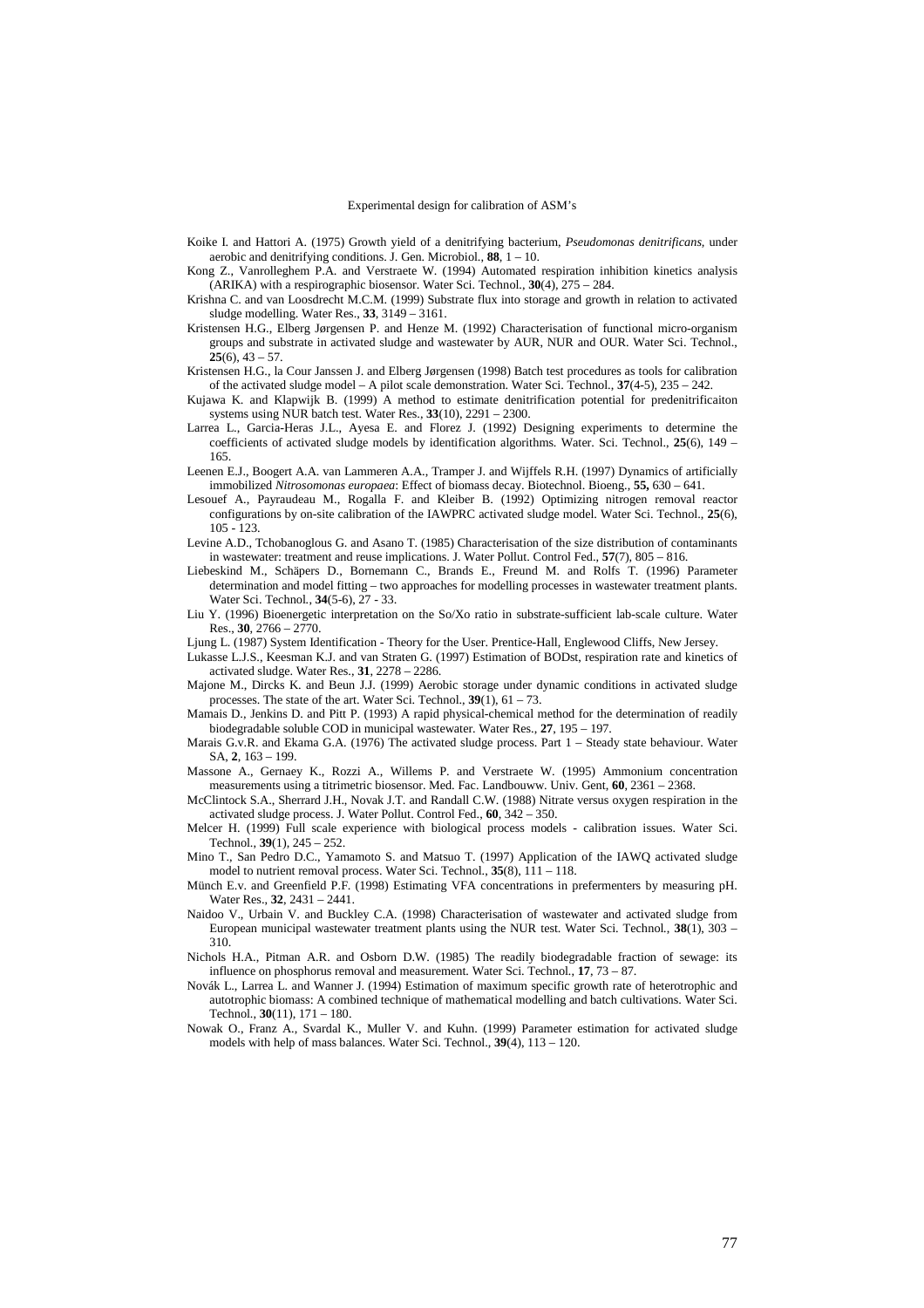Koike I. and Hattori A. (1975) Growth yield of a denitrifying bacterium, *Pseudomonas denitrificans*, under aerobic and denitrifying conditions. J. Gen. Microbiol., **88**, 1 – 10.

Kong Z., Vanrolleghem P.A. and Verstraete W. (1994) Automated respiration inhibition kinetics analysis (ARIKA) with a respirographic biosensor. Water Sci. Technol., **30**(4), 275 – 284.

Krishna C. and van Loosdrecht M.C.M. (1999) Substrate flux into storage and growth in relation to activated sludge modelling. Water Res., **33**, 3149 – 3161.

Kristensen H.G., Elberg Jørgensen P. and Henze M. (1992) Characterisation of functional micro-organism groups and substrate in activated sludge and wastewater by AUR, NUR and OUR. Water Sci. Technol., **25**(6), 43 – 57.

Kristensen H.G., la Cour Janssen J. and Elberg Jørgensen (1998) Batch test procedures as tools for calibration of the activated sludge model – A pilot scale demonstration. Water Sci. Technol., **37**(4-5), 235 – 242.

Kujawa K. and Klapwijk B. (1999) A method to estimate denitrification potential for predenitrificaiton systems using NUR batch test. Water Res., **33**(10), 2291 – 2300.

Larrea L., Garcia-Heras J.L., Ayesa E. and Florez J. (1992) Designing experiments to determine the coefficients of activated sludge models by identification algorithms. Water. Sci. Technol., **25**(6), 149 – 165.

Leenen E.J., Boogert A.A. van Lammeren A.A., Tramper J. and Wijffels R.H. (1997) Dynamics of artificially immobilized *Nitrosomonas europaea*: Effect of biomass decay. Biotechnol. Bioeng., **55,** 630 – 641.

Lesouef A., Payraudeau M., Rogalla F. and Kleiber B. (1992) Optimizing nitrogen removal reactor configurations by on-site calibration of the IAWPRC activated sludge model. Water Sci. Technol., **25**(6), 105 - 123.

Levine A.D., Tchobanoglous G. and Asano T. (1985) Characterisation of the size distribution of contaminants in wastewater: treatment and reuse implications. J. Water Pollut. Control Fed., **57**(7), 805 – 816.

Liebeskind M., Schäpers D., Bornemann C., Brands E., Freund M. and Rolfs T. (1996) Parameter determination and model fitting – two approaches for modelling processes in wastewater treatment plants. Water Sci. Technol., **34**(5-6), 27 - 33.

Liu Y. (1996) Bioenergetic interpretation on the So/Xo ratio in substrate-sufficient lab-scale culture. Water Res., **30**, 2766 – 2770.

Ljung L. (1987) System Identification - Theory for the User. Prentice-Hall, Englewood Cliffs, New Jersey.

Lukasse L.J.S., Keesman K.J. and van Straten G. (1997) Estimation of BODst, respiration rate and kinetics of activated sludge. Water Res., **31**, 2278 – 2286.

Majone M., Dircks K. and Beun J.J. (1999) Aerobic storage under dynamic conditions in activated sludge processes. The state of the art. Water Sci. Technol., **39**(1), 61 – 73.

Mamais D., Jenkins D. and Pitt P. (1993) A rapid physical-chemical method for the determination of readily biodegradable soluble COD in municipal wastewater. Water Res., **27**, 195 – 197.

Marais G.v.R. and Ekama G.A. (1976) The activated sludge process. Part 1 – Steady state behaviour. Water SA, **2**, 163 – 199.

Massone A., Gernaey K., Rozzi A., Willems P. and Verstraete W. (1995) Ammonium concentration measurements using a titrimetric biosensor. Med. Fac. Landbouww. Univ. Gent, **60**, 2361 – 2368.

McClintock S.A., Sherrard J.H., Novak J.T. and Randall C.W. (1988) Nitrate versus oxygen respiration in the activated sludge process. J. Water Pollut. Control Fed., **60**, 342 – 350.

Melcer H. (1999) Full scale experience with biological process models - calibration issues. Water Sci. Technol., **39**(1), 245 – 252.

Mino T., San Pedro D.C., Yamamoto S. and Matsuo T. (1997) Application of the IAWQ activated sludge model to nutrient removal process. Water Sci. Technol., **35**(8), 111 – 118.

Münch E.v. and Greenfield P.F. (1998) Estimating VFA concentrations in prefermenters by measuring pH. Water Res., **32**, 2431 – 2441.

Naidoo V., Urbain V. and Buckley C.A. (1998) Characterisation of wastewater and activated sludge from European municipal wastewater treatment plants using the NUR test. Water Sci. Technol., **38**(1), 303 – 310.

Nichols H.A., Pitman A.R. and Osborn D.W. (1985) The readily biodegradable fraction of sewage: its influence on phosphorus removal and measurement. Water Sci. Technol., **17**, 73 – 87.

Novák L., Larrea L. and Wanner J. (1994) Estimation of maximum specific growth rate of heterotrophic and autotrophic biomass: A combined technique of mathematical modelling and batch cultivations. Water Sci. Technol., **30**(11), 171 – 180.

Nowak O., Franz A., Svardal K., Muller V. and Kuhn. (1999) Parameter estimation for activated sludge models with help of mass balances. Water Sci. Technol., **39**(4), 113 – 120.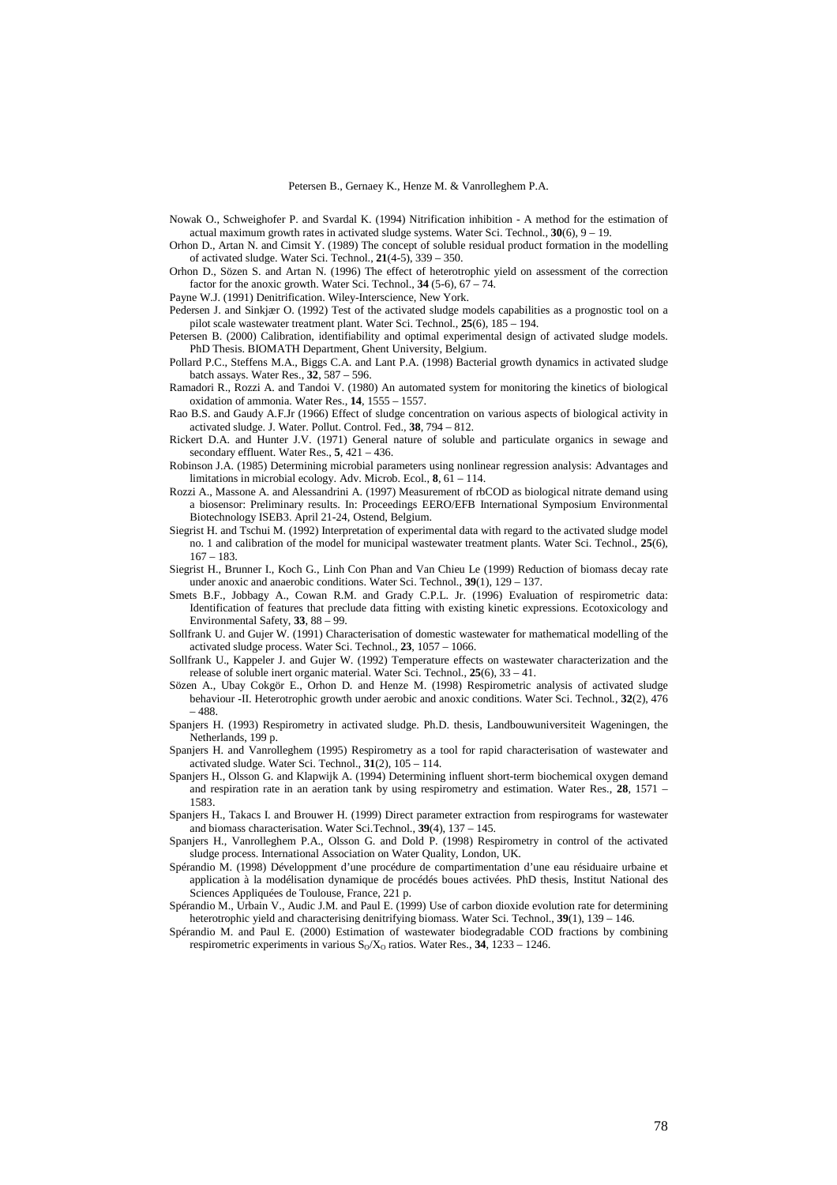Nowak O., Schweighofer P. and Svardal K. (1994) Nitrification inhibition - A method for the estimation of actual maximum growth rates in activated sludge systems. Water Sci. Technol., **30**(6), 9 – 19.

Orhon D., Artan N. and Cimsit Y. (1989) The concept of soluble residual product formation in the modelling of activated sludge. Water Sci. Technol., **21**(4-5), 339 – 350.

Orhon D., Sözen S. and Artan N. (1996) The effect of heterotrophic yield on assessment of the correction factor for the anoxic growth. Water Sci. Technol., **34** (5-6), 67 – 74.

Payne W.J. (1991) Denitrification. Wiley-Interscience, New York.

Pedersen J. and Sinkjær O. (1992) Test of the activated sludge models capabilities as a prognostic tool on a pilot scale wastewater treatment plant. Water Sci. Technol., **25**(6), 185 – 194.

Petersen B. (2000) Calibration, identifiability and optimal experimental design of activated sludge models. PhD Thesis. BIOMATH Department, Ghent University, Belgium.

Pollard P.C., Steffens M.A., Biggs C.A. and Lant P.A. (1998) Bacterial growth dynamics in activated sludge batch assays. Water Res., **32**, 587 – 596.

Ramadori R., Rozzi A. and Tandoi V. (1980) An automated system for monitoring the kinetics of biological oxidation of ammonia. Water Res., **14**, 1555 – 1557.

Rao B.S. and Gaudy A.F.Jr (1966) Effect of sludge concentration on various aspects of biological activity in activated sludge. J. Water. Pollut. Control. Fed., **38**, 794 – 812.

Rickert D.A. and Hunter J.V. (1971) General nature of soluble and particulate organics in sewage and secondary effluent. Water Res., **5**, 421 – 436.

Robinson J.A. (1985) Determining microbial parameters using nonlinear regression analysis: Advantages and limitations in microbial ecology. Adv. Microb. Ecol., **8**, 61 – 114.

Rozzi A., Massone A. and Alessandrini A. (1997) Measurement of rbCOD as biological nitrate demand using a biosensor: Preliminary results. In: Proceedings EERO/EFB International Symposium Environmental Biotechnology ISEB3. April 21-24, Ostend, Belgium.

Siegrist H. and Tschui M. (1992) Interpretation of experimental data with regard to the activated sludge model no. 1 and calibration of the model for municipal wastewater treatment plants. Water Sci. Technol., **25**(6), 167 – 183.

Siegrist H., Brunner I., Koch G., Linh Con Phan and Van Chieu Le (1999) Reduction of biomass decay rate under anoxic and anaerobic conditions. Water Sci. Technol., **39**(1), 129 – 137.

Smets B.F., Jobbagy A., Cowan R.M. and Grady C.P.L. Jr. (1996) Evaluation of respirometric data: Identification of features that preclude data fitting with existing kinetic expressions. Ecotoxicology and Environmental Safety, **33**, 88 – 99.

Sollfrank U. and Gujer W. (1991) Characterisation of domestic wastewater for mathematical modelling of the activated sludge process. Water Sci. Technol., **23**, 1057 – 1066.

Sollfrank U., Kappeler J. and Gujer W. (1992) Temperature effects on wastewater characterization and the release of soluble inert organic material. Water Sci. Technol., **25**(6), 33 – 41.

Sözen A., Ubay Cokgör E., Orhon D. and Henze M. (1998) Respirometric analysis of activated sludge behaviour -II. Heterotrophic growth under aerobic and anoxic conditions. Water Sci. Technol., **32**(2), 476 – 488.

Spanjers H. (1993) Respirometry in activated sludge. Ph.D. thesis, Landbouwuniversiteit Wageningen, the Netherlands, 199 p.

Spanjers H. and Vanrolleghem (1995) Respirometry as a tool for rapid characterisation of wastewater and activated sludge. Water Sci. Technol., **31**(2), 105 – 114.

Spanjers H., Olsson G. and Klapwijk A. (1994) Determining influent short-term biochemical oxygen demand and respiration rate in an aeration tank by using respirometry and estimation. Water Res., **28**, 1571 – 1583.

Spanjers H., Takacs I. and Brouwer H. (1999) Direct parameter extraction from respirograms for wastewater and biomass characterisation. Water Sci.Technol., **39**(4), 137 – 145.

Spanjers H., Vanrolleghem P.A., Olsson G. and Dold P. (1998) Respirometry in control of the activated sludge process. International Association on Water Quality, London, UK.

Spérandio M. (1998) Développment d'une procédure de compartimentation d'une eau résiduaire urbaine et application à la modélisation dynamique de procédés boues activées. PhD thesis, Institut National des Sciences Appliquées de Toulouse, France, 221 p.

Spérandio M., Urbain V., Audic J.M. and Paul E. (1999) Use of carbon dioxide evolution rate for determining heterotrophic yield and characterising denitrifying biomass. Water Sci. Technol., **39**(1), 139 – 146.

Spérandio M. and Paul E. (2000) Estimation of wastewater biodegradable COD fractions by combining respirometric experiments in various $S_O/X_O$ ratios. Water Res., **34**, 1233 – 1246.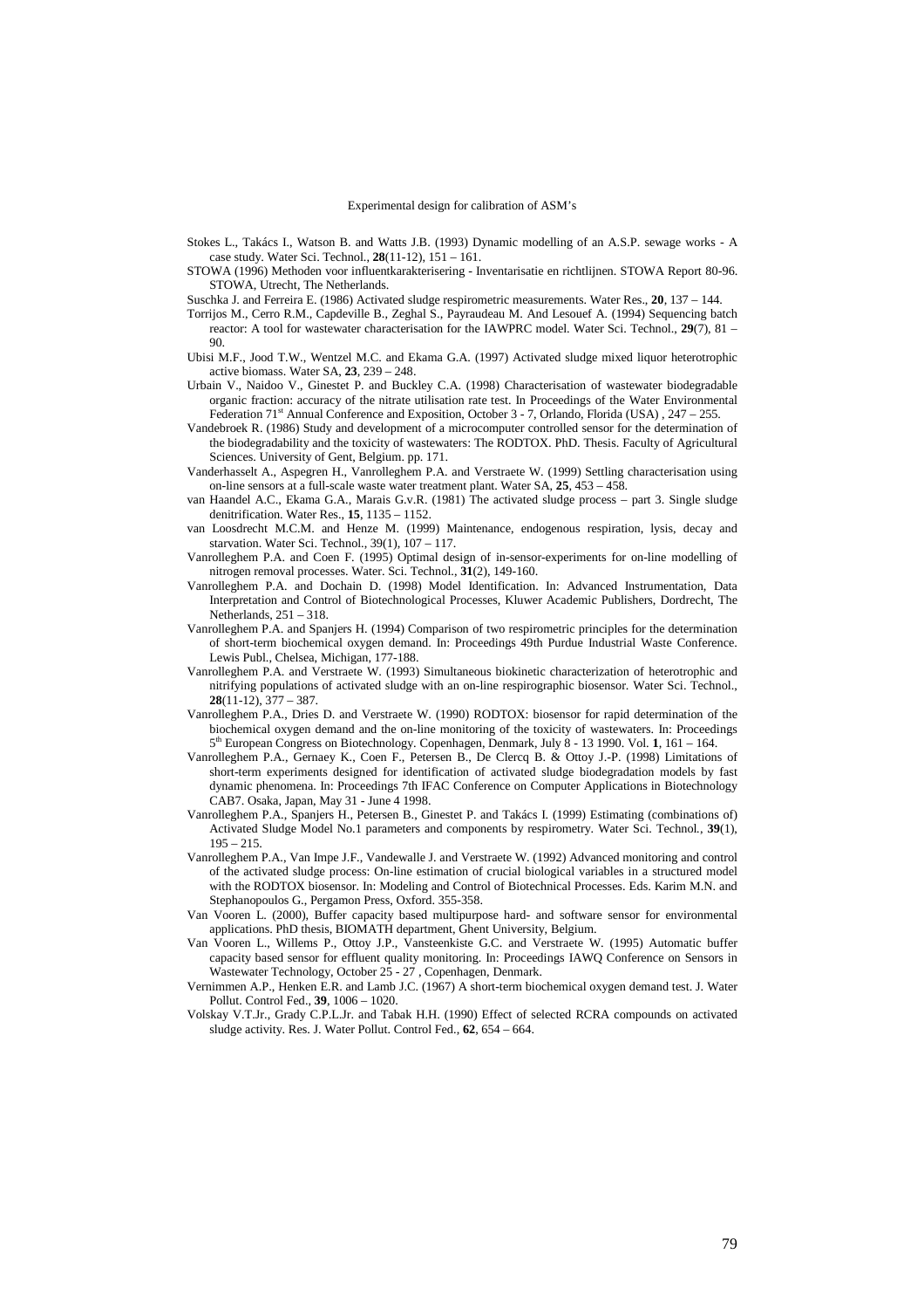Stokes L., Takács I., Watson B. and Watts J.B. (1993) Dynamic modelling of an A.S.P. sewage works - A case study. Water Sci. Technol., **28**(11-12), 151 – 161.

STOWA (1996) Methoden voor influentkarakterisering - Inventarisatie en richtlijnen. STOWA Report 80-96. STOWA, Utrecht, The Netherlands.

Suschka J. and Ferreira E. (1986) Activated sludge respirometric measurements. Water Res., **20**, 137 – 144.

Torrijos M., Cerro R.M., Capdeville B., Zeghal S., Payraudeau M. And Lesouef A. (1994) Sequencing batch reactor: A tool for wastewater characterisation for the IAWPRC model. Water Sci. Technol., **29**(7), 81 – 90.

Ubisi M.F., Jood T.W., Wentzel M.C. and Ekama G.A. (1997) Activated sludge mixed liquor heterotrophic active biomass. Water SA, **23**, 239 – 248.

Urbain V., Naidoo V., Ginestet P. and Buckley C.A. (1998) Characterisation of wastewater biodegradable organic fraction: accuracy of the nitrate utilisation rate test. In Proceedings of the Water Environmental Federation 71st Annual Conference and Exposition, October 3 - 7, Orlando, Florida (USA) , 247 – 255.

Vandebroek R. (1986) Study and development of a microcomputer controlled sensor for the determination of the biodegradability and the toxicity of wastewaters: The RODTOX. PhD. Thesis. Faculty of Agricultural Sciences. University of Gent, Belgium. pp. 171.

Vanderhasselt A., Aspegren H., Vanrolleghem P.A. and Verstraete W. (1999) Settling characterisation using on-line sensors at a full-scale waste water treatment plant. Water SA, **25**, 453 – 458.

van Haandel A.C., Ekama G.A., Marais G.v.R. (1981) The activated sludge process – part 3. Single sludge denitrification. Water Res., **15**, 1135 – 1152.

van Loosdrecht M.C.M. and Henze M. (1999) Maintenance, endogenous respiration, lysis, decay and starvation. Water Sci. Technol., 39(1), 107 – 117.

Vanrolleghem P.A. and Coen F. (1995) Optimal design of in-sensor-experiments for on-line modelling of nitrogen removal processes. Water. Sci. Technol., **31**(2), 149-160.

Vanrolleghem P.A. and Dochain D. (1998) Model Identification. In: Advanced Instrumentation, Data Interpretation and Control of Biotechnological Processes, Kluwer Academic Publishers, Dordrecht, The Netherlands, 251 – 318.

Vanrolleghem P.A. and Spanjers H. (1994) Comparison of two respirometric principles for the determination of short-term biochemical oxygen demand. In: Proceedings 49th Purdue Industrial Waste Conference. Lewis Publ., Chelsea, Michigan, 177-188.

Vanrolleghem P.A. and Verstraete W. (1993) Simultaneous biokinetic characterization of heterotrophic and nitrifying populations of activated sludge with an on-line respirographic biosensor. Water Sci. Technol., **28**(11-12), 377 – 387.

Vanrolleghem P.A., Dries D. and Verstraete W. (1990) RODTOX: biosensor for rapid determination of the biochemical oxygen demand and the on-line monitoring of the toxicity of wastewaters. In: Proceedings 5th European Congress on Biotechnology. Copenhagen, Denmark, July 8 - 13 1990. Vol. **1**, 161 – 164.

Vanrolleghem P.A., Gernaey K., Coen F., Petersen B., De Clercq B. & Ottoy J.-P. (1998) Limitations of short-term experiments designed for identification of activated sludge biodegradation models by fast dynamic phenomena. In: Proceedings 7th IFAC Conference on Computer Applications in Biotechnology CAB7. Osaka, Japan, May 31 - June 4 1998.

Vanrolleghem P.A., Spanjers H., Petersen B., Ginestet P. and Takács I. (1999) Estimating (combinations of) Activated Sludge Model No.1 parameters and components by respirometry. Water Sci. Technol., **39**(1), 195 – 215.

Vanrolleghem P.A., Van Impe J.F., Vandewalle J. and Verstraete W. (1992) Advanced monitoring and control of the activated sludge process: On-line estimation of crucial biological variables in a structured model with the RODTOX biosensor. In: Modeling and Control of Biotechnical Processes. Eds. Karim M.N. and Stephanopoulos G., Pergamon Press, Oxford. 355-358.

Van Vooren L. (2000), Buffer capacity based multipurpose hard- and software sensor for environmental applications. PhD thesis, BIOMATH department, Ghent University, Belgium.

Van Vooren L., Willems P., Ottoy J.P., Vansteenkiste G.C. and Verstraete W. (1995) Automatic buffer capacity based sensor for effluent quality monitoring. In: Proceedings IAWQ Conference on Sensors in Wastewater Technology, October 25 - 27 , Copenhagen, Denmark.

Vernimmen A.P., Henken E.R. and Lamb J.C. (1967) A short-term biochemical oxygen demand test. J. Water Pollut. Control Fed., **39**, 1006 – 1020.

Volskay V.T.Jr., Grady C.P.L.Jr. and Tabak H.H. (1990) Effect of selected RCRA compounds on activated sludge activity. Res. J. Water Pollut. Control Fed., **62**, 654 – 664.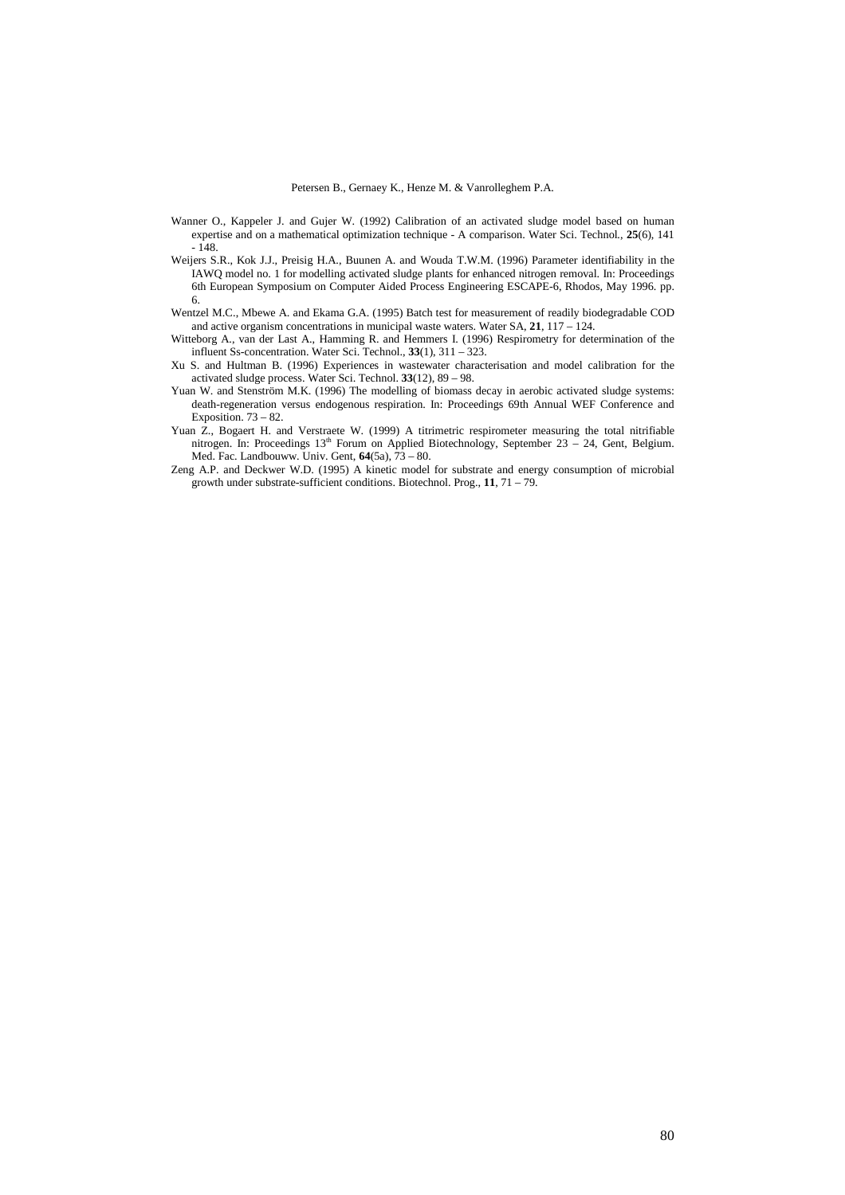Wanner O., Kappeler J. and Gujer W. (1992) Calibration of an activated sludge model based on human expertise and on a mathematical optimization technique - A comparison. Water Sci. Technol., **25**(6), 141 - 148.

Weijers S.R., Kok J.J., Preisig H.A., Buunen A. and Wouda T.W.M. (1996) Parameter identifiability in the IAWQ model no. 1 for modelling activated sludge plants for enhanced nitrogen removal. In: Proceedings 6th European Symposium on Computer Aided Process Engineering ESCAPE-6, Rhodos, May 1996. pp. 6.

Wentzel M.C., Mbewe A. and Ekama G.A. (1995) Batch test for measurement of readily biodegradable COD and active organism concentrations in municipal waste waters. Water SA, **21**, 117 – 124.

Witteborg A., van der Last A., Hamming R. and Hemmers I. (1996) Respirometry for determination of the influent Ss-concentration. Water Sci. Technol., **33**(1), 311 – 323.

Xu S. and Hultman B. (1996) Experiences in wastewater characterisation and model calibration for the activated sludge process. Water Sci. Technol. **33**(12), 89 – 98.

Yuan W. and Stenström M.K. (1996) The modelling of biomass decay in aerobic activated sludge systems: death-regeneration versus endogenous respiration. In: Proceedings 69th Annual WEF Conference and Exposition. 73 – 82.

Yuan Z., Bogaert H. and Verstraete W. (1999) A titrimetric respirometer measuring the total nitrifiable nitrogen. In: Proceedings 13th Forum on Applied Biotechnology, September 23 – 24, Gent, Belgium. Med. Fac. Landbouww. Univ. Gent, **64**(5a), 73 – 80.

Zeng A.P. and Deckwer W.D. (1995) A kinetic model for substrate and energy consumption of microbial growth under substrate-sufficient conditions. Biotechnol. Prog., **11**, 71 – 79.